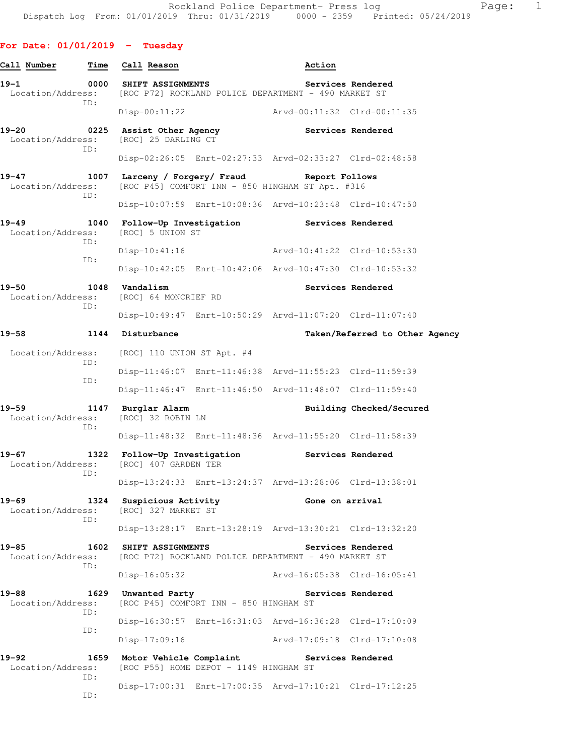**For Date: 01/01/2019 - Tuesday**

| Call Number | Time | Call Reason | Action |
|---|---|---|---|
| 19-1 | 0000 | SHIFT ASSIGNMENTS | Services Rendered |
| Location/Address: | | [ROC P72] ROCKLAND POLICE DEPARTMENT - 490 MARKET ST | |
| ID: | | Disp-00:11:22 | Arvd-00:11:32 Clrd-00:11:35 |
| 19-20 | 0225 | Assist Other Agency | Services Rendered |
| Location/Address: | | [ROC] 25 DARLING CT | |
| ID: | | Disp-02:26:05 Enrt-02:27:33 | Arvd-02:33:27 Clrd-02:48:58 |
| 19-47 | 1007 | Larceny / Forgery/ Fraud | Report Follows |
| Location/Address: | | [ROC P45] COMFORT INN - 850 HINGHAM ST Apt. #316 | |
| ID: | | Disp-10:07:59 Enrt-10:08:36 | Arvd-10:23:48 Clrd-10:47:50 |
| 19-49 | 1040 | Follow-Up Investigation | Services Rendered |
| Location/Address: | | [ROC] 5 UNION ST | |
| ID: | | Disp-10:41:16 | Arvd-10:41:22 Clrd-10:53:30 |
| ID: | | Disp-10:42:05 Enrt-10:42:06 | Arvd-10:47:30 Clrd-10:53:32 |
| 19-50 | 1048 | Vandalism | Services Rendered |
| Location/Address: | | [ROC] 64 MONCRIEF RD | |
| ID: | | Disp-10:49:47 Enrt-10:50:29 | Arvd-11:07:20 Clrd-11:07:40 |
| 19-58 | 1144 | Disturbance | Taken/Referred to Other Agency |
| Location/Address: | | [ROC] 110 UNION ST Apt. #4 | |
| ID: | | Disp-11:46:07 Enrt-11:46:38 | Arvd-11:55:23 Clrd-11:59:39 |
| ID: | | Disp-11:46:47 Enrt-11:46:50 | Arvd-11:48:07 Clrd-11:59:40 |
| 19-59 | 1147 | Burglar Alarm | Building Checked/Secured |
| Location/Address: | | [ROC] 32 ROBIN LN | |
| ID: | | Disp-11:48:32 Enrt-11:48:36 | Arvd-11:55:20 Clrd-11:58:39 |
| 19-67 | 1322 | Follow-Up Investigation | Services Rendered |
| Location/Address: | | [ROC] 407 GARDEN TER | |
| ID: | | Disp-13:24:33 Enrt-13:24:37 | Arvd-13:28:06 Clrd-13:38:01 |
| 19-69 | 1324 | Suspicious Activity | Gone on arrival |
| Location/Address: | | [ROC] 327 MARKET ST | |
| ID: | | Disp-13:28:17 Enrt-13:28:19 | Arvd-13:30:21 Clrd-13:32:20 |
| 19-85 | 1602 | SHIFT ASSIGNMENTS | Services Rendered |
| Location/Address: | | [ROC P72] ROCKLAND POLICE DEPARTMENT - 490 MARKET ST | |
| ID: | | Disp-16:05:32 | Arvd-16:05:38 Clrd-16:05:41 |
| 19-88 | 1629 | Unwanted Party | Services Rendered |
| Location/Address: | | [ROC P45] COMFORT INN - 850 HINGHAM ST | |
| ID: | | Disp-16:30:57 Enrt-16:31:03 | Arvd-16:36:28 Clrd-17:10:09 |
| ID: | | Disp-17:09:16 | Arvd-17:09:18 Clrd-17:10:08 |
| 19-92 | 1659 | Motor Vehicle Complaint | Services Rendered |
| Location/Address: | | [ROC P55] HOME DEPOT - 1149 HINGHAM ST | |
| ID: | | Disp-17:00:31 Enrt-17:00:35 | Arvd-17:10:21 Clrd-17:12:25 |
| ID: | | | |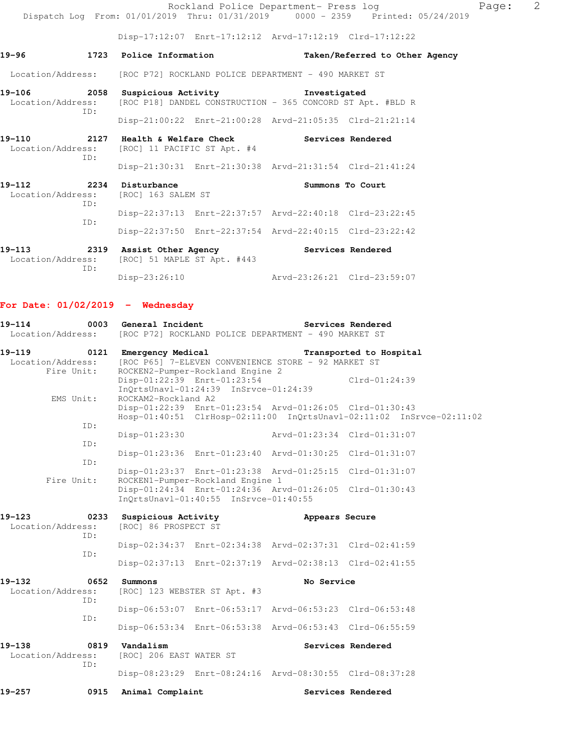Disp-17:12:07 Enrt-17:12:12 Arvd-17:12:19 Clrd-17:12:22

**19-96 1723 Police Information** Taken/Referred to Other Agency
Location/Address: [ROC P72] ROCKLAND POLICE DEPARTMENT - 490 MARKET ST

**19-106 2058 Suspicious Activity** Investigated
Location/Address: [ROC P18] DANDEL CONSTRUCTION - 365 CONCORD ST Apt. #BLD R
ID:
Disp-21:00:22 Enrt-21:00:28 Arvd-21:05:35 Clrd-21:21:14

**19-110 2127 Health & Welfare Check** Services Rendered
Location/Address: [ROC] 11 PACIFIC ST Apt. #4
ID:
Disp-21:30:31 Enrt-21:30:38 Arvd-21:31:54 Clrd-21:41:24

**19-112 2234 Disturbance** Summons To Court
Location/Address: [ROC] 163 SALEM ST
ID:
Disp-22:37:13 Enrt-22:37:57 Arvd-22:40:18 Clrd-23:22:45
ID:
Disp-22:37:50 Enrt-22:37:54 Arvd-22:40:15 Clrd-23:22:42

**19-113 2319 Assist Other Agency** Services Rendered
Location/Address: [ROC] 51 MAPLE ST Apt. #443
ID:
Disp-23:26:10 Arvd-23:26:21 Clrd-23:59:07

## For Date: 01/02/2019 - Wednesday

**19-114 0003 General Incident** Services Rendered
Location/Address: [ROC P72] ROCKLAND POLICE DEPARTMENT - 490 MARKET ST

**19-119 0121 Emergency Medical** Transported to Hospital
Location/Address: [ROC P65] 7-ELEVEN CONVENIENCE STORE - 92 MARKET ST
Fire Unit: ROCKEN2-Pumper-Rockland Engine 2
Disp-01:22:39 Enrt-01:23:54 Clrd-01:24:39
InQrtsUnavl-01:24:39 InSrvce-01:24:39
EMS Unit: ROCKAM2-Rockland A2
Disp-01:22:39 Enrt-01:23:54 Arvd-01:26:05 Clrd-01:30:43
Hosp-01:40:51 ClrHosp-02:11:00 InQrtsUnavl-02:11:02 InSrvce-02:11:02
ID:
Disp-01:23:30 Arvd-01:23:34 Clrd-01:31:07
ID:
Disp-01:23:36 Enrt-01:23:40 Arvd-01:30:25 Clrd-01:31:07
ID:
Disp-01:23:37 Enrt-01:23:38 Arvd-01:25:15 Clrd-01:31:07
Fire Unit: ROCKEN1-Pumper-Rockland Engine 1
Disp-01:24:34 Enrt-01:24:36 Arvd-01:26:05 Clrd-01:30:43
InQrtsUnavl-01:40:55 InSrvce-01:40:55

**19-123 0233 Suspicious Activity** Appears Secure
Location/Address: [ROC] 86 PROSPECT ST
ID:
Disp-02:34:37 Enrt-02:34:38 Arvd-02:37:31 Clrd-02:41:59
ID:
Disp-02:37:13 Enrt-02:37:19 Arvd-02:38:13 Clrd-02:41:55

**19-132 0652 Summons** No Service
Location/Address: [ROC] 123 WEBSTER ST Apt. #3
ID:
Disp-06:53:07 Enrt-06:53:17 Arvd-06:53:23 Clrd-06:53:48
ID:
Disp-06:53:34 Enrt-06:53:38 Arvd-06:53:43 Clrd-06:55:59

**19-138 0819 Vandalism** Services Rendered
Location/Address: [ROC] 206 EAST WATER ST
ID:
Disp-08:23:29 Enrt-08:24:16 Arvd-08:30:55 Clrd-08:37:28

**19-257 0915 Animal Complaint** Services Rendered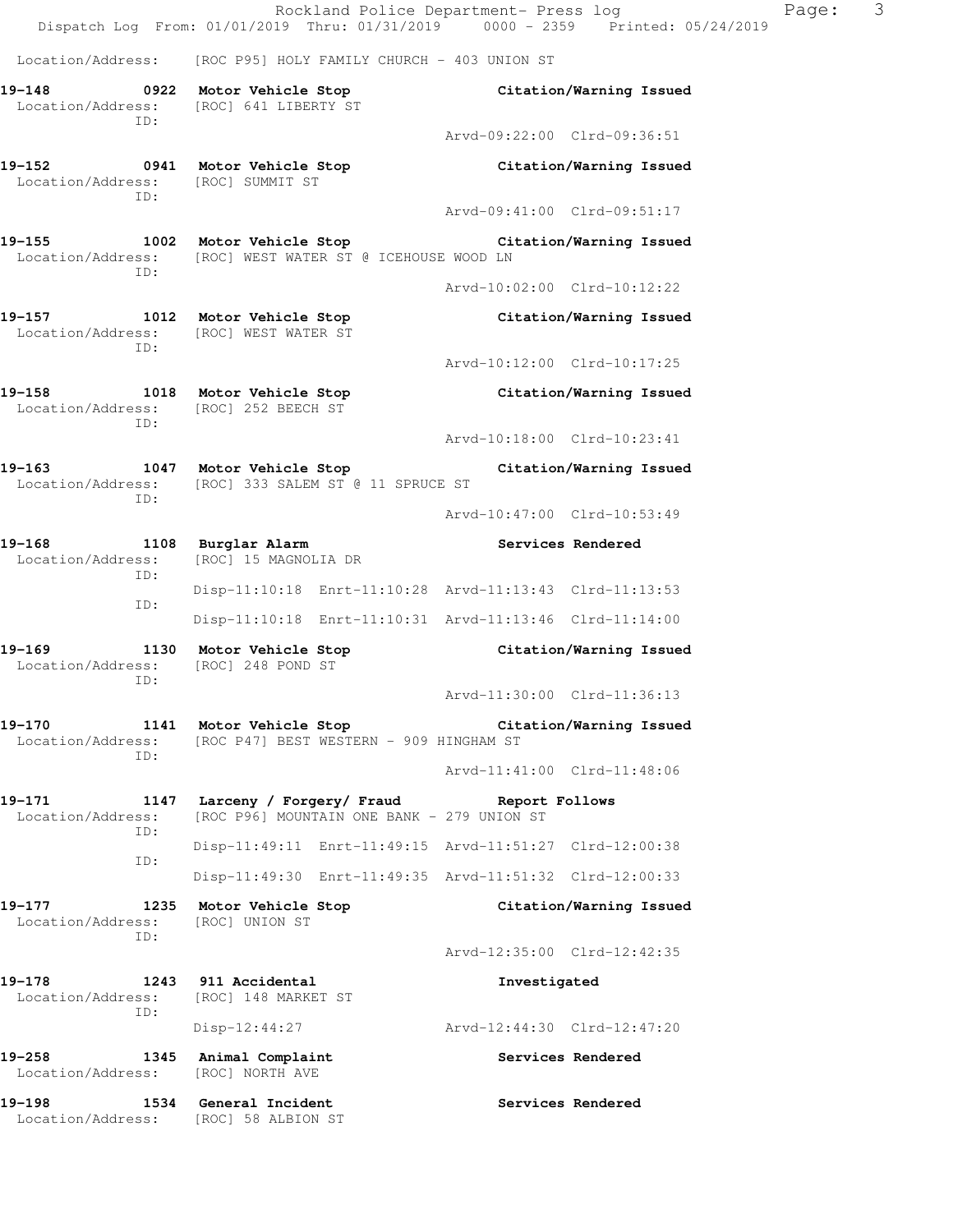Location/Address: [ROC P95] HOLY FAMILY CHURCH - 403 UNION ST

**19-148 0922 Motor Vehicle Stop** **Citation/Warning Issued**
Location/Address: [ROC] 641 LIBERTY ST
ID:
Arvd-09:22:00 Clrd-09:36:51

**19-152 0941 Motor Vehicle Stop** **Citation/Warning Issued**
Location/Address: [ROC] SUMMIT ST
ID:
Arvd-09:41:00 Clrd-09:51:17

**19-155 1002 Motor Vehicle Stop** **Citation/Warning Issued**
Location/Address: [ROC] WEST WATER ST @ ICEHOUSE WOOD LN
ID:
Arvd-10:02:00 Clrd-10:12:22

**19-157 1012 Motor Vehicle Stop** **Citation/Warning Issued**
Location/Address: [ROC] WEST WATER ST
ID:
Arvd-10:12:00 Clrd-10:17:25

**19-158 1018 Motor Vehicle Stop** **Citation/Warning Issued**
Location/Address: [ROC] 252 BEECH ST
ID:
Arvd-10:18:00 Clrd-10:23:41

**19-163 1047 Motor Vehicle Stop** **Citation/Warning Issued**
Location/Address: [ROC] 333 SALEM ST @ 11 SPRUCE ST
ID:
Arvd-10:47:00 Clrd-10:53:49

**19-168 1108 Burglar Alarm** **Services Rendered**
Location/Address: [ROC] 15 MAGNOLIA DR
ID:
Disp-11:10:18 Enrt-11:10:28 Arvd-11:13:43 Clrd-11:13:53
ID:
Disp-11:10:18 Enrt-11:10:31 Arvd-11:13:46 Clrd-11:14:00

**19-169 1130 Motor Vehicle Stop** **Citation/Warning Issued**
Location/Address: [ROC] 248 POND ST
ID:
Arvd-11:30:00 Clrd-11:36:13

**19-170 1141 Motor Vehicle Stop** **Citation/Warning Issued**
Location/Address: [ROC P47] BEST WESTERN - 909 HINGHAM ST
ID:
Arvd-11:41:00 Clrd-11:48:06

**19-171 1147 Larceny / Forgery/ Fraud** **Report Follows**
Location/Address: [ROC P96] MOUNTAIN ONE BANK - 279 UNION ST
ID:
Disp-11:49:11 Enrt-11:49:15 Arvd-11:51:27 Clrd-12:00:38
ID:
Disp-11:49:30 Enrt-11:49:35 Arvd-11:51:32 Clrd-12:00:33

**19-177 1235 Motor Vehicle Stop** **Citation/Warning Issued**
Location/Address: [ROC] UNION ST
ID:
Arvd-12:35:00 Clrd-12:42:35

**19-178 1243 911 Accidental** **Investigated**
Location/Address: [ROC] 148 MARKET ST
ID:
Disp-12:44:27 Arvd-12:44:30 Clrd-12:47:20

**19-258 1345 Animal Complaint** **Services Rendered**
Location/Address: [ROC] NORTH AVE

**19-198 1534 General Incident** **Services Rendered**
Location/Address: [ROC] 58 ALBION ST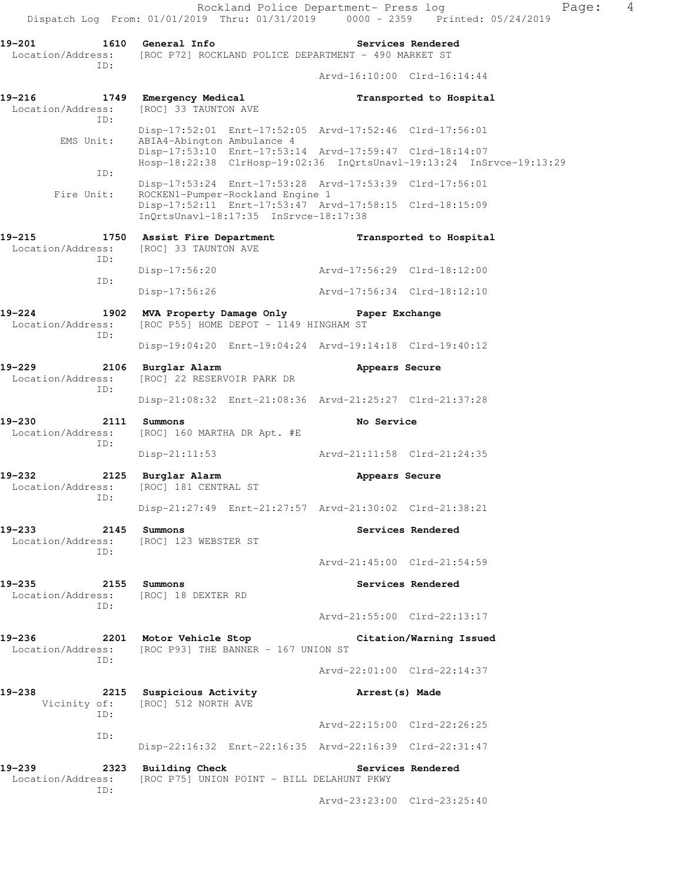Rockland Police Department- Press log
Dispatch Log From: 01/01/2019 Thru: 01/31/2019 0000 - 2359 Printed: 05/24/2019

```
19-201        1610  General Info                          Services Rendered
 Location/Address:  [ROC P72] ROCKLAND POLICE DEPARTMENT - 490 MARKET ST
              ID:
                                                          Arvd-16:10:00  Clrd-16:14:44

19-216        1749  Emergency Medical                     Transported to Hospital
 Location/Address:  [ROC] 33 TAUNTON AVE
              ID:
                    Disp-17:52:01  Enrt-17:52:05  Arvd-17:52:46  Clrd-17:56:01
       EMS Unit:    ABIA4-Abington Ambulance 4
                    Disp-17:53:10  Enrt-17:53:14  Arvd-17:59:47  Clrd-18:14:07
                    Hosp-18:22:38  ClrHosp-19:02:36  InQrtsUnavl-19:13:24  InSrvce-19:13:29
              ID:
                    Disp-17:53:24  Enrt-17:53:28  Arvd-17:53:39  Clrd-17:56:01
      Fire Unit:    ROCKEN1-Pumper-Rockland Engine 1
                    Disp-17:52:11  Enrt-17:53:47  Arvd-17:58:15  Clrd-18:15:09
                    InQrtsUnavl-18:17:35  InSrvce-18:17:38

19-215        1750  Assist Fire Department                Transported to Hospital
 Location/Address:  [ROC] 33 TAUNTON AVE
              ID:
                    Disp-17:56:20                 Arvd-17:56:29  Clrd-18:12:00
              ID:
                    Disp-17:56:26                 Arvd-17:56:34  Clrd-18:12:10

19-224        1902  MVA Property Damage Only              Paper Exchange
 Location/Address:  [ROC P55] HOME DEPOT - 1149 HINGHAM ST
              ID:
                    Disp-19:04:20  Enrt-19:04:24  Arvd-19:14:18  Clrd-19:40:12

19-229        2106  Burglar Alarm                         Appears Secure
 Location/Address:  [ROC] 22 RESERVOIR PARK DR
              ID:
                    Disp-21:08:32  Enrt-21:08:36  Arvd-21:25:27  Clrd-21:37:28

19-230        2111  Summons                               No Service
 Location/Address:  [ROC] 160 MARTHA DR Apt. #E
              ID:
                    Disp-21:11:53                 Arvd-21:11:58  Clrd-21:24:35

19-232        2125  Burglar Alarm                         Appears Secure
 Location/Address:  [ROC] 181 CENTRAL ST
              ID:
                    Disp-21:27:49  Enrt-21:27:57  Arvd-21:30:02  Clrd-21:38:21

19-233        2145  Summons                               Services Rendered
 Location/Address:  [ROC] 123 WEBSTER ST
              ID:
                                                  Arvd-21:45:00  Clrd-21:54:59

19-235        2155  Summons                               Services Rendered
 Location/Address:  [ROC] 18 DEXTER RD
              ID:
                                                  Arvd-21:55:00  Clrd-22:13:17

19-236        2201  Motor Vehicle Stop                    Citation/Warning Issued
 Location/Address:  [ROC P93] THE BANNER - 167 UNION ST
              ID:
                                                  Arvd-22:01:00  Clrd-22:14:37

19-238        2215  Suspicious Activity                   Arrest(s) Made
     Vicinity of:   [ROC] 512 NORTH AVE
              ID:
                                                  Arvd-22:15:00  Clrd-22:26:25
              ID:
                    Disp-22:16:32  Enrt-22:16:35  Arvd-22:16:39  Clrd-22:31:47

19-239        2323  Building Check                        Services Rendered
 Location/Address:  [ROC P75] UNION POINT - BILL DELAHUNT PKWY
              ID:
                                                  Arvd-23:23:00  Clrd-23:25:40
```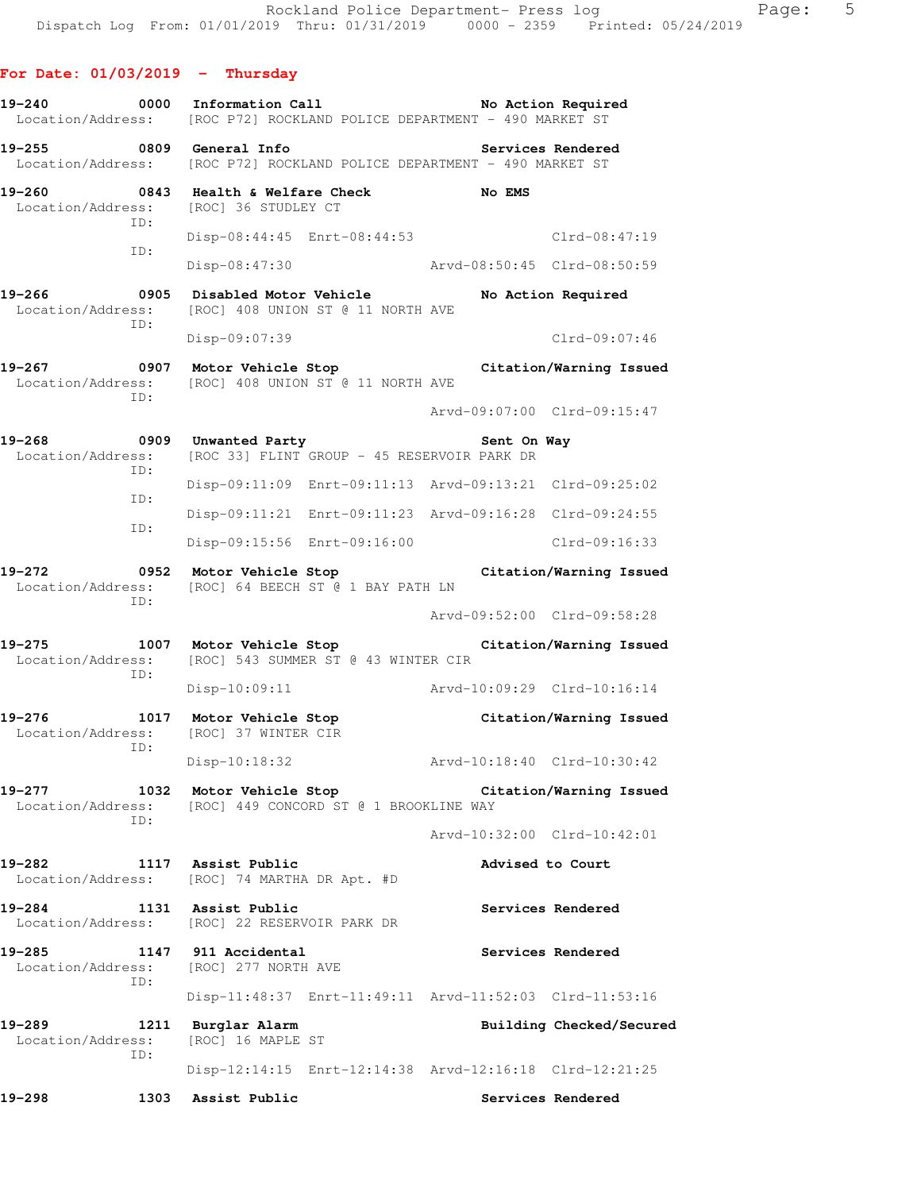## For Date: 01/03/2019 - Thursday

**19-240** 0000 **Information Call** — **No Action Required**
Location/Address: [ROC P72] ROCKLAND POLICE DEPARTMENT - 490 MARKET ST

**19-255** 0809 **General Info** — **Services Rendered**
Location/Address: [ROC P72] ROCKLAND POLICE DEPARTMENT - 490 MARKET ST

**19-260** 0843 **Health & Welfare Check** — **No EMS**
Location/Address: [ROC] 36 STUDLEY CT
ID: Disp-08:44:45 Enrt-08:44:53 Clrd-08:47:19
ID: Disp-08:47:30 Arvd-08:50:45 Clrd-08:50:59

**19-266** 0905 **Disabled Motor Vehicle** — **No Action Required**
Location/Address: [ROC] 408 UNION ST @ 11 NORTH AVE
ID: Disp-09:07:39 Clrd-09:07:46

**19-267** 0907 **Motor Vehicle Stop** — **Citation/Warning Issued**
Location/Address: [ROC] 408 UNION ST @ 11 NORTH AVE
ID: Arvd-09:07:00 Clrd-09:15:47

**19-268** 0909 **Unwanted Party** — **Sent On Way**
Location/Address: [ROC 33] FLINT GROUP - 45 RESERVOIR PARK DR
ID: Disp-09:11:09 Enrt-09:11:13 Arvd-09:13:21 Clrd-09:25:02
ID: Disp-09:11:21 Enrt-09:11:23 Arvd-09:16:28 Clrd-09:24:55
ID: Disp-09:15:56 Enrt-09:16:00 Clrd-09:16:33

**19-272** 0952 **Motor Vehicle Stop** — **Citation/Warning Issued**
Location/Address: [ROC] 64 BEECH ST @ 1 BAY PATH LN
ID: Arvd-09:52:00 Clrd-09:58:28

**19-275** 1007 **Motor Vehicle Stop** — **Citation/Warning Issued**
Location/Address: [ROC] 543 SUMMER ST @ 43 WINTER CIR
ID: Disp-10:09:11 Arvd-10:09:29 Clrd-10:16:14

**19-276** 1017 **Motor Vehicle Stop** — **Citation/Warning Issued**
Location/Address: [ROC] 37 WINTER CIR
ID: Disp-10:18:32 Arvd-10:18:40 Clrd-10:30:42

**19-277** 1032 **Motor Vehicle Stop** — **Citation/Warning Issued**
Location/Address: [ROC] 449 CONCORD ST @ 1 BROOKLINE WAY
ID: Arvd-10:32:00 Clrd-10:42:01

**19-282** 1117 **Assist Public** — **Advised to Court**
Location/Address: [ROC] 74 MARTHA DR Apt. #D

**19-284** 1131 **Assist Public** — **Services Rendered**
Location/Address: [ROC] 22 RESERVOIR PARK DR

**19-285** 1147 **911 Accidental** — **Services Rendered**
Location/Address: [ROC] 277 NORTH AVE
ID: Disp-11:48:37 Enrt-11:49:11 Arvd-11:52:03 Clrd-11:53:16

**19-289** 1211 **Burglar Alarm** — **Building Checked/Secured**
Location/Address: [ROC] 16 MAPLE ST
ID: Disp-12:14:15 Enrt-12:14:38 Arvd-12:16:18 Clrd-12:21:25

**19-298** 1303 **Assist Public** — **Services Rendered**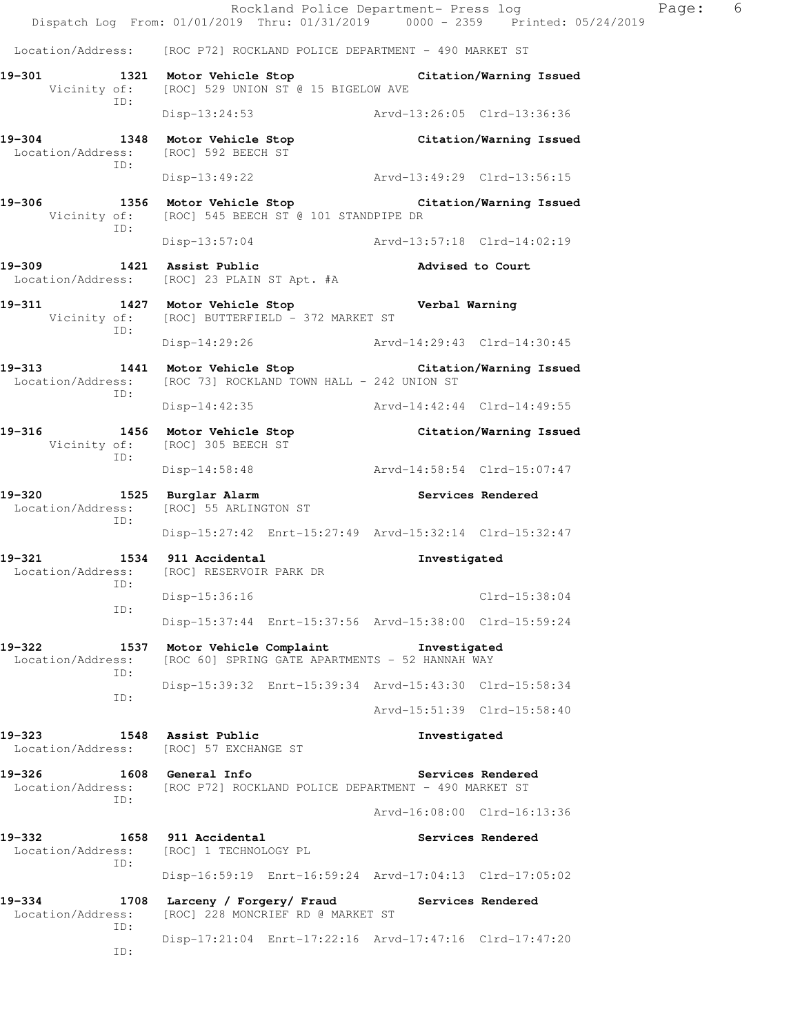Location/Address: [ROC P72] ROCKLAND POLICE DEPARTMENT - 490 MARKET ST

**19-301 1321 Motor Vehicle Stop** — Citation/Warning Issued
Vicinity of: [ROC] 529 UNION ST @ 15 BIGELOW AVE
ID:
Disp-13:24:53 Arvd-13:26:05 Clrd-13:36:36

**19-304 1348 Motor Vehicle Stop** — Citation/Warning Issued
Location/Address: [ROC] 592 BEECH ST
ID:
Disp-13:49:22 Arvd-13:49:29 Clrd-13:56:15

**19-306 1356 Motor Vehicle Stop** — Citation/Warning Issued
Vicinity of: [ROC] 545 BEECH ST @ 101 STANDPIPE DR
ID:
Disp-13:57:04 Arvd-13:57:18 Clrd-14:02:19

**19-309 1421 Assist Public** — Advised to Court
Location/Address: [ROC] 23 PLAIN ST Apt. #A

**19-311 1427 Motor Vehicle Stop** — Verbal Warning
Vicinity of: [ROC] BUTTERFIELD - 372 MARKET ST
ID:
Disp-14:29:26 Arvd-14:29:43 Clrd-14:30:45

**19-313 1441 Motor Vehicle Stop** — Citation/Warning Issued
Location/Address: [ROC 73] ROCKLAND TOWN HALL - 242 UNION ST
ID:
Disp-14:42:35 Arvd-14:42:44 Clrd-14:49:55

**19-316 1456 Motor Vehicle Stop** — Citation/Warning Issued
Vicinity of: [ROC] 305 BEECH ST
ID:
Disp-14:58:48 Arvd-14:58:54 Clrd-15:07:47

**19-320 1525 Burglar Alarm** — Services Rendered
Location/Address: [ROC] 55 ARLINGTON ST
ID:
Disp-15:27:42 Enrt-15:27:49 Arvd-15:32:14 Clrd-15:32:47

**19-321 1534 911 Accidental** — Investigated
Location/Address: [ROC] RESERVOIR PARK DR
ID:
Disp-15:36:16 Clrd-15:38:04
ID:
Disp-15:37:44 Enrt-15:37:56 Arvd-15:38:00 Clrd-15:59:24

**19-322 1537 Motor Vehicle Complaint** — Investigated
Location/Address: [ROC 60] SPRING GATE APARTMENTS - 52 HANNAH WAY
ID:
Disp-15:39:32 Enrt-15:39:34 Arvd-15:43:30 Clrd-15:58:34
ID:
Arvd-15:51:39 Clrd-15:58:40

**19-323 1548 Assist Public** — Investigated
Location/Address: [ROC] 57 EXCHANGE ST

**19-326 1608 General Info** — Services Rendered
Location/Address: [ROC P72] ROCKLAND POLICE DEPARTMENT - 490 MARKET ST
ID:
Arvd-16:08:00 Clrd-16:13:36

**19-332 1658 911 Accidental** — Services Rendered
Location/Address: [ROC] 1 TECHNOLOGY PL
ID:
Disp-16:59:19 Enrt-16:59:24 Arvd-17:04:13 Clrd-17:05:02

**19-334 1708 Larceny / Forgery/ Fraud** — Services Rendered
Location/Address: [ROC] 228 MONCRIEF RD @ MARKET ST
ID:
Disp-17:21:04 Enrt-17:22:16 Arvd-17:47:16 Clrd-17:47:20
ID: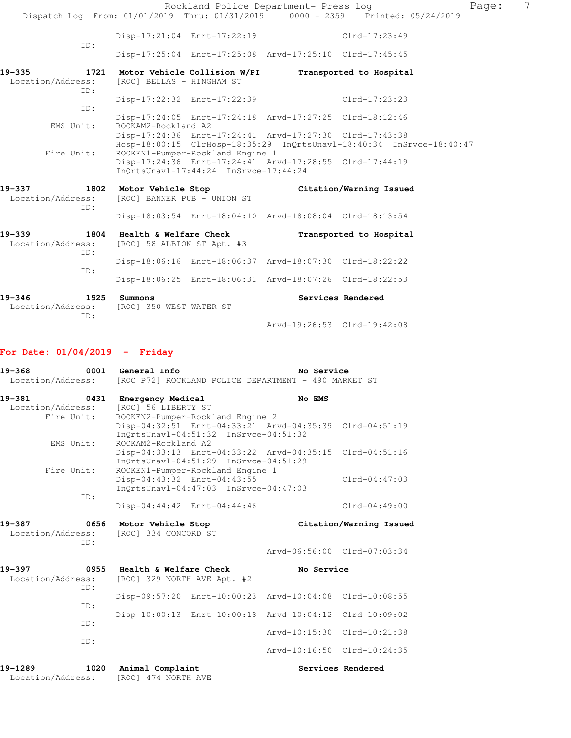Rockland Police Department- Press log
Dispatch Log From: 01/01/2019 Thru: 01/31/2019 0000 - 2359 Printed: 05/24/2019

```
                Disp-17:21:04  Enrt-17:22:19                 Clrd-17:23:49
          ID:
                Disp-17:25:04  Enrt-17:25:08  Arvd-17:25:10  Clrd-17:45:45

19-335        1721  Motor Vehicle Collision W/PI       Transported to Hospital
 Location/Address:  [ROC] BELLAS - HINGHAM ST
          ID:
                Disp-17:22:32  Enrt-17:22:39                 Clrd-17:23:23
          ID:
                Disp-17:24:05  Enrt-17:24:18  Arvd-17:27:25  Clrd-18:12:46
     EMS Unit:  ROCKAM2-Rockland A2
                Disp-17:24:36  Enrt-17:24:41  Arvd-17:27:30  Clrd-17:43:38
                Hosp-18:00:15  ClrHosp-18:35:29  InQrtsUnavl-18:40:34  InSrvce-18:40:47
    Fire Unit:  ROCKEN1-Pumper-Rockland Engine 1
                Disp-17:24:36  Enrt-17:24:41  Arvd-17:28:55  Clrd-17:44:19
                InQrtsUnavl-17:44:24  InSrvce-17:44:24

19-337        1802  Motor Vehicle Stop                 Citation/Warning Issued
 Location/Address:  [ROC] BANNER PUB - UNION ST
          ID:
                Disp-18:03:54  Enrt-18:04:10  Arvd-18:08:04  Clrd-18:13:54

19-339        1804  Health & Welfare Check             Transported to Hospital
 Location/Address:  [ROC] 58 ALBION ST Apt. #3
          ID:
                Disp-18:06:16  Enrt-18:06:37  Arvd-18:07:30  Clrd-18:22:22
          ID:
                Disp-18:06:25  Enrt-18:06:31  Arvd-18:07:26  Clrd-18:22:53

19-346        1925  Summons                            Services Rendered
 Location/Address:  [ROC] 350 WEST WATER ST
          ID:
                                              Arvd-19:26:53  Clrd-19:42:08
```

## For Date: 01/04/2019 - Friday

```
19-368        0001  General Info                       No Service
 Location/Address:  [ROC P72] ROCKLAND POLICE DEPARTMENT - 490 MARKET ST

19-381        0431  Emergency Medical                  No EMS
 Location/Address:  [ROC] 56 LIBERTY ST
    Fire Unit:  ROCKEN2-Pumper-Rockland Engine 2
                Disp-04:32:51  Enrt-04:33:21  Arvd-04:35:39  Clrd-04:51:19
                InQrtsUnavl-04:51:32  InSrvce-04:51:32
     EMS Unit:  ROCKAM2-Rockland A2
                Disp-04:33:13  Enrt-04:33:22  Arvd-04:35:15  Clrd-04:51:16
                InQrtsUnavl-04:51:29  InSrvce-04:51:29
    Fire Unit:  ROCKEN1-Pumper-Rockland Engine 1
                Disp-04:43:32  Enrt-04:43:55                 Clrd-04:47:03
                InQrtsUnavl-04:47:03  InSrvce-04:47:03
          ID:
                Disp-04:44:42  Enrt-04:44:46                 Clrd-04:49:00

19-387        0656  Motor Vehicle Stop                 Citation/Warning Issued
 Location/Address:  [ROC] 334 CONCORD ST
          ID:
                                              Arvd-06:56:00  Clrd-07:03:34

19-397        0955  Health & Welfare Check             No Service
 Location/Address:  [ROC] 329 NORTH AVE Apt. #2
          ID:
                Disp-09:57:20  Enrt-10:00:23  Arvd-10:04:08  Clrd-10:08:55
          ID:
                Disp-10:00:13  Enrt-10:00:18  Arvd-10:04:12  Clrd-10:09:02
          ID:
                                              Arvd-10:15:30  Clrd-10:21:38
          ID:
                                              Arvd-10:16:50  Clrd-10:24:35

19-1289       1020  Animal Complaint                   Services Rendered
 Location/Address:  [ROC] 474 NORTH AVE
```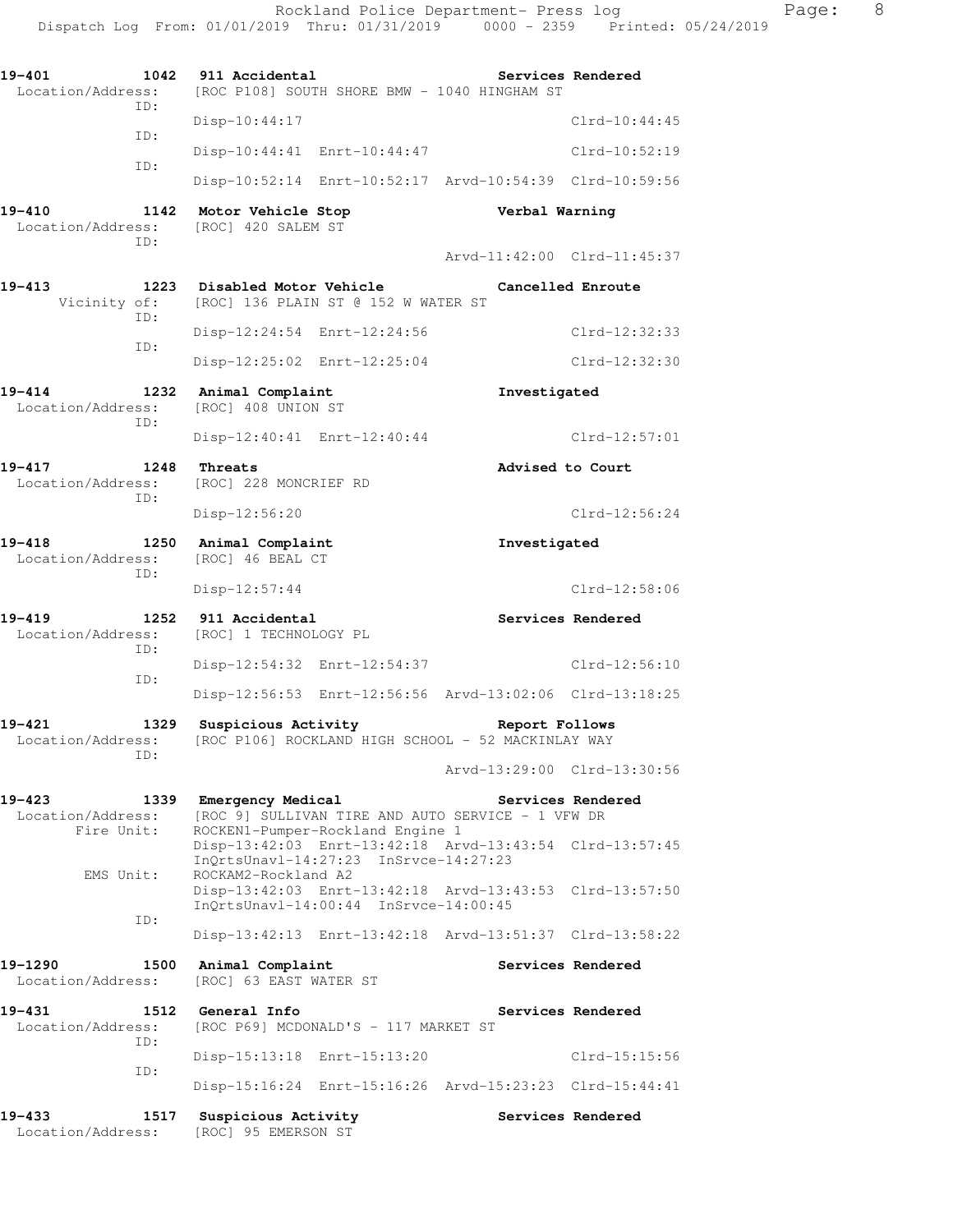```
19-401          1042  911 Accidental                        Services Rendered
  Location/Address:   [ROC P108] SOUTH SHORE BMW - 1040 HINGHAM ST
                ID:
                      Disp-10:44:17                                  Clrd-10:44:45
                ID:
                      Disp-10:44:41  Enrt-10:44:47                   Clrd-10:52:19
                ID:
                      Disp-10:52:14  Enrt-10:52:17  Arvd-10:54:39  Clrd-10:59:56

19-410          1142  Motor Vehicle Stop                    Verbal Warning
  Location/Address:   [ROC] 420 SALEM ST
                ID:
                                                    Arvd-11:42:00  Clrd-11:45:37

19-413          1223  Disabled Motor Vehicle                Cancelled Enroute
      Vicinity of:    [ROC] 136 PLAIN ST @ 152 W WATER ST
                ID:
                      Disp-12:24:54  Enrt-12:24:56                   Clrd-12:32:33
                ID:
                      Disp-12:25:02  Enrt-12:25:04                   Clrd-12:32:30

19-414          1232  Animal Complaint                      Investigated
  Location/Address:   [ROC] 408 UNION ST
                ID:
                      Disp-12:40:41  Enrt-12:40:44                   Clrd-12:57:01

19-417          1248  Threats                               Advised to Court
  Location/Address:   [ROC] 228 MONCRIEF RD
                ID:
                      Disp-12:56:20                                  Clrd-12:56:24

19-418          1250  Animal Complaint                      Investigated
  Location/Address:   [ROC] 46 BEAL CT
                ID:
                      Disp-12:57:44                                  Clrd-12:58:06

19-419          1252  911 Accidental                        Services Rendered
  Location/Address:   [ROC] 1 TECHNOLOGY PL
                ID:
                      Disp-12:54:32  Enrt-12:54:37                   Clrd-12:56:10
                ID:
                      Disp-12:56:53  Enrt-12:56:56  Arvd-13:02:06  Clrd-13:18:25

19-421          1329  Suspicious Activity                   Report Follows
  Location/Address:   [ROC P106] ROCKLAND HIGH SCHOOL - 52 MACKINLAY WAY
                ID:
                                                    Arvd-13:29:00  Clrd-13:30:56

19-423          1339  Emergency Medical                     Services Rendered
  Location/Address:   [ROC 9] SULLIVAN TIRE AND AUTO SERVICE - 1 VFW DR
        Fire Unit:    ROCKEN1-Pumper-Rockland Engine 1
                      Disp-13:42:03  Enrt-13:42:18  Arvd-13:43:54  Clrd-13:57:45
                      InQrtsUnavl-14:27:23  InSrvce-14:27:23
         EMS Unit:    ROCKAM2-Rockland A2
                      Disp-13:42:03  Enrt-13:42:18  Arvd-13:43:53  Clrd-13:57:50
                      InQrtsUnavl-14:00:44  InSrvce-14:00:45
                ID:
                      Disp-13:42:13  Enrt-13:42:18  Arvd-13:51:37  Clrd-13:58:22

19-1290         1500  Animal Complaint                      Services Rendered
  Location/Address:   [ROC] 63 EAST WATER ST

19-431          1512  General Info                          Services Rendered
  Location/Address:   [ROC P69] MCDONALD'S - 117 MARKET ST
                ID:
                      Disp-15:13:18  Enrt-15:13:20                   Clrd-15:15:56
                ID:
                      Disp-15:16:24  Enrt-15:16:26  Arvd-15:23:23  Clrd-15:44:41

19-433          1517  Suspicious Activity                   Services Rendered
  Location/Address:   [ROC] 95 EMERSON ST
```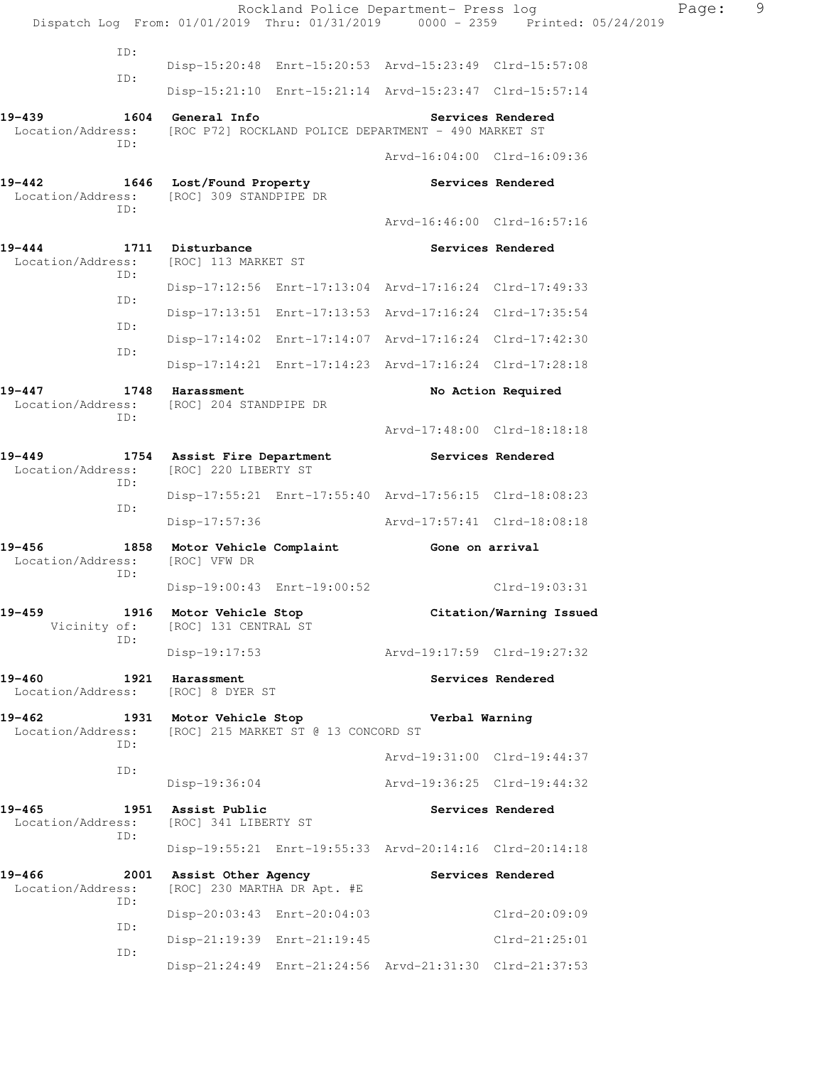ID:
Disp-15:20:48 Enrt-15:20:53 Arvd-15:23:49 Clrd-15:57:08
ID:
Disp-15:21:10 Enrt-15:21:14 Arvd-15:23:47 Clrd-15:57:14

**19-439 1604 General Info** **Services Rendered**
Location/Address: [ROC P72] ROCKLAND POLICE DEPARTMENT - 490 MARKET ST
ID:
Arvd-16:04:00 Clrd-16:09:36

**19-442 1646 Lost/Found Property** **Services Rendered**
Location/Address: [ROC] 309 STANDPIPE DR
ID:
Arvd-16:46:00 Clrd-16:57:16

**19-444 1711 Disturbance** **Services Rendered**
Location/Address: [ROC] 113 MARKET ST
ID:
Disp-17:12:56 Enrt-17:13:04 Arvd-17:16:24 Clrd-17:49:33
ID:
Disp-17:13:51 Enrt-17:13:53 Arvd-17:16:24 Clrd-17:35:54
ID:
Disp-17:14:02 Enrt-17:14:07 Arvd-17:16:24 Clrd-17:42:30
ID:
Disp-17:14:21 Enrt-17:14:23 Arvd-17:16:24 Clrd-17:28:18

**19-447 1748 Harassment** **No Action Required**
Location/Address: [ROC] 204 STANDPIPE DR
ID:
Arvd-17:48:00 Clrd-18:18:18

**19-449 1754 Assist Fire Department** **Services Rendered**
Location/Address: [ROC] 220 LIBERTY ST
ID:
Disp-17:55:21 Enrt-17:55:40 Arvd-17:56:15 Clrd-18:08:23
ID:
Disp-17:57:36 Arvd-17:57:41 Clrd-18:08:18

**19-456 1858 Motor Vehicle Complaint** **Gone on arrival**
Location/Address: [ROC] VFW DR
ID:
Disp-19:00:43 Enrt-19:00:52 Clrd-19:03:31

**19-459 1916 Motor Vehicle Stop** **Citation/Warning Issued**
Vicinity of: [ROC] 131 CENTRAL ST
ID:
Disp-19:17:53 Arvd-19:17:59 Clrd-19:27:32

**19-460 1921 Harassment** **Services Rendered**
Location/Address: [ROC] 8 DYER ST

**19-462 1931 Motor Vehicle Stop** **Verbal Warning**
Location/Address: [ROC] 215 MARKET ST @ 13 CONCORD ST
ID:
Arvd-19:31:00 Clrd-19:44:37
ID:
Disp-19:36:04 Arvd-19:36:25 Clrd-19:44:32

**19-465 1951 Assist Public** **Services Rendered**
Location/Address: [ROC] 341 LIBERTY ST
ID:
Disp-19:55:21 Enrt-19:55:33 Arvd-20:14:16 Clrd-20:14:18

**19-466 2001 Assist Other Agency** **Services Rendered**
Location/Address: [ROC] 230 MARTHA DR Apt. #E
ID:
Disp-20:03:43 Enrt-20:04:03 Clrd-20:09:09
ID:
Disp-21:19:39 Enrt-21:19:45 Clrd-21:25:01
ID:
Disp-21:24:49 Enrt-21:24:56 Arvd-21:31:30 Clrd-21:37:53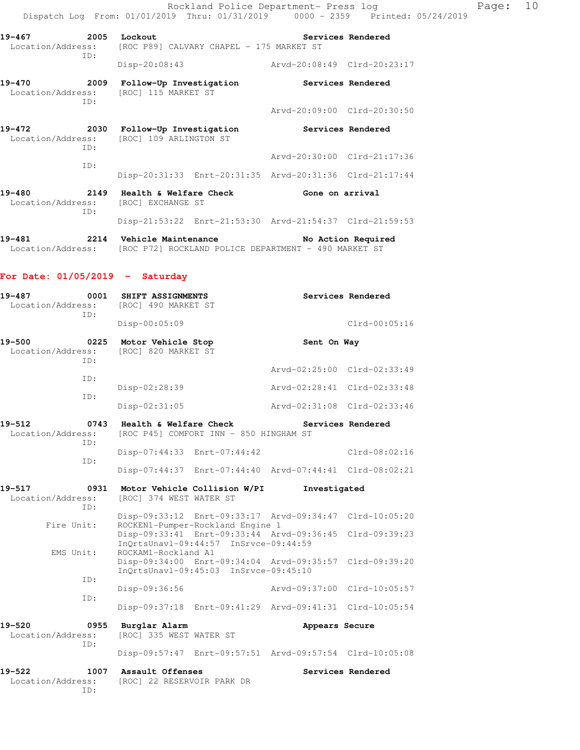19-467 2005 Lockout Services Rendered
Location/Address: [ROC P89] CALVARY CHAPEL - 175 MARKET ST
ID:
Disp-20:08:43 Arvd-20:08:49 Clrd-20:23:17

19-470 2009 Follow-Up Investigation Services Rendered
Location/Address: [ROC] 115 MARKET ST
ID:
Arvd-20:09:00 Clrd-20:30:50

19-472 2030 Follow-Up Investigation Services Rendered
Location/Address: [ROC] 109 ARLINGTON ST
ID:
Arvd-20:30:00 Clrd-21:17:36
ID:
Disp-20:31:33 Enrt-20:31:35 Arvd-20:31:36 Clrd-21:17:44

19-480 2149 Health & Welfare Check Gone on arrival
Location/Address: [ROC] EXCHANGE ST
ID:
Disp-21:53:22 Enrt-21:53:30 Arvd-21:54:37 Clrd-21:59:53

19-481 2214 Vehicle Maintenance No Action Required
Location/Address: [ROC P72] ROCKLAND POLICE DEPARTMENT - 490 MARKET ST

## For Date: 01/05/2019 - Saturday

19-487 0001 SHIFT ASSIGNMENTS Services Rendered
Location/Address: [ROC] 490 MARKET ST
ID:
Disp-00:05:09 Clrd-00:05:16

19-500 0225 Motor Vehicle Stop Sent On Way
Location/Address: [ROC] 820 MARKET ST
ID:
Arvd-02:25:00 Clrd-02:33:49
ID:
Disp-02:28:39 Arvd-02:28:41 Clrd-02:33:48
ID:
Disp-02:31:05 Arvd-02:31:08 Clrd-02:33:46

19-512 0743 Health & Welfare Check Services Rendered
Location/Address: [ROC P45] COMFORT INN - 850 HINGHAM ST
ID:
Disp-07:44:33 Enrt-07:44:42 Clrd-08:02:16
ID:
Disp-07:44:37 Enrt-07:44:40 Arvd-07:44:41 Clrd-08:02:21

19-517 0931 Motor Vehicle Collision W/PI Investigated
Location/Address: [ROC] 374 WEST WATER ST
ID:
Disp-09:33:12 Enrt-09:33:17 Arvd-09:34:47 Clrd-10:05:20
Fire Unit: ROCKEN1-Pumper-Rockland Engine 1
Disp-09:33:41 Enrt-09:33:44 Arvd-09:36:45 Clrd-09:39:23
InQrtsUnavl-09:44:57 InSrvce-09:44:59
EMS Unit: ROCKAM1-Rockland A1
Disp-09:34:00 Enrt-09:34:04 Arvd-09:35:57 Clrd-09:39:20
InQrtsUnavl-09:45:03 InSrvce-09:45:10
ID:
Disp-09:36:56 Arvd-09:37:00 Clrd-10:05:57
ID:
Disp-09:37:18 Enrt-09:41:29 Arvd-09:41:31 Clrd-10:05:54

19-520 0955 Burglar Alarm Appears Secure
Location/Address: [ROC] 335 WEST WATER ST
ID:
Disp-09:57:47 Enrt-09:57:51 Arvd-09:57:54 Clrd-10:05:08

19-522 1007 Assault Offenses Services Rendered
Location/Address: [ROC] 22 RESERVOIR PARK DR
ID: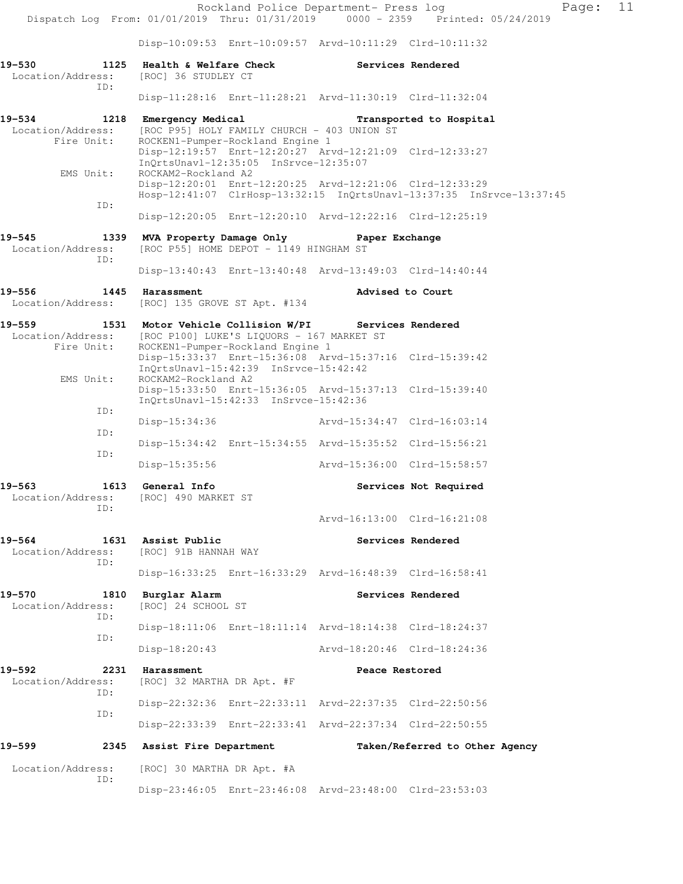Disp-10:09:53 Enrt-10:09:57 Arvd-10:11:29 Clrd-10:11:32

**19-530 1125 Health & Welfare Check — Services Rendered**
Location/Address: [ROC] 36 STUDLEY CT
ID:
Disp-11:28:16 Enrt-11:28:21 Arvd-11:30:19 Clrd-11:32:04

**19-534 1218 Emergency Medical — Transported to Hospital**
Location/Address: [ROC P95] HOLY FAMILY CHURCH - 403 UNION ST
Fire Unit: ROCKEN1-Pumper-Rockland Engine 1
Disp-12:19:57 Enrt-12:20:27 Arvd-12:21:09 Clrd-12:33:27
InQrtsUnavl-12:35:05 InSrvce-12:35:07
EMS Unit: ROCKAM2-Rockland A2
Disp-12:20:01 Enrt-12:20:25 Arvd-12:21:06 Clrd-12:33:29
Hosp-12:41:07 ClrHosp-13:32:15 InQrtsUnavl-13:37:35 InSrvce-13:37:45
ID:
Disp-12:20:05 Enrt-12:20:10 Arvd-12:22:16 Clrd-12:25:19

**19-545 1339 MVA Property Damage Only — Paper Exchange**
Location/Address: [ROC P55] HOME DEPOT - 1149 HINGHAM ST
ID:
Disp-13:40:43 Enrt-13:40:48 Arvd-13:49:03 Clrd-14:40:44

**19-556 1445 Harassment — Advised to Court**
Location/Address: [ROC] 135 GROVE ST Apt. #134

**19-559 1531 Motor Vehicle Collision W/PI — Services Rendered**
Location/Address: [ROC P100] LUKE'S LIQUORS - 167 MARKET ST
Fire Unit: ROCKEN1-Pumper-Rockland Engine 1
Disp-15:33:37 Enrt-15:36:08 Arvd-15:37:16 Clrd-15:39:42
InQrtsUnavl-15:42:39 InSrvce-15:42:42
EMS Unit: ROCKAM2-Rockland A2
Disp-15:33:50 Enrt-15:36:05 Arvd-15:37:13 Clrd-15:39:40
InQrtsUnavl-15:42:33 InSrvce-15:42:36
ID:
Disp-15:34:36 Arvd-15:34:47 Clrd-16:03:14
ID:
Disp-15:34:42 Enrt-15:34:55 Arvd-15:35:52 Clrd-15:56:21
ID:
Disp-15:35:56 Arvd-15:36:00 Clrd-15:58:57

**19-563 1613 General Info — Services Not Required**
Location/Address: [ROC] 490 MARKET ST
ID:
Arvd-16:13:00 Clrd-16:21:08

**19-564 1631 Assist Public — Services Rendered**
Location/Address: [ROC] 91B HANNAH WAY
ID:
Disp-16:33:25 Enrt-16:33:29 Arvd-16:48:39 Clrd-16:58:41

**19-570 1810 Burglar Alarm — Services Rendered**
Location/Address: [ROC] 24 SCHOOL ST
ID:
Disp-18:11:06 Enrt-18:11:14 Arvd-18:14:38 Clrd-18:24:37
ID:
Disp-18:20:43 Arvd-18:20:46 Clrd-18:24:36

**19-592 2231 Harassment — Peace Restored**
Location/Address: [ROC] 32 MARTHA DR Apt. #F
ID:
Disp-22:32:36 Enrt-22:33:11 Arvd-22:37:35 Clrd-22:50:56
ID:
Disp-22:33:39 Enrt-22:33:41 Arvd-22:37:34 Clrd-22:50:55

**19-599 2345 Assist Fire Department — Taken/Referred to Other Agency**
Location/Address: [ROC] 30 MARTHA DR Apt. #A
ID:
Disp-23:46:05 Enrt-23:46:08 Arvd-23:48:00 Clrd-23:53:03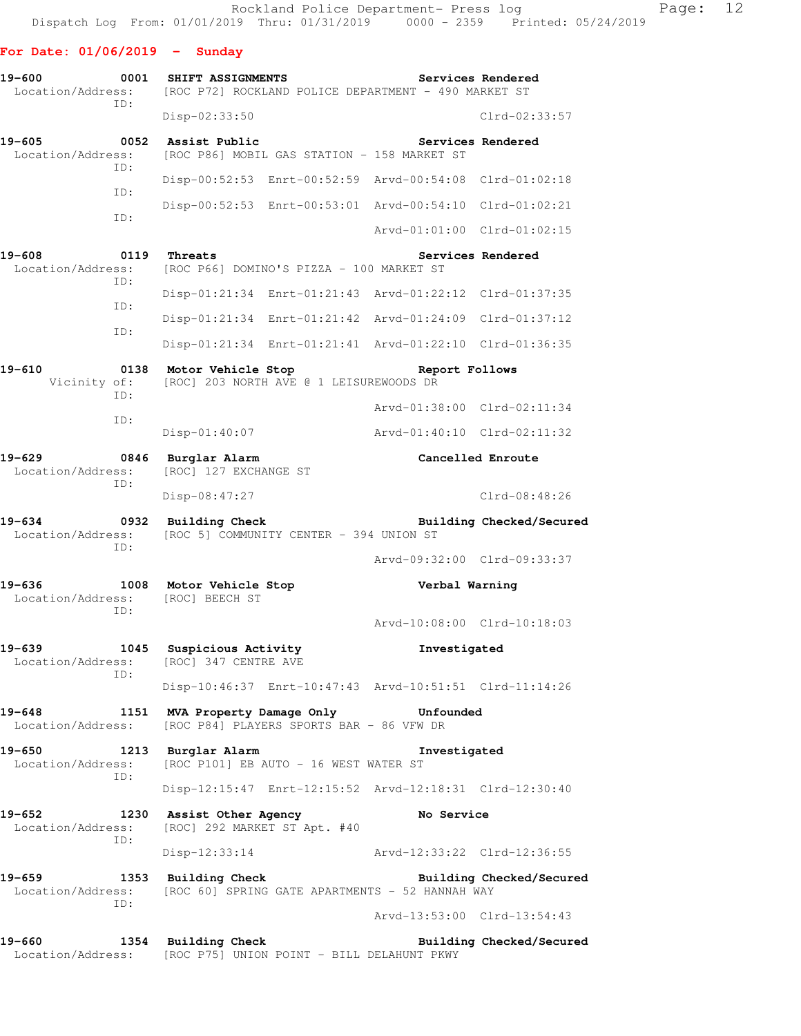## For Date: 01/06/2019 - Sunday

```
19-600        0001   SHIFT ASSIGNMENTS                    Services Rendered
  Location/Address:  [ROC P72] ROCKLAND POLICE DEPARTMENT - 490 MARKET ST
             ID:
                     Disp-02:33:50                                  Clrd-02:33:57

19-605        0052   Assist Public                        Services Rendered
  Location/Address:  [ROC P86] MOBIL GAS STATION - 158 MARKET ST
             ID:
                     Disp-00:52:53  Enrt-00:52:59  Arvd-00:54:08  Clrd-01:02:18
             ID:
                     Disp-00:52:53  Enrt-00:53:01  Arvd-00:54:10  Clrd-01:02:21
             ID:
                                                   Arvd-01:01:00  Clrd-01:02:15

19-608        0119   Threats                              Services Rendered
  Location/Address:  [ROC P66] DOMINO'S PIZZA - 100 MARKET ST
             ID:
                     Disp-01:21:34  Enrt-01:21:43  Arvd-01:22:12  Clrd-01:37:35
             ID:
                     Disp-01:21:34  Enrt-01:21:42  Arvd-01:24:09  Clrd-01:37:12
             ID:
                     Disp-01:21:34  Enrt-01:21:41  Arvd-01:22:10  Clrd-01:36:35

19-610        0138   Motor Vehicle Stop                   Report Follows
       Vicinity of:  [ROC] 203 NORTH AVE @ 1 LEISUREWOODS DR
             ID:
                                                   Arvd-01:38:00  Clrd-02:11:34
             ID:
                     Disp-01:40:07                 Arvd-01:40:10  Clrd-02:11:32

19-629        0846   Burglar Alarm                        Cancelled Enroute
  Location/Address:  [ROC] 127 EXCHANGE ST
             ID:
                     Disp-08:47:27                                  Clrd-08:48:26

19-634        0932   Building Check                       Building Checked/Secured
  Location/Address:  [ROC 5] COMMUNITY CENTER - 394 UNION ST
             ID:
                                                   Arvd-09:32:00  Clrd-09:33:37

19-636        1008   Motor Vehicle Stop                   Verbal Warning
  Location/Address:  [ROC] BEECH ST
             ID:
                                                   Arvd-10:08:00  Clrd-10:18:03

19-639        1045   Suspicious Activity                  Investigated
  Location/Address:  [ROC] 347 CENTRE AVE
             ID:
                     Disp-10:46:37  Enrt-10:47:43  Arvd-10:51:51  Clrd-11:14:26

19-648        1151   MVA Property Damage Only             Unfounded
  Location/Address:  [ROC P84] PLAYERS SPORTS BAR - 86 VFW DR

19-650        1213   Burglar Alarm                        Investigated
  Location/Address:  [ROC P101] EB AUTO - 16 WEST WATER ST
             ID:
                     Disp-12:15:47  Enrt-12:15:52  Arvd-12:18:31  Clrd-12:30:40

19-652        1230   Assist Other Agency                  No Service
  Location/Address:  [ROC] 292 MARKET ST Apt. #40
             ID:
                     Disp-12:33:14                 Arvd-12:33:22  Clrd-12:36:55

19-659        1353   Building Check                       Building Checked/Secured
  Location/Address:  [ROC 60] SPRING GATE APARTMENTS - 52 HANNAH WAY
             ID:
                                                   Arvd-13:53:00  Clrd-13:54:43

19-660        1354   Building Check                       Building Checked/Secured
  Location/Address:  [ROC P75] UNION POINT - BILL DELAHUNT PKWY
```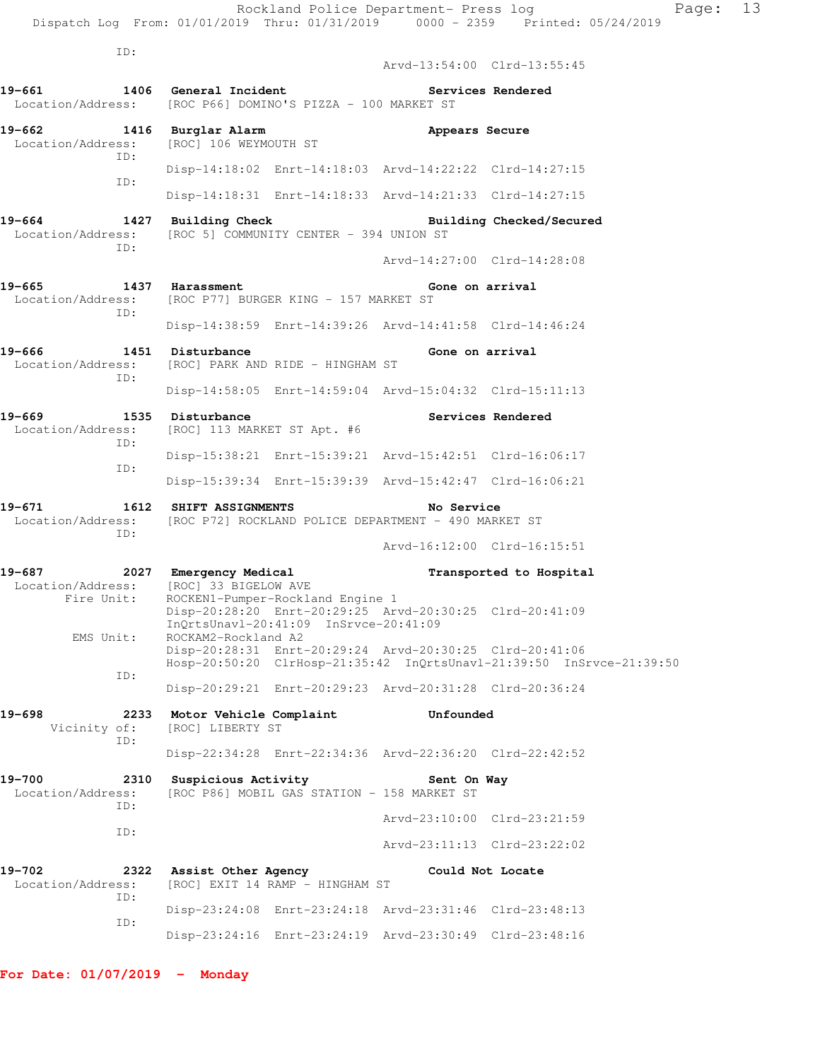ID:

Arvd-13:54:00 Clrd-13:55:45

**19-661 1406 General Incident** — Services Rendered
Location/Address: [ROC P66] DOMINO'S PIZZA - 100 MARKET ST

**19-662 1416 Burglar Alarm** — Appears Secure
Location/Address: [ROC] 106 WEYMOUTH ST
ID:
Disp-14:18:02 Enrt-14:18:03 Arvd-14:22:22 Clrd-14:27:15
ID:
Disp-14:18:31 Enrt-14:18:33 Arvd-14:21:33 Clrd-14:27:15

**19-664 1427 Building Check** — Building Checked/Secured
Location/Address: [ROC 5] COMMUNITY CENTER - 394 UNION ST
ID:
Arvd-14:27:00 Clrd-14:28:08

**19-665 1437 Harassment** — Gone on arrival
Location/Address: [ROC P77] BURGER KING - 157 MARKET ST
ID:
Disp-14:38:59 Enrt-14:39:26 Arvd-14:41:58 Clrd-14:46:24

**19-666 1451 Disturbance** — Gone on arrival
Location/Address: [ROC] PARK AND RIDE - HINGHAM ST
ID:
Disp-14:58:05 Enrt-14:59:04 Arvd-15:04:32 Clrd-15:11:13

**19-669 1535 Disturbance** — Services Rendered
Location/Address: [ROC] 113 MARKET ST Apt. #6
ID:
Disp-15:38:21 Enrt-15:39:21 Arvd-15:42:51 Clrd-16:06:17
ID:
Disp-15:39:34 Enrt-15:39:39 Arvd-15:42:47 Clrd-16:06:21

**19-671 1612 SHIFT ASSIGNMENTS** — No Service
Location/Address: [ROC P72] ROCKLAND POLICE DEPARTMENT - 490 MARKET ST
ID:
Arvd-16:12:00 Clrd-16:15:51

**19-687 2027 Emergency Medical** — Transported to Hospital
Location/Address: [ROC] 33 BIGELOW AVE
Fire Unit: ROCKEN1-Pumper-Rockland Engine 1
Disp-20:28:20 Enrt-20:29:25 Arvd-20:30:25 Clrd-20:41:09
InQrtsUnavl-20:41:09 InSrvce-20:41:09
EMS Unit: ROCKAM2-Rockland A2
Disp-20:28:31 Enrt-20:29:24 Arvd-20:30:25 Clrd-20:41:06
Hosp-20:50:20 ClrHosp-21:35:42 InQrtsUnavl-21:39:50 InSrvce-21:39:50
ID:
Disp-20:29:21 Enrt-20:29:23 Arvd-20:31:28 Clrd-20:36:24

**19-698 2233 Motor Vehicle Complaint** — Unfounded
Vicinity of: [ROC] LIBERTY ST
ID:
Disp-22:34:28 Enrt-22:34:36 Arvd-22:36:20 Clrd-22:42:52

**19-700 2310 Suspicious Activity** — Sent On Way
Location/Address: [ROC P86] MOBIL GAS STATION - 158 MARKET ST
ID:
Arvd-23:10:00 Clrd-23:21:59
ID:
Arvd-23:11:13 Clrd-23:22:02

**19-702 2322 Assist Other Agency** — Could Not Locate
Location/Address: [ROC] EXIT 14 RAMP - HINGHAM ST
ID:
Disp-23:24:08 Enrt-23:24:18 Arvd-23:31:46 Clrd-23:48:13
ID:
Disp-23:24:16 Enrt-23:24:19 Arvd-23:30:49 Clrd-23:48:16

## For Date: 01/07/2019 - Monday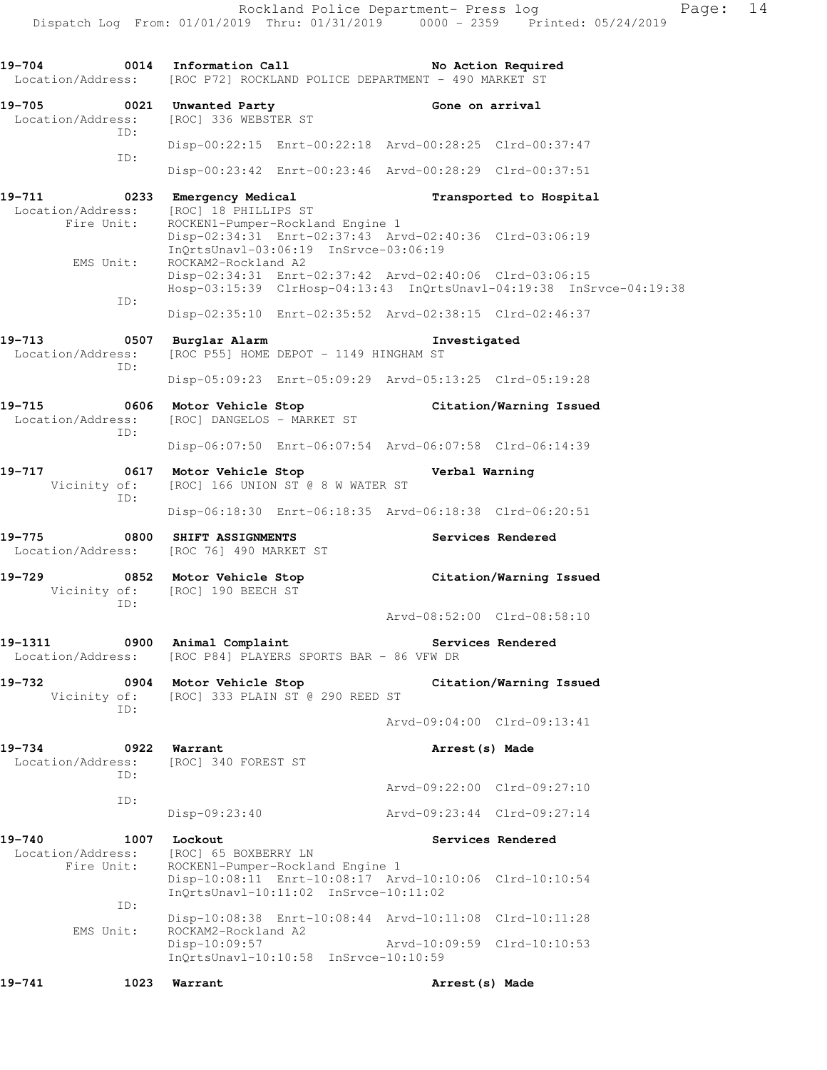```
19-704         0014  Information Call                        No Action Required
 Location/Address:    [ROC P72] ROCKLAND POLICE DEPARTMENT - 490 MARKET ST

19-705         0021  Unwanted Party                          Gone on arrival
 Location/Address:    [ROC] 336 WEBSTER ST
              ID:
                     Disp-00:22:15  Enrt-00:22:18  Arvd-00:28:25  Clrd-00:37:47
              ID:
                     Disp-00:23:42  Enrt-00:23:46  Arvd-00:28:29  Clrd-00:37:51

19-711         0233  Emergency Medical                       Transported to Hospital
 Location/Address:    [ROC] 18 PHILLIPS ST
       Fire Unit:     ROCKEN1-Pumper-Rockland Engine 1
                     Disp-02:34:31  Enrt-02:37:43  Arvd-02:40:36  Clrd-03:06:19
                     InQrtsUnavl-03:06:19  InSrvce-03:06:19
        EMS Unit:     ROCKAM2-Rockland A2
                     Disp-02:34:31  Enrt-02:37:42  Arvd-02:40:06  Clrd-03:06:15
                     Hosp-03:15:39  ClrHosp-04:13:43  InQrtsUnavl-04:19:38  InSrvce-04:19:38
              ID:
                     Disp-02:35:10  Enrt-02:35:52  Arvd-02:38:15  Clrd-02:46:37

19-713         0507  Burglar Alarm                           Investigated
 Location/Address:    [ROC P55] HOME DEPOT - 1149 HINGHAM ST
              ID:
                     Disp-05:09:23  Enrt-05:09:29  Arvd-05:13:25  Clrd-05:19:28

19-715         0606  Motor Vehicle Stop                      Citation/Warning Issued
 Location/Address:    [ROC] DANGELOS - MARKET ST
              ID:
                     Disp-06:07:50  Enrt-06:07:54  Arvd-06:07:58  Clrd-06:14:39

19-717         0617  Motor Vehicle Stop                      Verbal Warning
      Vicinity of:    [ROC] 166 UNION ST @ 8 W WATER ST
              ID:
                     Disp-06:18:30  Enrt-06:18:35  Arvd-06:18:38  Clrd-06:20:51

19-775         0800  SHIFT ASSIGNMENTS                       Services Rendered
 Location/Address:    [ROC 76] 490 MARKET ST

19-729         0852  Motor Vehicle Stop                      Citation/Warning Issued
      Vicinity of:    [ROC] 190 BEECH ST
              ID:
                                                  Arvd-08:52:00  Clrd-08:58:10

19-1311        0900  Animal Complaint                        Services Rendered
 Location/Address:    [ROC P84] PLAYERS SPORTS BAR - 86 VFW DR

19-732         0904  Motor Vehicle Stop                      Citation/Warning Issued
      Vicinity of:    [ROC] 333 PLAIN ST @ 290 REED ST
              ID:
                                                  Arvd-09:04:00  Clrd-09:13:41

19-734         0922  Warrant                                 Arrest(s) Made
 Location/Address:    [ROC] 340 FOREST ST
              ID:
                                                  Arvd-09:22:00  Clrd-09:27:10
              ID:
                     Disp-09:23:40                Arvd-09:23:44  Clrd-09:27:14

19-740         1007  Lockout                                 Services Rendered
 Location/Address:    [ROC] 65 BOXBERRY LN
       Fire Unit:     ROCKEN1-Pumper-Rockland Engine 1
                     Disp-10:08:11  Enrt-10:08:17  Arvd-10:10:06  Clrd-10:10:54
                     InQrtsUnavl-10:11:02  InSrvce-10:11:02
              ID:
                     Disp-10:08:38  Enrt-10:08:44  Arvd-10:11:08  Clrd-10:11:28
        EMS Unit:     ROCKAM2-Rockland A2
                     Disp-10:09:57                Arvd-10:09:59  Clrd-10:10:53
                     InQrtsUnavl-10:10:58  InSrvce-10:10:59

19-741         1023  Warrant                                 Arrest(s) Made
```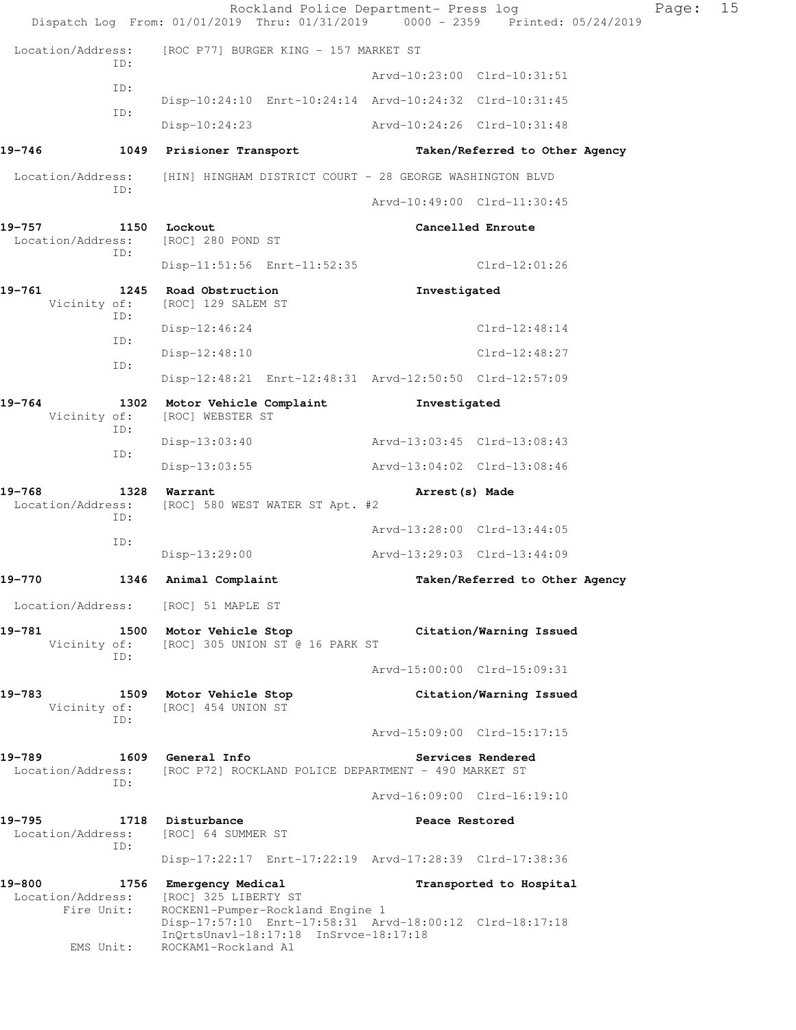Location/Address: [ROC P77] BURGER KING - 157 MARKET ST

ID:
Arvd-10:23:00 Clrd-10:31:51

ID:
Disp-10:24:10 Enrt-10:24:14 Arvd-10:24:32 Clrd-10:31:45

ID:
Disp-10:24:23 Arvd-10:24:26 Clrd-10:31:48

**19-746 1049 Prisioner Transport Taken/Referred to Other Agency**

Location/Address: [HIN] HINGHAM DISTRICT COURT - 28 GEORGE WASHINGTON BLVD

ID:
Arvd-10:49:00 Clrd-11:30:45

**19-757 1150 Lockout Cancelled Enroute**

Location/Address: [ROC] 280 POND ST

ID:
Disp-11:51:56 Enrt-11:52:35 Clrd-12:01:26

**19-761 1245 Road Obstruction Investigated**

Vicinity of: [ROC] 129 SALEM ST

ID:
Disp-12:46:24 Clrd-12:48:14

ID:
Disp-12:48:10 Clrd-12:48:27

ID:
Disp-12:48:21 Enrt-12:48:31 Arvd-12:50:50 Clrd-12:57:09

**19-764 1302 Motor Vehicle Complaint Investigated**

Vicinity of: [ROC] WEBSTER ST

ID:
Disp-13:03:40 Arvd-13:03:45 Clrd-13:08:43

ID:
Disp-13:03:55 Arvd-13:04:02 Clrd-13:08:46

**19-768 1328 Warrant Arrest(s) Made**

Location/Address: [ROC] 580 WEST WATER ST Apt. #2

ID:
Arvd-13:28:00 Clrd-13:44:05

ID:
Disp-13:29:00 Arvd-13:29:03 Clrd-13:44:09

**19-770 1346 Animal Complaint Taken/Referred to Other Agency**

Location/Address: [ROC] 51 MAPLE ST

**19-781 1500 Motor Vehicle Stop Citation/Warning Issued**

Vicinity of: [ROC] 305 UNION ST @ 16 PARK ST

ID:
Arvd-15:00:00 Clrd-15:09:31

**19-783 1509 Motor Vehicle Stop Citation/Warning Issued**

Vicinity of: [ROC] 454 UNION ST

ID:
Arvd-15:09:00 Clrd-15:17:15

**19-789 1609 General Info Services Rendered**

Location/Address: [ROC P72] ROCKLAND POLICE DEPARTMENT - 490 MARKET ST

ID:
Arvd-16:09:00 Clrd-16:19:10

**19-795 1718 Disturbance Peace Restored**

Location/Address: [ROC] 64 SUMMER ST

ID:
Disp-17:22:17 Enrt-17:22:19 Arvd-17:28:39 Clrd-17:38:36

**19-800 1756 Emergency Medical Transported to Hospital**

Location/Address: [ROC] 325 LIBERTY ST

Fire Unit: ROCKEN1-Pumper-Rockland Engine 1
Disp-17:57:10 Enrt-17:58:31 Arvd-18:00:12 Clrd-18:17:18
InQrtsUnavl-18:17:18 InSrvce-18:17:18

EMS Unit: ROCKAM1-Rockland A1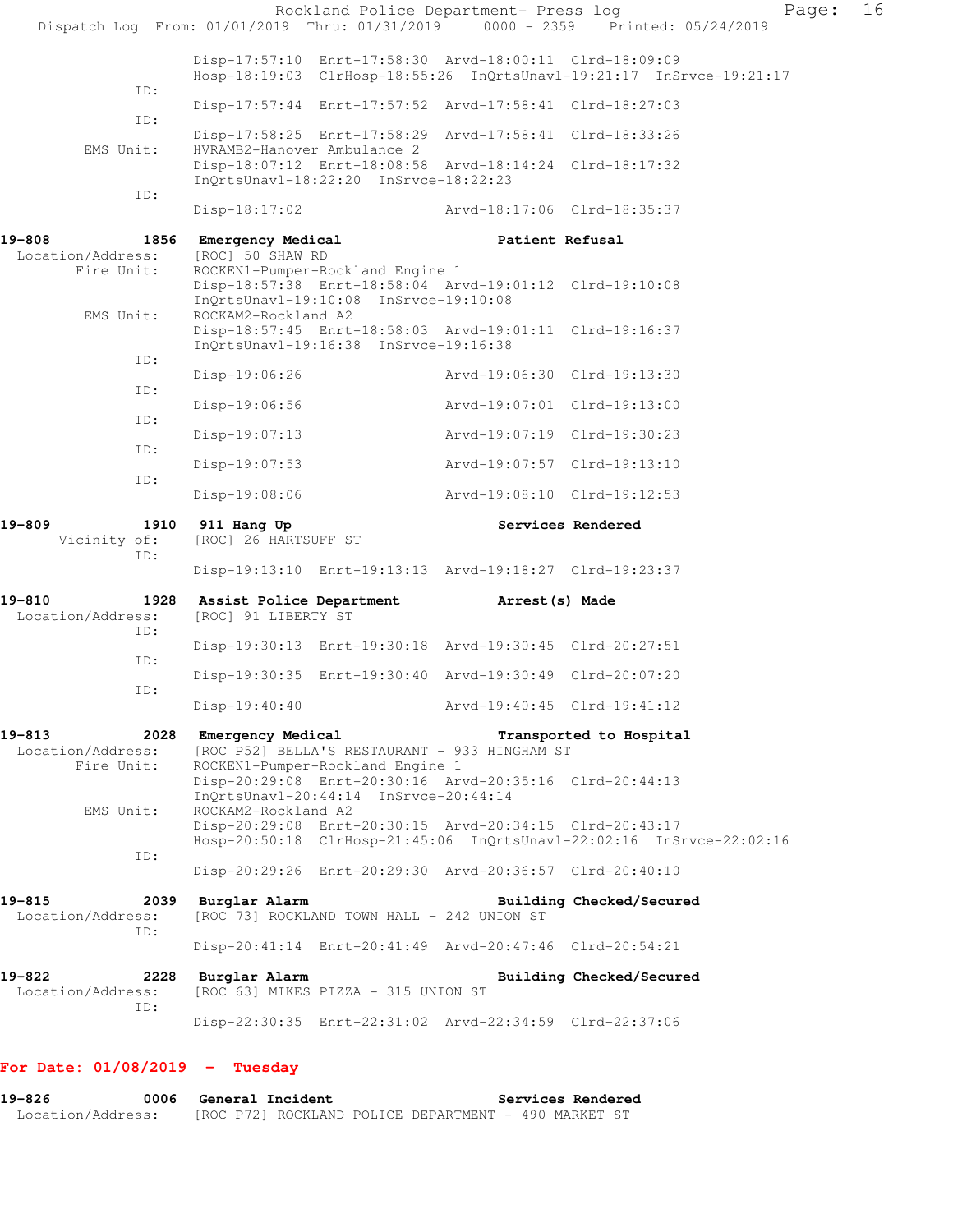```
                Disp-17:57:10  Enrt-17:58:30  Arvd-18:00:11  Clrd-18:09:09
                Hosp-18:19:03  ClrHosp-18:55:26  InQrtsUnavl-19:21:17  InSrvce-19:21:17
           ID:
                Disp-17:57:44  Enrt-17:57:52  Arvd-17:58:41  Clrd-18:27:03
           ID:
                Disp-17:58:25  Enrt-17:58:29  Arvd-17:58:41  Clrd-18:33:26
     EMS Unit:  HVRAMB2-Hanover Ambulance 2
                Disp-18:07:12  Enrt-18:08:58  Arvd-18:14:24  Clrd-18:17:32
                InQrtsUnavl-18:22:20  InSrvce-18:22:23
           ID:
                Disp-18:17:02                 Arvd-18:17:06  Clrd-18:35:37

19-808          1856  Emergency Medical              Patient Refusal
 Location/Address:    [ROC] 50 SHAW RD
       Fire Unit:     ROCKEN1-Pumper-Rockland Engine 1
                Disp-18:57:38  Enrt-18:58:04  Arvd-19:01:12  Clrd-19:10:08
                InQrtsUnavl-19:10:08  InSrvce-19:10:08
     EMS Unit:  ROCKAM2-Rockland A2
                Disp-18:57:45  Enrt-18:58:03  Arvd-19:01:11  Clrd-19:16:37
                InQrtsUnavl-19:16:38  InSrvce-19:16:38
           ID:
                Disp-19:06:26                 Arvd-19:06:30  Clrd-19:13:30
           ID:
                Disp-19:06:56                 Arvd-19:07:01  Clrd-19:13:00
           ID:
                Disp-19:07:13                 Arvd-19:07:19  Clrd-19:30:23
           ID:
                Disp-19:07:53                 Arvd-19:07:57  Clrd-19:13:10
           ID:
                Disp-19:08:06                 Arvd-19:08:10  Clrd-19:12:53

19-809          1910  911 Hang Up                    Services Rendered
      Vicinity of:    [ROC] 26 HARTSUFF ST
           ID:
                Disp-19:13:10  Enrt-19:13:13  Arvd-19:18:27  Clrd-19:23:37

19-810          1928  Assist Police Department       Arrest(s) Made
 Location/Address:    [ROC] 91 LIBERTY ST
           ID:
                Disp-19:30:13  Enrt-19:30:18  Arvd-19:30:45  Clrd-20:27:51
           ID:
                Disp-19:30:35  Enrt-19:30:40  Arvd-19:30:49  Clrd-20:07:20
           ID:
                Disp-19:40:40                 Arvd-19:40:45  Clrd-19:41:12

19-813          2028  Emergency Medical              Transported to Hospital
 Location/Address:    [ROC P52] BELLA'S RESTAURANT - 933 HINGHAM ST
       Fire Unit:     ROCKEN1-Pumper-Rockland Engine 1
                Disp-20:29:08  Enrt-20:30:16  Arvd-20:35:16  Clrd-20:44:13
                InQrtsUnavl-20:44:14  InSrvce-20:44:14
     EMS Unit:  ROCKAM2-Rockland A2
                Disp-20:29:08  Enrt-20:30:15  Arvd-20:34:15  Clrd-20:43:17
                Hosp-20:50:18  ClrHosp-21:45:06  InQrtsUnavl-22:02:16  InSrvce-22:02:16
           ID:
                Disp-20:29:26  Enrt-20:29:30  Arvd-20:36:57  Clrd-20:40:10

19-815          2039  Burglar Alarm                  Building Checked/Secured
 Location/Address:    [ROC 73] ROCKLAND TOWN HALL - 242 UNION ST
           ID:
                Disp-20:41:14  Enrt-20:41:49  Arvd-20:47:46  Clrd-20:54:21

19-822          2228  Burglar Alarm                  Building Checked/Secured
 Location/Address:    [ROC 63] MIKES PIZZA - 315 UNION ST
           ID:
                Disp-22:30:35  Enrt-22:31:02  Arvd-22:34:59  Clrd-22:37:06
```

**For Date: 01/08/2019 - Tuesday**

```
19-826          0006  General Incident               Services Rendered
 Location/Address:    [ROC P72] ROCKLAND POLICE DEPARTMENT - 490 MARKET ST
```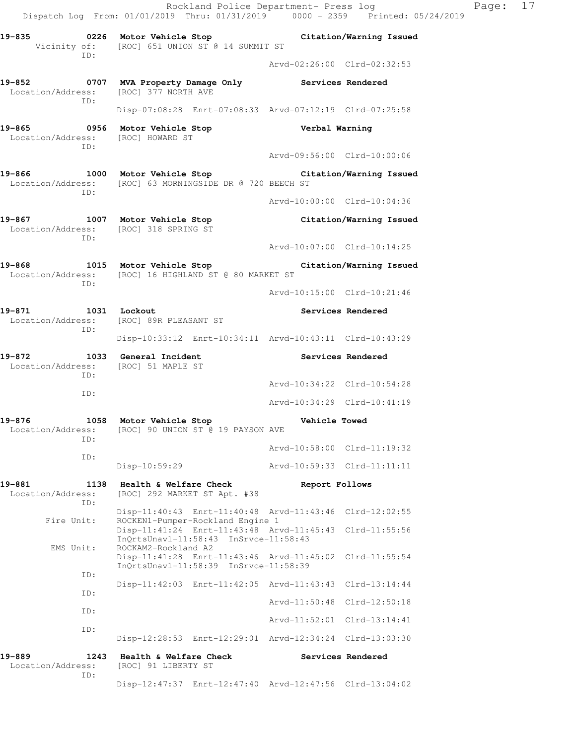19-835 0226 Motor Vehicle Stop Citation/Warning Issued
Vicinity of: [ROC] 651 UNION ST @ 14 SUMMIT ST
ID:
Arvd-02:26:00 Clrd-02:32:53

19-852 0707 MVA Property Damage Only Services Rendered
Location/Address: [ROC] 377 NORTH AVE
ID:
Disp-07:08:28 Enrt-07:08:33 Arvd-07:12:19 Clrd-07:25:58

19-865 0956 Motor Vehicle Stop Verbal Warning
Location/Address: [ROC] HOWARD ST
ID:
Arvd-09:56:00 Clrd-10:00:06

19-866 1000 Motor Vehicle Stop Citation/Warning Issued
Location/Address: [ROC] 63 MORNINGSIDE DR @ 720 BEECH ST
ID:
Arvd-10:00:00 Clrd-10:04:36

19-867 1007 Motor Vehicle Stop Citation/Warning Issued
Location/Address: [ROC] 318 SPRING ST
ID:
Arvd-10:07:00 Clrd-10:14:25

19-868 1015 Motor Vehicle Stop Citation/Warning Issued
Location/Address: [ROC] 16 HIGHLAND ST @ 80 MARKET ST
ID:
Arvd-10:15:00 Clrd-10:21:46

19-871 1031 Lockout Services Rendered
Location/Address: [ROC] 89R PLEASANT ST
ID:
Disp-10:33:12 Enrt-10:34:11 Arvd-10:43:11 Clrd-10:43:29

19-872 1033 General Incident Services Rendered
Location/Address: [ROC] 51 MAPLE ST
ID:
Arvd-10:34:22 Clrd-10:54:28
ID:
Arvd-10:34:29 Clrd-10:41:19

19-876 1058 Motor Vehicle Stop Vehicle Towed
Location/Address: [ROC] 90 UNION ST @ 19 PAYSON AVE
ID:
Arvd-10:58:00 Clrd-11:19:32
ID:
Disp-10:59:29 Arvd-10:59:33 Clrd-11:11:11

19-881 1138 Health & Welfare Check Report Follows
Location/Address: [ROC] 292 MARKET ST Apt. #38
ID:
Disp-11:40:43 Enrt-11:40:48 Arvd-11:43:46 Clrd-12:02:55
Fire Unit: ROCKEN1-Pumper-Rockland Engine 1
Disp-11:41:24 Enrt-11:43:48 Arvd-11:45:43 Clrd-11:55:56
InQrtsUnavl-11:58:43 InSrvce-11:58:43
EMS Unit: ROCKAM2-Rockland A2
Disp-11:41:28 Enrt-11:43:46 Arvd-11:45:02 Clrd-11:55:54
InQrtsUnavl-11:58:39 InSrvce-11:58:39
ID:
Disp-11:42:03 Enrt-11:42:05 Arvd-11:43:43 Clrd-13:14:44
ID:
Arvd-11:50:48 Clrd-12:50:18
ID:
Arvd-11:52:01 Clrd-13:14:41
ID:
Disp-12:28:53 Enrt-12:29:01 Arvd-12:34:24 Clrd-13:03:30

19-889 1243 Health & Welfare Check Services Rendered
Location/Address: [ROC] 91 LIBERTY ST
ID:
Disp-12:47:37 Enrt-12:47:40 Arvd-12:47:56 Clrd-13:04:02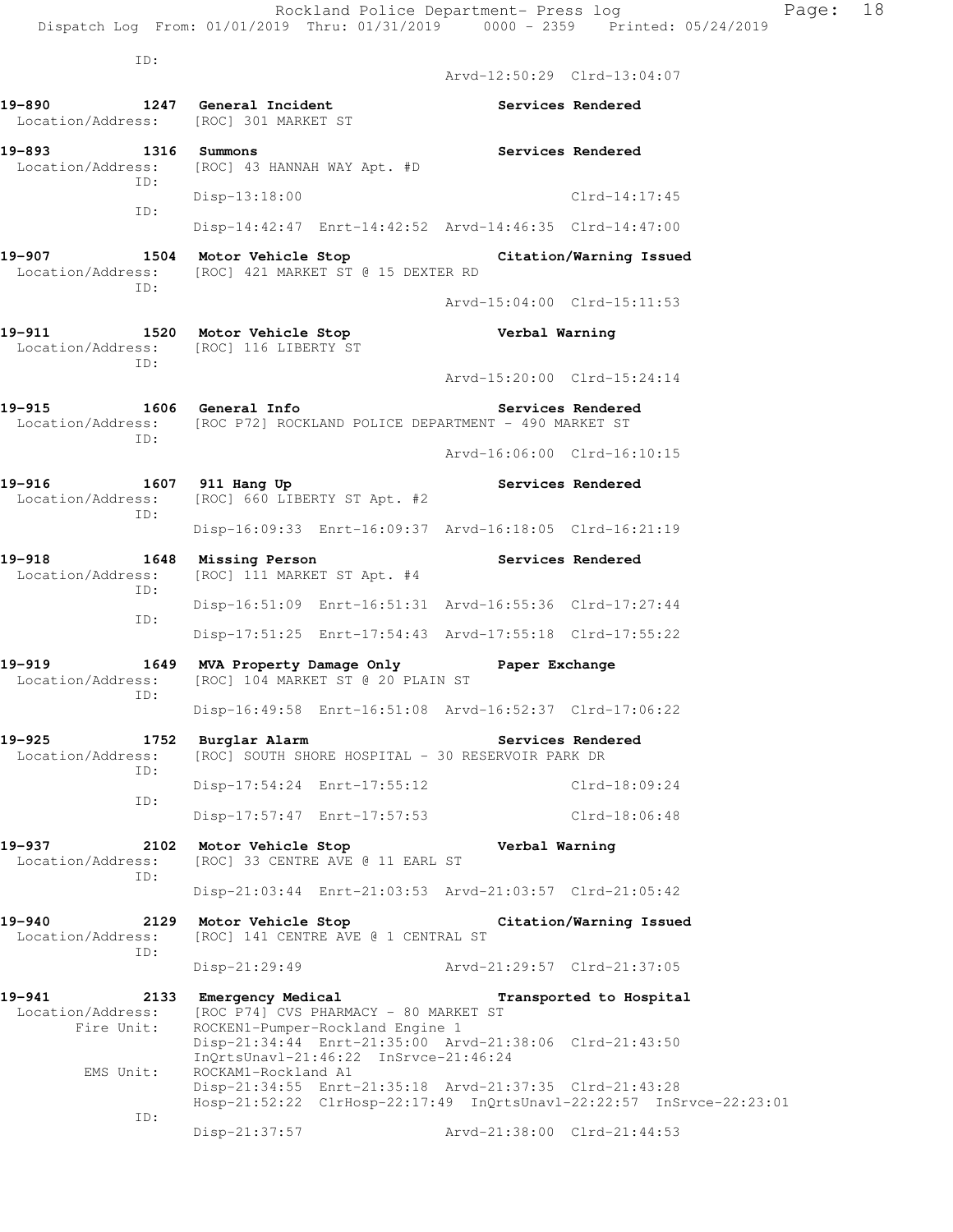ID:
Arvd-12:50:29 Clrd-13:04:07

**19-890 1247 General Incident** **Services Rendered**
Location/Address: [ROC] 301 MARKET ST

**19-893 1316 Summons** **Services Rendered**
Location/Address: [ROC] 43 HANNAH WAY Apt. #D
ID:
Disp-13:18:00 Clrd-14:17:45
ID:
Disp-14:42:47 Enrt-14:42:52 Arvd-14:46:35 Clrd-14:47:00

**19-907 1504 Motor Vehicle Stop** **Citation/Warning Issued**
Location/Address: [ROC] 421 MARKET ST @ 15 DEXTER RD
ID:
Arvd-15:04:00 Clrd-15:11:53

**19-911 1520 Motor Vehicle Stop** **Verbal Warning**
Location/Address: [ROC] 116 LIBERTY ST
ID:
Arvd-15:20:00 Clrd-15:24:14

**19-915 1606 General Info** **Services Rendered**
Location/Address: [ROC P72] ROCKLAND POLICE DEPARTMENT - 490 MARKET ST
ID:
Arvd-16:06:00 Clrd-16:10:15

**19-916 1607 911 Hang Up** **Services Rendered**
Location/Address: [ROC] 660 LIBERTY ST Apt. #2
ID:
Disp-16:09:33 Enrt-16:09:37 Arvd-16:18:05 Clrd-16:21:19

**19-918 1648 Missing Person** **Services Rendered**
Location/Address: [ROC] 111 MARKET ST Apt. #4
ID:
Disp-16:51:09 Enrt-16:51:31 Arvd-16:55:36 Clrd-17:27:44
ID:
Disp-17:51:25 Enrt-17:54:43 Arvd-17:55:18 Clrd-17:55:22

**19-919 1649 MVA Property Damage Only** **Paper Exchange**
Location/Address: [ROC] 104 MARKET ST @ 20 PLAIN ST
ID:
Disp-16:49:58 Enrt-16:51:08 Arvd-16:52:37 Clrd-17:06:22

**19-925 1752 Burglar Alarm** **Services Rendered**
Location/Address: [ROC] SOUTH SHORE HOSPITAL - 30 RESERVOIR PARK DR
ID:
Disp-17:54:24 Enrt-17:55:12 Clrd-18:09:24
ID:
Disp-17:57:47 Enrt-17:57:53 Clrd-18:06:48

**19-937 2102 Motor Vehicle Stop** **Verbal Warning**
Location/Address: [ROC] 33 CENTRE AVE @ 11 EARL ST
ID:
Disp-21:03:44 Enrt-21:03:53 Arvd-21:03:57 Clrd-21:05:42

**19-940 2129 Motor Vehicle Stop** **Citation/Warning Issued**
Location/Address: [ROC] 141 CENTRE AVE @ 1 CENTRAL ST
ID:
Disp-21:29:49 Arvd-21:29:57 Clrd-21:37:05

**19-941 2133 Emergency Medical** **Transported to Hospital**
Location/Address: [ROC P74] CVS PHARMACY - 80 MARKET ST
Fire Unit: ROCKEN1-Pumper-Rockland Engine 1
Disp-21:34:44 Enrt-21:35:00 Arvd-21:38:06 Clrd-21:43:50
InQrtsUnavl-21:46:22 InSrvce-21:46:24
EMS Unit: ROCKAM1-Rockland A1
Disp-21:34:55 Enrt-21:35:18 Arvd-21:37:35 Clrd-21:43:28
Hosp-21:52:22 ClrHosp-22:17:49 InQrtsUnavl-22:22:57 InSrvce-22:23:01
ID:
Disp-21:37:57 Arvd-21:38:00 Clrd-21:44:53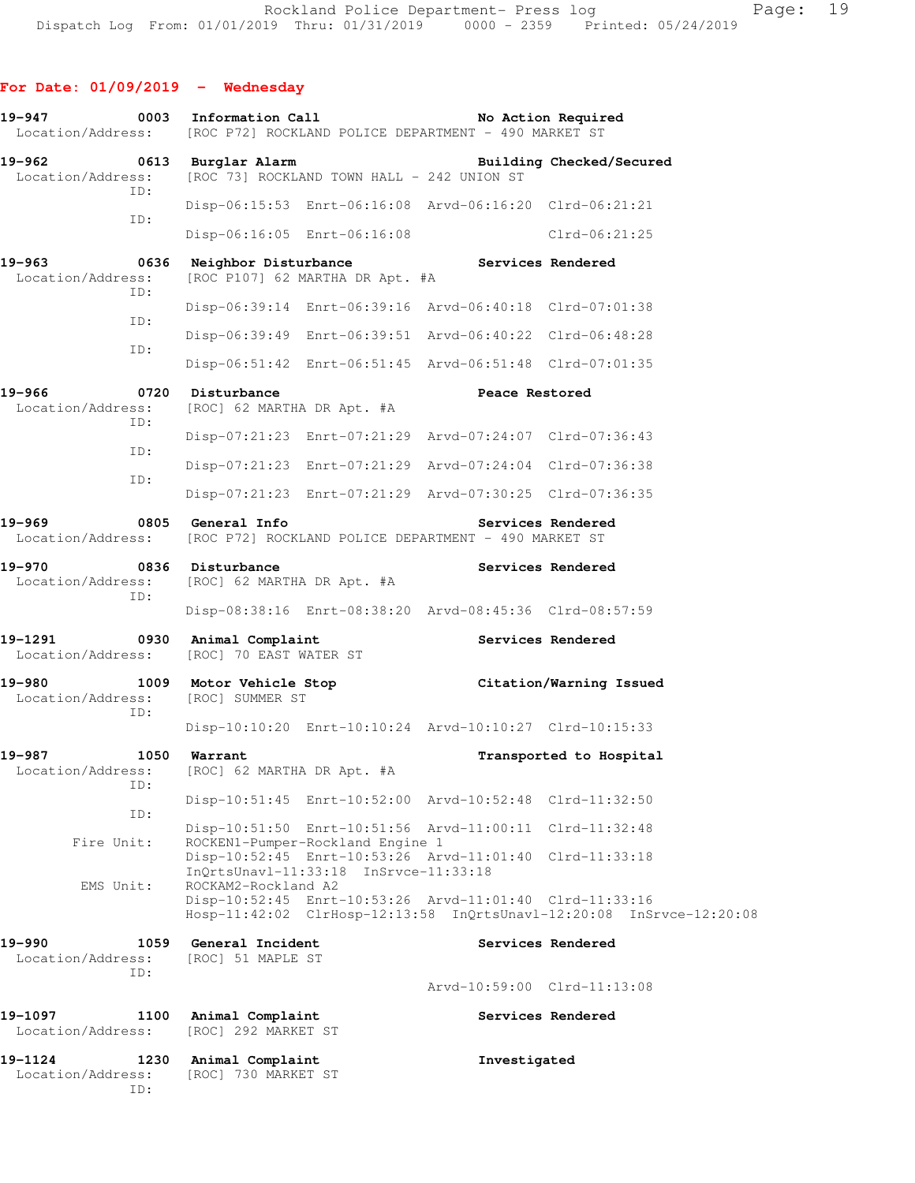## For Date: 01/09/2019 - Wednesday

```
19-947         0003   Information Call                          No Action Required
  Location/Address:   [ROC P72] ROCKLAND POLICE DEPARTMENT - 490 MARKET ST

19-962         0613   Burglar Alarm                             Building Checked/Secured
  Location/Address:   [ROC 73] ROCKLAND TOWN HALL - 242 UNION ST
               ID:
                      Disp-06:15:53  Enrt-06:16:08  Arvd-06:16:20  Clrd-06:21:21
               ID:
                      Disp-06:16:05  Enrt-06:16:08                 Clrd-06:21:25

19-963         0636   Neighbor Disturbance                      Services Rendered
  Location/Address:   [ROC P107] 62 MARTHA DR Apt. #A
               ID:
                      Disp-06:39:14  Enrt-06:39:16  Arvd-06:40:18  Clrd-07:01:38
               ID:
                      Disp-06:39:49  Enrt-06:39:51  Arvd-06:40:22  Clrd-06:48:28
               ID:
                      Disp-06:51:42  Enrt-06:51:45  Arvd-06:51:48  Clrd-07:01:35

19-966         0720   Disturbance                               Peace Restored
  Location/Address:   [ROC] 62 MARTHA DR Apt. #A
               ID:
                      Disp-07:21:23  Enrt-07:21:29  Arvd-07:24:07  Clrd-07:36:43
               ID:
                      Disp-07:21:23  Enrt-07:21:29  Arvd-07:24:04  Clrd-07:36:38
               ID:
                      Disp-07:21:23  Enrt-07:21:29  Arvd-07:30:25  Clrd-07:36:35

19-969         0805   General Info                              Services Rendered
  Location/Address:   [ROC P72] ROCKLAND POLICE DEPARTMENT - 490 MARKET ST

19-970         0836   Disturbance                               Services Rendered
  Location/Address:   [ROC] 62 MARTHA DR Apt. #A
               ID:
                      Disp-08:38:16  Enrt-08:38:20  Arvd-08:45:36  Clrd-08:57:59

19-1291        0930   Animal Complaint                          Services Rendered
  Location/Address:   [ROC] 70 EAST WATER ST

19-980         1009   Motor Vehicle Stop                        Citation/Warning Issued
  Location/Address:   [ROC] SUMMER ST
               ID:
                      Disp-10:10:20  Enrt-10:10:24  Arvd-10:10:27  Clrd-10:15:33

19-987         1050   Warrant                                   Transported to Hospital
  Location/Address:   [ROC] 62 MARTHA DR Apt. #A
               ID:
                      Disp-10:51:45  Enrt-10:52:00  Arvd-10:52:48  Clrd-11:32:50
               ID:
                      Disp-10:51:50  Enrt-10:51:56  Arvd-11:00:11  Clrd-11:32:48
        Fire Unit:    ROCKEN1-Pumper-Rockland Engine 1
                      Disp-10:52:45  Enrt-10:53:26  Arvd-11:01:40  Clrd-11:33:18
                      InQrtsUnavl-11:33:18  InSrvce-11:33:18
         EMS Unit:    ROCKAM2-Rockland A2
                      Disp-10:52:45  Enrt-10:53:26  Arvd-11:01:40  Clrd-11:33:16
                      Hosp-11:42:02  ClrHosp-12:13:58  InQrtsUnavl-12:20:08  InSrvce-12:20:08

19-990         1059   General Incident                          Services Rendered
  Location/Address:   [ROC] 51 MAPLE ST
               ID:
                                                    Arvd-10:59:00  Clrd-11:13:08

19-1097        1100   Animal Complaint                          Services Rendered
  Location/Address:   [ROC] 292 MARKET ST

19-1124        1230   Animal Complaint                          Investigated
  Location/Address:   [ROC] 730 MARKET ST
               ID:
```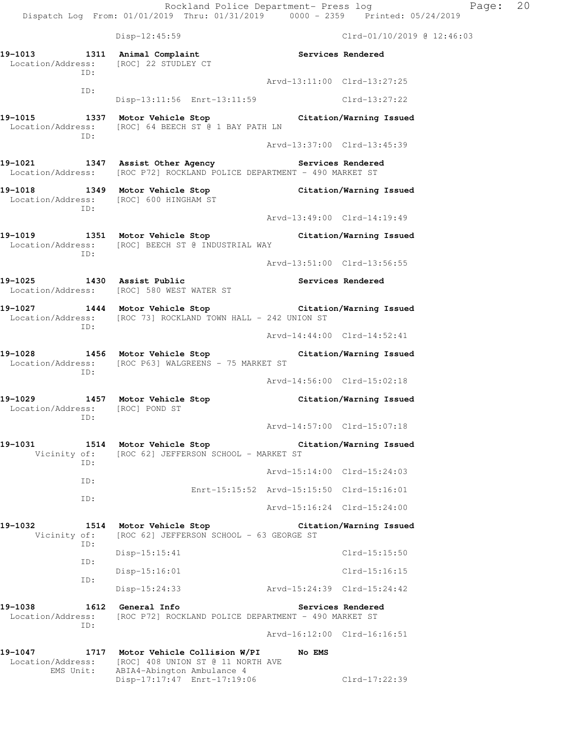Disp-12:45:59 Clrd-01/10/2019 @ 12:46:03

**19-1013 1311 Animal Complaint Services Rendered**
Location/Address: [ROC] 22 STUDLEY CT
ID:
Arvd-13:11:00 Clrd-13:27:25
ID:
Disp-13:11:56 Enrt-13:11:59 Clrd-13:27:22

**19-1015 1337 Motor Vehicle Stop Citation/Warning Issued**
Location/Address: [ROC] 64 BEECH ST @ 1 BAY PATH LN
ID:
Arvd-13:37:00 Clrd-13:45:39

**19-1021 1347 Assist Other Agency Services Rendered**
Location/Address: [ROC P72] ROCKLAND POLICE DEPARTMENT - 490 MARKET ST

**19-1018 1349 Motor Vehicle Stop Citation/Warning Issued**
Location/Address: [ROC] 600 HINGHAM ST
ID:
Arvd-13:49:00 Clrd-14:19:49

**19-1019 1351 Motor Vehicle Stop Citation/Warning Issued**
Location/Address: [ROC] BEECH ST @ INDUSTRIAL WAY
ID:
Arvd-13:51:00 Clrd-13:56:55

**19-1025 1430 Assist Public Services Rendered**
Location/Address: [ROC] 580 WEST WATER ST

**19-1027 1444 Motor Vehicle Stop Citation/Warning Issued**
Location/Address: [ROC 73] ROCKLAND TOWN HALL - 242 UNION ST
ID:
Arvd-14:44:00 Clrd-14:52:41

**19-1028 1456 Motor Vehicle Stop Citation/Warning Issued**
Location/Address: [ROC P63] WALGREENS - 75 MARKET ST
ID:
Arvd-14:56:00 Clrd-15:02:18

**19-1029 1457 Motor Vehicle Stop Citation/Warning Issued**
Location/Address: [ROC] POND ST
ID:
Arvd-14:57:00 Clrd-15:07:18

**19-1031 1514 Motor Vehicle Stop Citation/Warning Issued**
Vicinity of: [ROC 62] JEFFERSON SCHOOL - MARKET ST
ID:
Arvd-15:14:00 Clrd-15:24:03
ID:
Enrt-15:15:52 Arvd-15:15:50 Clrd-15:16:01
ID:
Arvd-15:16:24 Clrd-15:24:00

**19-1032 1514 Motor Vehicle Stop Citation/Warning Issued**
Vicinity of: [ROC 62] JEFFERSON SCHOOL - 63 GEORGE ST
ID:
Disp-15:15:41 Clrd-15:15:50
ID:
Disp-15:16:01 Clrd-15:16:15
ID:
Disp-15:24:33 Arvd-15:24:39 Clrd-15:24:42

**19-1038 1612 General Info Services Rendered**
Location/Address: [ROC P72] ROCKLAND POLICE DEPARTMENT - 490 MARKET ST
ID:
Arvd-16:12:00 Clrd-16:16:51

**19-1047 1717 Motor Vehicle Collision W/PI No EMS**
Location/Address: [ROC] 408 UNION ST @ 11 NORTH AVE
EMS Unit: ABIA4-Abington Ambulance 4
Disp-17:17:47 Enrt-17:19:06 Clrd-17:22:39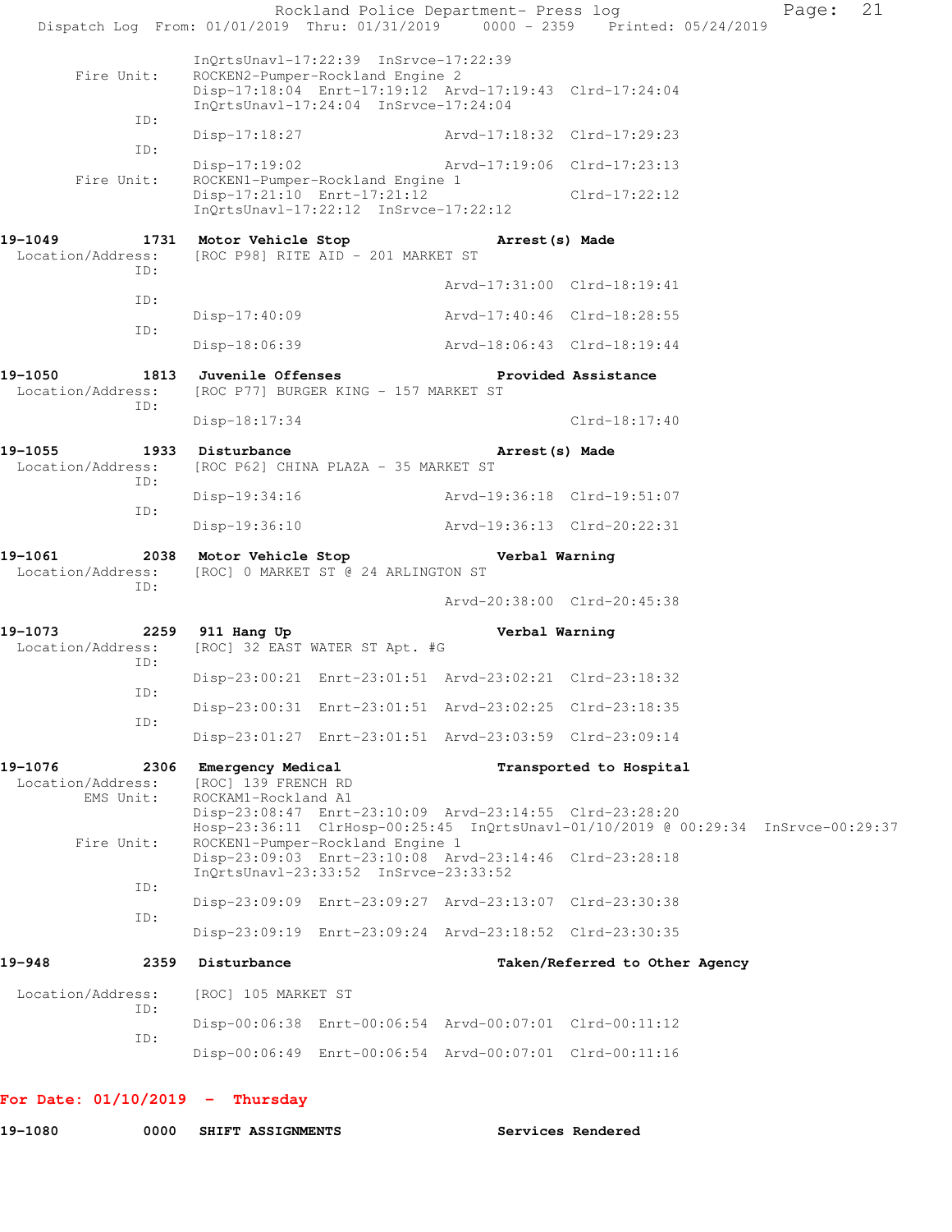InQrtsUnavl-17:22:39 InSrvce-17:22:39

Fire Unit: ROCKEN2-Pumper-Rockland Engine 2
Disp-17:18:04 Enrt-17:19:12 Arvd-17:19:43 Clrd-17:24:04
InQrtsUnavl-17:24:04 InSrvce-17:24:04

ID:
Disp-17:18:27 Arvd-17:18:32 Clrd-17:29:23

ID:
Disp-17:19:02 Arvd-17:19:06 Clrd-17:23:13

Fire Unit: ROCKEN1-Pumper-Rockland Engine 1
Disp-17:21:10 Enrt-17:21:12 Clrd-17:22:12
InQrtsUnavl-17:22:12 InSrvce-17:22:12

**19-1049 1731 Motor Vehicle Stop Arrest(s) Made**
Location/Address: [ROC P98] RITE AID - 201 MARKET ST
ID:
Arvd-17:31:00 Clrd-18:19:41
ID:
Disp-17:40:09 Arvd-17:40:46 Clrd-18:28:55
ID:
Disp-18:06:39 Arvd-18:06:43 Clrd-18:19:44

**19-1050 1813 Juvenile Offenses Provided Assistance**
Location/Address: [ROC P77] BURGER KING - 157 MARKET ST
ID:
Disp-18:17:34 Clrd-18:17:40

**19-1055 1933 Disturbance Arrest(s) Made**
Location/Address: [ROC P62] CHINA PLAZA - 35 MARKET ST
ID:
Disp-19:34:16 Arvd-19:36:18 Clrd-19:51:07
ID:
Disp-19:36:10 Arvd-19:36:13 Clrd-20:22:31

**19-1061 2038 Motor Vehicle Stop Verbal Warning**
Location/Address: [ROC] 0 MARKET ST @ 24 ARLINGTON ST
ID:
Arvd-20:38:00 Clrd-20:45:38

**19-1073 2259 911 Hang Up Verbal Warning**
Location/Address: [ROC] 32 EAST WATER ST Apt. #G
ID:
Disp-23:00:21 Enrt-23:01:51 Arvd-23:02:21 Clrd-23:18:32
ID:
Disp-23:00:31 Enrt-23:01:51 Arvd-23:02:25 Clrd-23:18:35
ID:
Disp-23:01:27 Enrt-23:01:51 Arvd-23:03:59 Clrd-23:09:14

**19-1076 2306 Emergency Medical Transported to Hospital**
Location/Address: [ROC] 139 FRENCH RD
EMS Unit: ROCKAM1-Rockland A1
Disp-23:08:47 Enrt-23:10:09 Arvd-23:14:55 Clrd-23:28:20
Hosp-23:36:11 ClrHosp-00:25:45 InQrtsUnavl-01/10/2019 @ 00:29:34 InSrvce-00:29:37
Fire Unit: ROCKEN1-Pumper-Rockland Engine 1
Disp-23:09:03 Enrt-23:10:08 Arvd-23:14:46 Clrd-23:28:18
InQrtsUnavl-23:33:52 InSrvce-23:33:52
ID:
Disp-23:09:09 Enrt-23:09:27 Arvd-23:13:07 Clrd-23:30:38
ID:
Disp-23:09:19 Enrt-23:09:24 Arvd-23:18:52 Clrd-23:30:35

**19-948 2359 Disturbance Taken/Referred to Other Agency**
Location/Address: [ROC] 105 MARKET ST
ID:
Disp-00:06:38 Enrt-00:06:54 Arvd-00:07:01 Clrd-00:11:12
ID:
Disp-00:06:49 Enrt-00:06:54 Arvd-00:07:01 Clrd-00:11:16

## For Date: 01/10/2019 - Thursday

**19-1080 0000 SHIFT ASSIGNMENTS Services Rendered**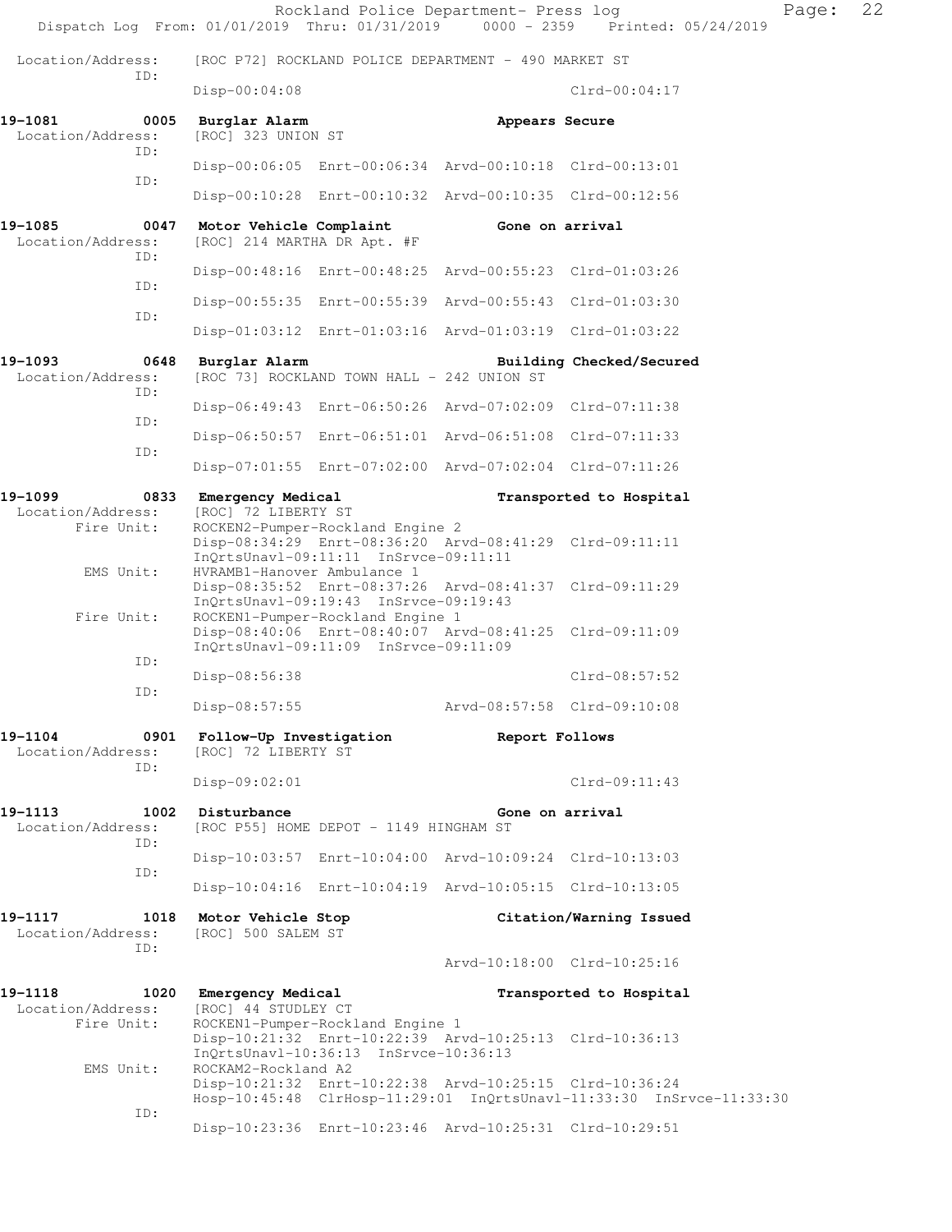```
 Location/Address:    [ROC P72] ROCKLAND POLICE DEPARTMENT - 490 MARKET ST
               ID:
                      Disp-00:04:08                               Clrd-00:04:17

19-1081         0005  Burglar Alarm                          Appears Secure
 Location/Address:    [ROC] 323 UNION ST
               ID:
                      Disp-00:06:05  Enrt-00:06:34  Arvd-00:10:18  Clrd-00:13:01
               ID:
                      Disp-00:10:28  Enrt-00:10:32  Arvd-00:10:35  Clrd-00:12:56

19-1085         0047  Motor Vehicle Complaint                Gone on arrival
 Location/Address:    [ROC] 214 MARTHA DR Apt. #F
               ID:
                      Disp-00:48:16  Enrt-00:48:25  Arvd-00:55:23  Clrd-01:03:26
               ID:
                      Disp-00:55:35  Enrt-00:55:39  Arvd-00:55:43  Clrd-01:03:30
               ID:
                      Disp-01:03:12  Enrt-01:03:16  Arvd-01:03:19  Clrd-01:03:22

19-1093         0648  Burglar Alarm                          Building Checked/Secured
 Location/Address:    [ROC 73] ROCKLAND TOWN HALL - 242 UNION ST
               ID:
                      Disp-06:49:43  Enrt-06:50:26  Arvd-07:02:09  Clrd-07:11:38
               ID:
                      Disp-06:50:57  Enrt-06:51:01  Arvd-06:51:08  Clrd-07:11:33
               ID:
                      Disp-07:01:55  Enrt-07:02:00  Arvd-07:02:04  Clrd-07:11:26

19-1099         0833  Emergency Medical                      Transported to Hospital
 Location/Address:    [ROC] 72 LIBERTY ST
       Fire Unit:     ROCKEN2-Pumper-Rockland Engine 2
                      Disp-08:34:29  Enrt-08:36:20  Arvd-08:41:29  Clrd-09:11:11
                      InQrtsUnavl-09:11:11  InSrvce-09:11:11
        EMS Unit:     HVRAMB1-Hanover Ambulance 1
                      Disp-08:35:52  Enrt-08:37:26  Arvd-08:41:37  Clrd-09:11:29
                      InQrtsUnavl-09:19:43  InSrvce-09:19:43
       Fire Unit:     ROCKEN1-Pumper-Rockland Engine 1
                      Disp-08:40:06  Enrt-08:40:07  Arvd-08:41:25  Clrd-09:11:09
                      InQrtsUnavl-09:11:09  InSrvce-09:11:09
               ID:
                      Disp-08:56:38                               Clrd-08:57:52
               ID:
                      Disp-08:57:55                 Arvd-08:57:58  Clrd-09:10:08

19-1104         0901  Follow-Up Investigation                Report Follows
 Location/Address:    [ROC] 72 LIBERTY ST
               ID:
                      Disp-09:02:01                               Clrd-09:11:43

19-1113         1002  Disturbance                            Gone on arrival
 Location/Address:    [ROC P55] HOME DEPOT - 1149 HINGHAM ST
               ID:
                      Disp-10:03:57  Enrt-10:04:00  Arvd-10:09:24  Clrd-10:13:03
               ID:
                      Disp-10:04:16  Enrt-10:04:19  Arvd-10:05:15  Clrd-10:13:05

19-1117         1018  Motor Vehicle Stop                     Citation/Warning Issued
 Location/Address:    [ROC] 500 SALEM ST
               ID:
                                                    Arvd-10:18:00  Clrd-10:25:16

19-1118         1020  Emergency Medical                      Transported to Hospital
 Location/Address:    [ROC] 44 STUDLEY CT
       Fire Unit:     ROCKEN1-Pumper-Rockland Engine 1
                      Disp-10:21:32  Enrt-10:22:39  Arvd-10:25:13  Clrd-10:36:13
                      InQrtsUnavl-10:36:13  InSrvce-10:36:13
        EMS Unit:     ROCKAM2-Rockland A2
                      Disp-10:21:32  Enrt-10:22:38  Arvd-10:25:15  Clrd-10:36:24
                      Hosp-10:45:48  ClrHosp-11:29:01  InQrtsUnavl-11:33:30  InSrvce-11:33:30
               ID:
                      Disp-10:23:36  Enrt-10:23:46  Arvd-10:25:31  Clrd-10:29:51
```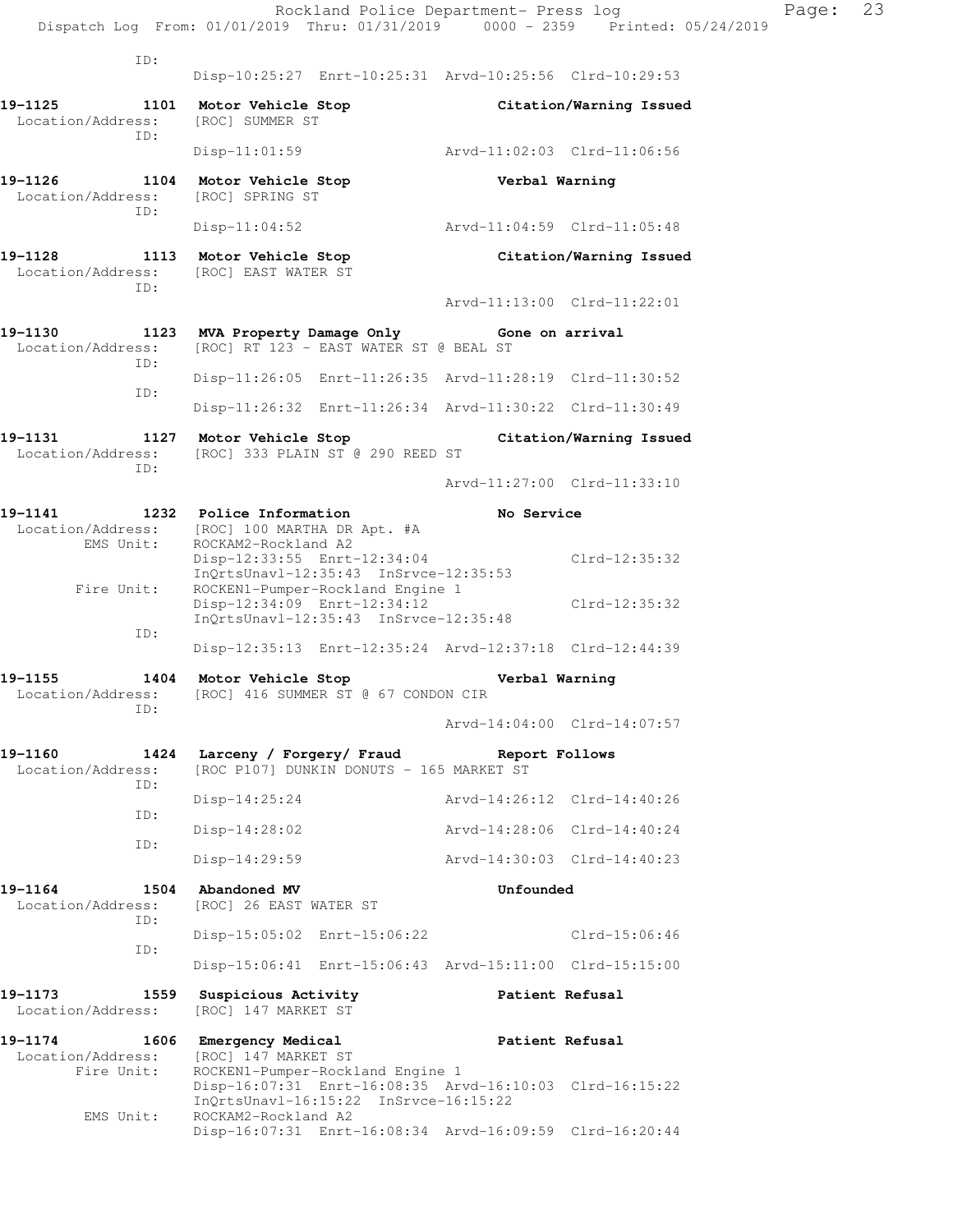ID:
Disp-10:25:27 Enrt-10:25:31 Arvd-10:25:56 Clrd-10:29:53

**19-1125 1101 Motor Vehicle Stop Citation/Warning Issued**
Location/Address: [ROC] SUMMER ST
ID:
Disp-11:01:59 Arvd-11:02:03 Clrd-11:06:56

**19-1126 1104 Motor Vehicle Stop Verbal Warning**
Location/Address: [ROC] SPRING ST
ID:
Disp-11:04:52 Arvd-11:04:59 Clrd-11:05:48

**19-1128 1113 Motor Vehicle Stop Citation/Warning Issued**
Location/Address: [ROC] EAST WATER ST
ID:
Arvd-11:13:00 Clrd-11:22:01

**19-1130 1123 MVA Property Damage Only Gone on arrival**
Location/Address: [ROC] RT 123 - EAST WATER ST @ BEAL ST
ID:
Disp-11:26:05 Enrt-11:26:35 Arvd-11:28:19 Clrd-11:30:52
ID:
Disp-11:26:32 Enrt-11:26:34 Arvd-11:30:22 Clrd-11:30:49

**19-1131 1127 Motor Vehicle Stop Citation/Warning Issued**
Location/Address: [ROC] 333 PLAIN ST @ 290 REED ST
ID:
Arvd-11:27:00 Clrd-11:33:10

**19-1141 1232 Police Information No Service**
Location/Address: [ROC] 100 MARTHA DR Apt. #A
EMS Unit: ROCKAM2-Rockland A2
Disp-12:33:55 Enrt-12:34:04 Clrd-12:35:32
InQrtsUnavl-12:35:43 InSrvce-12:35:53
Fire Unit: ROCKEN1-Pumper-Rockland Engine 1
Disp-12:34:09 Enrt-12:34:12 Clrd-12:35:32
InQrtsUnavl-12:35:43 InSrvce-12:35:48
ID:
Disp-12:35:13 Enrt-12:35:24 Arvd-12:37:18 Clrd-12:44:39

**19-1155 1404 Motor Vehicle Stop Verbal Warning**
Location/Address: [ROC] 416 SUMMER ST @ 67 CONDON CIR
ID:
Arvd-14:04:00 Clrd-14:07:57

**19-1160 1424 Larceny / Forgery/ Fraud Report Follows**
Location/Address: [ROC P107] DUNKIN DONUTS - 165 MARKET ST
ID:
Disp-14:25:24 Arvd-14:26:12 Clrd-14:40:26
ID:
Disp-14:28:02 Arvd-14:28:06 Clrd-14:40:24
ID:
Disp-14:29:59 Arvd-14:30:03 Clrd-14:40:23

**19-1164 1504 Abandoned MV Unfounded**
Location/Address: [ROC] 26 EAST WATER ST
ID:
Disp-15:05:02 Enrt-15:06:22 Clrd-15:06:46
ID:
Disp-15:06:41 Enrt-15:06:43 Arvd-15:11:00 Clrd-15:15:00

**19-1173 1559 Suspicious Activity Patient Refusal**
Location/Address: [ROC] 147 MARKET ST

**19-1174 1606 Emergency Medical Patient Refusal**
Location/Address: [ROC] 147 MARKET ST
Fire Unit: ROCKEN1-Pumper-Rockland Engine 1
Disp-16:07:31 Enrt-16:08:35 Arvd-16:10:03 Clrd-16:15:22
InQrtsUnavl-16:15:22 InSrvce-16:15:22
EMS Unit: ROCKAM2-Rockland A2
Disp-16:07:31 Enrt-16:08:34 Arvd-16:09:59 Clrd-16:20:44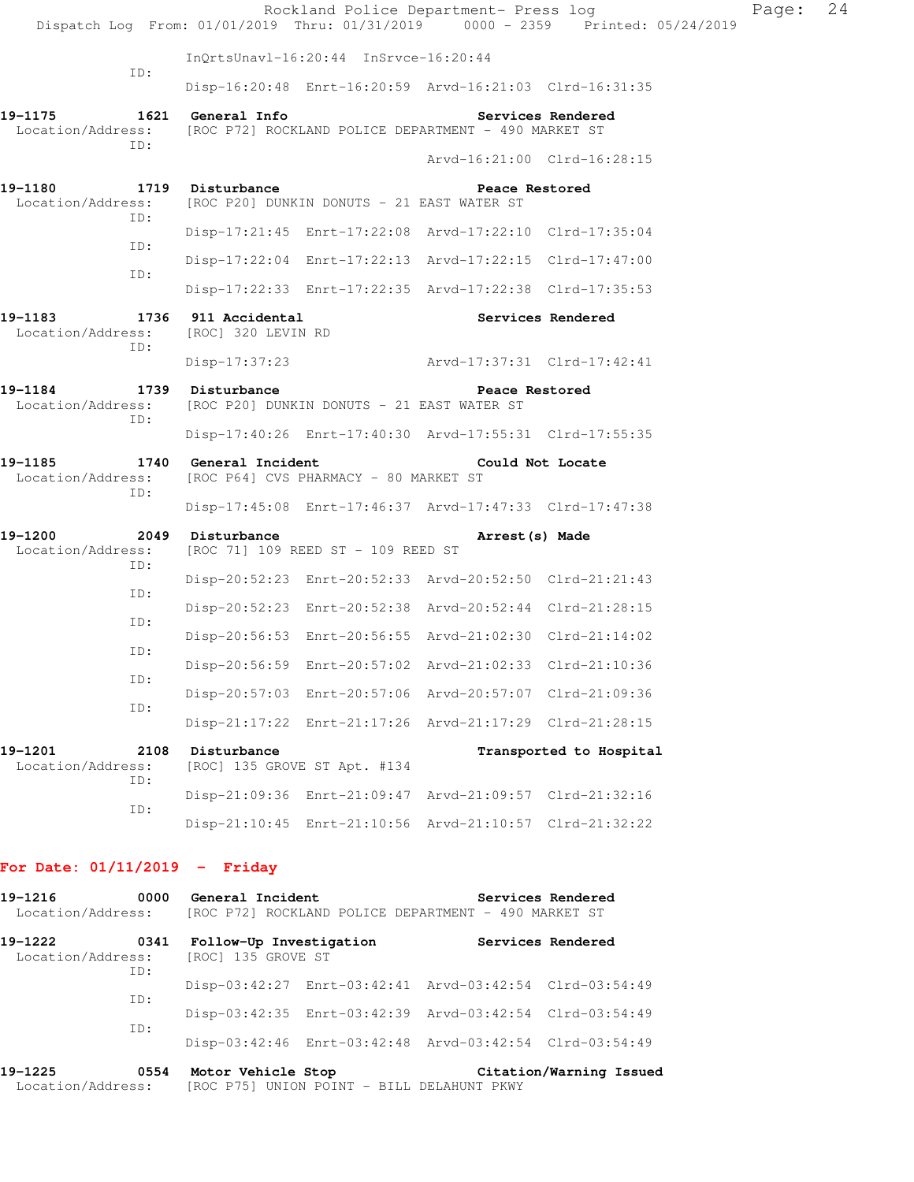InQrtsUnavl-16:20:44 InSrvce-16:20:44

ID:
Disp-16:20:48 Enrt-16:20:59 Arvd-16:21:03 Clrd-16:31:35

**19-1175 1621 General Info Services Rendered**
Location/Address: [ROC P72] ROCKLAND POLICE DEPARTMENT - 490 MARKET ST
ID:
Arvd-16:21:00 Clrd-16:28:15

**19-1180 1719 Disturbance Peace Restored**
Location/Address: [ROC P20] DUNKIN DONUTS - 21 EAST WATER ST
ID:
Disp-17:21:45 Enrt-17:22:08 Arvd-17:22:10 Clrd-17:35:04
ID:
Disp-17:22:04 Enrt-17:22:13 Arvd-17:22:15 Clrd-17:47:00
ID:
Disp-17:22:33 Enrt-17:22:35 Arvd-17:22:38 Clrd-17:35:53

**19-1183 1736 911 Accidental Services Rendered**
Location/Address: [ROC] 320 LEVIN RD
ID:
Disp-17:37:23 Arvd-17:37:31 Clrd-17:42:41

**19-1184 1739 Disturbance Peace Restored**
Location/Address: [ROC P20] DUNKIN DONUTS - 21 EAST WATER ST
ID:
Disp-17:40:26 Enrt-17:40:30 Arvd-17:55:31 Clrd-17:55:35

**19-1185 1740 General Incident Could Not Locate**
Location/Address: [ROC P64] CVS PHARMACY - 80 MARKET ST
ID:
Disp-17:45:08 Enrt-17:46:37 Arvd-17:47:33 Clrd-17:47:38

**19-1200 2049 Disturbance Arrest(s) Made**
Location/Address: [ROC 71] 109 REED ST - 109 REED ST
ID:
Disp-20:52:23 Enrt-20:52:33 Arvd-20:52:50 Clrd-21:21:43
ID:
Disp-20:52:23 Enrt-20:52:38 Arvd-20:52:44 Clrd-21:28:15
ID:
Disp-20:56:53 Enrt-20:56:55 Arvd-21:02:30 Clrd-21:14:02
ID:
Disp-20:56:59 Enrt-20:57:02 Arvd-21:02:33 Clrd-21:10:36
ID:
Disp-20:57:03 Enrt-20:57:06 Arvd-20:57:07 Clrd-21:09:36
ID:
Disp-21:17:22 Enrt-21:17:26 Arvd-21:17:29 Clrd-21:28:15

**19-1201 2108 Disturbance Transported to Hospital**
Location/Address: [ROC] 135 GROVE ST Apt. #134
ID:
Disp-21:09:36 Enrt-21:09:47 Arvd-21:09:57 Clrd-21:32:16
ID:
Disp-21:10:45 Enrt-21:10:56 Arvd-21:10:57 Clrd-21:32:22

## For Date: 01/11/2019 - Friday

**19-1216 0000 General Incident Services Rendered**
Location/Address: [ROC P72] ROCKLAND POLICE DEPARTMENT - 490 MARKET ST

**19-1222 0341 Follow-Up Investigation Services Rendered**
Location/Address: [ROC] 135 GROVE ST
ID:
Disp-03:42:27 Enrt-03:42:41 Arvd-03:42:54 Clrd-03:54:49
ID:
Disp-03:42:35 Enrt-03:42:39 Arvd-03:42:54 Clrd-03:54:49
ID:
Disp-03:42:46 Enrt-03:42:48 Arvd-03:42:54 Clrd-03:54:49

**19-1225 0554 Motor Vehicle Stop Citation/Warning Issued**
Location/Address: [ROC P75] UNION POINT - BILL DELAHUNT PKWY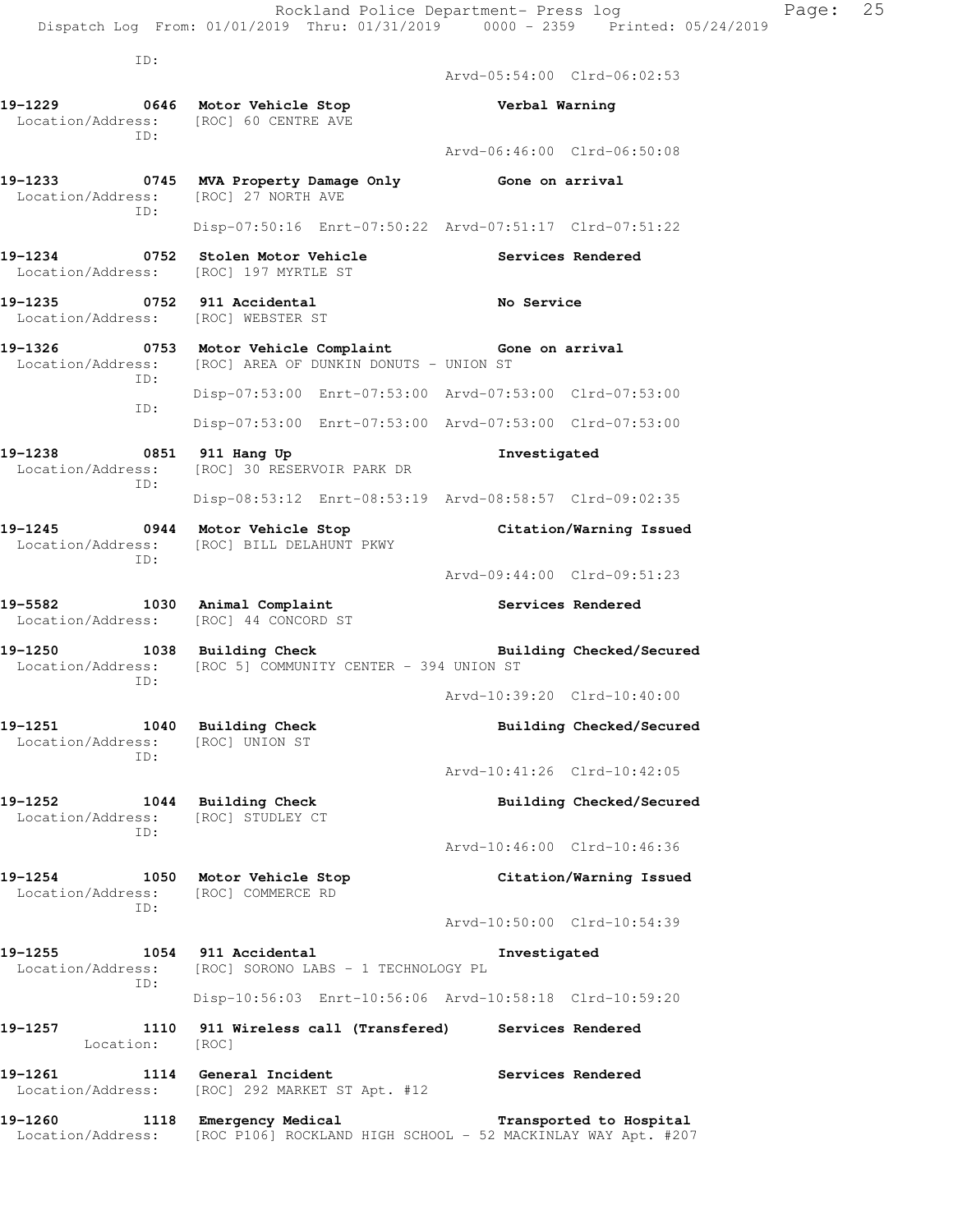ID:
Arvd-05:54:00 Clrd-06:02:53

**19-1229 0646 Motor Vehicle Stop** **Verbal Warning**
Location/Address: [ROC] 60 CENTRE AVE
ID:
Arvd-06:46:00 Clrd-06:50:08

**19-1233 0745 MVA Property Damage Only** **Gone on arrival**
Location/Address: [ROC] 27 NORTH AVE
ID:
Disp-07:50:16 Enrt-07:50:22 Arvd-07:51:17 Clrd-07:51:22

**19-1234 0752 Stolen Motor Vehicle** **Services Rendered**
Location/Address: [ROC] 197 MYRTLE ST

**19-1235 0752 911 Accidental** **No Service**
Location/Address: [ROC] WEBSTER ST

**19-1326 0753 Motor Vehicle Complaint** **Gone on arrival**
Location/Address: [ROC] AREA OF DUNKIN DONUTS - UNION ST
ID:
Disp-07:53:00 Enrt-07:53:00 Arvd-07:53:00 Clrd-07:53:00
ID:
Disp-07:53:00 Enrt-07:53:00 Arvd-07:53:00 Clrd-07:53:00

**19-1238 0851 911 Hang Up** **Investigated**
Location/Address: [ROC] 30 RESERVOIR PARK DR
ID:
Disp-08:53:12 Enrt-08:53:19 Arvd-08:58:57 Clrd-09:02:35

**19-1245 0944 Motor Vehicle Stop** **Citation/Warning Issued**
Location/Address: [ROC] BILL DELAHUNT PKWY
ID:
Arvd-09:44:00 Clrd-09:51:23

**19-5582 1030 Animal Complaint** **Services Rendered**
Location/Address: [ROC] 44 CONCORD ST

**19-1250 1038 Building Check** **Building Checked/Secured**
Location/Address: [ROC 5] COMMUNITY CENTER - 394 UNION ST
ID:
Arvd-10:39:20 Clrd-10:40:00

**19-1251 1040 Building Check** **Building Checked/Secured**
Location/Address: [ROC] UNION ST
ID:
Arvd-10:41:26 Clrd-10:42:05

**19-1252 1044 Building Check** **Building Checked/Secured**
Location/Address: [ROC] STUDLEY CT
ID:
Arvd-10:46:00 Clrd-10:46:36

**19-1254 1050 Motor Vehicle Stop** **Citation/Warning Issued**
Location/Address: [ROC] COMMERCE RD
ID:
Arvd-10:50:00 Clrd-10:54:39

**19-1255 1054 911 Accidental** **Investigated**
Location/Address: [ROC] SORONO LABS - 1 TECHNOLOGY PL
ID:
Disp-10:56:03 Enrt-10:56:06 Arvd-10:58:18 Clrd-10:59:20

**19-1257 1110 911 Wireless call (Transfered)** **Services Rendered**
Location: [ROC]

**19-1261 1114 General Incident** **Services Rendered**
Location/Address: [ROC] 292 MARKET ST Apt. #12

**19-1260 1118 Emergency Medical** **Transported to Hospital**
Location/Address: [ROC P106] ROCKLAND HIGH SCHOOL - 52 MACKINLAY WAY Apt. #207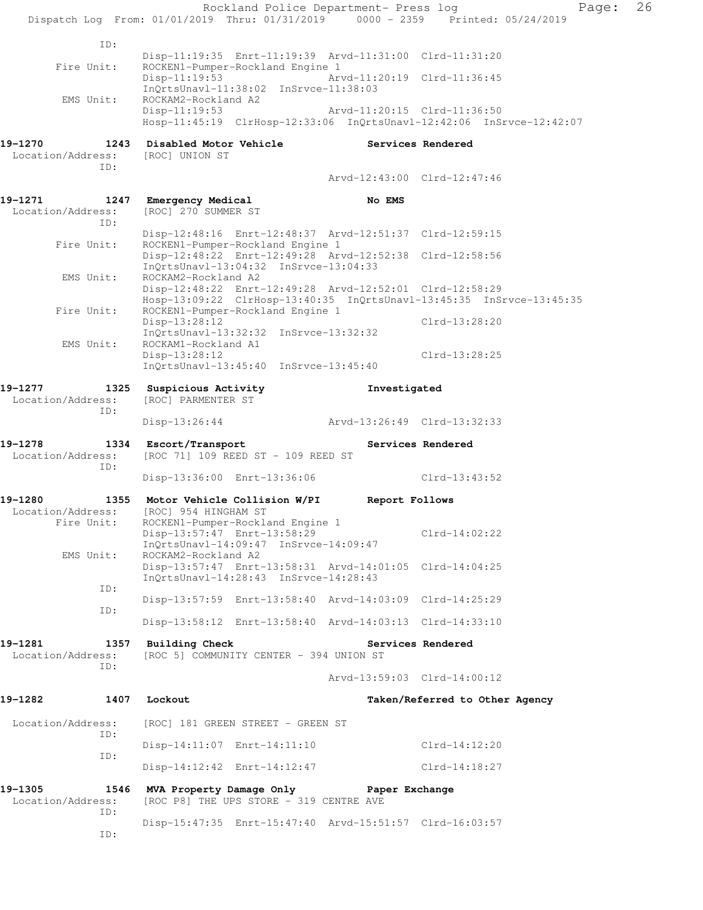```
             ID:
                    Disp-11:19:35  Enrt-11:19:39  Arvd-11:31:00  Clrd-11:31:20
      Fire Unit:    ROCKEN1-Pumper-Rockland Engine 1
                    Disp-11:19:53                 Arvd-11:20:19  Clrd-11:36:45
                    InQrtsUnavl-11:38:02  InSrvce-11:38:03
       EMS Unit:    ROCKAM2-Rockland A2
                    Disp-11:19:53                 Arvd-11:20:15  Clrd-11:36:50
                    Hosp-11:45:19  ClrHosp-12:33:06  InQrtsUnavl-12:42:06  InSrvce-12:42:07

19-1270        1243  Disabled Motor Vehicle              Services Rendered
 Location/Address:   [ROC] UNION ST
             ID:
                                                  Arvd-12:43:00  Clrd-12:47:46

19-1271        1247  Emergency Medical                   No EMS
 Location/Address:   [ROC] 270 SUMMER ST
             ID:
                    Disp-12:48:16  Enrt-12:48:37  Arvd-12:51:37  Clrd-12:59:15
      Fire Unit:    ROCKEN1-Pumper-Rockland Engine 1
                    Disp-12:48:22  Enrt-12:49:28  Arvd-12:52:38  Clrd-12:58:56
                    InQrtsUnavl-13:04:32  InSrvce-13:04:33
       EMS Unit:    ROCKAM2-Rockland A2
                    Disp-12:48:22  Enrt-12:49:28  Arvd-12:52:01  Clrd-12:58:29
                    Hosp-13:09:22  ClrHosp-13:40:35  InQrtsUnavl-13:45:35  InSrvce-13:45:35
      Fire Unit:    ROCKEN1-Pumper-Rockland Engine 1
                    Disp-13:28:12                                Clrd-13:28:20
                    InQrtsUnavl-13:32:32  InSrvce-13:32:32
       EMS Unit:    ROCKAM1-Rockland A1
                    Disp-13:28:12                                Clrd-13:28:25
                    InQrtsUnavl-13:45:40  InSrvce-13:45:40

19-1277        1325  Suspicious Activity                 Investigated
 Location/Address:   [ROC] PARMENTER ST
             ID:
                    Disp-13:26:44                 Arvd-13:26:49  Clrd-13:32:33

19-1278        1334  Escort/Transport                    Services Rendered
 Location/Address:   [ROC 71] 109 REED ST - 109 REED ST
             ID:
                    Disp-13:36:00  Enrt-13:36:06                 Clrd-13:43:52

19-1280        1355  Motor Vehicle Collision W/PI        Report Follows
 Location/Address:   [ROC] 954 HINGHAM ST
      Fire Unit:    ROCKEN1-Pumper-Rockland Engine 1
                    Disp-13:57:47  Enrt-13:58:29                 Clrd-14:02:22
                    InQrtsUnavl-14:09:47  InSrvce-14:09:47
       EMS Unit:    ROCKAM2-Rockland A2
                    Disp-13:57:47  Enrt-13:58:31  Arvd-14:01:05  Clrd-14:04:25
                    InQrtsUnavl-14:28:43  InSrvce-14:28:43
             ID:
                    Disp-13:57:59  Enrt-13:58:40  Arvd-14:03:09  Clrd-14:25:29
             ID:
                    Disp-13:58:12  Enrt-13:58:40  Arvd-14:03:13  Clrd-14:33:10

19-1281        1357  Building Check                      Services Rendered
 Location/Address:   [ROC 5] COMMUNITY CENTER - 394 UNION ST
             ID:
                                                  Arvd-13:59:03  Clrd-14:00:12

19-1282        1407  Lockout                             Taken/Referred to Other Agency

 Location/Address:   [ROC] 181 GREEN STREET - GREEN ST
             ID:
                    Disp-14:11:07  Enrt-14:11:10                 Clrd-14:12:20
             ID:
                    Disp-14:12:42  Enrt-14:12:47                 Clrd-14:18:27

19-1305        1546  MVA Property Damage Only            Paper Exchange
 Location/Address:   [ROC P8] THE UPS STORE - 319 CENTRE AVE
             ID:
                    Disp-15:47:35  Enrt-15:47:40  Arvd-15:51:57  Clrd-16:03:57
             ID:
```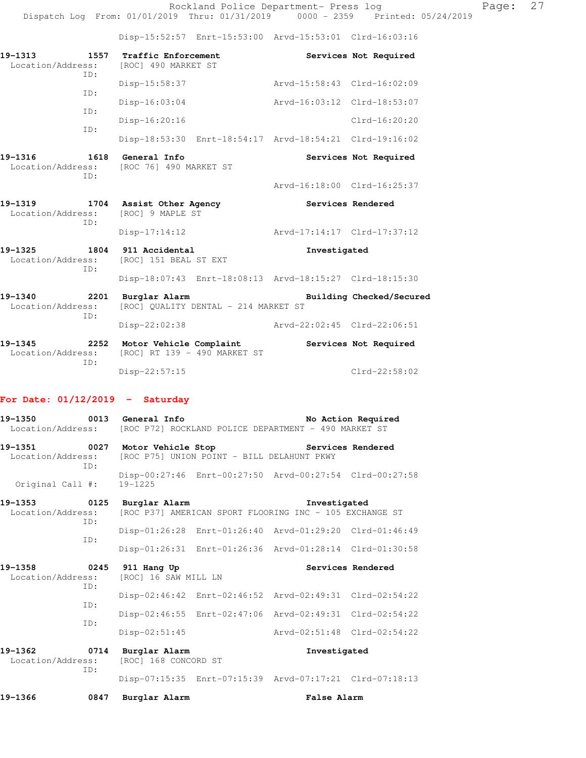Disp-15:52:57 Enrt-15:53:00 Arvd-15:53:01 Clrd-16:03:16

**19-1313 1557 Traffic Enforcement** **Services Not Required**
Location/Address: [ROC] 490 MARKET ST
ID:
Disp-15:58:37 Arvd-15:58:43 Clrd-16:02:09
ID:
Disp-16:03:04 Arvd-16:03:12 Clrd-18:53:07
ID:
Disp-16:20:16 Clrd-16:20:20
ID:
Disp-18:53:30 Enrt-18:54:17 Arvd-18:54:21 Clrd-19:16:02

**19-1316 1618 General Info** **Services Not Required**
Location/Address: [ROC 76] 490 MARKET ST
ID:
Arvd-16:18:00 Clrd-16:25:37

**19-1319 1704 Assist Other Agency** **Services Rendered**
Location/Address: [ROC] 9 MAPLE ST
ID:
Disp-17:14:12 Arvd-17:14:17 Clrd-17:37:12

**19-1325 1804 911 Accidental** **Investigated**
Location/Address: [ROC] 151 BEAL ST EXT
ID:
Disp-18:07:43 Enrt-18:08:13 Arvd-18:15:27 Clrd-18:15:30

**19-1340 2201 Burglar Alarm** **Building Checked/Secured**
Location/Address: [ROC] QUALITY DENTAL - 214 MARKET ST
ID:
Disp-22:02:38 Arvd-22:02:45 Clrd-22:06:51

**19-1345 2252 Motor Vehicle Complaint** **Services Not Required**
Location/Address: [ROC] RT 139 - 490 MARKET ST
ID:
Disp-22:57:15 Clrd-22:58:02

## For Date: 01/12/2019 - Saturday

**19-1350 0013 General Info** **No Action Required**
Location/Address: [ROC P72] ROCKLAND POLICE DEPARTMENT - 490 MARKET ST

**19-1351 0027 Motor Vehicle Stop** **Services Rendered**
Location/Address: [ROC P75] UNION POINT - BILL DELAHUNT PKWY
ID:
Disp-00:27:46 Enrt-00:27:50 Arvd-00:27:54 Clrd-00:27:58
Original Call #: 19-1225

**19-1353 0125 Burglar Alarm** **Investigated**
Location/Address: [ROC P37] AMERICAN SPORT FLOORING INC - 105 EXCHANGE ST
ID:
Disp-01:26:28 Enrt-01:26:40 Arvd-01:29:20 Clrd-01:46:49
ID:
Disp-01:26:31 Enrt-01:26:36 Arvd-01:28:14 Clrd-01:30:58

**19-1358 0245 911 Hang Up** **Services Rendered**
Location/Address: [ROC] 16 SAW MILL LN
ID:
Disp-02:46:42 Enrt-02:46:52 Arvd-02:49:31 Clrd-02:54:22
ID:
Disp-02:46:55 Enrt-02:47:06 Arvd-02:49:31 Clrd-02:54:22
ID:
Disp-02:51:45 Arvd-02:51:48 Clrd-02:54:22

**19-1362 0714 Burglar Alarm** **Investigated**
Location/Address: [ROC] 168 CONCORD ST
ID:
Disp-07:15:35 Enrt-07:15:39 Arvd-07:17:21 Clrd-07:18:13

**19-1366 0847 Burglar Alarm** **False Alarm**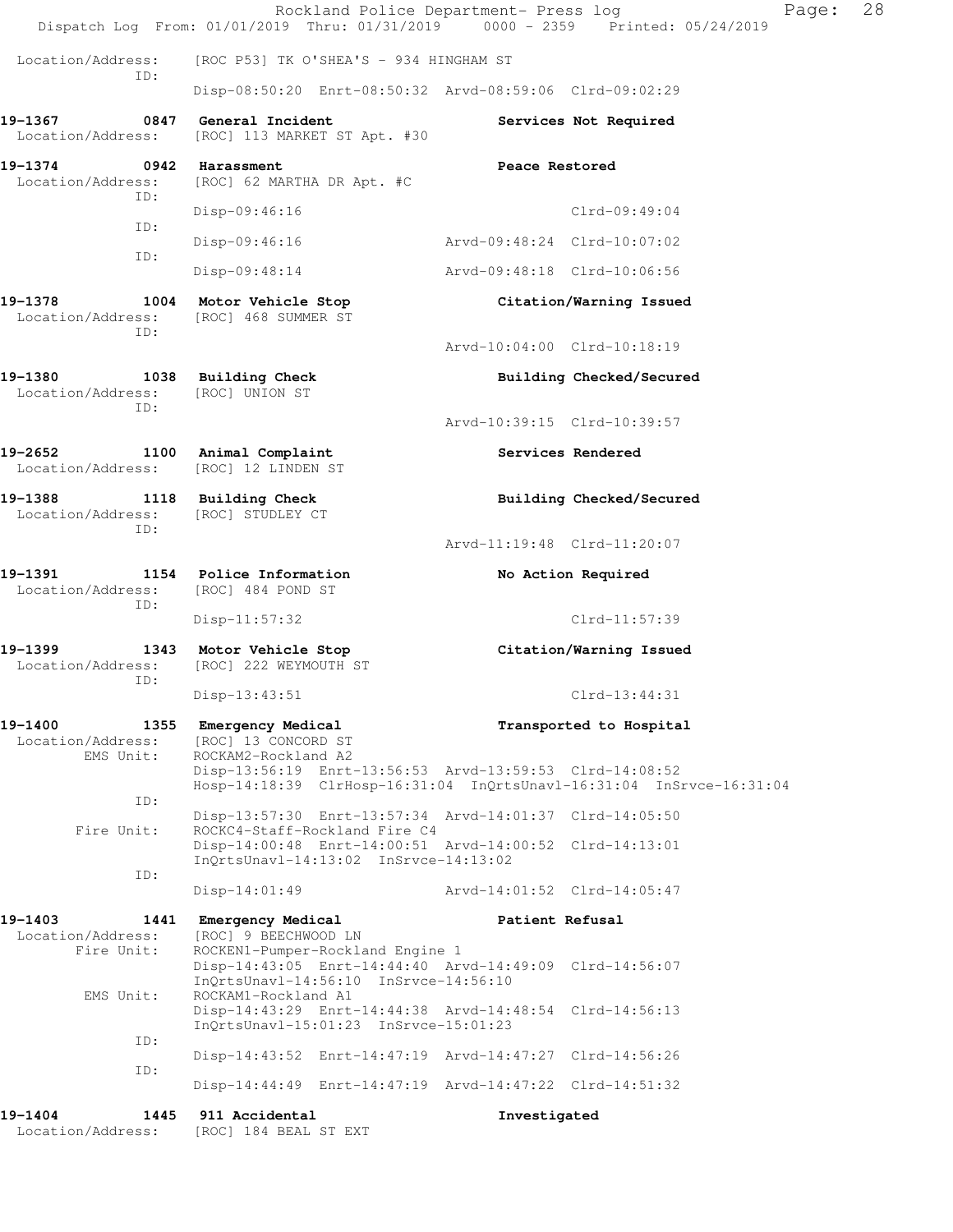Rockland Police Department- Press log
Dispatch Log From: 01/01/2019 Thru: 01/31/2019 0000 - 2359 Printed: 05/24/2019

```
Location/Address:    [ROC P53] TK O'SHEA'S - 934 HINGHAM ST
              ID:
                     Disp-08:50:20  Enrt-08:50:32  Arvd-08:59:06  Clrd-09:02:29

19-1367        0847  General Incident                        Services Not Required
 Location/Address:   [ROC] 113 MARKET ST Apt. #30

19-1374        0942  Harassment                              Peace Restored
 Location/Address:   [ROC] 62 MARTHA DR Apt. #C
              ID:
                     Disp-09:46:16                               Clrd-09:49:04
              ID:
                     Disp-09:46:16               Arvd-09:48:24   Clrd-10:07:02
              ID:
                     Disp-09:48:14               Arvd-09:48:18   Clrd-10:06:56

19-1378        1004  Motor Vehicle Stop                      Citation/Warning Issued
 Location/Address:   [ROC] 468 SUMMER ST
              ID:
                                                 Arvd-10:04:00   Clrd-10:18:19

19-1380        1038  Building Check                          Building Checked/Secured
 Location/Address:   [ROC] UNION ST
              ID:
                                                 Arvd-10:39:15   Clrd-10:39:57

19-2652        1100  Animal Complaint                        Services Rendered
 Location/Address:   [ROC] 12 LINDEN ST

19-1388        1118  Building Check                          Building Checked/Secured
 Location/Address:   [ROC] STUDLEY CT
              ID:
                                                 Arvd-11:19:48   Clrd-11:20:07

19-1391        1154  Police Information                      No Action Required
 Location/Address:   [ROC] 484 POND ST
              ID:
                     Disp-11:57:32                               Clrd-11:57:39

19-1399        1343  Motor Vehicle Stop                      Citation/Warning Issued
 Location/Address:   [ROC] 222 WEYMOUTH ST
              ID:
                     Disp-13:43:51                               Clrd-13:44:31

19-1400        1355  Emergency Medical                       Transported to Hospital
 Location/Address:   [ROC] 13 CONCORD ST
        EMS Unit:    ROCKAM2-Rockland A2
                     Disp-13:56:19  Enrt-13:56:53  Arvd-13:59:53  Clrd-14:08:52
                     Hosp-14:18:39  ClrHosp-16:31:04  InQrtsUnavl-16:31:04  InSrvce-16:31:04
              ID:
                     Disp-13:57:30  Enrt-13:57:34  Arvd-14:01:37  Clrd-14:05:50
       Fire Unit:    ROCKC4-Staff-Rockland Fire C4
                     Disp-14:00:48  Enrt-14:00:51  Arvd-14:00:52  Clrd-14:13:01
                     InQrtsUnavl-14:13:02  InSrvce-14:13:02
              ID:
                     Disp-14:01:49               Arvd-14:01:52   Clrd-14:05:47

19-1403        1441  Emergency Medical                       Patient Refusal
 Location/Address:   [ROC] 9 BEECHWOOD LN
       Fire Unit:    ROCKEN1-Pumper-Rockland Engine 1
                     Disp-14:43:05  Enrt-14:44:40  Arvd-14:49:09  Clrd-14:56:07
                     InQrtsUnavl-14:56:10  InSrvce-14:56:10
        EMS Unit:    ROCKAM1-Rockland A1
                     Disp-14:43:29  Enrt-14:44:38  Arvd-14:48:54  Clrd-14:56:13
                     InQrtsUnavl-15:01:23  InSrvce-15:01:23
              ID:
                     Disp-14:43:52  Enrt-14:47:19  Arvd-14:47:27  Clrd-14:56:26
              ID:
                     Disp-14:44:49  Enrt-14:47:19  Arvd-14:47:22  Clrd-14:51:32

19-1404        1445  911 Accidental                          Investigated
 Location/Address:   [ROC] 184 BEAL ST EXT
```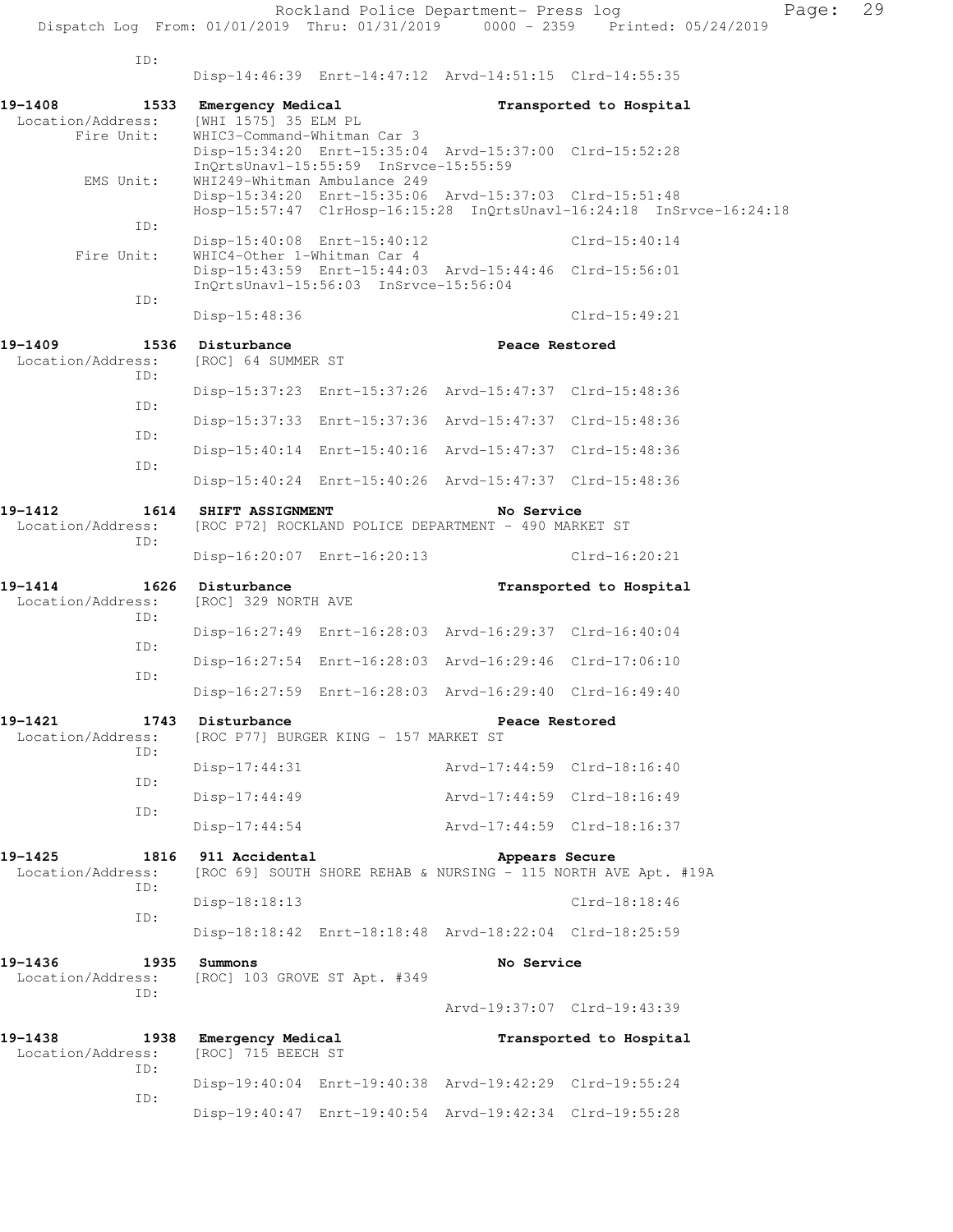```
          ID:
                Disp-14:46:39  Enrt-14:47:12  Arvd-14:51:15  Clrd-14:55:35

19-1408        1533  Emergency Medical                  Transported to Hospital
 Location/Address:    [WHI 1575] 35 ELM PL
       Fire Unit:    WHIC3-Command-Whitman Car 3
                     Disp-15:34:20  Enrt-15:35:04  Arvd-15:37:00  Clrd-15:52:28
                     InQrtsUnavl-15:55:59  InSrvce-15:55:59
        EMS Unit:    WHI249-Whitman Ambulance 249
                     Disp-15:34:20  Enrt-15:35:06  Arvd-15:37:03  Clrd-15:51:48
                     Hosp-15:57:47  ClrHosp-16:15:28  InQrtsUnavl-16:24:18  InSrvce-16:24:18
             ID:
                     Disp-15:40:08  Enrt-15:40:12                 Clrd-15:40:14
       Fire Unit:    WHIC4-Other 1-Whitman Car 4
                     Disp-15:43:59  Enrt-15:44:03  Arvd-15:44:46  Clrd-15:56:01
                     InQrtsUnavl-15:56:03  InSrvce-15:56:04
             ID:
                     Disp-15:48:36                                Clrd-15:49:21

19-1409        1536  Disturbance                        Peace Restored
 Location/Address:    [ROC] 64 SUMMER ST
             ID:
                     Disp-15:37:23  Enrt-15:37:26  Arvd-15:47:37  Clrd-15:48:36
             ID:
                     Disp-15:37:33  Enrt-15:37:36  Arvd-15:47:37  Clrd-15:48:36
             ID:
                     Disp-15:40:14  Enrt-15:40:16  Arvd-15:47:37  Clrd-15:48:36
             ID:
                     Disp-15:40:24  Enrt-15:40:26  Arvd-15:47:37  Clrd-15:48:36

19-1412        1614  SHIFT ASSIGNMENT                   No Service
 Location/Address:    [ROC P72] ROCKLAND POLICE DEPARTMENT - 490 MARKET ST
             ID:
                     Disp-16:20:07  Enrt-16:20:13                 Clrd-16:20:21

19-1414        1626  Disturbance                        Transported to Hospital
 Location/Address:    [ROC] 329 NORTH AVE
             ID:
                     Disp-16:27:49  Enrt-16:28:03  Arvd-16:29:37  Clrd-16:40:04
             ID:
                     Disp-16:27:54  Enrt-16:28:03  Arvd-16:29:46  Clrd-17:06:10
             ID:
                     Disp-16:27:59  Enrt-16:28:03  Arvd-16:29:40  Clrd-16:49:40

19-1421        1743  Disturbance                        Peace Restored
 Location/Address:    [ROC P77] BURGER KING - 157 MARKET ST
             ID:
                     Disp-17:44:31                 Arvd-17:44:59  Clrd-18:16:40
             ID:
                     Disp-17:44:49                 Arvd-17:44:59  Clrd-18:16:49
             ID:
                     Disp-17:44:54                 Arvd-17:44:59  Clrd-18:16:37

19-1425        1816  911 Accidental                     Appears Secure
 Location/Address:    [ROC 69] SOUTH SHORE REHAB & NURSING - 115 NORTH AVE Apt. #19A
             ID:
                     Disp-18:18:13                                Clrd-18:18:46
             ID:
                     Disp-18:18:42  Enrt-18:18:48  Arvd-18:22:04  Clrd-18:25:59

19-1436        1935  Summons                            No Service
 Location/Address:    [ROC] 103 GROVE ST Apt. #349
             ID:
                                                   Arvd-19:37:07  Clrd-19:43:39

19-1438        1938  Emergency Medical                  Transported to Hospital
 Location/Address:    [ROC] 715 BEECH ST
             ID:
                     Disp-19:40:04  Enrt-19:40:38  Arvd-19:42:29  Clrd-19:55:24
             ID:
                     Disp-19:40:47  Enrt-19:40:54  Arvd-19:42:34  Clrd-19:55:28
```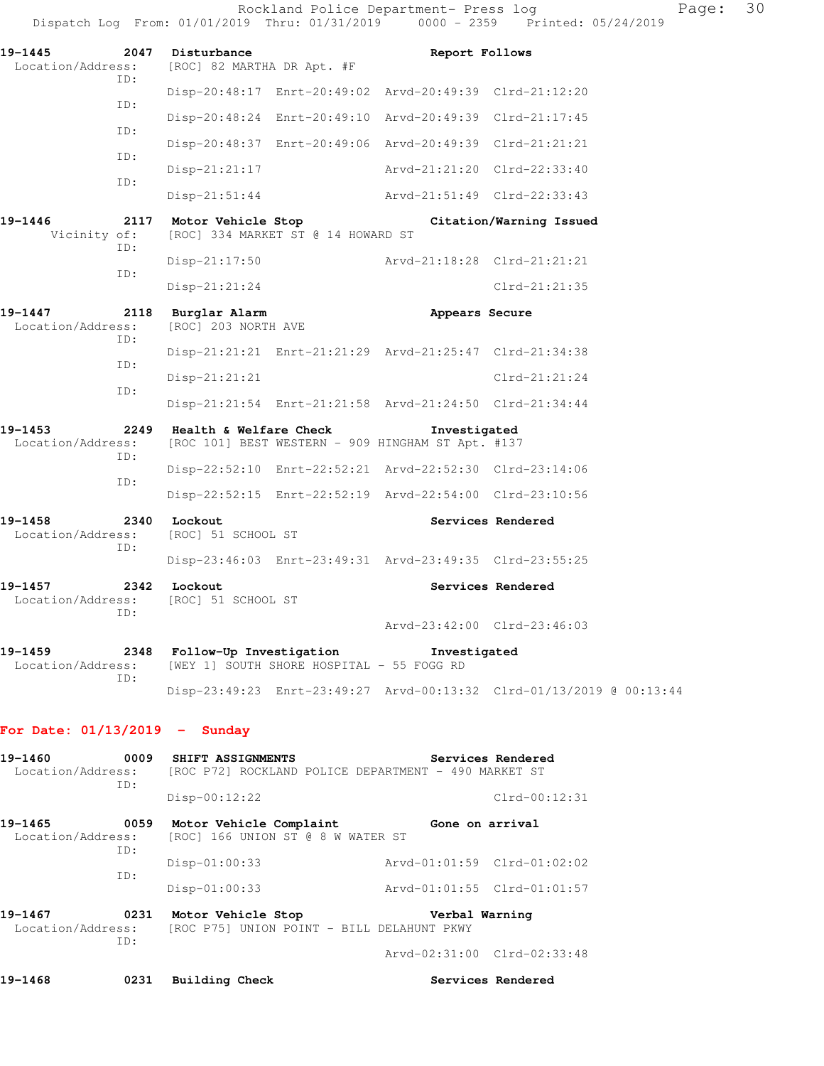19-1445 2047 Disturbance Report Follows
Location/Address: [ROC] 82 MARTHA DR Apt. #F

ID:
Disp-20:48:17 Enrt-20:49:02 Arvd-20:49:39 Clrd-21:12:20

ID:
Disp-20:48:24 Enrt-20:49:10 Arvd-20:49:39 Clrd-21:17:45

ID:
Disp-20:48:37 Enrt-20:49:06 Arvd-20:49:39 Clrd-21:21:21

ID:
Disp-21:21:17 Arvd-21:21:20 Clrd-22:33:40

ID:
Disp-21:51:44 Arvd-21:51:49 Clrd-22:33:43

19-1446 2117 Motor Vehicle Stop Citation/Warning Issued
Vicinity of: [ROC] 334 MARKET ST @ 14 HOWARD ST

ID:
Disp-21:17:50 Arvd-21:18:28 Clrd-21:21:21

ID:
Disp-21:21:24 Clrd-21:21:35

19-1447 2118 Burglar Alarm Appears Secure
Location/Address: [ROC] 203 NORTH AVE

ID:
Disp-21:21:21 Enrt-21:21:29 Arvd-21:25:47 Clrd-21:34:38

ID:
Disp-21:21:21 Clrd-21:21:24

ID:
Disp-21:21:54 Enrt-21:21:58 Arvd-21:24:50 Clrd-21:34:44

19-1453 2249 Health & Welfare Check Investigated
Location/Address: [ROC 101] BEST WESTERN - 909 HINGHAM ST Apt. #137

ID:
Disp-22:52:10 Enrt-22:52:21 Arvd-22:52:30 Clrd-23:14:06

ID:
Disp-22:52:15 Enrt-22:52:19 Arvd-22:54:00 Clrd-23:10:56

19-1458 2340 Lockout Services Rendered
Location/Address: [ROC] 51 SCHOOL ST

ID:
Disp-23:46:03 Enrt-23:49:31 Arvd-23:49:35 Clrd-23:55:25

19-1457 2342 Lockout Services Rendered
Location/Address: [ROC] 51 SCHOOL ST

ID:
Arvd-23:42:00 Clrd-23:46:03

19-1459 2348 Follow-Up Investigation Investigated
Location/Address: [WEY 1] SOUTH SHORE HOSPITAL - 55 FOGG RD

ID:
Disp-23:49:23 Enrt-23:49:27 Arvd-00:13:32 Clrd-01/13/2019 @ 00:13:44

## For Date: 01/13/2019 - Sunday

19-1460 0009 SHIFT ASSIGNMENTS Services Rendered
Location/Address: [ROC P72] ROCKLAND POLICE DEPARTMENT - 490 MARKET ST

ID:
Disp-00:12:22 Clrd-00:12:31

19-1465 0059 Motor Vehicle Complaint Gone on arrival
Location/Address: [ROC] 166 UNION ST @ 8 W WATER ST

ID:
Disp-01:00:33 Arvd-01:01:59 Clrd-01:02:02

ID:
Disp-01:00:33 Arvd-01:01:55 Clrd-01:01:57

19-1467 0231 Motor Vehicle Stop Verbal Warning
Location/Address: [ROC P75] UNION POINT - BILL DELAHUNT PKWY

ID:
Arvd-02:31:00 Clrd-02:33:48

19-1468 0231 Building Check Services Rendered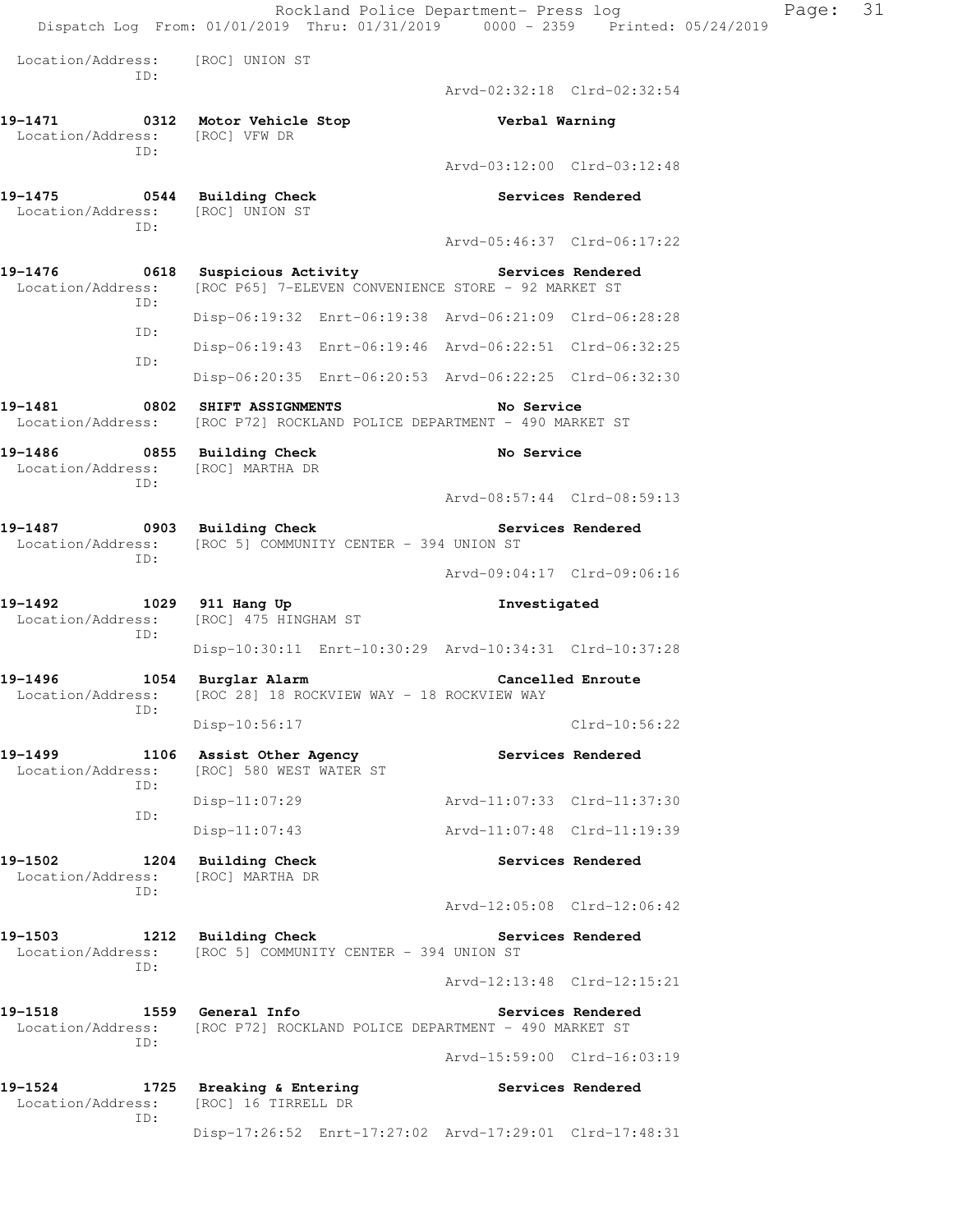Location/Address: [ROC] UNION ST
ID:
Arvd-02:32:18 Clrd-02:32:54

**19-1471 0312 Motor Vehicle Stop Verbal Warning**
Location/Address: [ROC] VFW DR
ID:
Arvd-03:12:00 Clrd-03:12:48

**19-1475 0544 Building Check Services Rendered**
Location/Address: [ROC] UNION ST
ID:
Arvd-05:46:37 Clrd-06:17:22

**19-1476 0618 Suspicious Activity Services Rendered**
Location/Address: [ROC P65] 7-ELEVEN CONVENIENCE STORE - 92 MARKET ST
ID:
Disp-06:19:32 Enrt-06:19:38 Arvd-06:21:09 Clrd-06:28:28
ID:
Disp-06:19:43 Enrt-06:19:46 Arvd-06:22:51 Clrd-06:32:25
ID:
Disp-06:20:35 Enrt-06:20:53 Arvd-06:22:25 Clrd-06:32:30

**19-1481 0802 SHIFT ASSIGNMENTS No Service**
Location/Address: [ROC P72] ROCKLAND POLICE DEPARTMENT - 490 MARKET ST

**19-1486 0855 Building Check No Service**
Location/Address: [ROC] MARTHA DR
ID:
Arvd-08:57:44 Clrd-08:59:13

**19-1487 0903 Building Check Services Rendered**
Location/Address: [ROC 5] COMMUNITY CENTER - 394 UNION ST
ID:
Arvd-09:04:17 Clrd-09:06:16

**19-1492 1029 911 Hang Up Investigated**
Location/Address: [ROC] 475 HINGHAM ST
ID:
Disp-10:30:11 Enrt-10:30:29 Arvd-10:34:31 Clrd-10:37:28

**19-1496 1054 Burglar Alarm Cancelled Enroute**
Location/Address: [ROC 28] 18 ROCKVIEW WAY - 18 ROCKVIEW WAY
ID:
Disp-10:56:17 Clrd-10:56:22

**19-1499 1106 Assist Other Agency Services Rendered**
Location/Address: [ROC] 580 WEST WATER ST
ID:
Disp-11:07:29 Arvd-11:07:33 Clrd-11:37:30
ID:
Disp-11:07:43 Arvd-11:07:48 Clrd-11:19:39

**19-1502 1204 Building Check Services Rendered**
Location/Address: [ROC] MARTHA DR
ID:
Arvd-12:05:08 Clrd-12:06:42

**19-1503 1212 Building Check Services Rendered**
Location/Address: [ROC 5] COMMUNITY CENTER - 394 UNION ST
ID:
Arvd-12:13:48 Clrd-12:15:21

**19-1518 1559 General Info Services Rendered**
Location/Address: [ROC P72] ROCKLAND POLICE DEPARTMENT - 490 MARKET ST
ID:
Arvd-15:59:00 Clrd-16:03:19

**19-1524 1725 Breaking & Entering Services Rendered**
Location/Address: [ROC] 16 TIRRELL DR
ID:
Disp-17:26:52 Enrt-17:27:02 Arvd-17:29:01 Clrd-17:48:31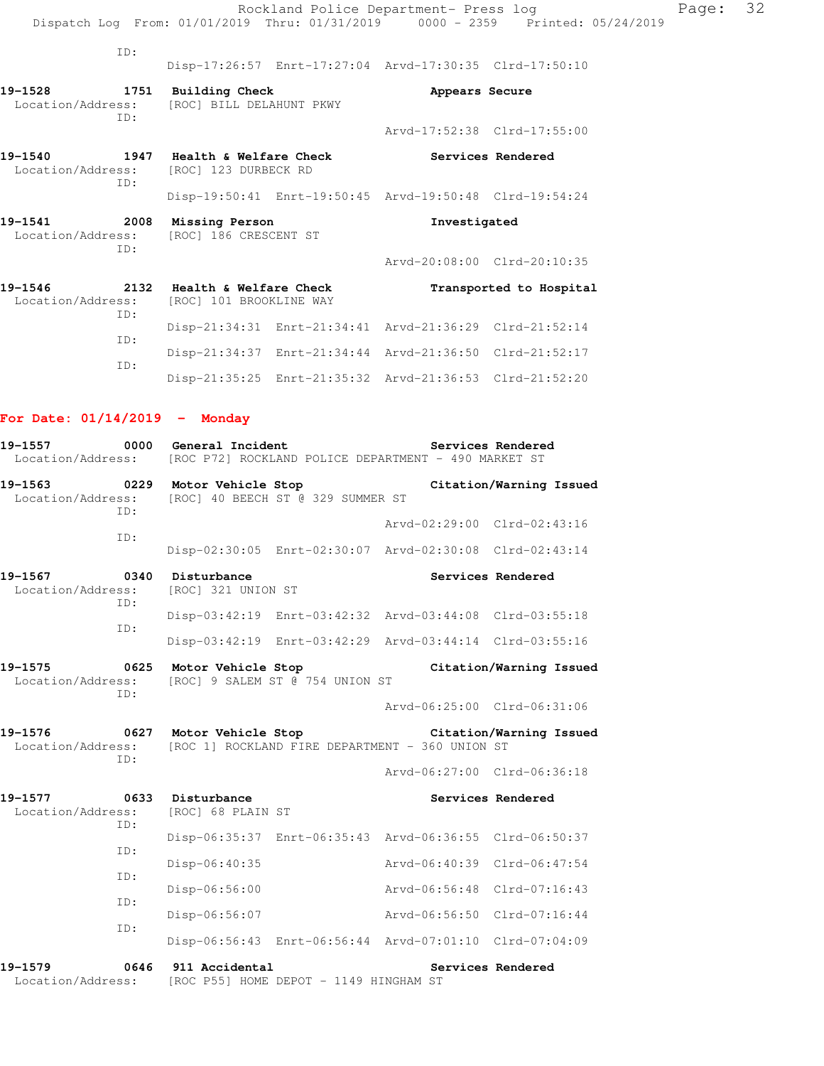ID:
Disp-17:26:57 Enrt-17:27:04 Arvd-17:30:35 Clrd-17:50:10

**19-1528** 1751 **Building Check** **Appears Secure**
Location/Address: [ROC] BILL DELAHUNT PKWY
ID:
Arvd-17:52:38 Clrd-17:55:00

**19-1540** 1947 **Health & Welfare Check** **Services Rendered**
Location/Address: [ROC] 123 DURBECK RD
ID:
Disp-19:50:41 Enrt-19:50:45 Arvd-19:50:48 Clrd-19:54:24

**19-1541** 2008 **Missing Person** **Investigated**
Location/Address: [ROC] 186 CRESCENT ST
ID:
Arvd-20:08:00 Clrd-20:10:35

**19-1546** 2132 **Health & Welfare Check** **Transported to Hospital**
Location/Address: [ROC] 101 BROOKLINE WAY
ID:
Disp-21:34:31 Enrt-21:34:41 Arvd-21:36:29 Clrd-21:52:14
ID:
Disp-21:34:37 Enrt-21:34:44 Arvd-21:36:50 Clrd-21:52:17
ID:
Disp-21:35:25 Enrt-21:35:32 Arvd-21:36:53 Clrd-21:52:20

## For Date: 01/14/2019 - Monday

**19-1557** 0000 **General Incident** **Services Rendered**
Location/Address: [ROC P72] ROCKLAND POLICE DEPARTMENT - 490 MARKET ST

**19-1563** 0229 **Motor Vehicle Stop** **Citation/Warning Issued**
Location/Address: [ROC] 40 BEECH ST @ 329 SUMMER ST
ID:
Arvd-02:29:00 Clrd-02:43:16
ID:
Disp-02:30:05 Enrt-02:30:07 Arvd-02:30:08 Clrd-02:43:14

**19-1567** 0340 **Disturbance** **Services Rendered**
Location/Address: [ROC] 321 UNION ST
ID:
Disp-03:42:19 Enrt-03:42:32 Arvd-03:44:08 Clrd-03:55:18
ID:
Disp-03:42:19 Enrt-03:42:29 Arvd-03:44:14 Clrd-03:55:16

**19-1575** 0625 **Motor Vehicle Stop** **Citation/Warning Issued**
Location/Address: [ROC] 9 SALEM ST @ 754 UNION ST
ID:
Arvd-06:25:00 Clrd-06:31:06

**19-1576** 0627 **Motor Vehicle Stop** **Citation/Warning Issued**
Location/Address: [ROC 1] ROCKLAND FIRE DEPARTMENT - 360 UNION ST
ID:
Arvd-06:27:00 Clrd-06:36:18

**19-1577** 0633 **Disturbance** **Services Rendered**
Location/Address: [ROC] 68 PLAIN ST
ID:
Disp-06:35:37 Enrt-06:35:43 Arvd-06:36:55 Clrd-06:50:37
ID:
Disp-06:40:35 Arvd-06:40:39 Clrd-06:47:54
ID:
Disp-06:56:00 Arvd-06:56:48 Clrd-07:16:43
ID:
Disp-06:56:07 Arvd-06:56:50 Clrd-07:16:44
ID:
Disp-06:56:43 Enrt-06:56:44 Arvd-07:01:10 Clrd-07:04:09

**19-1579** 0646 **911 Accidental** **Services Rendered**
Location/Address: [ROC P55] HOME DEPOT - 1149 HINGHAM ST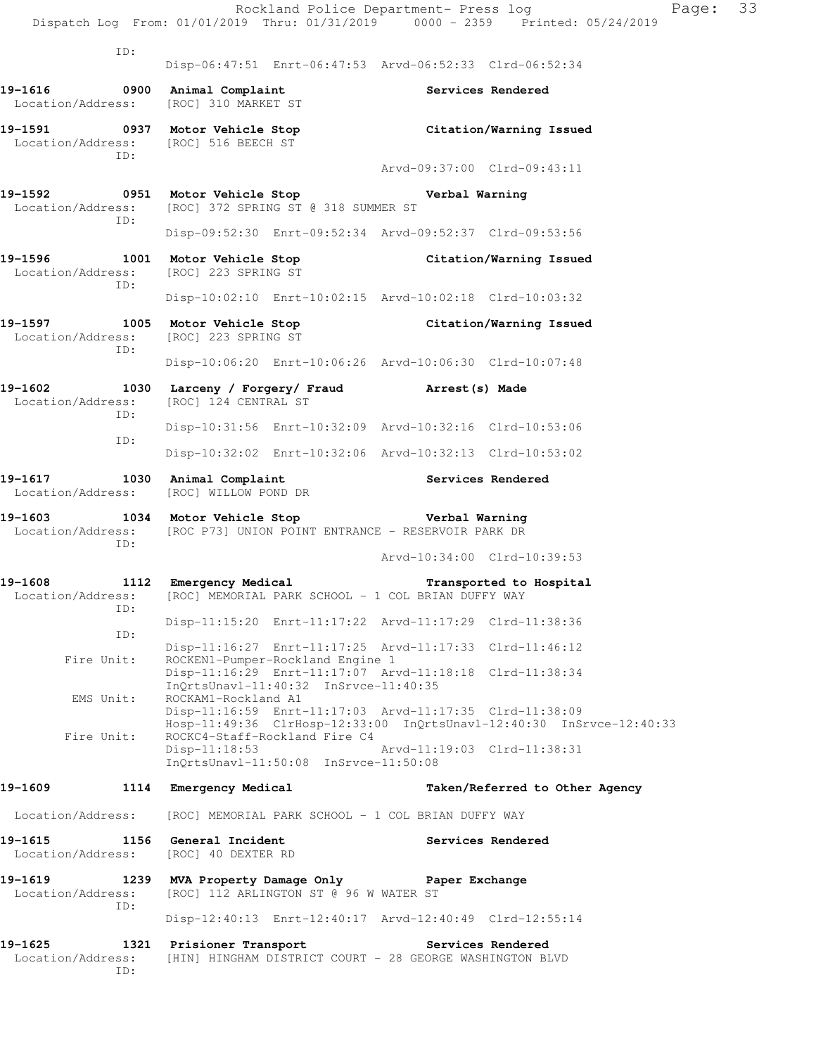ID:
Disp-06:47:51 Enrt-06:47:53 Arvd-06:52:33 Clrd-06:52:34

**19-1616 0900 Animal Complaint** **Services Rendered**
Location/Address: [ROC] 310 MARKET ST

**19-1591 0937 Motor Vehicle Stop** **Citation/Warning Issued**
Location/Address: [ROC] 516 BEECH ST
ID:
Arvd-09:37:00 Clrd-09:43:11

**19-1592 0951 Motor Vehicle Stop** **Verbal Warning**
Location/Address: [ROC] 372 SPRING ST @ 318 SUMMER ST
ID:
Disp-09:52:30 Enrt-09:52:34 Arvd-09:52:37 Clrd-09:53:56

**19-1596 1001 Motor Vehicle Stop** **Citation/Warning Issued**
Location/Address: [ROC] 223 SPRING ST
ID:
Disp-10:02:10 Enrt-10:02:15 Arvd-10:02:18 Clrd-10:03:32

**19-1597 1005 Motor Vehicle Stop** **Citation/Warning Issued**
Location/Address: [ROC] 223 SPRING ST
ID:
Disp-10:06:20 Enrt-10:06:26 Arvd-10:06:30 Clrd-10:07:48

**19-1602 1030 Larceny / Forgery/ Fraud** **Arrest(s) Made**
Location/Address: [ROC] 124 CENTRAL ST
ID:
Disp-10:31:56 Enrt-10:32:09 Arvd-10:32:16 Clrd-10:53:06
ID:
Disp-10:32:02 Enrt-10:32:06 Arvd-10:32:13 Clrd-10:53:02

**19-1617 1030 Animal Complaint** **Services Rendered**
Location/Address: [ROC] WILLOW POND DR

**19-1603 1034 Motor Vehicle Stop** **Verbal Warning**
Location/Address: [ROC P73] UNION POINT ENTRANCE - RESERVOIR PARK DR
ID:
Arvd-10:34:00 Clrd-10:39:53

**19-1608 1112 Emergency Medical** **Transported to Hospital**
Location/Address: [ROC] MEMORIAL PARK SCHOOL - 1 COL BRIAN DUFFY WAY
ID:
Disp-11:15:20 Enrt-11:17:22 Arvd-11:17:29 Clrd-11:38:36
ID:
Disp-11:16:27 Enrt-11:17:25 Arvd-11:17:33 Clrd-11:46:12
Fire Unit: ROCKEN1-Pumper-Rockland Engine 1
Disp-11:16:29 Enrt-11:17:07 Arvd-11:18:18 Clrd-11:38:34
InQrtsUnavl-11:40:32 InSrvce-11:40:35
EMS Unit: ROCKAM1-Rockland A1
Disp-11:16:59 Enrt-11:17:03 Arvd-11:17:35 Clrd-11:38:09
Hosp-11:49:36 ClrHosp-12:33:00 InQrtsUnavl-12:40:30 InSrvce-12:40:33
Fire Unit: ROCKC4-Staff-Rockland Fire C4
Disp-11:18:53 Arvd-11:19:03 Clrd-11:38:31
InQrtsUnavl-11:50:08 InSrvce-11:50:08

**19-1609 1114 Emergency Medical** **Taken/Referred to Other Agency**
Location/Address: [ROC] MEMORIAL PARK SCHOOL - 1 COL BRIAN DUFFY WAY

**19-1615 1156 General Incident** **Services Rendered**
Location/Address: [ROC] 40 DEXTER RD

**19-1619 1239 MVA Property Damage Only** **Paper Exchange**
Location/Address: [ROC] 112 ARLINGTON ST @ 96 W WATER ST
ID:
Disp-12:40:13 Enrt-12:40:17 Arvd-12:40:49 Clrd-12:55:14

**19-1625 1321 Prisioner Transport** **Services Rendered**
Location/Address: [HIN] HINGHAM DISTRICT COURT - 28 GEORGE WASHINGTON BLVD
ID: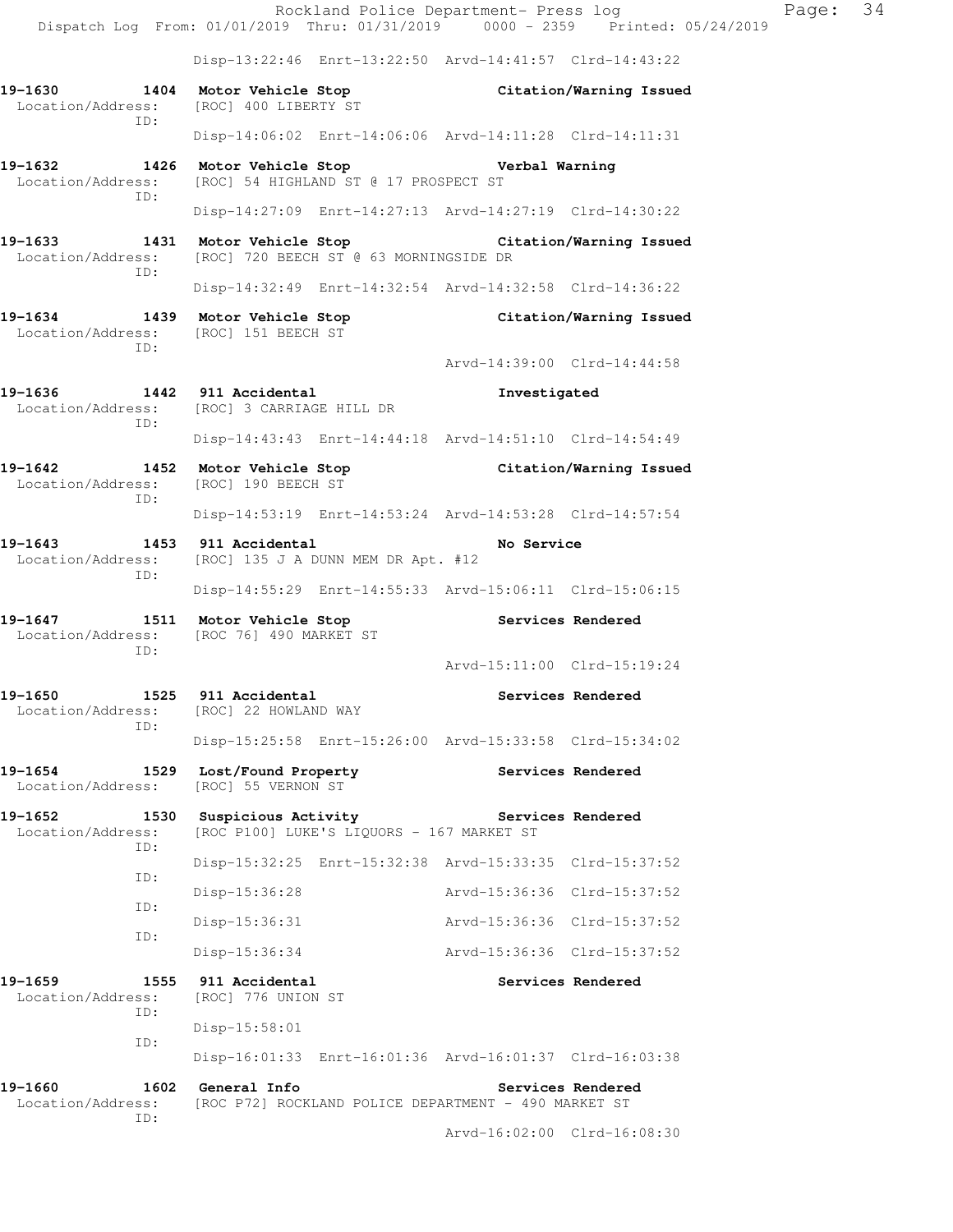Disp-13:22:46 Enrt-13:22:50 Arvd-14:41:57 Clrd-14:43:22

**19-1630 1404 Motor Vehicle Stop** **Citation/Warning Issued**
Location/Address: [ROC] 400 LIBERTY ST
ID:
Disp-14:06:02 Enrt-14:06:06 Arvd-14:11:28 Clrd-14:11:31

**19-1632 1426 Motor Vehicle Stop** **Verbal Warning**
Location/Address: [ROC] 54 HIGHLAND ST @ 17 PROSPECT ST
ID:
Disp-14:27:09 Enrt-14:27:13 Arvd-14:27:19 Clrd-14:30:22

**19-1633 1431 Motor Vehicle Stop** **Citation/Warning Issued**
Location/Address: [ROC] 720 BEECH ST @ 63 MORNINGSIDE DR
ID:
Disp-14:32:49 Enrt-14:32:54 Arvd-14:32:58 Clrd-14:36:22

**19-1634 1439 Motor Vehicle Stop** **Citation/Warning Issued**
Location/Address: [ROC] 151 BEECH ST
ID:
Arvd-14:39:00 Clrd-14:44:58

**19-1636 1442 911 Accidental** **Investigated**
Location/Address: [ROC] 3 CARRIAGE HILL DR
ID:
Disp-14:43:43 Enrt-14:44:18 Arvd-14:51:10 Clrd-14:54:49

**19-1642 1452 Motor Vehicle Stop** **Citation/Warning Issued**
Location/Address: [ROC] 190 BEECH ST
ID:
Disp-14:53:19 Enrt-14:53:24 Arvd-14:53:28 Clrd-14:57:54

**19-1643 1453 911 Accidental** **No Service**
Location/Address: [ROC] 135 J A DUNN MEM DR Apt. #12
ID:
Disp-14:55:29 Enrt-14:55:33 Arvd-15:06:11 Clrd-15:06:15

**19-1647 1511 Motor Vehicle Stop** **Services Rendered**
Location/Address: [ROC 76] 490 MARKET ST
ID:
Arvd-15:11:00 Clrd-15:19:24

**19-1650 1525 911 Accidental** **Services Rendered**
Location/Address: [ROC] 22 HOWLAND WAY
ID:
Disp-15:25:58 Enrt-15:26:00 Arvd-15:33:58 Clrd-15:34:02

**19-1654 1529 Lost/Found Property** **Services Rendered**
Location/Address: [ROC] 55 VERNON ST

**19-1652 1530 Suspicious Activity** **Services Rendered**
Location/Address: [ROC P100] LUKE'S LIQUORS - 167 MARKET ST
ID:
Disp-15:32:25 Enrt-15:32:38 Arvd-15:33:35 Clrd-15:37:52
ID:
Disp-15:36:28 Arvd-15:36:36 Clrd-15:37:52
ID:
Disp-15:36:31 Arvd-15:36:36 Clrd-15:37:52
ID:
Disp-15:36:34 Arvd-15:36:36 Clrd-15:37:52

**19-1659 1555 911 Accidental** **Services Rendered**
Location/Address: [ROC] 776 UNION ST
ID:
Disp-15:58:01
ID:
Disp-16:01:33 Enrt-16:01:36 Arvd-16:01:37 Clrd-16:03:38

**19-1660 1602 General Info** **Services Rendered**
Location/Address: [ROC P72] ROCKLAND POLICE DEPARTMENT - 490 MARKET ST
ID:
Arvd-16:02:00 Clrd-16:08:30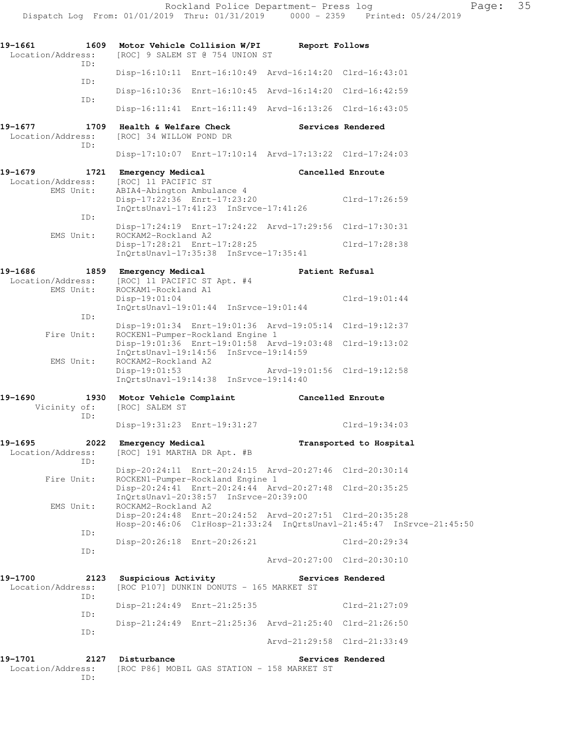```
19-1661        1609  Motor Vehicle Collision W/PI      Report Follows
  Location/Address:    [ROC] 9 SALEM ST @ 754 UNION ST
               ID:
                       Disp-16:10:11  Enrt-16:10:49  Arvd-16:14:20  Clrd-16:43:01
               ID:
                       Disp-16:10:36  Enrt-16:10:45  Arvd-16:14:20  Clrd-16:42:59
               ID:
                       Disp-16:11:41  Enrt-16:11:49  Arvd-16:13:26  Clrd-16:43:05

19-1677        1709  Health & Welfare Check            Services Rendered
  Location/Address:    [ROC] 34 WILLOW POND DR
               ID:
                       Disp-17:10:07  Enrt-17:10:14  Arvd-17:13:22  Clrd-17:24:03

19-1679        1721  Emergency Medical                 Cancelled Enroute
  Location/Address:    [ROC] 11 PACIFIC ST
         EMS Unit:     ABIA4-Abington Ambulance 4
                       Disp-17:22:36  Enrt-17:23:20                 Clrd-17:26:59
                       InQrtsUnavl-17:41:23  InSrvce-17:41:26
               ID:
                       Disp-17:24:19  Enrt-17:24:22  Arvd-17:29:56  Clrd-17:30:31
         EMS Unit:     ROCKAM2-Rockland A2
                       Disp-17:28:21  Enrt-17:28:25                 Clrd-17:28:38
                       InQrtsUnavl-17:35:38  InSrvce-17:35:41

19-1686        1859  Emergency Medical                 Patient Refusal
  Location/Address:    [ROC] 11 PACIFIC ST Apt. #4
         EMS Unit:     ROCKAM1-Rockland A1
                       Disp-19:01:04                                Clrd-19:01:44
                       InQrtsUnavl-19:01:44  InSrvce-19:01:44
               ID:
                       Disp-19:01:34  Enrt-19:01:36  Arvd-19:05:14  Clrd-19:12:37
        Fire Unit:     ROCKEN1-Pumper-Rockland Engine 1
                       Disp-19:01:36  Enrt-19:01:58  Arvd-19:03:48  Clrd-19:13:02
                       InQrtsUnavl-19:14:56  InSrvce-19:14:59
         EMS Unit:     ROCKAM2-Rockland A2
                       Disp-19:01:53                 Arvd-19:01:56  Clrd-19:12:58
                       InQrtsUnavl-19:14:38  InSrvce-19:14:40

19-1690        1930  Motor Vehicle Complaint           Cancelled Enroute
      Vicinity of:     [ROC] SALEM ST
               ID:
                       Disp-19:31:23  Enrt-19:31:27                 Clrd-19:34:03

19-1695        2022  Emergency Medical                 Transported to Hospital
  Location/Address:    [ROC] 191 MARTHA DR Apt. #B
               ID:
                       Disp-20:24:11  Enrt-20:24:15  Arvd-20:27:46  Clrd-20:30:14
        Fire Unit:     ROCKEN1-Pumper-Rockland Engine 1
                       Disp-20:24:41  Enrt-20:24:44  Arvd-20:27:48  Clrd-20:35:25
                       InQrtsUnavl-20:38:57  InSrvce-20:39:00
         EMS Unit:     ROCKAM2-Rockland A2
                       Disp-20:24:48  Enrt-20:24:52  Arvd-20:27:51  Clrd-20:35:28
                       Hosp-20:46:06  ClrHosp-21:33:24  InQrtsUnavl-21:45:47  InSrvce-21:45:50
               ID:
                       Disp-20:26:18  Enrt-20:26:21                 Clrd-20:29:34
               ID:
                                                     Arvd-20:27:00  Clrd-20:30:10

19-1700        2123  Suspicious Activity               Services Rendered
  Location/Address:    [ROC P107] DUNKIN DONUTS - 165 MARKET ST
               ID:
                       Disp-21:24:49  Enrt-21:25:35                 Clrd-21:27:09
               ID:
                       Disp-21:24:49  Enrt-21:25:36  Arvd-21:25:40  Clrd-21:26:50
               ID:
                                                     Arvd-21:29:58  Clrd-21:33:49

19-1701        2127  Disturbance                       Services Rendered
  Location/Address:    [ROC P86] MOBIL GAS STATION - 158 MARKET ST
               ID:
```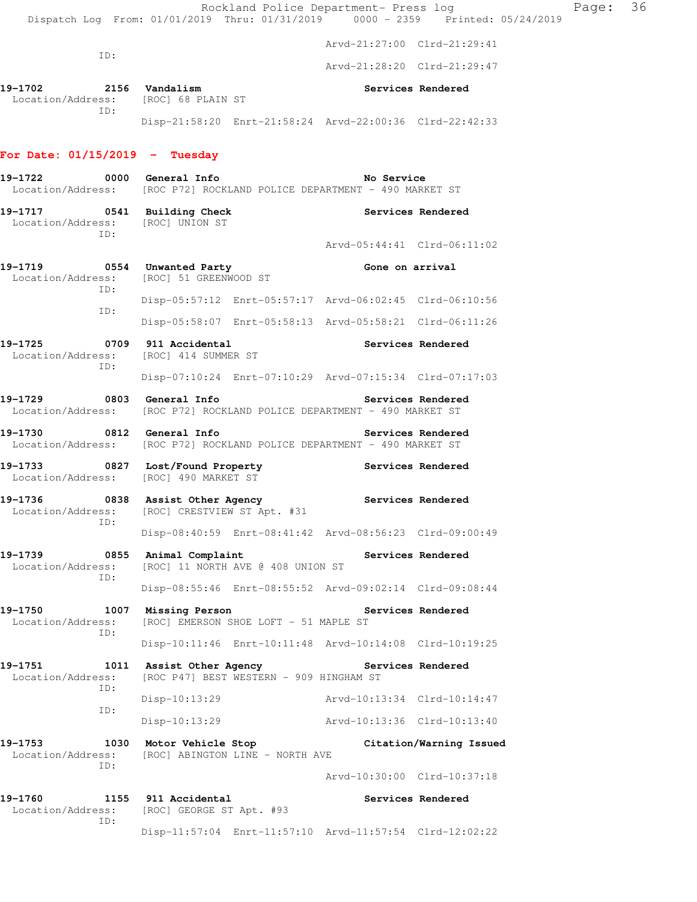```
                                            Arvd-21:27:00  Clrd-21:29:41
            ID:
                                            Arvd-21:28:20  Clrd-21:29:47

19-1702        2156  Vandalism                          Services Rendered
  Location/Address:     [ROC] 68 PLAIN ST
            ID:
                      Disp-21:58:20  Enrt-21:58:24  Arvd-22:00:36  Clrd-22:42:33
```

## For Date: 01/15/2019 - Tuesday

```
19-1722        0000  General Info                       No Service
  Location/Address:     [ROC P72] ROCKLAND POLICE DEPARTMENT - 490 MARKET ST

19-1717        0541  Building Check                     Services Rendered
  Location/Address:     [ROC] UNION ST
            ID:
                                            Arvd-05:44:41  Clrd-06:11:02

19-1719        0554  Unwanted Party                     Gone on arrival
  Location/Address:     [ROC] 51 GREENWOOD ST
            ID:
                      Disp-05:57:12  Enrt-05:57:17  Arvd-06:02:45  Clrd-06:10:56
            ID:
                      Disp-05:58:07  Enrt-05:58:13  Arvd-05:58:21  Clrd-06:11:26

19-1725        0709  911 Accidental                     Services Rendered
  Location/Address:     [ROC] 414 SUMMER ST
            ID:
                      Disp-07:10:24  Enrt-07:10:29  Arvd-07:15:34  Clrd-07:17:03

19-1729        0803  General Info                       Services Rendered
  Location/Address:     [ROC P72] ROCKLAND POLICE DEPARTMENT - 490 MARKET ST

19-1730        0812  General Info                       Services Rendered
  Location/Address:     [ROC P72] ROCKLAND POLICE DEPARTMENT - 490 MARKET ST

19-1733        0827  Lost/Found Property                Services Rendered
  Location/Address:     [ROC] 490 MARKET ST

19-1736        0838  Assist Other Agency                Services Rendered
  Location/Address:     [ROC] CRESTVIEW ST Apt. #31
            ID:
                      Disp-08:40:59  Enrt-08:41:42  Arvd-08:56:23  Clrd-09:00:49

19-1739        0855  Animal Complaint                   Services Rendered
  Location/Address:     [ROC] 11 NORTH AVE @ 408 UNION ST
            ID:
                      Disp-08:55:46  Enrt-08:55:52  Arvd-09:02:14  Clrd-09:08:44

19-1750        1007  Missing Person                     Services Rendered
  Location/Address:     [ROC] EMERSON SHOE LOFT - 51 MAPLE ST
            ID:
                      Disp-10:11:46  Enrt-10:11:48  Arvd-10:14:08  Clrd-10:19:25

19-1751        1011  Assist Other Agency                Services Rendered
  Location/Address:     [ROC P47] BEST WESTERN - 909 HINGHAM ST
            ID:
                      Disp-10:13:29                 Arvd-10:13:34  Clrd-10:14:47
            ID:
                      Disp-10:13:29                 Arvd-10:13:36  Clrd-10:13:40

19-1753        1030  Motor Vehicle Stop                 Citation/Warning Issued
  Location/Address:     [ROC] ABINGTON LINE - NORTH AVE
            ID:
                                            Arvd-10:30:00  Clrd-10:37:18

19-1760        1155  911 Accidental                     Services Rendered
  Location/Address:     [ROC] GEORGE ST Apt. #93
            ID:
                      Disp-11:57:04  Enrt-11:57:10  Arvd-11:57:54  Clrd-12:02:22
```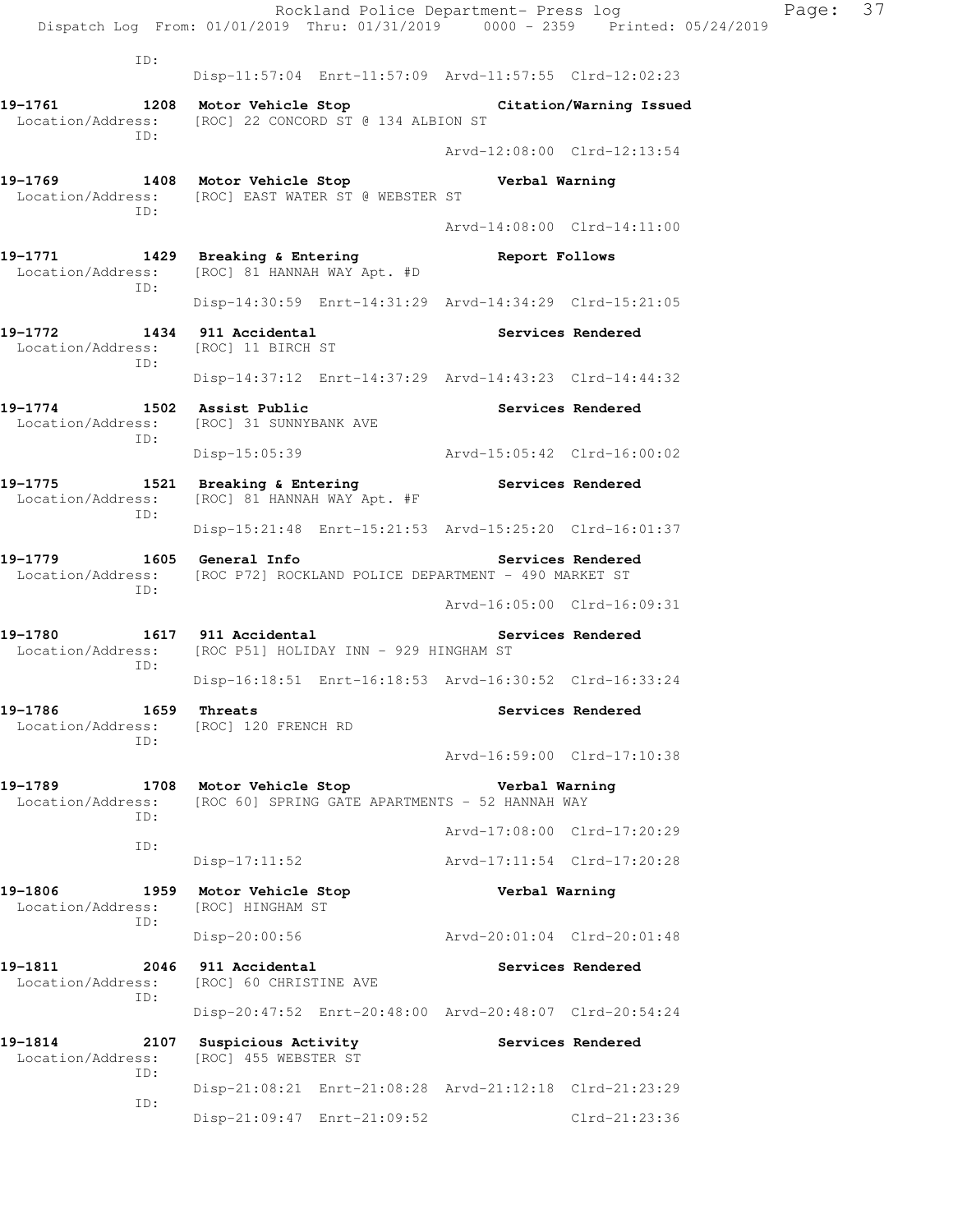```
          ID:
                    Disp-11:57:04  Enrt-11:57:09  Arvd-11:57:55  Clrd-12:02:23

19-1761        1208  Motor Vehicle Stop                    Citation/Warning Issued
 Location/Address:   [ROC] 22 CONCORD ST @ 134 ALBION ST
          ID:
                                                  Arvd-12:08:00  Clrd-12:13:54

19-1769        1408  Motor Vehicle Stop                    Verbal Warning
 Location/Address:   [ROC] EAST WATER ST @ WEBSTER ST
          ID:
                                                  Arvd-14:08:00  Clrd-14:11:00

19-1771        1429  Breaking & Entering                   Report Follows
 Location/Address:   [ROC] 81 HANNAH WAY Apt. #D
          ID:
                    Disp-14:30:59  Enrt-14:31:29  Arvd-14:34:29  Clrd-15:21:05

19-1772        1434  911 Accidental                        Services Rendered
 Location/Address:   [ROC] 11 BIRCH ST
          ID:
                    Disp-14:37:12  Enrt-14:37:29  Arvd-14:43:23  Clrd-14:44:32

19-1774        1502  Assist Public                         Services Rendered
 Location/Address:   [ROC] 31 SUNNYBANK AVE
          ID:
                    Disp-15:05:39                 Arvd-15:05:42  Clrd-16:00:02

19-1775        1521  Breaking & Entering                   Services Rendered
 Location/Address:   [ROC] 81 HANNAH WAY Apt. #F
          ID:
                    Disp-15:21:48  Enrt-15:21:53  Arvd-15:25:20  Clrd-16:01:37

19-1779        1605  General Info                          Services Rendered
 Location/Address:   [ROC P72] ROCKLAND POLICE DEPARTMENT - 490 MARKET ST
          ID:
                                                  Arvd-16:05:00  Clrd-16:09:31

19-1780        1617  911 Accidental                        Services Rendered
 Location/Address:   [ROC P51] HOLIDAY INN - 929 HINGHAM ST
          ID:
                    Disp-16:18:51  Enrt-16:18:53  Arvd-16:30:52  Clrd-16:33:24

19-1786        1659  Threats                               Services Rendered
 Location/Address:   [ROC] 120 FRENCH RD
          ID:
                                                  Arvd-16:59:00  Clrd-17:10:38

19-1789        1708  Motor Vehicle Stop                    Verbal Warning
 Location/Address:   [ROC 60] SPRING GATE APARTMENTS - 52 HANNAH WAY
          ID:
                                                  Arvd-17:08:00  Clrd-17:20:29
          ID:
                    Disp-17:11:52                 Arvd-17:11:54  Clrd-17:20:28

19-1806        1959  Motor Vehicle Stop                    Verbal Warning
 Location/Address:   [ROC] HINGHAM ST
          ID:
                    Disp-20:00:56                 Arvd-20:01:04  Clrd-20:01:48

19-1811        2046  911 Accidental                        Services Rendered
 Location/Address:   [ROC] 60 CHRISTINE AVE
          ID:
                    Disp-20:47:52  Enrt-20:48:00  Arvd-20:48:07  Clrd-20:54:24

19-1814        2107  Suspicious Activity                   Services Rendered
 Location/Address:   [ROC] 455 WEBSTER ST
          ID:
                    Disp-21:08:21  Enrt-21:08:28  Arvd-21:12:18  Clrd-21:23:29
          ID:
                    Disp-21:09:47  Enrt-21:09:52                 Clrd-21:23:36
```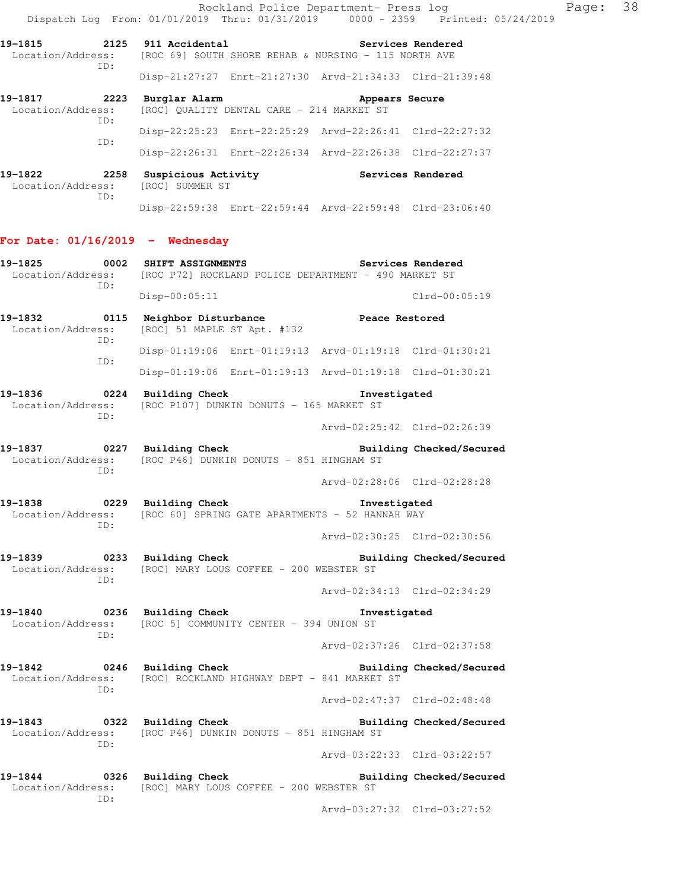19-1815 2125 **911 Accidental** **Services Rendered**
Location/Address: [ROC 69] SOUTH SHORE REHAB & NURSING - 115 NORTH AVE
ID:
Disp-21:27:27 Enrt-21:27:30 Arvd-21:34:33 Clrd-21:39:48

19-1817 2223 **Burglar Alarm** **Appears Secure**
Location/Address: [ROC] QUALITY DENTAL CARE - 214 MARKET ST
ID:
Disp-22:25:23 Enrt-22:25:29 Arvd-22:26:41 Clrd-22:27:32
ID:
Disp-22:26:31 Enrt-22:26:34 Arvd-22:26:38 Clrd-22:27:37

19-1822 2258 **Suspicious Activity** **Services Rendered**
Location/Address: [ROC] SUMMER ST
ID:
Disp-22:59:38 Enrt-22:59:44 Arvd-22:59:48 Clrd-23:06:40

**For Date: 01/16/2019 - Wednesday**

19-1825 0002 **SHIFT ASSIGNMENTS** **Services Rendered**
Location/Address: [ROC P72] ROCKLAND POLICE DEPARTMENT - 490 MARKET ST
ID:
Disp-00:05:11 Clrd-00:05:19

19-1832 0115 **Neighbor Disturbance** **Peace Restored**
Location/Address: [ROC] 51 MAPLE ST Apt. #132
ID:
Disp-01:19:06 Enrt-01:19:13 Arvd-01:19:18 Clrd-01:30:21
ID:
Disp-01:19:06 Enrt-01:19:13 Arvd-01:19:18 Clrd-01:30:21

19-1836 0224 **Building Check** **Investigated**
Location/Address: [ROC P107] DUNKIN DONUTS - 165 MARKET ST
ID:
Arvd-02:25:42 Clrd-02:26:39

19-1837 0227 **Building Check** **Building Checked/Secured**
Location/Address: [ROC P46] DUNKIN DONUTS - 851 HINGHAM ST
ID:
Arvd-02:28:06 Clrd-02:28:28

19-1838 0229 **Building Check** **Investigated**
Location/Address: [ROC 60] SPRING GATE APARTMENTS - 52 HANNAH WAY
ID:
Arvd-02:30:25 Clrd-02:30:56

19-1839 0233 **Building Check** **Building Checked/Secured**
Location/Address: [ROC] MARY LOUS COFFEE - 200 WEBSTER ST
ID:
Arvd-02:34:13 Clrd-02:34:29

19-1840 0236 **Building Check** **Investigated**
Location/Address: [ROC 5] COMMUNITY CENTER - 394 UNION ST
ID:
Arvd-02:37:26 Clrd-02:37:58

19-1842 0246 **Building Check** **Building Checked/Secured**
Location/Address: [ROC] ROCKLAND HIGHWAY DEPT - 841 MARKET ST
ID:
Arvd-02:47:37 Clrd-02:48:48

19-1843 0322 **Building Check** **Building Checked/Secured**
Location/Address: [ROC P46] DUNKIN DONUTS - 851 HINGHAM ST
ID:
Arvd-03:22:33 Clrd-03:22:57

19-1844 0326 **Building Check** **Building Checked/Secured**
Location/Address: [ROC] MARY LOUS COFFEE - 200 WEBSTER ST
ID:
Arvd-03:27:32 Clrd-03:27:52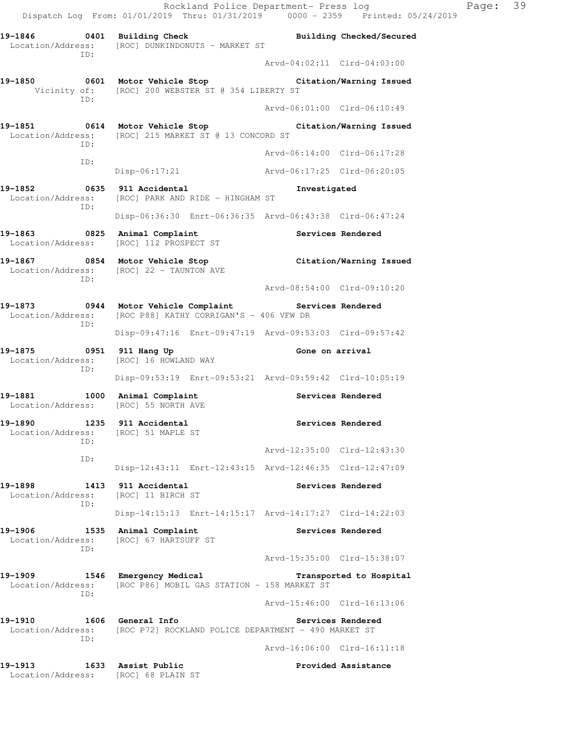19-1846 0401 Building Check Building Checked/Secured
Location/Address: [ROC] DUNKINDONUTS - MARKET ST
ID:
Arvd-04:02:11 Clrd-04:03:00

19-1850 0601 Motor Vehicle Stop Citation/Warning Issued
Vicinity of: [ROC] 200 WEBSTER ST @ 354 LIBERTY ST
ID:
Arvd-06:01:00 Clrd-06:10:49

19-1851 0614 Motor Vehicle Stop Citation/Warning Issued
Location/Address: [ROC] 215 MARKET ST @ 13 CONCORD ST
ID:
Arvd-06:14:00 Clrd-06:17:28
ID:
Disp-06:17:21 Arvd-06:17:25 Clrd-06:20:05

19-1852 0635 911 Accidental Investigated
Location/Address: [ROC] PARK AND RIDE - HINGHAM ST
ID:
Disp-06:36:30 Enrt-06:36:35 Arvd-06:43:38 Clrd-06:47:24

19-1863 0825 Animal Complaint Services Rendered
Location/Address: [ROC] 112 PROSPECT ST

19-1867 0854 Motor Vehicle Stop Citation/Warning Issued
Location/Address: [ROC] 22 - TAUNTON AVE
ID:
Arvd-08:54:00 Clrd-09:10:20

19-1873 0944 Motor Vehicle Complaint Services Rendered
Location/Address: [ROC P88] KATHY CORRIGAN'S - 406 VFW DR
ID:
Disp-09:47:16 Enrt-09:47:19 Arvd-09:53:03 Clrd-09:57:42

19-1875 0951 911 Hang Up Gone on arrival
Location/Address: [ROC] 16 HOWLAND WAY
ID:
Disp-09:53:19 Enrt-09:53:21 Arvd-09:59:42 Clrd-10:05:19

19-1881 1000 Animal Complaint Services Rendered
Location/Address: [ROC] 55 NORTH AVE

19-1890 1235 911 Accidental Services Rendered
Location/Address: [ROC] 51 MAPLE ST
ID:
Arvd-12:35:00 Clrd-12:43:30
ID:
Disp-12:43:11 Enrt-12:43:15 Arvd-12:46:35 Clrd-12:47:09

19-1898 1413 911 Accidental Services Rendered
Location/Address: [ROC] 11 BIRCH ST
ID:
Disp-14:15:13 Enrt-14:15:17 Arvd-14:17:27 Clrd-14:22:03

19-1906 1535 Animal Complaint Services Rendered
Location/Address: [ROC] 67 HARTSUFF ST
ID:
Arvd-15:35:00 Clrd-15:38:07

19-1909 1546 Emergency Medical Transported to Hospital
Location/Address: [ROC P86] MOBIL GAS STATION - 158 MARKET ST
ID:
Arvd-15:46:00 Clrd-16:13:06

19-1910 1606 General Info Services Rendered
Location/Address: [ROC P72] ROCKLAND POLICE DEPARTMENT - 490 MARKET ST
ID:
Arvd-16:06:00 Clrd-16:11:18

19-1913 1633 Assist Public Provided Assistance
Location/Address: [ROC] 68 PLAIN ST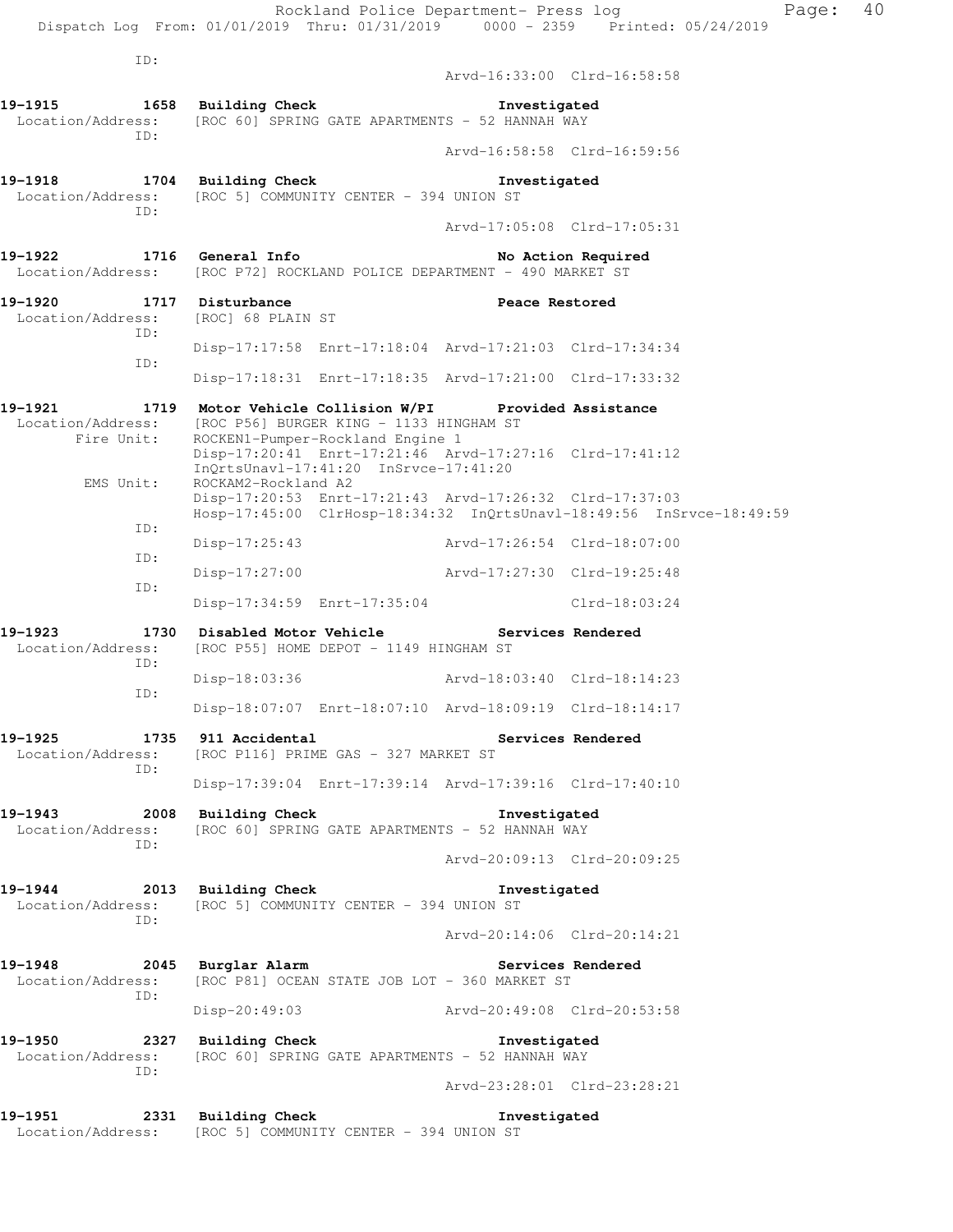ID:
Arvd-16:33:00 Clrd-16:58:58

**19-1915 1658 Building Check Investigated**
Location/Address: [ROC 60] SPRING GATE APARTMENTS - 52 HANNAH WAY
ID:
Arvd-16:58:58 Clrd-16:59:56

**19-1918 1704 Building Check Investigated**
Location/Address: [ROC 5] COMMUNITY CENTER - 394 UNION ST
ID:
Arvd-17:05:08 Clrd-17:05:31

**19-1922 1716 General Info No Action Required**
Location/Address: [ROC P72] ROCKLAND POLICE DEPARTMENT - 490 MARKET ST

**19-1920 1717 Disturbance Peace Restored**
Location/Address: [ROC] 68 PLAIN ST
ID:
Disp-17:17:58 Enrt-17:18:04 Arvd-17:21:03 Clrd-17:34:34
ID:
Disp-17:18:31 Enrt-17:18:35 Arvd-17:21:00 Clrd-17:33:32

**19-1921 1719 Motor Vehicle Collision W/PI Provided Assistance**
Location/Address: [ROC P56] BURGER KING - 1133 HINGHAM ST
Fire Unit: ROCKEN1-Pumper-Rockland Engine 1
Disp-17:20:41 Enrt-17:21:46 Arvd-17:27:16 Clrd-17:41:12
InQrtsUnavl-17:41:20 InSrvce-17:41:20
EMS Unit: ROCKAM2-Rockland A2
Disp-17:20:53 Enrt-17:21:43 Arvd-17:26:32 Clrd-17:37:03
Hosp-17:45:00 ClrHosp-18:34:32 InQrtsUnavl-18:49:56 InSrvce-18:49:59
ID:
Disp-17:25:43 Arvd-17:26:54 Clrd-18:07:00
ID:
Disp-17:27:00 Arvd-17:27:30 Clrd-19:25:48
ID:
Disp-17:34:59 Enrt-17:35:04 Clrd-18:03:24

**19-1923 1730 Disabled Motor Vehicle Services Rendered**
Location/Address: [ROC P55] HOME DEPOT - 1149 HINGHAM ST
ID:
Disp-18:03:36 Arvd-18:03:40 Clrd-18:14:23
ID:
Disp-18:07:07 Enrt-18:07:10 Arvd-18:09:19 Clrd-18:14:17

**19-1925 1735 911 Accidental Services Rendered**
Location/Address: [ROC P116] PRIME GAS - 327 MARKET ST
ID:
Disp-17:39:04 Enrt-17:39:14 Arvd-17:39:16 Clrd-17:40:10

**19-1943 2008 Building Check Investigated**
Location/Address: [ROC 60] SPRING GATE APARTMENTS - 52 HANNAH WAY
ID:
Arvd-20:09:13 Clrd-20:09:25

**19-1944 2013 Building Check Investigated**
Location/Address: [ROC 5] COMMUNITY CENTER - 394 UNION ST
ID:
Arvd-20:14:06 Clrd-20:14:21

**19-1948 2045 Burglar Alarm Services Rendered**
Location/Address: [ROC P81] OCEAN STATE JOB LOT - 360 MARKET ST
ID:
Disp-20:49:03 Arvd-20:49:08 Clrd-20:53:58

**19-1950 2327 Building Check Investigated**
Location/Address: [ROC 60] SPRING GATE APARTMENTS - 52 HANNAH WAY
ID:
Arvd-23:28:01 Clrd-23:28:21

**19-1951 2331 Building Check Investigated**
Location/Address: [ROC 5] COMMUNITY CENTER - 394 UNION ST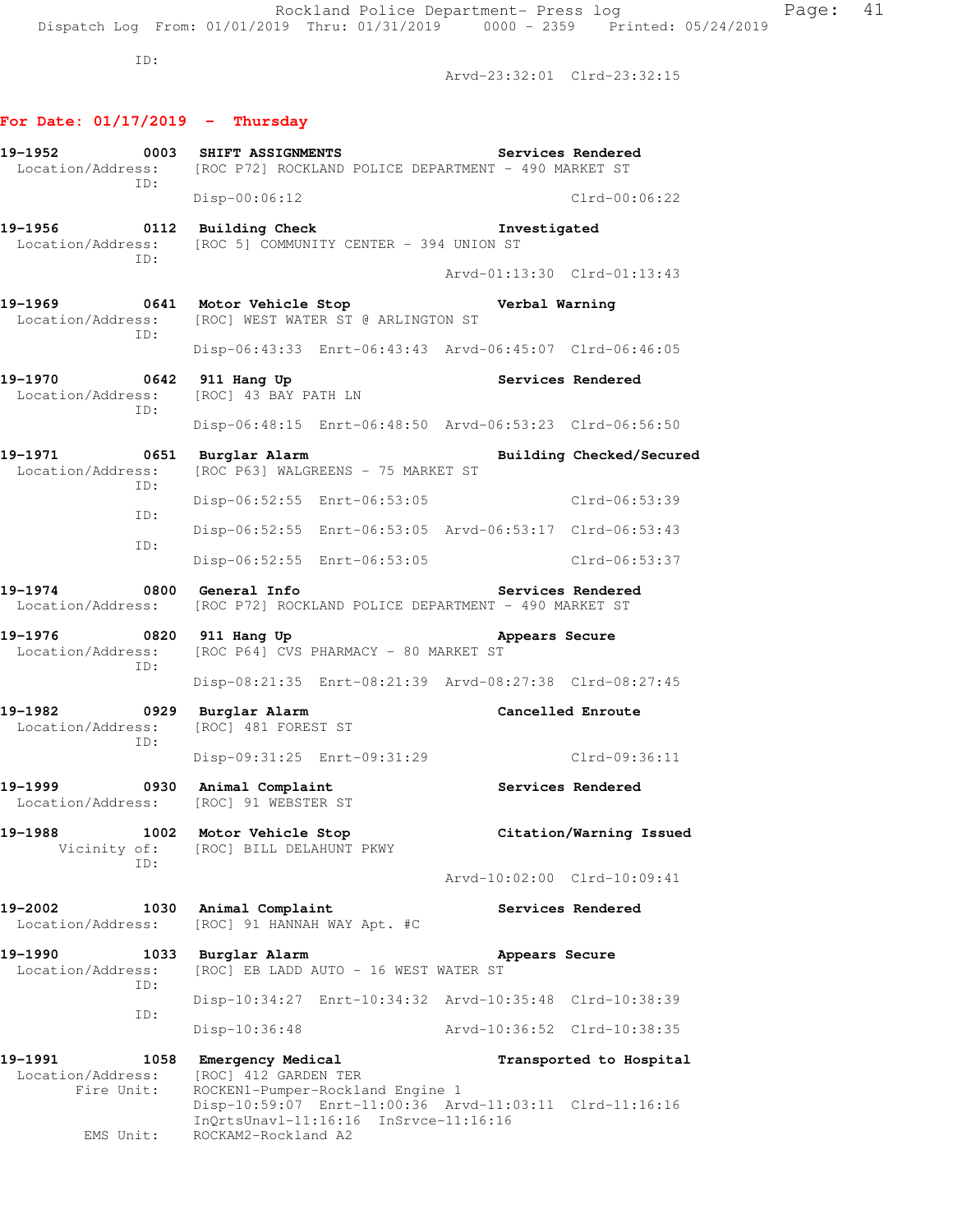ID:

Arvd-23:32:01 Clrd-23:32:15

## For Date: 01/17/2019 - Thursday

```
19-1952        0003  SHIFT ASSIGNMENTS                    Services Rendered
  Location/Address:   [ROC P72] ROCKLAND POLICE DEPARTMENT - 490 MARKET ST
             ID:
                      Disp-00:06:12                                 Clrd-00:06:22

19-1956        0112  Building Check                       Investigated
  Location/Address:   [ROC 5] COMMUNITY CENTER - 394 UNION ST
             ID:
                                                Arvd-01:13:30  Clrd-01:13:43

19-1969        0641  Motor Vehicle Stop                   Verbal Warning
  Location/Address:   [ROC] WEST WATER ST @ ARLINGTON ST
             ID:
                      Disp-06:43:33  Enrt-06:43:43  Arvd-06:45:07  Clrd-06:46:05

19-1970        0642  911 Hang Up                          Services Rendered
  Location/Address:   [ROC] 43 BAY PATH LN
             ID:
                      Disp-06:48:15  Enrt-06:48:50  Arvd-06:53:23  Clrd-06:56:50

19-1971        0651  Burglar Alarm                        Building Checked/Secured
  Location/Address:   [ROC P63] WALGREENS - 75 MARKET ST
             ID:
                      Disp-06:52:55  Enrt-06:53:05                 Clrd-06:53:39
             ID:
                      Disp-06:52:55  Enrt-06:53:05  Arvd-06:53:17  Clrd-06:53:43
             ID:
                      Disp-06:52:55  Enrt-06:53:05                 Clrd-06:53:37

19-1974        0800  General Info                         Services Rendered
  Location/Address:   [ROC P72] ROCKLAND POLICE DEPARTMENT - 490 MARKET ST

19-1976        0820  911 Hang Up                          Appears Secure
  Location/Address:   [ROC P64] CVS PHARMACY - 80 MARKET ST
             ID:
                      Disp-08:21:35  Enrt-08:21:39  Arvd-08:27:38  Clrd-08:27:45

19-1982        0929  Burglar Alarm                        Cancelled Enroute
  Location/Address:   [ROC] 481 FOREST ST
             ID:
                      Disp-09:31:25  Enrt-09:31:29                 Clrd-09:36:11

19-1999        0930  Animal Complaint                     Services Rendered
  Location/Address:   [ROC] 91 WEBSTER ST

19-1988        1002  Motor Vehicle Stop                   Citation/Warning Issued
       Vicinity of:   [ROC] BILL DELAHUNT PKWY
             ID:
                                                Arvd-10:02:00  Clrd-10:09:41

19-2002        1030  Animal Complaint                     Services Rendered
  Location/Address:   [ROC] 91 HANNAH WAY Apt. #C

19-1990        1033  Burglar Alarm                        Appears Secure
  Location/Address:   [ROC] EB LADD AUTO - 16 WEST WATER ST
             ID:
                      Disp-10:34:27  Enrt-10:34:32  Arvd-10:35:48  Clrd-10:38:39
             ID:
                      Disp-10:36:48                 Arvd-10:36:52  Clrd-10:38:35

19-1991        1058  Emergency Medical                    Transported to Hospital
  Location/Address:   [ROC] 412 GARDEN TER
         Fire Unit:   ROCKEN1-Pumper-Rockland Engine 1
                      Disp-10:59:07  Enrt-11:00:36  Arvd-11:03:11  Clrd-11:16:16
                      InQrtsUnavl-11:16:16  InSrvce-11:16:16
          EMS Unit:   ROCKAM2-Rockland A2
```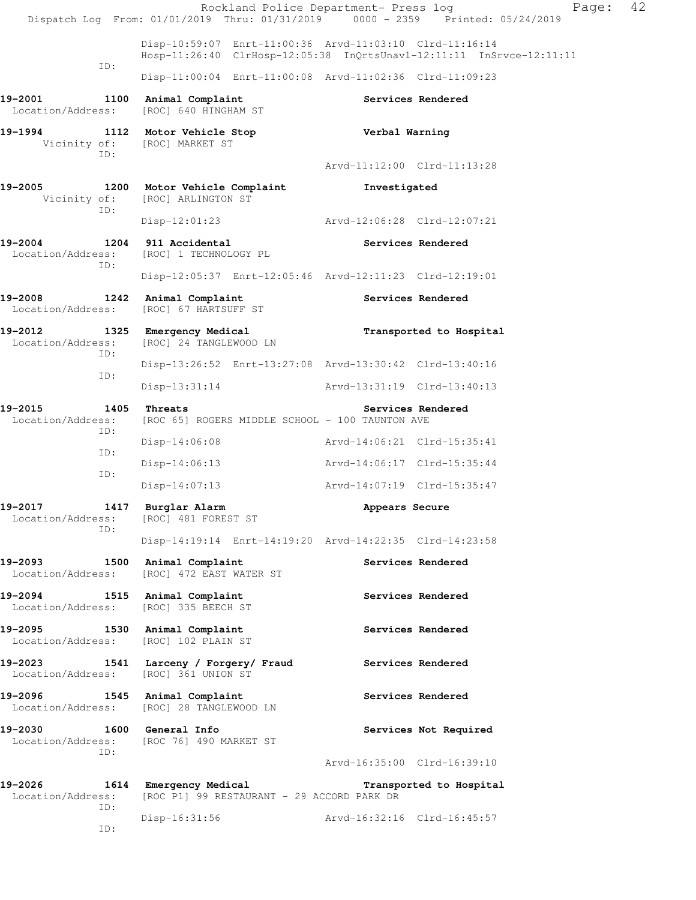```
                Disp-10:59:07  Enrt-11:00:36  Arvd-11:03:10  Clrd-11:16:14
                Hosp-11:26:40  ClrHosp-12:05:38  InQrtsUnavl-12:11:11  InSrvce-12:11:11
           ID:
                Disp-11:00:04  Enrt-11:00:08  Arvd-11:02:36  Clrd-11:09:23

19-2001        1100  Animal Complaint                    Services Rendered
 Location/Address:   [ROC] 640 HINGHAM ST

19-1994        1112  Motor Vehicle Stop                  Verbal Warning
      Vicinity of:   [ROC] MARKET ST
           ID:
                                              Arvd-11:12:00  Clrd-11:13:28

19-2005        1200  Motor Vehicle Complaint             Investigated
      Vicinity of:   [ROC] ARLINGTON ST
           ID:
                Disp-12:01:23                 Arvd-12:06:28  Clrd-12:07:21

19-2004        1204  911 Accidental                      Services Rendered
 Location/Address:   [ROC] 1 TECHNOLOGY PL
           ID:
                Disp-12:05:37  Enrt-12:05:46  Arvd-12:11:23  Clrd-12:19:01

19-2008        1242  Animal Complaint                    Services Rendered
 Location/Address:   [ROC] 67 HARTSUFF ST

19-2012        1325  Emergency Medical                   Transported to Hospital
 Location/Address:   [ROC] 24 TANGLEWOOD LN
           ID:
                Disp-13:26:52  Enrt-13:27:08  Arvd-13:30:42  Clrd-13:40:16
           ID:
                Disp-13:31:14                 Arvd-13:31:19  Clrd-13:40:13

19-2015        1405  Threats                             Services Rendered
 Location/Address:   [ROC 65] ROGERS MIDDLE SCHOOL - 100 TAUNTON AVE
           ID:
                Disp-14:06:08                 Arvd-14:06:21  Clrd-15:35:41
           ID:
                Disp-14:06:13                 Arvd-14:06:17  Clrd-15:35:44
           ID:
                Disp-14:07:13                 Arvd-14:07:19  Clrd-15:35:47

19-2017        1417  Burglar Alarm                       Appears Secure
 Location/Address:   [ROC] 481 FOREST ST
           ID:
                Disp-14:19:14  Enrt-14:19:20  Arvd-14:22:35  Clrd-14:23:58

19-2093        1500  Animal Complaint                    Services Rendered
 Location/Address:   [ROC] 472 EAST WATER ST

19-2094        1515  Animal Complaint                    Services Rendered
 Location/Address:   [ROC] 335 BEECH ST

19-2095        1530  Animal Complaint                    Services Rendered
 Location/Address:   [ROC] 102 PLAIN ST

19-2023        1541  Larceny / Forgery/ Fraud            Services Rendered
 Location/Address:   [ROC] 361 UNION ST

19-2096        1545  Animal Complaint                    Services Rendered
 Location/Address:   [ROC] 28 TANGLEWOOD LN

19-2030        1600  General Info                        Services Not Required
 Location/Address:   [ROC 76] 490 MARKET ST
           ID:
                                              Arvd-16:35:00  Clrd-16:39:10

19-2026        1614  Emergency Medical                   Transported to Hospital
 Location/Address:   [ROC P1] 99 RESTAURANT - 29 ACCORD PARK DR
           ID:
                Disp-16:31:56                 Arvd-16:32:16  Clrd-16:45:57
           ID:
```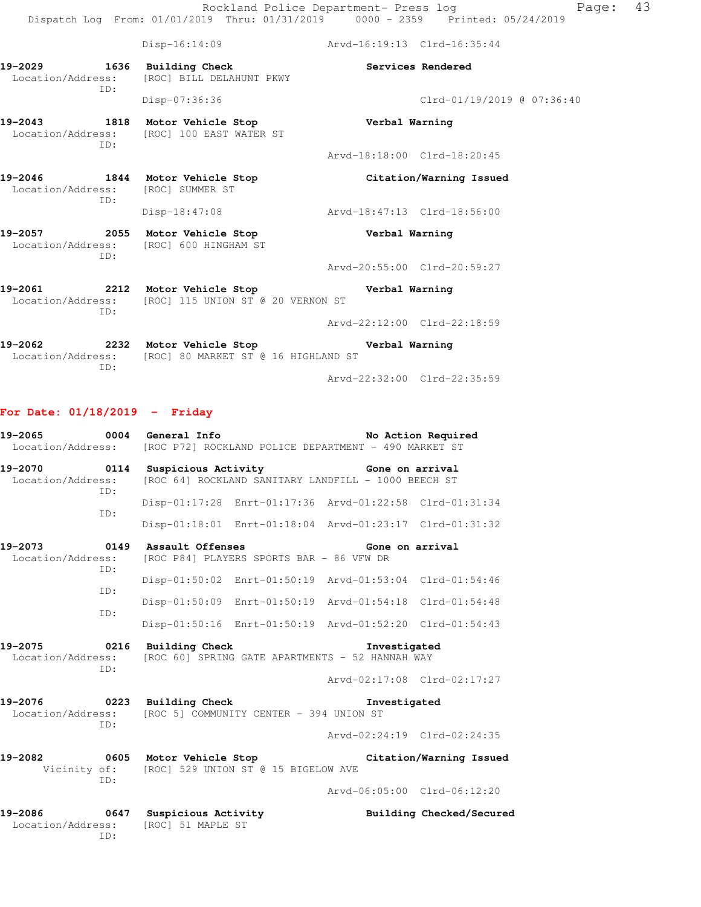Disp-16:14:09 Arvd-16:19:13 Clrd-16:35:44

**19-2029** 1636 **Building Check** **Services Rendered**
Location/Address: [ROC] BILL DELAHUNT PKWY
ID:
Disp-07:36:36 Clrd-01/19/2019 @ 07:36:40

**19-2043** 1818 **Motor Vehicle Stop** **Verbal Warning**
Location/Address: [ROC] 100 EAST WATER ST
ID:
Arvd-18:18:00 Clrd-18:20:45

**19-2046** 1844 **Motor Vehicle Stop** **Citation/Warning Issued**
Location/Address: [ROC] SUMMER ST
ID:
Disp-18:47:08 Arvd-18:47:13 Clrd-18:56:00

**19-2057** 2055 **Motor Vehicle Stop** **Verbal Warning**
Location/Address: [ROC] 600 HINGHAM ST
ID:
Arvd-20:55:00 Clrd-20:59:27

**19-2061** 2212 **Motor Vehicle Stop** **Verbal Warning**
Location/Address: [ROC] 115 UNION ST @ 20 VERNON ST
ID:
Arvd-22:12:00 Clrd-22:18:59

**19-2062** 2232 **Motor Vehicle Stop** **Verbal Warning**
Location/Address: [ROC] 80 MARKET ST @ 16 HIGHLAND ST
ID:
Arvd-22:32:00 Clrd-22:35:59

## For Date: 01/18/2019 - Friday

**19-2065** 0004 **General Info** **No Action Required**
Location/Address: [ROC P72] ROCKLAND POLICE DEPARTMENT - 490 MARKET ST

**19-2070** 0114 **Suspicious Activity** **Gone on arrival**
Location/Address: [ROC 64] ROCKLAND SANITARY LANDFILL - 1000 BEECH ST
ID:
Disp-01:17:28 Enrt-01:17:36 Arvd-01:22:58 Clrd-01:31:34
ID:
Disp-01:18:01 Enrt-01:18:04 Arvd-01:23:17 Clrd-01:31:32

**19-2073** 0149 **Assault Offenses** **Gone on arrival**
Location/Address: [ROC P84] PLAYERS SPORTS BAR - 86 VFW DR
ID:
Disp-01:50:02 Enrt-01:50:19 Arvd-01:53:04 Clrd-01:54:46
ID:
Disp-01:50:09 Enrt-01:50:19 Arvd-01:54:18 Clrd-01:54:48
ID:
Disp-01:50:16 Enrt-01:50:19 Arvd-01:52:20 Clrd-01:54:43

**19-2075** 0216 **Building Check** **Investigated**
Location/Address: [ROC 60] SPRING GATE APARTMENTS - 52 HANNAH WAY
ID:
Arvd-02:17:08 Clrd-02:17:27

**19-2076** 0223 **Building Check** **Investigated**
Location/Address: [ROC 5] COMMUNITY CENTER - 394 UNION ST
ID:
Arvd-02:24:19 Clrd-02:24:35

**19-2082** 0605 **Motor Vehicle Stop** **Citation/Warning Issued**
Vicinity of: [ROC] 529 UNION ST @ 15 BIGELOW AVE
ID:
Arvd-06:05:00 Clrd-06:12:20

**19-2086** 0647 **Suspicious Activity** **Building Checked/Secured**
Location/Address: [ROC] 51 MAPLE ST
ID: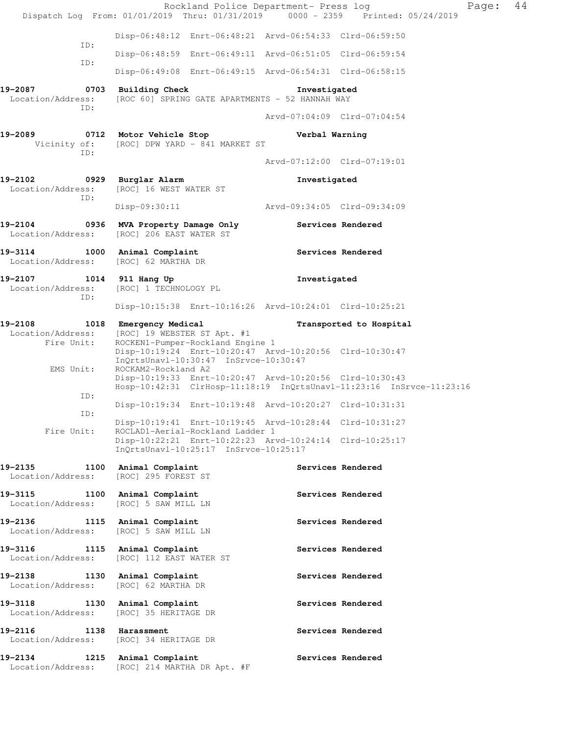Disp-06:48:12 Enrt-06:48:21 Arvd-06:54:33 Clrd-06:59:50
ID:
Disp-06:48:59 Enrt-06:49:11 Arvd-06:51:05 Clrd-06:59:54
ID:
Disp-06:49:08 Enrt-06:49:15 Arvd-06:54:31 Clrd-06:58:15

**19-2087 0703 Building Check** — Investigated
Location/Address: [ROC 60] SPRING GATE APARTMENTS - 52 HANNAH WAY
ID:
Arvd-07:04:09 Clrd-07:04:54

**19-2089 0712 Motor Vehicle Stop** — Verbal Warning
Vicinity of: [ROC] DPW YARD - 841 MARKET ST
ID:
Arvd-07:12:00 Clrd-07:19:01

**19-2102 0929 Burglar Alarm** — Investigated
Location/Address: [ROC] 16 WEST WATER ST
ID:
Disp-09:30:11 Arvd-09:34:05 Clrd-09:34:09

**19-2104 0936 MVA Property Damage Only** — Services Rendered
Location/Address: [ROC] 206 EAST WATER ST

**19-3114 1000 Animal Complaint** — Services Rendered
Location/Address: [ROC] 62 MARTHA DR

**19-2107 1014 911 Hang Up** — Investigated
Location/Address: [ROC] 1 TECHNOLOGY PL
ID:
Disp-10:15:38 Enrt-10:16:26 Arvd-10:24:01 Clrd-10:25:21

**19-2108 1018 Emergency Medical** — Transported to Hospital
Location/Address: [ROC] 19 WEBSTER ST Apt. #1
Fire Unit: ROCKEN1-Pumper-Rockland Engine 1
Disp-10:19:24 Enrt-10:20:47 Arvd-10:20:56 Clrd-10:30:47
InQrtsUnavl-10:30:47 InSrvce-10:30:47
EMS Unit: ROCKAM2-Rockland A2
Disp-10:19:33 Enrt-10:20:47 Arvd-10:20:56 Clrd-10:30:43
Hosp-10:42:31 ClrHosp-11:18:19 InQrtsUnavl-11:23:16 InSrvce-11:23:16
ID:
Disp-10:19:34 Enrt-10:19:48 Arvd-10:20:27 Clrd-10:31:31
ID:
Disp-10:19:41 Enrt-10:19:45 Arvd-10:28:44 Clrd-10:31:27
Fire Unit: ROCLAD1-Aerial-Rockland Ladder 1
Disp-10:22:21 Enrt-10:22:23 Arvd-10:24:14 Clrd-10:25:17
InQrtsUnavl-10:25:17 InSrvce-10:25:17

**19-2135 1100 Animal Complaint** — Services Rendered
Location/Address: [ROC] 295 FOREST ST

**19-3115 1100 Animal Complaint** — Services Rendered
Location/Address: [ROC] 5 SAW MILL LN

**19-2136 1115 Animal Complaint** — Services Rendered
Location/Address: [ROC] 5 SAW MILL LN

**19-3116 1115 Animal Complaint** — Services Rendered
Location/Address: [ROC] 112 EAST WATER ST

**19-2138 1130 Animal Complaint** — Services Rendered
Location/Address: [ROC] 62 MARTHA DR

**19-3118 1130 Animal Complaint** — Services Rendered
Location/Address: [ROC] 35 HERITAGE DR

**19-2116 1138 Harassment** — Services Rendered
Location/Address: [ROC] 34 HERITAGE DR

**19-2134 1215 Animal Complaint** — Services Rendered
Location/Address: [ROC] 214 MARTHA DR Apt. #F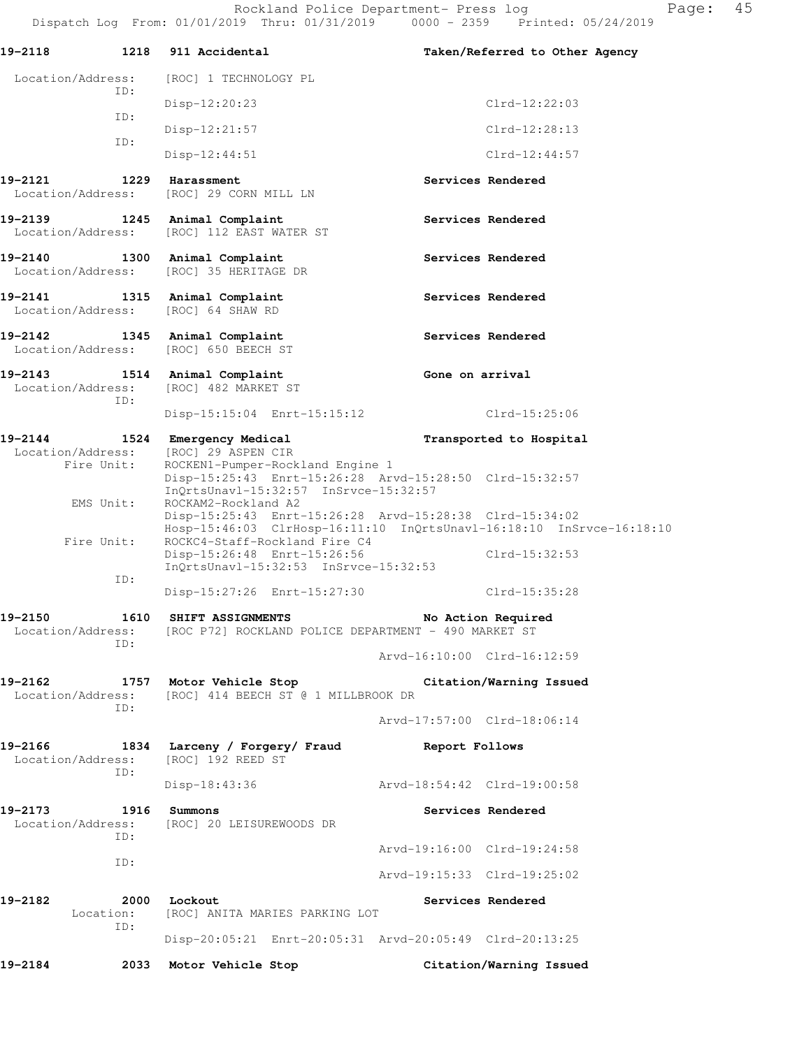**19-2118 1218 911 Accidental** — **Taken/Referred to Other Agency**

Location/Address: [ROC] 1 TECHNOLOGY PL

ID:
Disp-12:20:23 Clrd-12:22:03

ID:
Disp-12:21:57 Clrd-12:28:13

ID:
Disp-12:44:51 Clrd-12:44:57

**19-2121 1229 Harassment** — **Services Rendered**

Location/Address: [ROC] 29 CORN MILL LN

**19-2139 1245 Animal Complaint** — **Services Rendered**

Location/Address: [ROC] 112 EAST WATER ST

**19-2140 1300 Animal Complaint** — **Services Rendered**

Location/Address: [ROC] 35 HERITAGE DR

**19-2141 1315 Animal Complaint** — **Services Rendered**

Location/Address: [ROC] 64 SHAW RD

**19-2142 1345 Animal Complaint** — **Services Rendered**

Location/Address: [ROC] 650 BEECH ST

**19-2143 1514 Animal Complaint** — **Gone on arrival**

Location/Address: [ROC] 482 MARKET ST

ID:
Disp-15:15:04 Enrt-15:15:12 Clrd-15:25:06

**19-2144 1524 Emergency Medical** — **Transported to Hospital**

Location/Address: [ROC] 29 ASPEN CIR

Fire Unit: ROCKEN1-Pumper-Rockland Engine 1
Disp-15:25:43 Enrt-15:26:28 Arvd-15:28:50 Clrd-15:32:57
InQrtsUnavl-15:32:57 InSrvce-15:32:57

EMS Unit: ROCKAM2-Rockland A2
Disp-15:25:43 Enrt-15:26:28 Arvd-15:28:38 Clrd-15:34:02
Hosp-15:46:03 ClrHosp-16:11:10 InQrtsUnavl-16:18:10 InSrvce-16:18:10

Fire Unit: ROCKC4-Staff-Rockland Fire C4
Disp-15:26:48 Enrt-15:26:56 Clrd-15:32:53
InQrtsUnavl-15:32:53 InSrvce-15:32:53

ID:
Disp-15:27:26 Enrt-15:27:30 Clrd-15:35:28

**19-2150 1610 SHIFT ASSIGNMENTS** — **No Action Required**

Location/Address: [ROC P72] ROCKLAND POLICE DEPARTMENT - 490 MARKET ST

ID:
Arvd-16:10:00 Clrd-16:12:59

**19-2162 1757 Motor Vehicle Stop** — **Citation/Warning Issued**

Location/Address: [ROC] 414 BEECH ST @ 1 MILLBROOK DR

ID:
Arvd-17:57:00 Clrd-18:06:14

**19-2166 1834 Larceny / Forgery/ Fraud** — **Report Follows**

Location/Address: [ROC] 192 REED ST

ID:
Disp-18:43:36 Arvd-18:54:42 Clrd-19:00:58

**19-2173 1916 Summons** — **Services Rendered**

Location/Address: [ROC] 20 LEISUREWOODS DR

ID:
Arvd-19:16:00 Clrd-19:24:58

ID:
Arvd-19:15:33 Clrd-19:25:02

**19-2182 2000 Lockout** — **Services Rendered**

Location: [ROC] ANITA MARIES PARKING LOT

ID:
Disp-20:05:21 Enrt-20:05:31 Arvd-20:05:49 Clrd-20:13:25

**19-2184 2033 Motor Vehicle Stop** — **Citation/Warning Issued**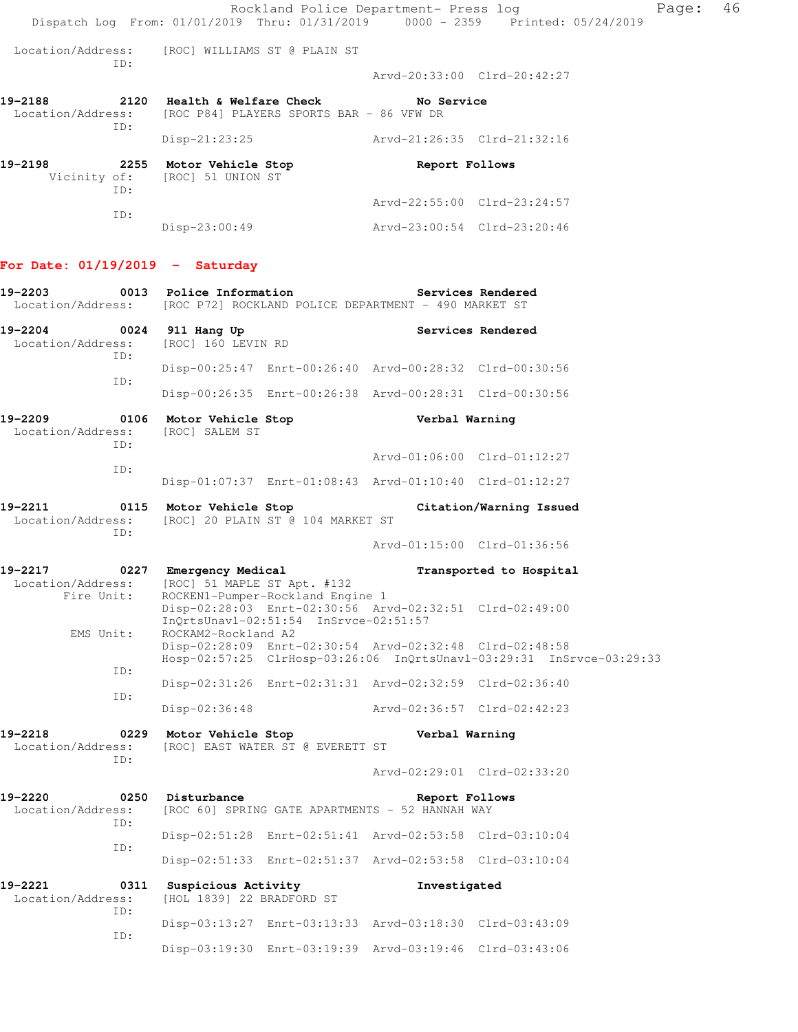Location/Address: [ROC] WILLIAMS ST @ PLAIN ST
ID:
Arvd-20:33:00 Clrd-20:42:27

**19-2188** 2120 **Health & Welfare Check** **No Service**
Location/Address: [ROC P84] PLAYERS SPORTS BAR - 86 VFW DR
ID:
Disp-21:23:25 Arvd-21:26:35 Clrd-21:32:16

**19-2198** 2255 **Motor Vehicle Stop** **Report Follows**
Vicinity of: [ROC] 51 UNION ST
ID:
Arvd-22:55:00 Clrd-23:24:57
ID:
Disp-23:00:49 Arvd-23:00:54 Clrd-23:20:46

## For Date: 01/19/2019 - Saturday

**19-2203** 0013 **Police Information** **Services Rendered**
Location/Address: [ROC P72] ROCKLAND POLICE DEPARTMENT - 490 MARKET ST

**19-2204** 0024 **911 Hang Up** **Services Rendered**
Location/Address: [ROC] 160 LEVIN RD
ID:
Disp-00:25:47 Enrt-00:26:40 Arvd-00:28:32 Clrd-00:30:56
ID:
Disp-00:26:35 Enrt-00:26:38 Arvd-00:28:31 Clrd-00:30:56

**19-2209** 0106 **Motor Vehicle Stop** **Verbal Warning**
Location/Address: [ROC] SALEM ST
ID:
Arvd-01:06:00 Clrd-01:12:27
ID:
Disp-01:07:37 Enrt-01:08:43 Arvd-01:10:40 Clrd-01:12:27

**19-2211** 0115 **Motor Vehicle Stop** **Citation/Warning Issued**
Location/Address: [ROC] 20 PLAIN ST @ 104 MARKET ST
ID:
Arvd-01:15:00 Clrd-01:36:56

**19-2217** 0227 **Emergency Medical** **Transported to Hospital**
Location/Address: [ROC] 51 MAPLE ST Apt. #132
Fire Unit: ROCKEN1-Pumper-Rockland Engine 1
Disp-02:28:03 Enrt-02:30:56 Arvd-02:32:51 Clrd-02:49:00
InQrtsUnavl-02:51:54 InSrvce-02:51:57
EMS Unit: ROCKAM2-Rockland A2
Disp-02:28:09 Enrt-02:30:54 Arvd-02:32:48 Clrd-02:48:58
Hosp-02:57:25 ClrHosp-03:26:06 InQrtsUnavl-03:29:31 InSrvce-03:29:33
ID:
Disp-02:31:26 Enrt-02:31:31 Arvd-02:32:59 Clrd-02:36:40
ID:
Disp-02:36:48 Arvd-02:36:57 Clrd-02:42:23

**19-2218** 0229 **Motor Vehicle Stop** **Verbal Warning**
Location/Address: [ROC] EAST WATER ST @ EVERETT ST
ID:
Arvd-02:29:01 Clrd-02:33:20

**19-2220** 0250 **Disturbance** **Report Follows**
Location/Address: [ROC 60] SPRING GATE APARTMENTS - 52 HANNAH WAY
ID:
Disp-02:51:28 Enrt-02:51:41 Arvd-02:53:58 Clrd-03:10:04
ID:
Disp-02:51:33 Enrt-02:51:37 Arvd-02:53:58 Clrd-03:10:04

**19-2221** 0311 **Suspicious Activity** **Investigated**
Location/Address: [HOL 1839] 22 BRADFORD ST
ID:
Disp-03:13:27 Enrt-03:13:33 Arvd-03:18:30 Clrd-03:43:09
ID:
Disp-03:19:30 Enrt-03:19:39 Arvd-03:19:46 Clrd-03:43:06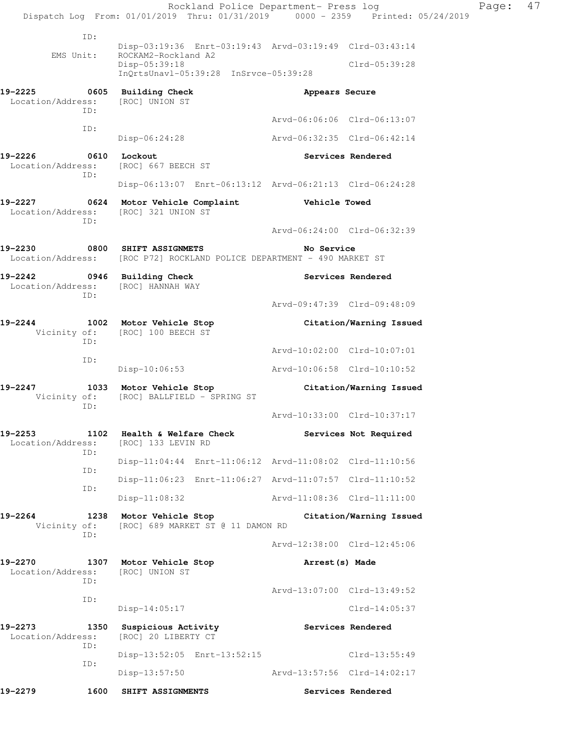```
          ID:
                    Disp-03:19:36  Enrt-03:19:43  Arvd-03:19:49  Clrd-03:43:14
    EMS Unit:       ROCKAM2-Rockland A2
                    Disp-05:39:18                                 Clrd-05:39:28
                    InQrtsUnavl-05:39:28  InSrvce-05:39:28

19-2225        0605  Building Check                         Appears Secure
 Location/Address:   [ROC] UNION ST
          ID:
                                                  Arvd-06:06:06  Clrd-06:13:07
          ID:
                    Disp-06:24:28                 Arvd-06:32:35  Clrd-06:42:14

19-2226        0610  Lockout                                Services Rendered
 Location/Address:   [ROC] 667 BEECH ST
          ID:
                    Disp-06:13:07  Enrt-06:13:12  Arvd-06:21:13  Clrd-06:24:28

19-2227        0624  Motor Vehicle Complaint                Vehicle Towed
 Location/Address:   [ROC] 321 UNION ST
          ID:
                                                  Arvd-06:24:00  Clrd-06:32:39

19-2230        0800  SHIFT ASSIGNMETS                       No Service
 Location/Address:   [ROC P72] ROCKLAND POLICE DEPARTMENT - 490 MARKET ST

19-2242        0946  Building Check                         Services Rendered
 Location/Address:   [ROC] HANNAH WAY
          ID:
                                                  Arvd-09:47:39  Clrd-09:48:09

19-2244        1002  Motor Vehicle Stop                     Citation/Warning Issued
    Vicinity of:     [ROC] 100 BEECH ST
          ID:
                                                  Arvd-10:02:00  Clrd-10:07:01
          ID:
                    Disp-10:06:53                 Arvd-10:06:58  Clrd-10:10:52

19-2247        1033  Motor Vehicle Stop                     Citation/Warning Issued
    Vicinity of:     [ROC] BALLFIELD - SPRING ST
          ID:
                                                  Arvd-10:33:00  Clrd-10:37:17

19-2253        1102  Health & Welfare Check                 Services Not Required
 Location/Address:   [ROC] 133 LEVIN RD
          ID:
                    Disp-11:04:44  Enrt-11:06:12  Arvd-11:08:02  Clrd-11:10:56
          ID:
                    Disp-11:06:23  Enrt-11:06:27  Arvd-11:07:57  Clrd-11:10:52
          ID:
                    Disp-11:08:32                 Arvd-11:08:36  Clrd-11:11:00

19-2264        1238  Motor Vehicle Stop                     Citation/Warning Issued
    Vicinity of:     [ROC] 689 MARKET ST @ 11 DAMON RD
          ID:
                                                  Arvd-12:38:00  Clrd-12:45:06

19-2270        1307  Motor Vehicle Stop                     Arrest(s) Made
 Location/Address:   [ROC] UNION ST
          ID:
                                                  Arvd-13:07:00  Clrd-13:49:52
          ID:
                    Disp-14:05:17                                Clrd-14:05:37

19-2273        1350  Suspicious Activity                    Services Rendered
 Location/Address:   [ROC] 20 LIBERTY CT
          ID:
                    Disp-13:52:05  Enrt-13:52:15                 Clrd-13:55:49
          ID:
                    Disp-13:57:50                 Arvd-13:57:56  Clrd-14:02:17

19-2279        1600  SHIFT ASSIGNMENTS                      Services Rendered
```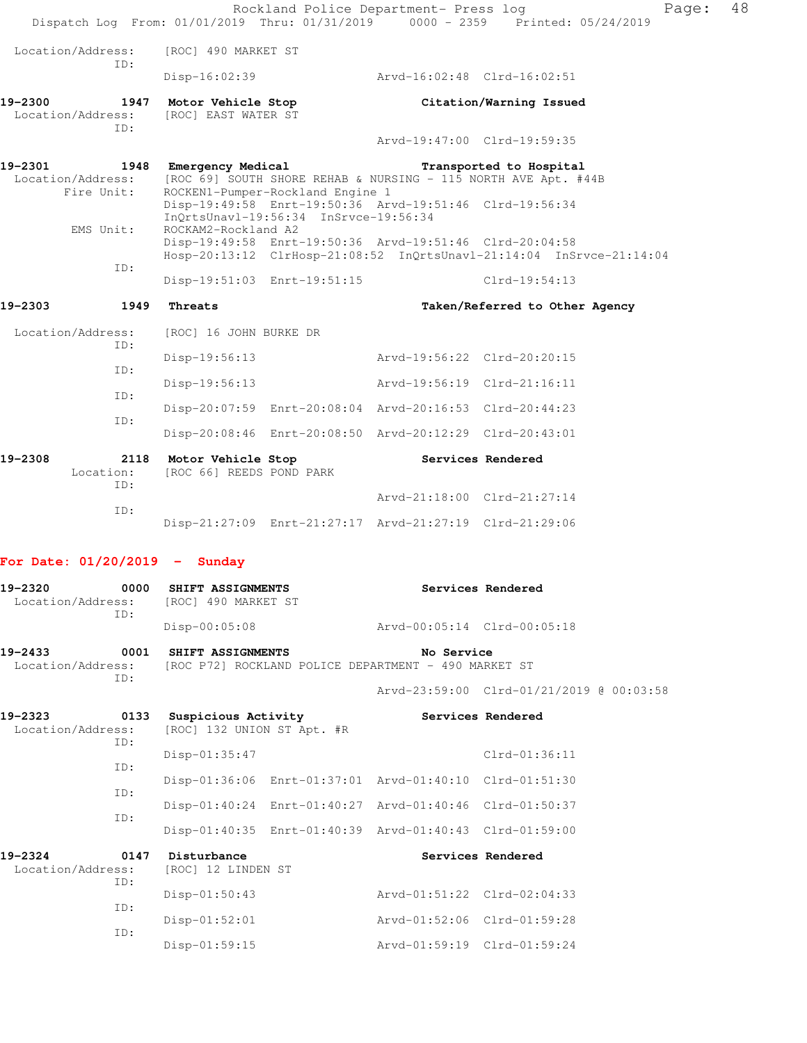Location/Address: [ROC] 490 MARKET ST
ID:
Disp-16:02:39 Arvd-16:02:48 Clrd-16:02:51

**19-2300 1947 Motor Vehicle Stop Citation/Warning Issued**
Location/Address: [ROC] EAST WATER ST
ID:
Arvd-19:47:00 Clrd-19:59:35

**19-2301 1948 Emergency Medical Transported to Hospital**
Location/Address: [ROC 69] SOUTH SHORE REHAB & NURSING - 115 NORTH AVE Apt. #44B
Fire Unit: ROCKEN1-Pumper-Rockland Engine 1
Disp-19:49:58 Enrt-19:50:36 Arvd-19:51:46 Clrd-19:56:34
InQrtsUnavl-19:56:34 InSrvce-19:56:34
EMS Unit: ROCKAM2-Rockland A2
Disp-19:49:58 Enrt-19:50:36 Arvd-19:51:46 Clrd-20:04:58
Hosp-20:13:12 ClrHosp-21:08:52 InQrtsUnavl-21:14:04 InSrvce-21:14:04
ID:
Disp-19:51:03 Enrt-19:51:15 Clrd-19:54:13

**19-2303 1949 Threats Taken/Referred to Other Agency**
Location/Address: [ROC] 16 JOHN BURKE DR
ID:
Disp-19:56:13 Arvd-19:56:22 Clrd-20:20:15
ID:
Disp-19:56:13 Arvd-19:56:19 Clrd-21:16:11
ID:
Disp-20:07:59 Enrt-20:08:04 Arvd-20:16:53 Clrd-20:44:23
ID:
Disp-20:08:46 Enrt-20:08:50 Arvd-20:12:29 Clrd-20:43:01

**19-2308 2118 Motor Vehicle Stop Services Rendered**
Location: [ROC 66] REEDS POND PARK
ID:
Arvd-21:18:00 Clrd-21:27:14
ID:
Disp-21:27:09 Enrt-21:27:17 Arvd-21:27:19 Clrd-21:29:06

## For Date: 01/20/2019 - Sunday

**19-2320 0000 SHIFT ASSIGNMENTS Services Rendered**
Location/Address: [ROC] 490 MARKET ST
ID:
Disp-00:05:08 Arvd-00:05:14 Clrd-00:05:18

**19-2433 0001 SHIFT ASSIGNMENTS No Service**
Location/Address: [ROC P72] ROCKLAND POLICE DEPARTMENT - 490 MARKET ST
ID:
Arvd-23:59:00 Clrd-01/21/2019 @ 00:03:58

**19-2323 0133 Suspicious Activity Services Rendered**
Location/Address: [ROC] 132 UNION ST Apt. #R
ID:
Disp-01:35:47 Clrd-01:36:11
ID:
Disp-01:36:06 Enrt-01:37:01 Arvd-01:40:10 Clrd-01:51:30
ID:
Disp-01:40:24 Enrt-01:40:27 Arvd-01:40:46 Clrd-01:50:37
ID:
Disp-01:40:35 Enrt-01:40:39 Arvd-01:40:43 Clrd-01:59:00

**19-2324 0147 Disturbance Services Rendered**
Location/Address: [ROC] 12 LINDEN ST
ID:
Disp-01:50:43 Arvd-01:51:22 Clrd-02:04:33
ID:
Disp-01:52:01 Arvd-01:52:06 Clrd-01:59:28
ID:
Disp-01:59:15 Arvd-01:59:19 Clrd-01:59:24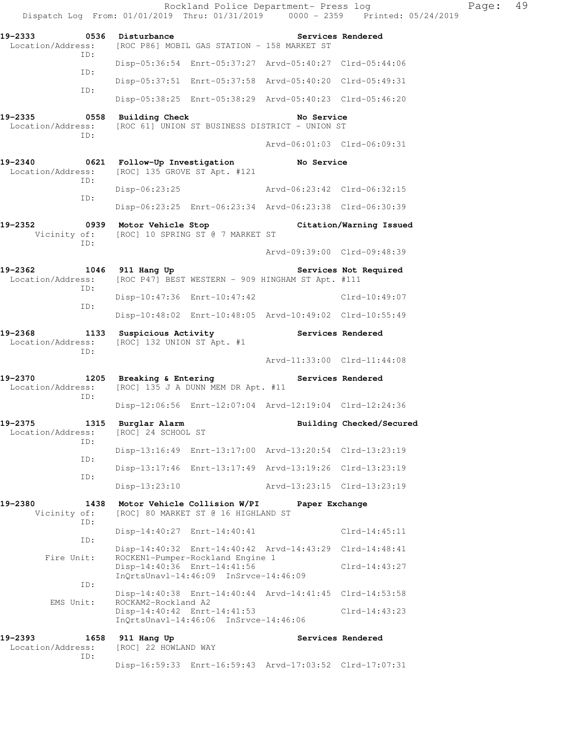Rockland Police Department- Press log
Dispatch Log From: 01/01/2019 Thru: 01/31/2019 0000 - 2359 Printed: 05/24/2019

**19-2333 0536 Disturbance** Services Rendered
Location/Address: [ROC P86] MOBIL GAS STATION - 158 MARKET ST
ID: Disp-05:36:54 Enrt-05:37:27 Arvd-05:40:27 Clrd-05:44:06
ID: Disp-05:37:51 Enrt-05:37:58 Arvd-05:40:20 Clrd-05:49:31
ID: Disp-05:38:25 Enrt-05:38:29 Arvd-05:40:23 Clrd-05:46:20

**19-2335 0558 Building Check** No Service
Location/Address: [ROC 61] UNION ST BUSINESS DISTRICT - UNION ST
ID: Arvd-06:01:03 Clrd-06:09:31

**19-2340 0621 Follow-Up Investigation** No Service
Location/Address: [ROC] 135 GROVE ST Apt. #121
ID: Disp-06:23:25 Arvd-06:23:42 Clrd-06:32:15
ID: Disp-06:23:25 Enrt-06:23:34 Arvd-06:23:38 Clrd-06:30:39

**19-2352 0939 Motor Vehicle Stop** Citation/Warning Issued
Vicinity of: [ROC] 10 SPRING ST @ 7 MARKET ST
ID: Arvd-09:39:00 Clrd-09:48:39

**19-2362 1046 911 Hang Up** Services Not Required
Location/Address: [ROC P47] BEST WESTERN - 909 HINGHAM ST Apt. #111
ID: Disp-10:47:36 Enrt-10:47:42 Clrd-10:49:07
ID: Disp-10:48:02 Enrt-10:48:05 Arvd-10:49:02 Clrd-10:55:49

**19-2368 1133 Suspicious Activity** Services Rendered
Location/Address: [ROC] 132 UNION ST Apt. #1
ID: Arvd-11:33:00 Clrd-11:44:08

**19-2370 1205 Breaking & Entering** Services Rendered
Location/Address: [ROC] 135 J A DUNN MEM DR Apt. #11
ID: Disp-12:06:56 Enrt-12:07:04 Arvd-12:19:04 Clrd-12:24:36

**19-2375 1315 Burglar Alarm** Building Checked/Secured
Location/Address: [ROC] 24 SCHOOL ST
ID: Disp-13:16:49 Enrt-13:17:00 Arvd-13:20:54 Clrd-13:23:19
ID: Disp-13:17:46 Enrt-13:17:49 Arvd-13:19:26 Clrd-13:23:19
ID: Disp-13:23:10 Arvd-13:23:15 Clrd-13:23:19

**19-2380 1438 Motor Vehicle Collision W/PI** Paper Exchange
Vicinity of: [ROC] 80 MARKET ST @ 16 HIGHLAND ST
ID: Disp-14:40:27 Enrt-14:40:41 Clrd-14:45:11
ID: Disp-14:40:32 Enrt-14:40:42 Arvd-14:43:29 Clrd-14:48:41
Fire Unit: ROCKEN1-Pumper-Rockland Engine 1
Disp-14:40:36 Enrt-14:41:56 Clrd-14:43:27
InQrtsUnavl-14:46:09 InSrvce-14:46:09
ID: Disp-14:40:38 Enrt-14:40:44 Arvd-14:41:45 Clrd-14:53:58
EMS Unit: ROCKAM2-Rockland A2
Disp-14:40:42 Enrt-14:41:53 Clrd-14:43:23
InQrtsUnavl-14:46:06 InSrvce-14:46:06

**19-2393 1658 911 Hang Up** Services Rendered
Location/Address: [ROC] 22 HOWLAND WAY
ID: Disp-16:59:33 Enrt-16:59:43 Arvd-17:03:52 Clrd-17:07:31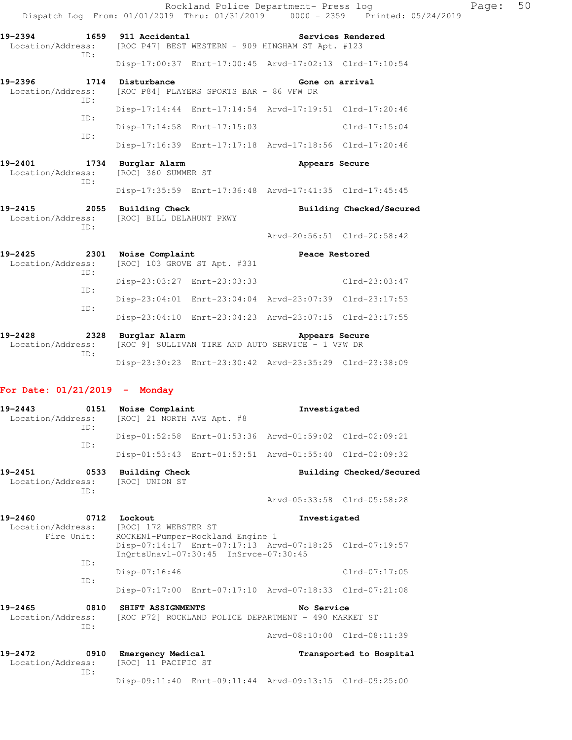19-2394 1659 911 Accidental Services Rendered
Location/Address: [ROC P47] BEST WESTERN - 909 HINGHAM ST Apt. #123
ID:
Disp-17:00:37 Enrt-17:00:45 Arvd-17:02:13 Clrd-17:10:54

19-2396 1714 Disturbance Gone on arrival
Location/Address: [ROC P84] PLAYERS SPORTS BAR - 86 VFW DR
ID:
Disp-17:14:44 Enrt-17:14:54 Arvd-17:19:51 Clrd-17:20:46
ID:
Disp-17:14:58 Enrt-17:15:03 Clrd-17:15:04
ID:
Disp-17:16:39 Enrt-17:17:18 Arvd-17:18:56 Clrd-17:20:46

19-2401 1734 Burglar Alarm Appears Secure
Location/Address: [ROC] 360 SUMMER ST
ID:
Disp-17:35:59 Enrt-17:36:48 Arvd-17:41:35 Clrd-17:45:45

19-2415 2055 Building Check Building Checked/Secured
Location/Address: [ROC] BILL DELAHUNT PKWY
ID:
Arvd-20:56:51 Clrd-20:58:42

19-2425 2301 Noise Complaint Peace Restored
Location/Address: [ROC] 103 GROVE ST Apt. #331
ID:
Disp-23:03:27 Enrt-23:03:33 Clrd-23:03:47
ID:
Disp-23:04:01 Enrt-23:04:04 Arvd-23:07:39 Clrd-23:17:53
ID:
Disp-23:04:10 Enrt-23:04:23 Arvd-23:07:15 Clrd-23:17:55

19-2428 2328 Burglar Alarm Appears Secure
Location/Address: [ROC 9] SULLIVAN TIRE AND AUTO SERVICE - 1 VFW DR
ID:
Disp-23:30:23 Enrt-23:30:42 Arvd-23:35:29 Clrd-23:38:09

## For Date: 01/21/2019 - Monday

19-2443 0151 Noise Complaint Investigated
Location/Address: [ROC] 21 NORTH AVE Apt. #8
ID:
Disp-01:52:58 Enrt-01:53:36 Arvd-01:59:02 Clrd-02:09:21
ID:
Disp-01:53:43 Enrt-01:53:51 Arvd-01:55:40 Clrd-02:09:32

19-2451 0533 Building Check Building Checked/Secured
Location/Address: [ROC] UNION ST
ID:
Arvd-05:33:58 Clrd-05:58:28

19-2460 0712 Lockout Investigated
Location/Address: [ROC] 172 WEBSTER ST
Fire Unit: ROCKEN1-Pumper-Rockland Engine 1
Disp-07:14:17 Enrt-07:17:13 Arvd-07:18:25 Clrd-07:19:57
InQrtsUnavl-07:30:45 InSrvce-07:30:45
ID:
Disp-07:16:46 Clrd-07:17:05
ID:
Disp-07:17:00 Enrt-07:17:10 Arvd-07:18:33 Clrd-07:21:08

19-2465 0810 SHIFT ASSIGNMENTS No Service
Location/Address: [ROC P72] ROCKLAND POLICE DEPARTMENT - 490 MARKET ST
ID:
Arvd-08:10:00 Clrd-08:11:39

19-2472 0910 Emergency Medical Transported to Hospital
Location/Address: [ROC] 11 PACIFIC ST
ID:
Disp-09:11:40 Enrt-09:11:44 Arvd-09:13:15 Clrd-09:25:00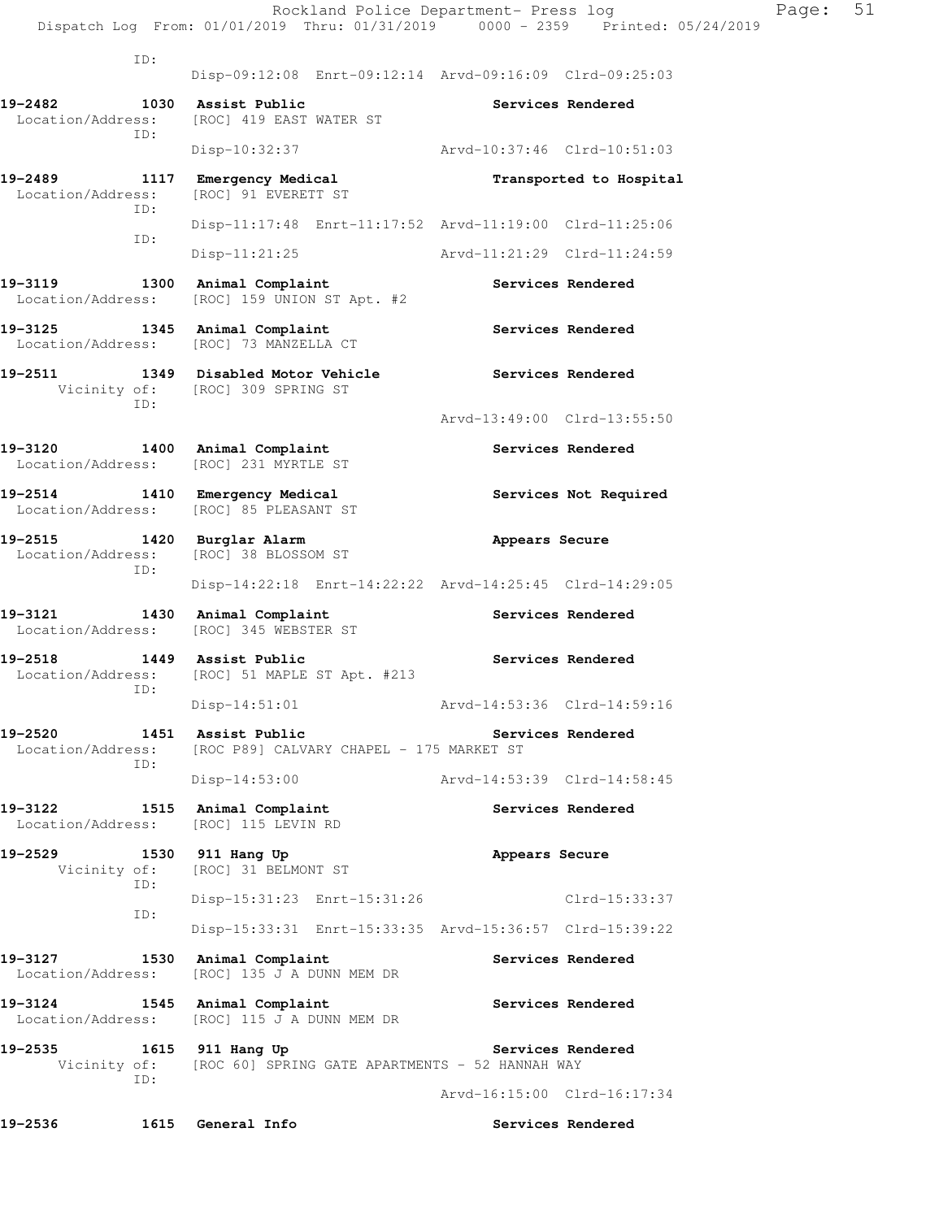ID:
    Disp-09:12:08 Enrt-09:12:14 Arvd-09:16:09 Clrd-09:25:03

**19-2482 1030 Assist Public** — **Services Rendered**
Location/Address: [ROC] 419 EAST WATER ST
ID:
    Disp-10:32:37 Arvd-10:37:46 Clrd-10:51:03

**19-2489 1117 Emergency Medical** — **Transported to Hospital**
Location/Address: [ROC] 91 EVERETT ST
ID:
    Disp-11:17:48 Enrt-11:17:52 Arvd-11:19:00 Clrd-11:25:06
ID:
    Disp-11:21:25 Arvd-11:21:29 Clrd-11:24:59

**19-3119 1300 Animal Complaint** — **Services Rendered**
Location/Address: [ROC] 159 UNION ST Apt. #2

**19-3125 1345 Animal Complaint** — **Services Rendered**
Location/Address: [ROC] 73 MANZELLA CT

**19-2511 1349 Disabled Motor Vehicle** — **Services Rendered**
Vicinity of: [ROC] 309 SPRING ST
ID:
    Arvd-13:49:00 Clrd-13:55:50

**19-3120 1400 Animal Complaint** — **Services Rendered**
Location/Address: [ROC] 231 MYRTLE ST

**19-2514 1410 Emergency Medical** — **Services Not Required**
Location/Address: [ROC] 85 PLEASANT ST

**19-2515 1420 Burglar Alarm** — **Appears Secure**
Location/Address: [ROC] 38 BLOSSOM ST
ID:
    Disp-14:22:18 Enrt-14:22:22 Arvd-14:25:45 Clrd-14:29:05

**19-3121 1430 Animal Complaint** — **Services Rendered**
Location/Address: [ROC] 345 WEBSTER ST

**19-2518 1449 Assist Public** — **Services Rendered**
Location/Address: [ROC] 51 MAPLE ST Apt. #213
ID:
    Disp-14:51:01 Arvd-14:53:36 Clrd-14:59:16

**19-2520 1451 Assist Public** — **Services Rendered**
Location/Address: [ROC P89] CALVARY CHAPEL - 175 MARKET ST
ID:
    Disp-14:53:00 Arvd-14:53:39 Clrd-14:58:45

**19-3122 1515 Animal Complaint** — **Services Rendered**
Location/Address: [ROC] 115 LEVIN RD

**19-2529 1530 911 Hang Up** — **Appears Secure**
Vicinity of: [ROC] 31 BELMONT ST
ID:
    Disp-15:31:23 Enrt-15:31:26 Clrd-15:33:37
ID:
    Disp-15:33:31 Enrt-15:33:35 Arvd-15:36:57 Clrd-15:39:22

**19-3127 1530 Animal Complaint** — **Services Rendered**
Location/Address: [ROC] 135 J A DUNN MEM DR

**19-3124 1545 Animal Complaint** — **Services Rendered**
Location/Address: [ROC] 115 J A DUNN MEM DR

**19-2535 1615 911 Hang Up** — **Services Rendered**
Vicinity of: [ROC 60] SPRING GATE APARTMENTS - 52 HANNAH WAY
ID:
    Arvd-16:15:00 Clrd-16:17:34

**19-2536 1615 General Info** — **Services Rendered**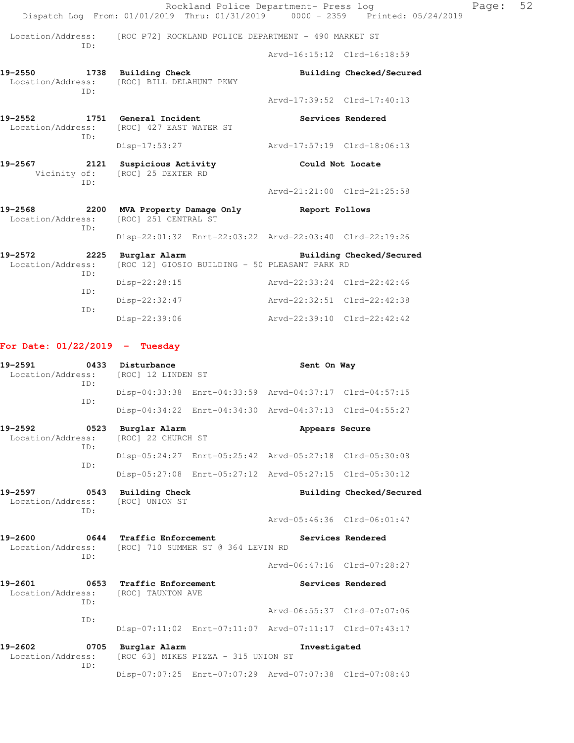Location/Address: [ROC P72] ROCKLAND POLICE DEPARTMENT - 490 MARKET ST
ID:
Arvd-16:15:12 Clrd-16:18:59

**19-2550** 1738 **Building Check** — **Building Checked/Secured**
Location/Address: [ROC] BILL DELAHUNT PKWY
ID:
Arvd-17:39:52 Clrd-17:40:13

**19-2552** 1751 **General Incident** — **Services Rendered**
Location/Address: [ROC] 427 EAST WATER ST
ID:
Disp-17:53:27 Arvd-17:57:19 Clrd-18:06:13

**19-2567** 2121 **Suspicious Activity** — **Could Not Locate**
Vicinity of: [ROC] 25 DEXTER RD
ID:
Arvd-21:21:00 Clrd-21:25:58

**19-2568** 2200 **MVA Property Damage Only** — **Report Follows**
Location/Address: [ROC] 251 CENTRAL ST
ID:
Disp-22:01:32 Enrt-22:03:22 Arvd-22:03:40 Clrd-22:19:26

**19-2572** 2225 **Burglar Alarm** — **Building Checked/Secured**
Location/Address: [ROC 12] GIOSIO BUILDING - 50 PLEASANT PARK RD
ID:
Disp-22:28:15 Arvd-22:33:24 Clrd-22:42:46
ID:
Disp-22:32:47 Arvd-22:32:51 Clrd-22:42:38
ID:
Disp-22:39:06 Arvd-22:39:10 Clrd-22:42:42

## For Date: 01/22/2019 - Tuesday

**19-2591** 0433 **Disturbance** — **Sent On Way**
Location/Address: [ROC] 12 LINDEN ST
ID:
Disp-04:33:38 Enrt-04:33:59 Arvd-04:37:17 Clrd-04:57:15
ID:
Disp-04:34:22 Enrt-04:34:30 Arvd-04:37:13 Clrd-04:55:27

**19-2592** 0523 **Burglar Alarm** — **Appears Secure**
Location/Address: [ROC] 22 CHURCH ST
ID:
Disp-05:24:27 Enrt-05:25:42 Arvd-05:27:18 Clrd-05:30:08
ID:
Disp-05:27:08 Enrt-05:27:12 Arvd-05:27:15 Clrd-05:30:12

**19-2597** 0543 **Building Check** — **Building Checked/Secured**
Location/Address: [ROC] UNION ST
ID:
Arvd-05:46:36 Clrd-06:01:47

**19-2600** 0644 **Traffic Enforcement** — **Services Rendered**
Location/Address: [ROC] 710 SUMMER ST @ 364 LEVIN RD
ID:
Arvd-06:47:16 Clrd-07:28:27

**19-2601** 0653 **Traffic Enforcement** — **Services Rendered**
Location/Address: [ROC] TAUNTON AVE
ID:
Arvd-06:55:37 Clrd-07:07:06
ID:
Disp-07:11:02 Enrt-07:11:07 Arvd-07:11:17 Clrd-07:43:17

**19-2602** 0705 **Burglar Alarm** — **Investigated**
Location/Address: [ROC 63] MIKES PIZZA - 315 UNION ST
ID:
Disp-07:07:25 Enrt-07:07:29 Arvd-07:07:38 Clrd-07:08:40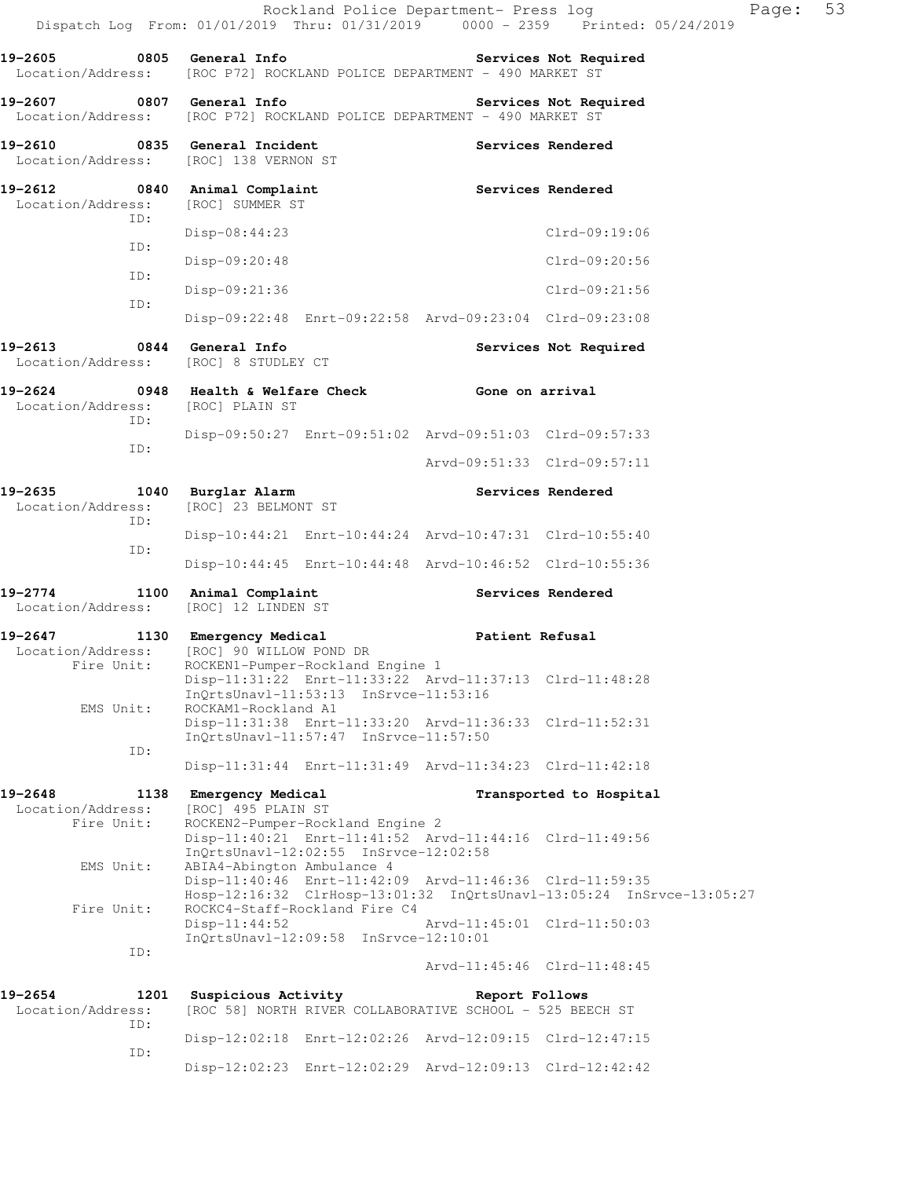19-2605 0805 General Info Services Not Required
Location/Address: [ROC P72] ROCKLAND POLICE DEPARTMENT - 490 MARKET ST

19-2607 0807 General Info Services Not Required
Location/Address: [ROC P72] ROCKLAND POLICE DEPARTMENT - 490 MARKET ST

19-2610 0835 General Incident Services Rendered
Location/Address: [ROC] 138 VERNON ST

19-2612 0840 Animal Complaint Services Rendered
Location/Address: [ROC] SUMMER ST
ID:
Disp-08:44:23 Clrd-09:19:06
ID:
Disp-09:20:48 Clrd-09:20:56
ID:
Disp-09:21:36 Clrd-09:21:56
ID:
Disp-09:22:48 Enrt-09:22:58 Arvd-09:23:04 Clrd-09:23:08

19-2613 0844 General Info Services Not Required
Location/Address: [ROC] 8 STUDLEY CT

19-2624 0948 Health & Welfare Check Gone on arrival
Location/Address: [ROC] PLAIN ST
ID:
Disp-09:50:27 Enrt-09:51:02 Arvd-09:51:03 Clrd-09:57:33
ID:
Arvd-09:51:33 Clrd-09:57:11

19-2635 1040 Burglar Alarm Services Rendered
Location/Address: [ROC] 23 BELMONT ST
ID:
Disp-10:44:21 Enrt-10:44:24 Arvd-10:47:31 Clrd-10:55:40
ID:
Disp-10:44:45 Enrt-10:44:48 Arvd-10:46:52 Clrd-10:55:36

19-2774 1100 Animal Complaint Services Rendered
Location/Address: [ROC] 12 LINDEN ST

19-2647 1130 Emergency Medical Patient Refusal
Location/Address: [ROC] 90 WILLOW POND DR
Fire Unit: ROCKEN1-Pumper-Rockland Engine 1
Disp-11:31:22 Enrt-11:33:22 Arvd-11:37:13 Clrd-11:48:28
InQrtsUnavl-11:53:13 InSrvce-11:53:16
EMS Unit: ROCKAM1-Rockland A1
Disp-11:31:38 Enrt-11:33:20 Arvd-11:36:33 Clrd-11:52:31
InQrtsUnavl-11:57:47 InSrvce-11:57:50
ID:
Disp-11:31:44 Enrt-11:31:49 Arvd-11:34:23 Clrd-11:42:18

19-2648 1138 Emergency Medical Transported to Hospital
Location/Address: [ROC] 495 PLAIN ST
Fire Unit: ROCKEN2-Pumper-Rockland Engine 2
Disp-11:40:21 Enrt-11:41:52 Arvd-11:44:16 Clrd-11:49:56
InQrtsUnavl-12:02:55 InSrvce-12:02:58
EMS Unit: ABIA4-Abington Ambulance 4
Disp-11:40:46 Enrt-11:42:09 Arvd-11:46:36 Clrd-11:59:35
Hosp-12:16:32 ClrHosp-13:01:32 InQrtsUnavl-13:05:24 InSrvce-13:05:27
Fire Unit: ROCKC4-Staff-Rockland Fire C4
Disp-11:44:52 Arvd-11:45:01 Clrd-11:50:03
InQrtsUnavl-12:09:58 InSrvce-12:10:01
ID:
Arvd-11:45:46 Clrd-11:48:45

19-2654 1201 Suspicious Activity Report Follows
Location/Address: [ROC 58] NORTH RIVER COLLABORATIVE SCHOOL - 525 BEECH ST
ID:
Disp-12:02:18 Enrt-12:02:26 Arvd-12:09:15 Clrd-12:47:15
ID:
Disp-12:02:23 Enrt-12:02:29 Arvd-12:09:13 Clrd-12:42:42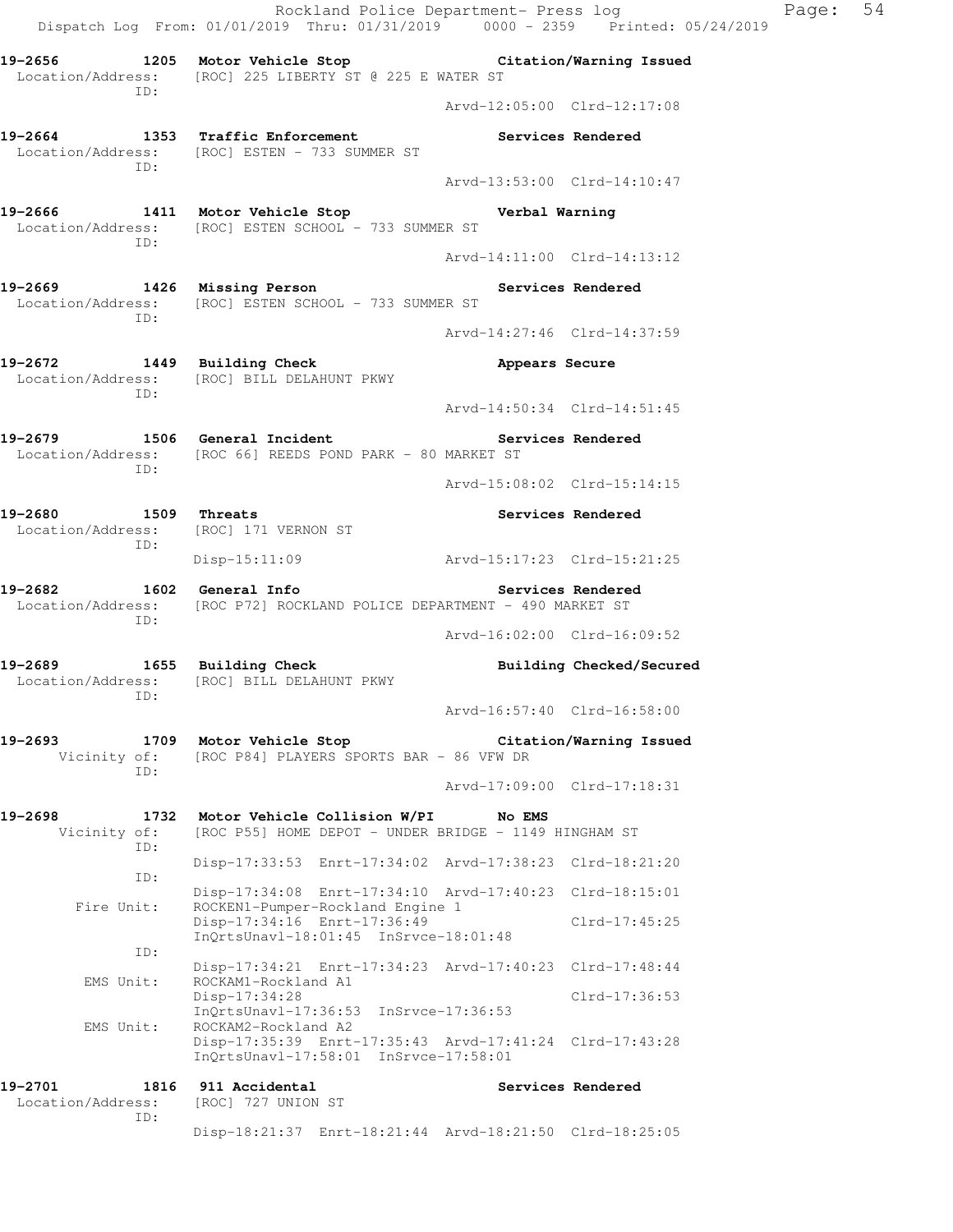Rockland Police Department- Press log
Dispatch Log From: 01/01/2019 Thru: 01/31/2019 0000 - 2359 Printed: 05/24/2019

**19-2656 1205 Motor Vehicle Stop Citation/Warning Issued**
Location/Address: [ROC] 225 LIBERTY ST @ 225 E WATER ST
ID:
Arvd-12:05:00 Clrd-12:17:08

**19-2664 1353 Traffic Enforcement Services Rendered**
Location/Address: [ROC] ESTEN - 733 SUMMER ST
ID:
Arvd-13:53:00 Clrd-14:10:47

**19-2666 1411 Motor Vehicle Stop Verbal Warning**
Location/Address: [ROC] ESTEN SCHOOL - 733 SUMMER ST
ID:
Arvd-14:11:00 Clrd-14:13:12

**19-2669 1426 Missing Person Services Rendered**
Location/Address: [ROC] ESTEN SCHOOL - 733 SUMMER ST
ID:
Arvd-14:27:46 Clrd-14:37:59

**19-2672 1449 Building Check Appears Secure**
Location/Address: [ROC] BILL DELAHUNT PKWY
ID:
Arvd-14:50:34 Clrd-14:51:45

**19-2679 1506 General Incident Services Rendered**
Location/Address: [ROC 66] REEDS POND PARK - 80 MARKET ST
ID:
Arvd-15:08:02 Clrd-15:14:15

**19-2680 1509 Threats Services Rendered**
Location/Address: [ROC] 171 VERNON ST
ID:
Disp-15:11:09 Arvd-15:17:23 Clrd-15:21:25

**19-2682 1602 General Info Services Rendered**
Location/Address: [ROC P72] ROCKLAND POLICE DEPARTMENT - 490 MARKET ST
ID:
Arvd-16:02:00 Clrd-16:09:52

**19-2689 1655 Building Check Building Checked/Secured**
Location/Address: [ROC] BILL DELAHUNT PKWY
ID:
Arvd-16:57:40 Clrd-16:58:00

**19-2693 1709 Motor Vehicle Stop Citation/Warning Issued**
Vicinity of: [ROC P84] PLAYERS SPORTS BAR - 86 VFW DR
ID:
Arvd-17:09:00 Clrd-17:18:31

**19-2698 1732 Motor Vehicle Collision W/PI No EMS**
Vicinity of: [ROC P55] HOME DEPOT - UNDER BRIDGE - 1149 HINGHAM ST
ID:
Disp-17:33:53 Enrt-17:34:02 Arvd-17:38:23 Clrd-18:21:20
ID:
Disp-17:34:08 Enrt-17:34:10 Arvd-17:40:23 Clrd-18:15:01
Fire Unit: ROCKEN1-Pumper-Rockland Engine 1
Disp-17:34:16 Enrt-17:36:49 Clrd-17:45:25
InQrtsUnavl-18:01:45 InSrvce-18:01:48
ID:
Disp-17:34:21 Enrt-17:34:23 Arvd-17:40:23 Clrd-17:48:44
EMS Unit: ROCKAM1-Rockland A1
Disp-17:34:28 Clrd-17:36:53
InQrtsUnavl-17:36:53 InSrvce-17:36:53
EMS Unit: ROCKAM2-Rockland A2
Disp-17:35:39 Enrt-17:35:43 Arvd-17:41:24 Clrd-17:43:28
InQrtsUnavl-17:58:01 InSrvce-17:58:01

**19-2701 1816 911 Accidental Services Rendered**
Location/Address: [ROC] 727 UNION ST
ID:
Disp-18:21:37 Enrt-18:21:44 Arvd-18:21:50 Clrd-18:25:05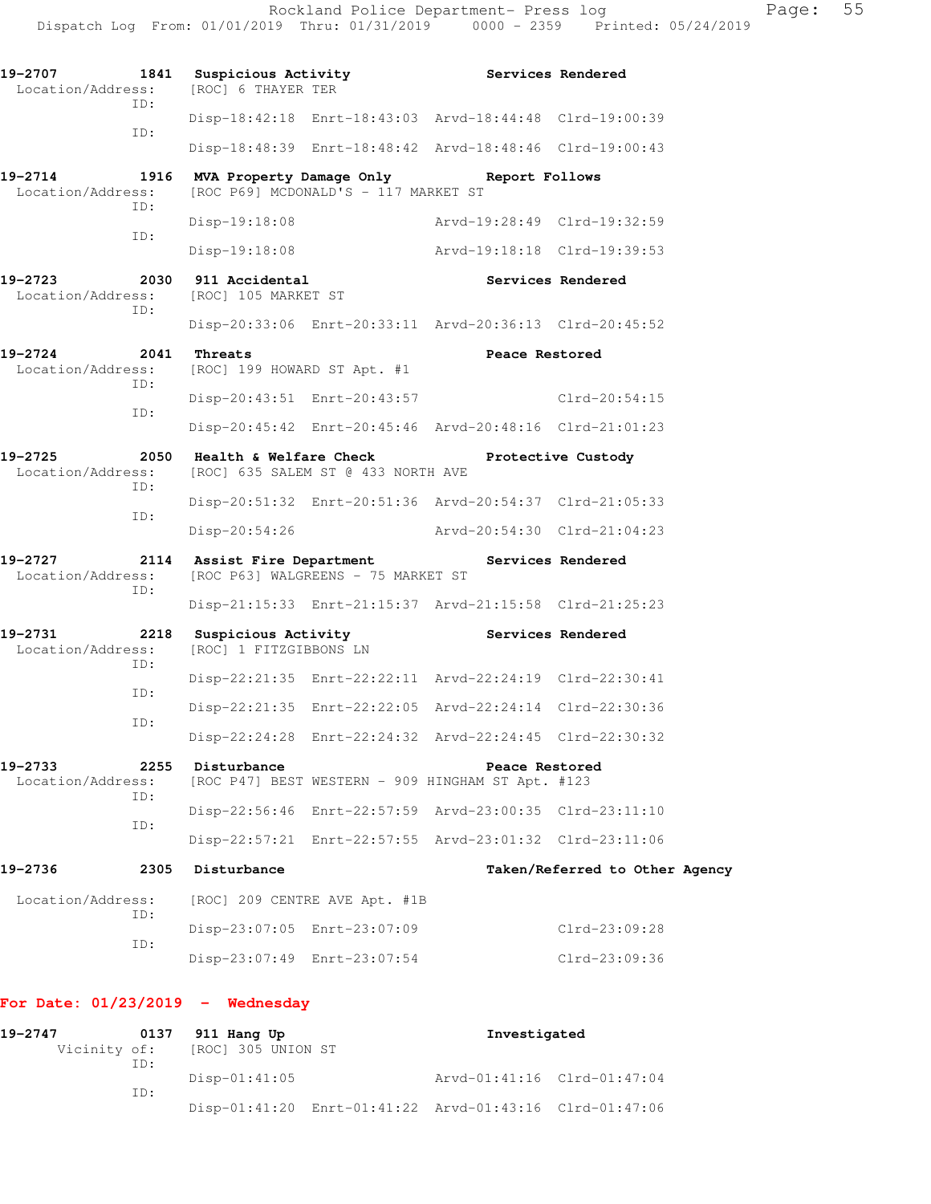**19-2707** 1841 **Suspicious Activity** — **Services Rendered**
Location/Address: [ROC] 6 THAYER TER
ID:
Disp-18:42:18 Enrt-18:43:03 Arvd-18:44:48 Clrd-19:00:39
ID:
Disp-18:48:39 Enrt-18:48:42 Arvd-18:48:46 Clrd-19:00:43

**19-2714** 1916 **MVA Property Damage Only** — **Report Follows**
Location/Address: [ROC P69] MCDONALD'S - 117 MARKET ST
ID:
Disp-19:18:08 Arvd-19:28:49 Clrd-19:32:59
ID:
Disp-19:18:08 Arvd-19:18:18 Clrd-19:39:53

**19-2723** 2030 **911 Accidental** — **Services Rendered**
Location/Address: [ROC] 105 MARKET ST
ID:
Disp-20:33:06 Enrt-20:33:11 Arvd-20:36:13 Clrd-20:45:52

**19-2724** 2041 **Threats** — **Peace Restored**
Location/Address: [ROC] 199 HOWARD ST Apt. #1
ID:
Disp-20:43:51 Enrt-20:43:57 Clrd-20:54:15
ID:
Disp-20:45:42 Enrt-20:45:46 Arvd-20:48:16 Clrd-21:01:23

**19-2725** 2050 **Health & Welfare Check** — **Protective Custody**
Location/Address: [ROC] 635 SALEM ST @ 433 NORTH AVE
ID:
Disp-20:51:32 Enrt-20:51:36 Arvd-20:54:37 Clrd-21:05:33
ID:
Disp-20:54:26 Arvd-20:54:30 Clrd-21:04:23

**19-2727** 2114 **Assist Fire Department** — **Services Rendered**
Location/Address: [ROC P63] WALGREENS - 75 MARKET ST
ID:
Disp-21:15:33 Enrt-21:15:37 Arvd-21:15:58 Clrd-21:25:23

**19-2731** 2218 **Suspicious Activity** — **Services Rendered**
Location/Address: [ROC] 1 FITZGIBBONS LN
ID:
Disp-22:21:35 Enrt-22:22:11 Arvd-22:24:19 Clrd-22:30:41
ID:
Disp-22:21:35 Enrt-22:22:05 Arvd-22:24:14 Clrd-22:30:36
ID:
Disp-22:24:28 Enrt-22:24:32 Arvd-22:24:45 Clrd-22:30:32

**19-2733** 2255 **Disturbance** — **Peace Restored**
Location/Address: [ROC P47] BEST WESTERN - 909 HINGHAM ST Apt. #123
ID:
Disp-22:56:46 Enrt-22:57:59 Arvd-23:00:35 Clrd-23:11:10
ID:
Disp-22:57:21 Enrt-22:57:55 Arvd-23:01:32 Clrd-23:11:06

**19-2736** 2305 **Disturbance** — **Taken/Referred to Other Agency**
Location/Address: [ROC] 209 CENTRE AVE Apt. #1B
ID:
Disp-23:07:05 Enrt-23:07:09 Clrd-23:09:28
ID:
Disp-23:07:49 Enrt-23:07:54 Clrd-23:09:36

## For Date: 01/23/2019 - Wednesday

**19-2747** 0137 **911 Hang Up** — **Investigated**
Vicinity of: [ROC] 305 UNION ST
ID:
Disp-01:41:05 Arvd-01:41:16 Clrd-01:47:04
ID:
Disp-01:41:20 Enrt-01:41:22 Arvd-01:43:16 Clrd-01:47:06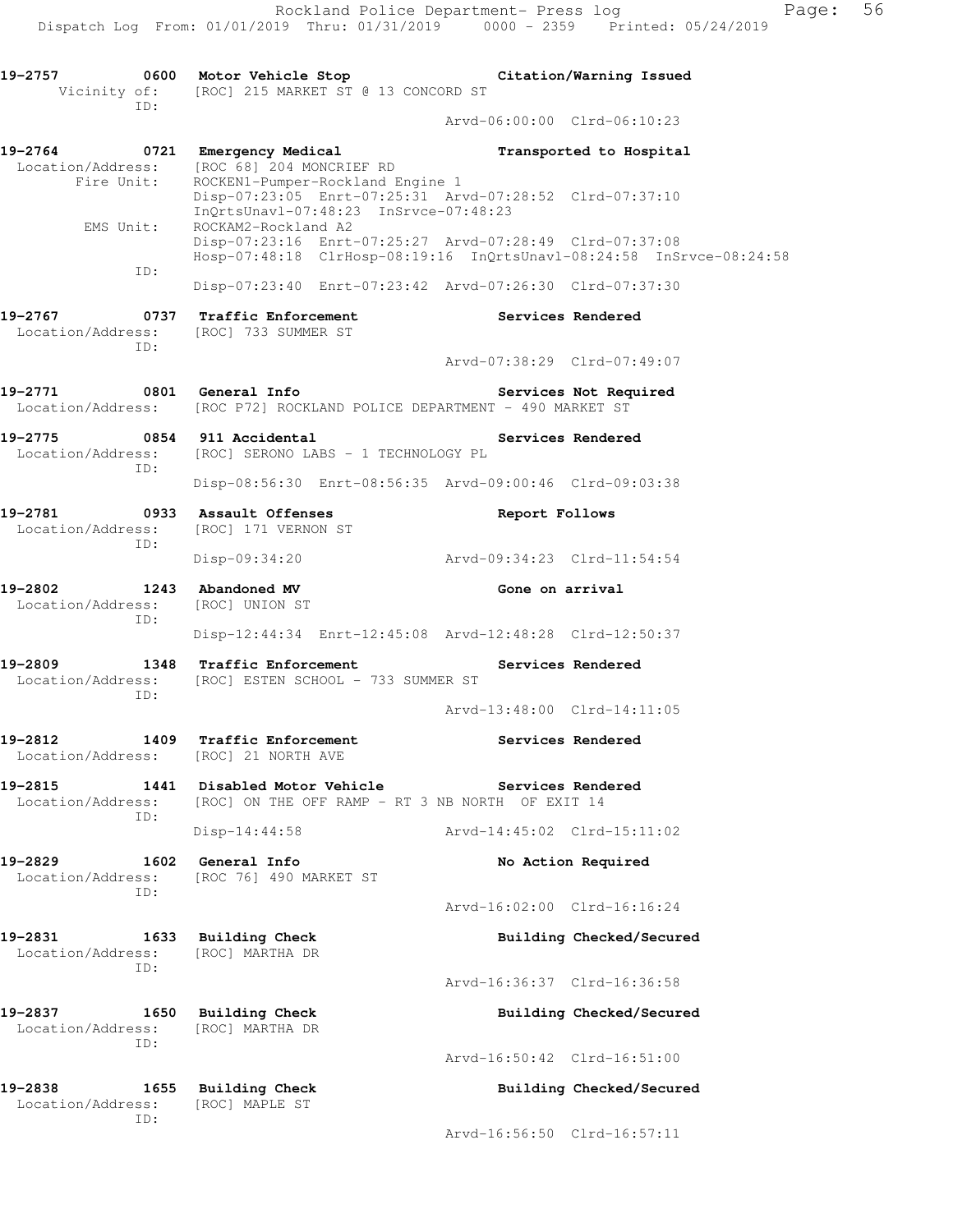19-2757 0600 Motor Vehicle Stop Citation/Warning Issued
Vicinity of: [ROC] 215 MARKET ST @ 13 CONCORD ST
ID:
Arvd-06:00:00 Clrd-06:10:23

19-2764 0721 Emergency Medical Transported to Hospital
Location/Address: [ROC 68] 204 MONCRIEF RD
Fire Unit: ROCKEN1-Pumper-Rockland Engine 1
Disp-07:23:05 Enrt-07:25:31 Arvd-07:28:52 Clrd-07:37:10
InQrtsUnavl-07:48:23 InSrvce-07:48:23
EMS Unit: ROCKAM2-Rockland A2
Disp-07:23:16 Enrt-07:25:27 Arvd-07:28:49 Clrd-07:37:08
Hosp-07:48:18 ClrHosp-08:19:16 InQrtsUnavl-08:24:58 InSrvce-08:24:58
ID:
Disp-07:23:40 Enrt-07:23:42 Arvd-07:26:30 Clrd-07:37:30

19-2767 0737 Traffic Enforcement Services Rendered
Location/Address: [ROC] 733 SUMMER ST
ID:
Arvd-07:38:29 Clrd-07:49:07

19-2771 0801 General Info Services Not Required
Location/Address: [ROC P72] ROCKLAND POLICE DEPARTMENT - 490 MARKET ST

19-2775 0854 911 Accidental Services Rendered
Location/Address: [ROC] SERONO LABS - 1 TECHNOLOGY PL
ID:
Disp-08:56:30 Enrt-08:56:35 Arvd-09:00:46 Clrd-09:03:38

19-2781 0933 Assault Offenses Report Follows
Location/Address: [ROC] 171 VERNON ST
ID:
Disp-09:34:20 Arvd-09:34:23 Clrd-11:54:54

19-2802 1243 Abandoned MV Gone on arrival
Location/Address: [ROC] UNION ST
ID:
Disp-12:44:34 Enrt-12:45:08 Arvd-12:48:28 Clrd-12:50:37

19-2809 1348 Traffic Enforcement Services Rendered
Location/Address: [ROC] ESTEN SCHOOL - 733 SUMMER ST
ID:
Arvd-13:48:00 Clrd-14:11:05

19-2812 1409 Traffic Enforcement Services Rendered
Location/Address: [ROC] 21 NORTH AVE

19-2815 1441 Disabled Motor Vehicle Services Rendered
Location/Address: [ROC] ON THE OFF RAMP - RT 3 NB NORTH OF EXIT 14
ID:
Disp-14:44:58 Arvd-14:45:02 Clrd-15:11:02

19-2829 1602 General Info No Action Required
Location/Address: [ROC 76] 490 MARKET ST
ID:
Arvd-16:02:00 Clrd-16:16:24

19-2831 1633 Building Check Building Checked/Secured
Location/Address: [ROC] MARTHA DR
ID:
Arvd-16:36:37 Clrd-16:36:58

19-2837 1650 Building Check Building Checked/Secured
Location/Address: [ROC] MARTHA DR
ID:
Arvd-16:50:42 Clrd-16:51:00

19-2838 1655 Building Check Building Checked/Secured
Location/Address: [ROC] MAPLE ST
ID:
Arvd-16:56:50 Clrd-16:57:11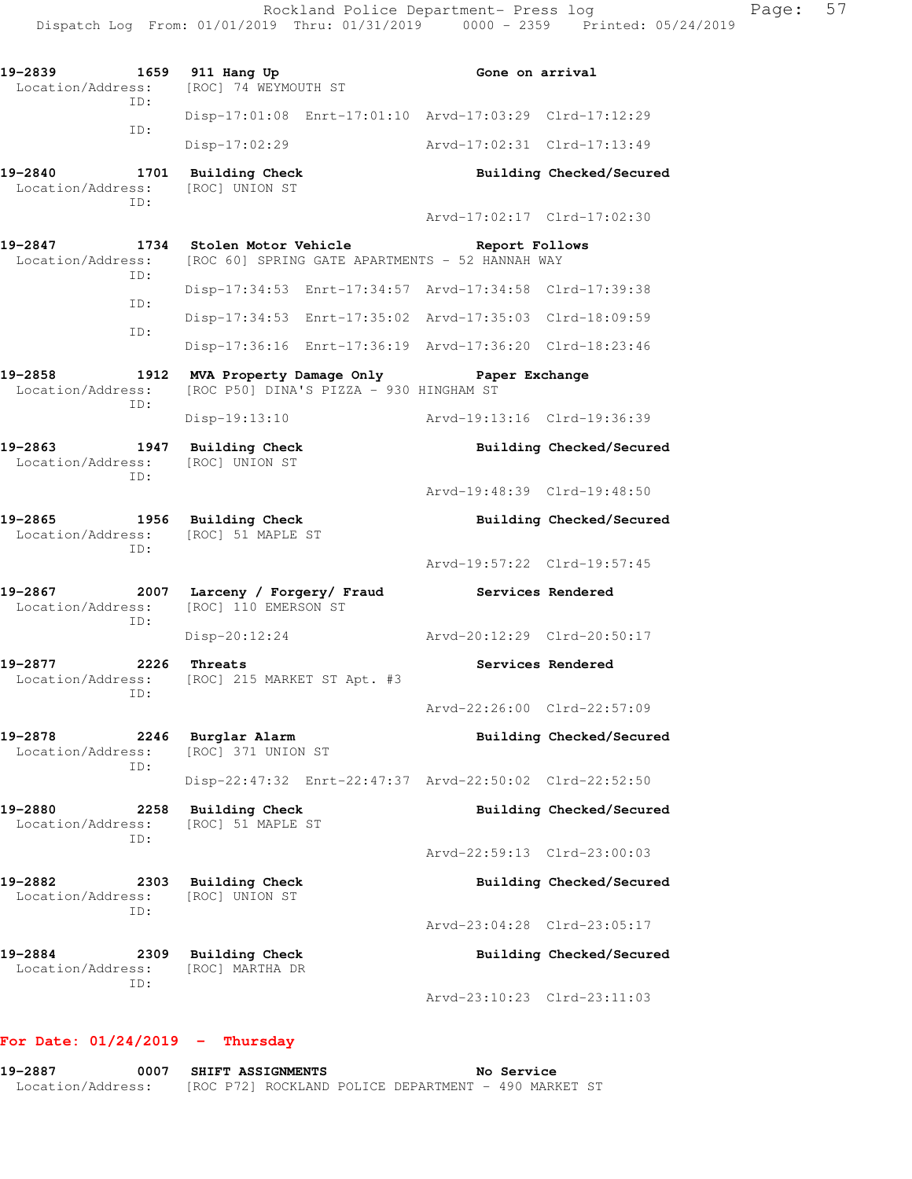**19-2839 1659 911 Hang Up — Gone on arrival**
Location/Address: [ROC] 74 WEYMOUTH ST
ID:
Disp-17:01:08 Enrt-17:01:10 Arvd-17:03:29 Clrd-17:12:29
ID:
Disp-17:02:29 Arvd-17:02:31 Clrd-17:13:49

**19-2840 1701 Building Check — Building Checked/Secured**
Location/Address: [ROC] UNION ST
ID:
Arvd-17:02:17 Clrd-17:02:30

**19-2847 1734 Stolen Motor Vehicle — Report Follows**
Location/Address: [ROC 60] SPRING GATE APARTMENTS - 52 HANNAH WAY
ID:
Disp-17:34:53 Enrt-17:34:57 Arvd-17:34:58 Clrd-17:39:38
ID:
Disp-17:34:53 Enrt-17:35:02 Arvd-17:35:03 Clrd-18:09:59
ID:
Disp-17:36:16 Enrt-17:36:19 Arvd-17:36:20 Clrd-18:23:46

**19-2858 1912 MVA Property Damage Only — Paper Exchange**
Location/Address: [ROC P50] DINA'S PIZZA - 930 HINGHAM ST
ID:
Disp-19:13:10 Arvd-19:13:16 Clrd-19:36:39

**19-2863 1947 Building Check — Building Checked/Secured**
Location/Address: [ROC] UNION ST
ID:
Arvd-19:48:39 Clrd-19:48:50

**19-2865 1956 Building Check — Building Checked/Secured**
Location/Address: [ROC] 51 MAPLE ST
ID:
Arvd-19:57:22 Clrd-19:57:45

**19-2867 2007 Larceny / Forgery/ Fraud — Services Rendered**
Location/Address: [ROC] 110 EMERSON ST
ID:
Disp-20:12:24 Arvd-20:12:29 Clrd-20:50:17

**19-2877 2226 Threats — Services Rendered**
Location/Address: [ROC] 215 MARKET ST Apt. #3
ID:
Arvd-22:26:00 Clrd-22:57:09

**19-2878 2246 Burglar Alarm — Building Checked/Secured**
Location/Address: [ROC] 371 UNION ST
ID:
Disp-22:47:32 Enrt-22:47:37 Arvd-22:50:02 Clrd-22:52:50

**19-2880 2258 Building Check — Building Checked/Secured**
Location/Address: [ROC] 51 MAPLE ST
ID:
Arvd-22:59:13 Clrd-23:00:03

**19-2882 2303 Building Check — Building Checked/Secured**
Location/Address: [ROC] UNION ST
ID:
Arvd-23:04:28 Clrd-23:05:17

**19-2884 2309 Building Check — Building Checked/Secured**
Location/Address: [ROC] MARTHA DR
ID:
Arvd-23:10:23 Clrd-23:11:03

## For Date: 01/24/2019 - Thursday

**19-2887 0007 SHIFT ASSIGNMENTS — No Service**
Location/Address: [ROC P72] ROCKLAND POLICE DEPARTMENT - 490 MARKET ST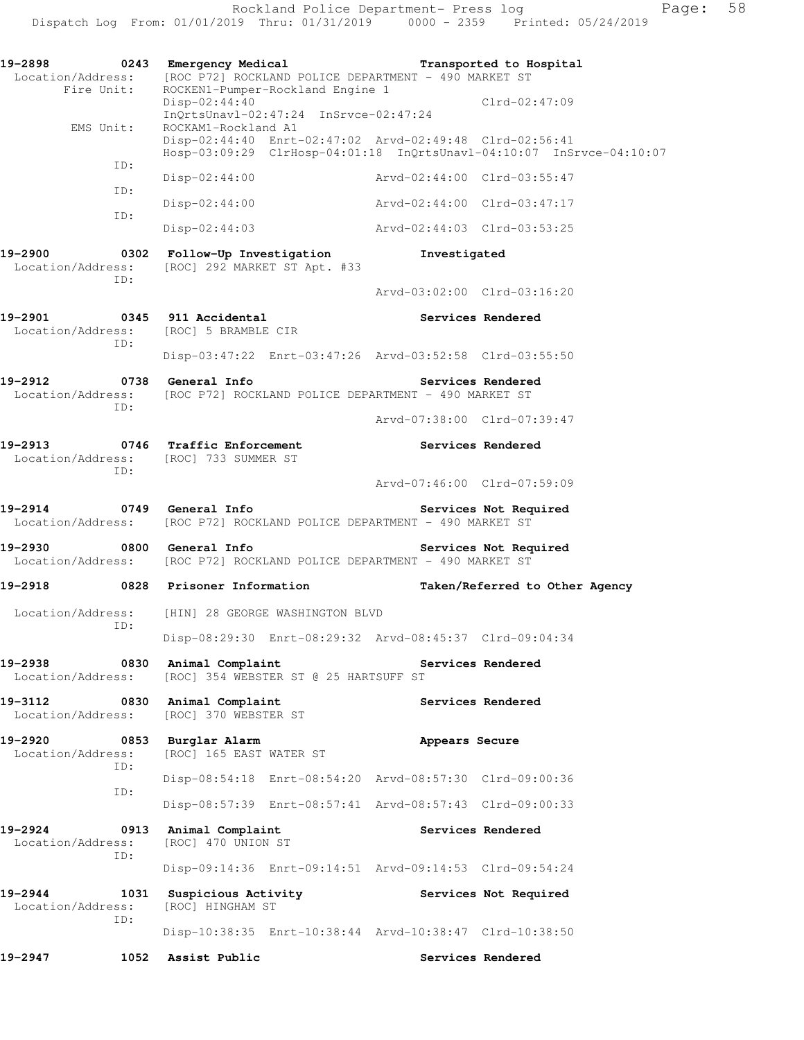```
19-2898        0243  Emergency Medical                    Transported to Hospital
 Location/Address:   [ROC P72] ROCKLAND POLICE DEPARTMENT - 490 MARKET ST
       Fire Unit:    ROCKEN1-Pumper-Rockland Engine 1
                     Disp-02:44:40                                   Clrd-02:47:09
                     InQrtsUnavl-02:47:24  InSrvce-02:47:24
        EMS Unit:    ROCKAM1-Rockland A1
                     Disp-02:44:40  Enrt-02:47:02  Arvd-02:49:48  Clrd-02:56:41
                     Hosp-03:09:29  ClrHosp-04:01:18  InQrtsUnavl-04:10:07  InSrvce-04:10:07
             ID:
                     Disp-02:44:00                 Arvd-02:44:00  Clrd-03:55:47
             ID:
                     Disp-02:44:00                 Arvd-02:44:00  Clrd-03:47:17
             ID:
                     Disp-02:44:03                 Arvd-02:44:03  Clrd-03:53:25

19-2900        0302  Follow-Up Investigation              Investigated
 Location/Address:   [ROC] 292 MARKET ST Apt. #33
             ID:
                                                   Arvd-03:02:00  Clrd-03:16:20

19-2901        0345  911 Accidental                       Services Rendered
 Location/Address:   [ROC] 5 BRAMBLE CIR
             ID:
                     Disp-03:47:22  Enrt-03:47:26  Arvd-03:52:58  Clrd-03:55:50

19-2912        0738  General Info                         Services Rendered
 Location/Address:   [ROC P72] ROCKLAND POLICE DEPARTMENT - 490 MARKET ST
             ID:
                                                   Arvd-07:38:00  Clrd-07:39:47

19-2913        0746  Traffic Enforcement                  Services Rendered
 Location/Address:   [ROC] 733 SUMMER ST
             ID:
                                                   Arvd-07:46:00  Clrd-07:59:09

19-2914        0749  General Info                         Services Not Required
 Location/Address:   [ROC P72] ROCKLAND POLICE DEPARTMENT - 490 MARKET ST

19-2930        0800  General Info                         Services Not Required
 Location/Address:   [ROC P72] ROCKLAND POLICE DEPARTMENT - 490 MARKET ST

19-2918        0828  Prisoner Information                 Taken/Referred to Other Agency

 Location/Address:   [HIN] 28 GEORGE WASHINGTON BLVD
             ID:
                     Disp-08:29:30  Enrt-08:29:32  Arvd-08:45:37  Clrd-09:04:34

19-2938        0830  Animal Complaint                     Services Rendered
 Location/Address:   [ROC] 354 WEBSTER ST @ 25 HARTSUFF ST

19-3112        0830  Animal Complaint                     Services Rendered
 Location/Address:   [ROC] 370 WEBSTER ST

19-2920        0853  Burglar Alarm                        Appears Secure
 Location/Address:   [ROC] 165 EAST WATER ST
             ID:
                     Disp-08:54:18  Enrt-08:54:20  Arvd-08:57:30  Clrd-09:00:36
             ID:
                     Disp-08:57:39  Enrt-08:57:41  Arvd-08:57:43  Clrd-09:00:33

19-2924        0913  Animal Complaint                     Services Rendered
 Location/Address:   [ROC] 470 UNION ST
             ID:
                     Disp-09:14:36  Enrt-09:14:51  Arvd-09:14:53  Clrd-09:54:24

19-2944        1031  Suspicious Activity                  Services Not Required
 Location/Address:   [ROC] HINGHAM ST
             ID:
                     Disp-10:38:35  Enrt-10:38:44  Arvd-10:38:47  Clrd-10:38:50

19-2947        1052  Assist Public                        Services Rendered
```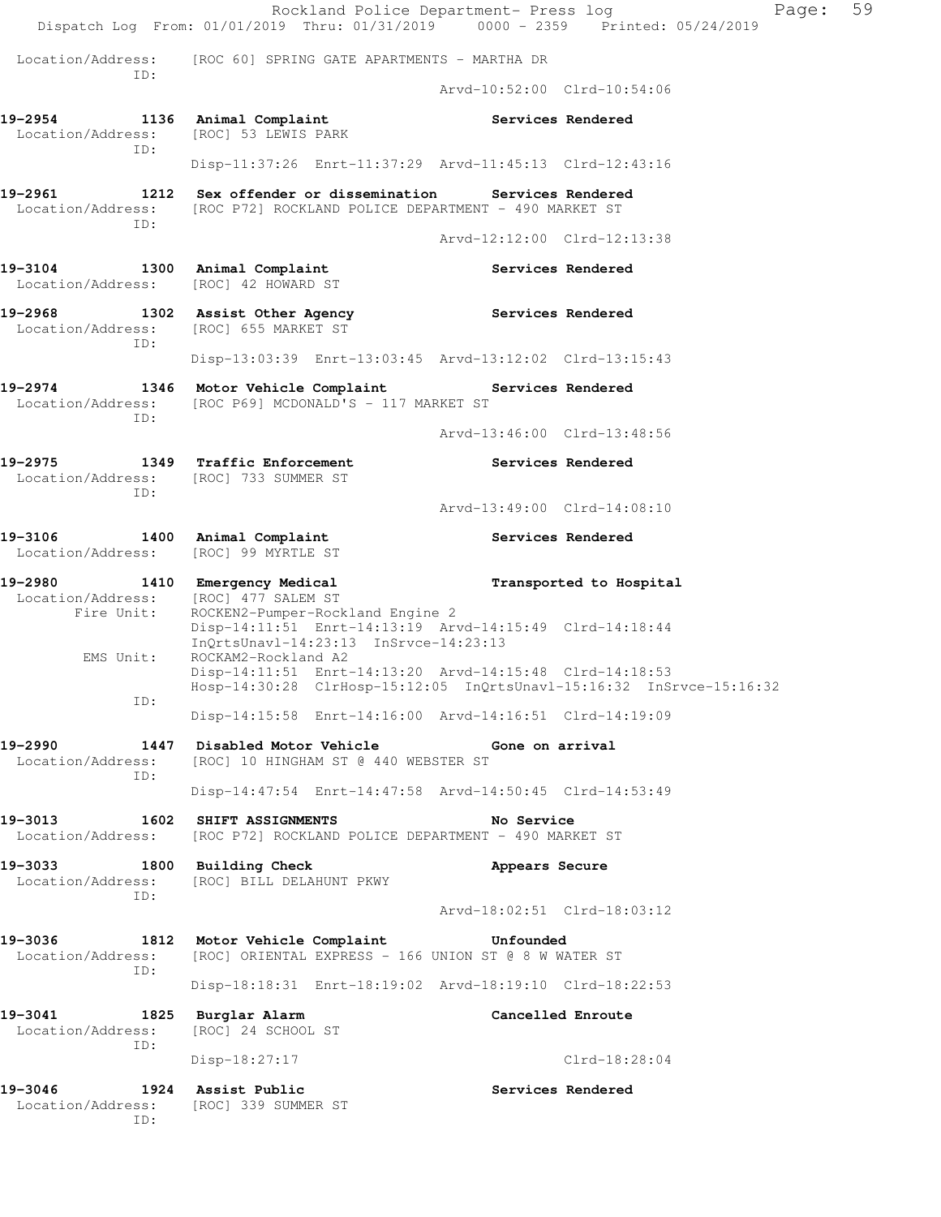Location/Address: [ROC 60] SPRING GATE APARTMENTS - MARTHA DR
ID:
Arvd-10:52:00 Clrd-10:54:06

**19-2954 1136 Animal Complaint — Services Rendered**
Location/Address: [ROC] 53 LEWIS PARK
ID:
Disp-11:37:26 Enrt-11:37:29 Arvd-11:45:13 Clrd-12:43:16

**19-2961 1212 Sex offender or dissemination — Services Rendered**
Location/Address: [ROC P72] ROCKLAND POLICE DEPARTMENT - 490 MARKET ST
ID:
Arvd-12:12:00 Clrd-12:13:38

**19-3104 1300 Animal Complaint — Services Rendered**
Location/Address: [ROC] 42 HOWARD ST

**19-2968 1302 Assist Other Agency — Services Rendered**
Location/Address: [ROC] 655 MARKET ST
ID:
Disp-13:03:39 Enrt-13:03:45 Arvd-13:12:02 Clrd-13:15:43

**19-2974 1346 Motor Vehicle Complaint — Services Rendered**
Location/Address: [ROC P69] MCDONALD'S - 117 MARKET ST
ID:
Arvd-13:46:00 Clrd-13:48:56

**19-2975 1349 Traffic Enforcement — Services Rendered**
Location/Address: [ROC] 733 SUMMER ST
ID:
Arvd-13:49:00 Clrd-14:08:10

**19-3106 1400 Animal Complaint — Services Rendered**
Location/Address: [ROC] 99 MYRTLE ST

**19-2980 1410 Emergency Medical — Transported to Hospital**
Location/Address: [ROC] 477 SALEM ST
Fire Unit: ROCKEN2-Pumper-Rockland Engine 2
Disp-14:11:51 Enrt-14:13:19 Arvd-14:15:49 Clrd-14:18:44
InQrtsUnavl-14:23:13 InSrvce-14:23:13
EMS Unit: ROCKAM2-Rockland A2
Disp-14:11:51 Enrt-14:13:20 Arvd-14:15:48 Clrd-14:18:53
Hosp-14:30:28 ClrHosp-15:12:05 InQrtsUnavl-15:16:32 InSrvce-15:16:32
ID:
Disp-14:15:58 Enrt-14:16:00 Arvd-14:16:51 Clrd-14:19:09

**19-2990 1447 Disabled Motor Vehicle — Gone on arrival**
Location/Address: [ROC] 10 HINGHAM ST @ 440 WEBSTER ST
ID:
Disp-14:47:54 Enrt-14:47:58 Arvd-14:50:45 Clrd-14:53:49

**19-3013 1602 SHIFT ASSIGNMENTS — No Service**
Location/Address: [ROC P72] ROCKLAND POLICE DEPARTMENT - 490 MARKET ST

**19-3033 1800 Building Check — Appears Secure**
Location/Address: [ROC] BILL DELAHUNT PKWY
ID:
Arvd-18:02:51 Clrd-18:03:12

**19-3036 1812 Motor Vehicle Complaint — Unfounded**
Location/Address: [ROC] ORIENTAL EXPRESS - 166 UNION ST @ 8 W WATER ST
ID:
Disp-18:18:31 Enrt-18:19:02 Arvd-18:19:10 Clrd-18:22:53

**19-3041 1825 Burglar Alarm — Cancelled Enroute**
Location/Address: [ROC] 24 SCHOOL ST
ID:
Disp-18:27:17 Clrd-18:28:04

**19-3046 1924 Assist Public — Services Rendered**
Location/Address: [ROC] 339 SUMMER ST
ID: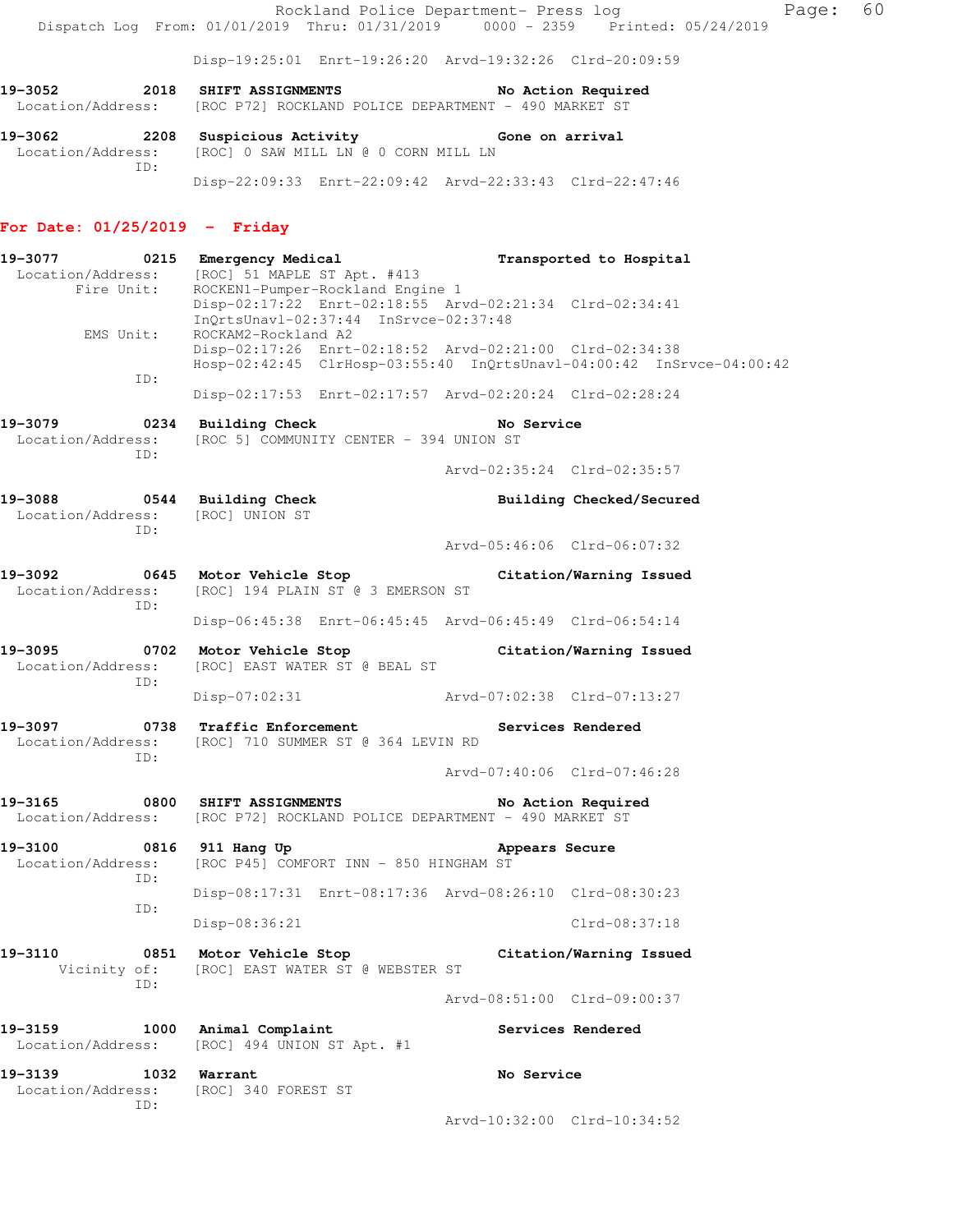Disp-19:25:01 Enrt-19:26:20 Arvd-19:32:26 Clrd-20:09:59

**19-3052 2018 SHIFT ASSIGNMENTS** — No Action Required
Location/Address: [ROC P72] ROCKLAND POLICE DEPARTMENT - 490 MARKET ST

**19-3062 2208 Suspicious Activity** — Gone on arrival
Location/Address: [ROC] 0 SAW MILL LN @ 0 CORN MILL LN
ID:
Disp-22:09:33 Enrt-22:09:42 Arvd-22:33:43 Clrd-22:47:46

## For Date: 01/25/2019 - Friday

**19-3077 0215 Emergency Medical** — Transported to Hospital
Location/Address: [ROC] 51 MAPLE ST Apt. #413
Fire Unit: ROCKEN1-Pumper-Rockland Engine 1
Disp-02:17:22 Enrt-02:18:55 Arvd-02:21:34 Clrd-02:34:41
InQrtsUnavl-02:37:44 InSrvce-02:37:48
EMS Unit: ROCKAM2-Rockland A2
Disp-02:17:26 Enrt-02:18:52 Arvd-02:21:00 Clrd-02:34:38
Hosp-02:42:45 ClrHosp-03:55:40 InQrtsUnavl-04:00:42 InSrvce-04:00:42
ID:
Disp-02:17:53 Enrt-02:17:57 Arvd-02:20:24 Clrd-02:28:24

**19-3079 0234 Building Check** — No Service
Location/Address: [ROC 5] COMMUNITY CENTER - 394 UNION ST
ID:
Arvd-02:35:24 Clrd-02:35:57

**19-3088 0544 Building Check** — Building Checked/Secured
Location/Address: [ROC] UNION ST
ID:
Arvd-05:46:06 Clrd-06:07:32

**19-3092 0645 Motor Vehicle Stop** — Citation/Warning Issued
Location/Address: [ROC] 194 PLAIN ST @ 3 EMERSON ST
ID:
Disp-06:45:38 Enrt-06:45:45 Arvd-06:45:49 Clrd-06:54:14

**19-3095 0702 Motor Vehicle Stop** — Citation/Warning Issued
Location/Address: [ROC] EAST WATER ST @ BEAL ST
ID:
Disp-07:02:31 Arvd-07:02:38 Clrd-07:13:27

**19-3097 0738 Traffic Enforcement** — Services Rendered
Location/Address: [ROC] 710 SUMMER ST @ 364 LEVIN RD
ID:
Arvd-07:40:06 Clrd-07:46:28

**19-3165 0800 SHIFT ASSIGNMENTS** — No Action Required
Location/Address: [ROC P72] ROCKLAND POLICE DEPARTMENT - 490 MARKET ST

**19-3100 0816 911 Hang Up** — Appears Secure
Location/Address: [ROC P45] COMFORT INN - 850 HINGHAM ST
ID:
Disp-08:17:31 Enrt-08:17:36 Arvd-08:26:10 Clrd-08:30:23
ID:
Disp-08:36:21 Clrd-08:37:18

**19-3110 0851 Motor Vehicle Stop** — Citation/Warning Issued
Vicinity of: [ROC] EAST WATER ST @ WEBSTER ST
ID:
Arvd-08:51:00 Clrd-09:00:37

**19-3159 1000 Animal Complaint** — Services Rendered
Location/Address: [ROC] 494 UNION ST Apt. #1

**19-3139 1032 Warrant** — No Service
Location/Address: [ROC] 340 FOREST ST
ID:
Arvd-10:32:00 Clrd-10:34:52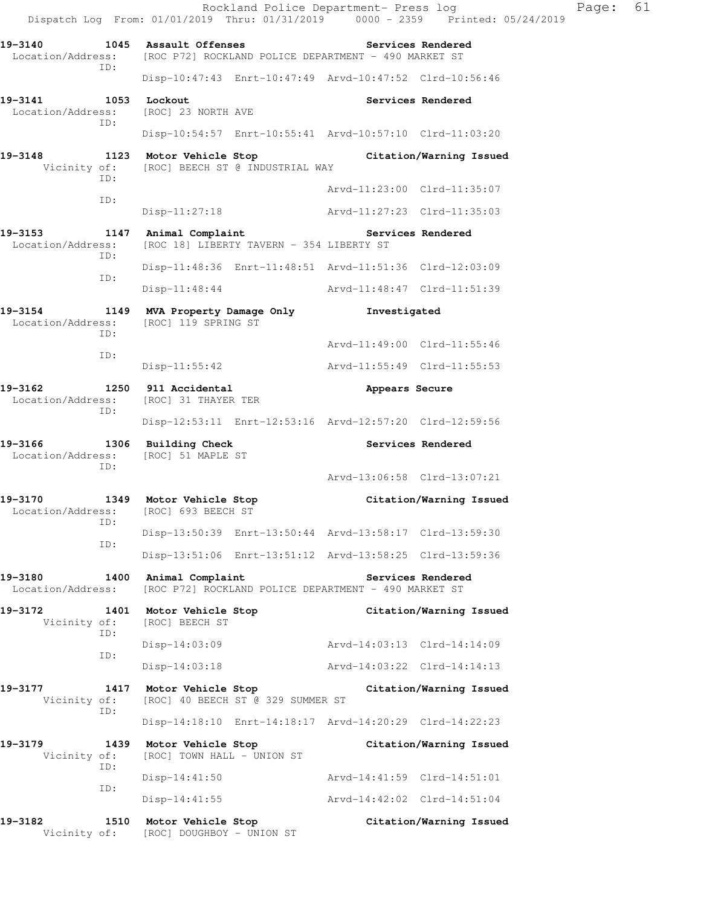19-3140 1045 Assault Offenses Services Rendered
Location/Address: [ROC P72] ROCKLAND POLICE DEPARTMENT - 490 MARKET ST
ID:
Disp-10:47:43 Enrt-10:47:49 Arvd-10:47:52 Clrd-10:56:46

19-3141 1053 Lockout Services Rendered
Location/Address: [ROC] 23 NORTH AVE
ID:
Disp-10:54:57 Enrt-10:55:41 Arvd-10:57:10 Clrd-11:03:20

19-3148 1123 Motor Vehicle Stop Citation/Warning Issued
Vicinity of: [ROC] BEECH ST @ INDUSTRIAL WAY
ID:
Arvd-11:23:00 Clrd-11:35:07
ID:
Disp-11:27:18 Arvd-11:27:23 Clrd-11:35:03

19-3153 1147 Animal Complaint Services Rendered
Location/Address: [ROC 18] LIBERTY TAVERN - 354 LIBERTY ST
ID:
Disp-11:48:36 Enrt-11:48:51 Arvd-11:51:36 Clrd-12:03:09
ID:
Disp-11:48:44 Arvd-11:48:47 Clrd-11:51:39

19-3154 1149 MVA Property Damage Only Investigated
Location/Address: [ROC] 119 SPRING ST
ID:
Arvd-11:49:00 Clrd-11:55:46
ID:
Disp-11:55:42 Arvd-11:55:49 Clrd-11:55:53

19-3162 1250 911 Accidental Appears Secure
Location/Address: [ROC] 31 THAYER TER
ID:
Disp-12:53:11 Enrt-12:53:16 Arvd-12:57:20 Clrd-12:59:56

19-3166 1306 Building Check Services Rendered
Location/Address: [ROC] 51 MAPLE ST
ID:
Arvd-13:06:58 Clrd-13:07:21

19-3170 1349 Motor Vehicle Stop Citation/Warning Issued
Location/Address: [ROC] 693 BEECH ST
ID:
Disp-13:50:39 Enrt-13:50:44 Arvd-13:58:17 Clrd-13:59:30
ID:
Disp-13:51:06 Enrt-13:51:12 Arvd-13:58:25 Clrd-13:59:36

19-3180 1400 Animal Complaint Services Rendered
Location/Address: [ROC P72] ROCKLAND POLICE DEPARTMENT - 490 MARKET ST

19-3172 1401 Motor Vehicle Stop Citation/Warning Issued
Vicinity of: [ROC] BEECH ST
ID:
Disp-14:03:09 Arvd-14:03:13 Clrd-14:14:09
ID:
Disp-14:03:18 Arvd-14:03:22 Clrd-14:14:13

19-3177 1417 Motor Vehicle Stop Citation/Warning Issued
Vicinity of: [ROC] 40 BEECH ST @ 329 SUMMER ST
ID:
Disp-14:18:10 Enrt-14:18:17 Arvd-14:20:29 Clrd-14:22:23

19-3179 1439 Motor Vehicle Stop Citation/Warning Issued
Vicinity of: [ROC] TOWN HALL - UNION ST
ID:
Disp-14:41:50 Arvd-14:41:59 Clrd-14:51:01
ID:
Disp-14:41:55 Arvd-14:42:02 Clrd-14:51:04

19-3182 1510 Motor Vehicle Stop Citation/Warning Issued
Vicinity of: [ROC] DOUGHBOY - UNION ST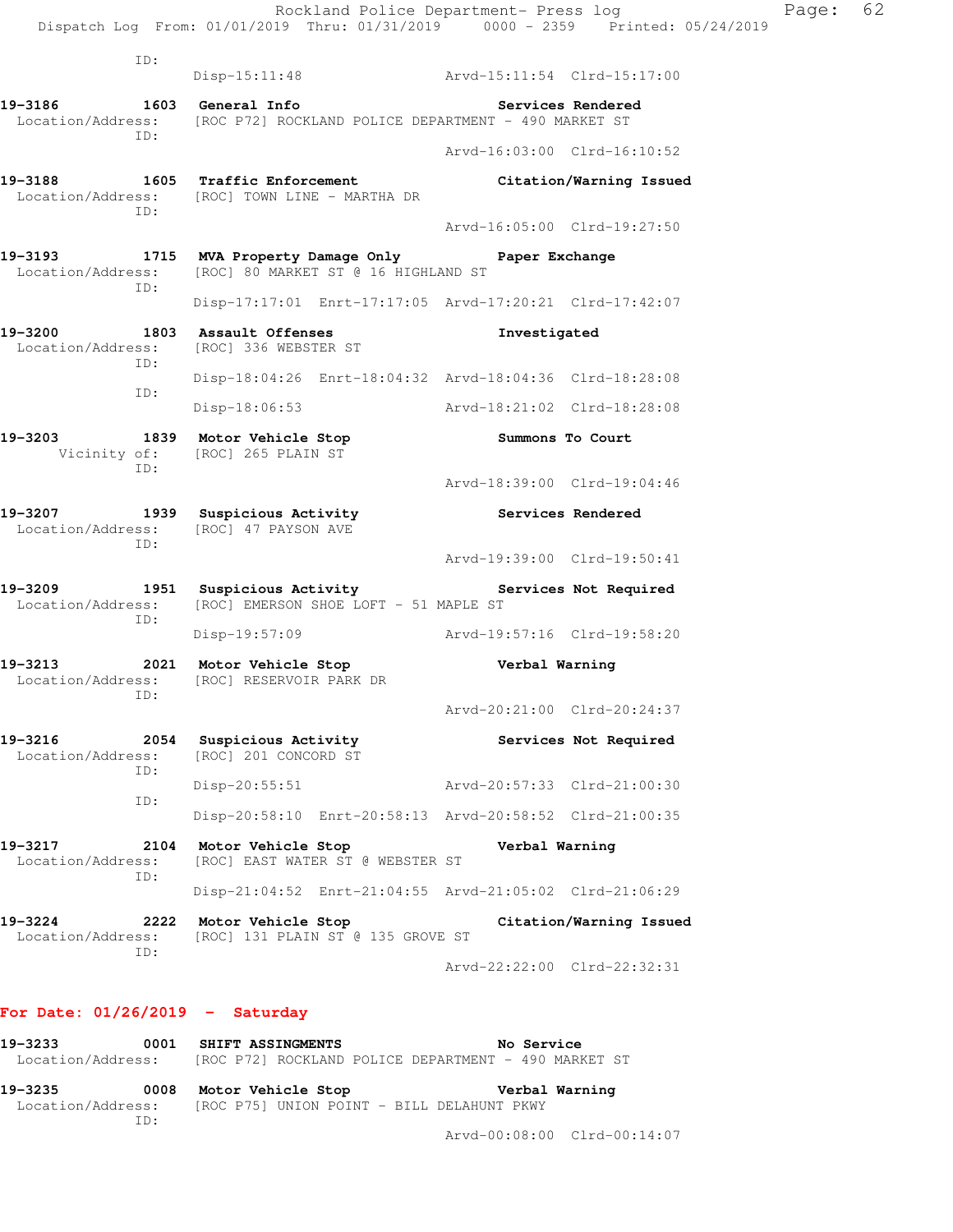ID:
Disp-15:11:48 Arvd-15:11:54 Clrd-15:17:00

**19-3186 1603 General Info Services Rendered**
Location/Address: [ROC P72] ROCKLAND POLICE DEPARTMENT - 490 MARKET ST
ID:
Arvd-16:03:00 Clrd-16:10:52

**19-3188 1605 Traffic Enforcement Citation/Warning Issued**
Location/Address: [ROC] TOWN LINE - MARTHA DR
ID:
Arvd-16:05:00 Clrd-19:27:50

**19-3193 1715 MVA Property Damage Only Paper Exchange**
Location/Address: [ROC] 80 MARKET ST @ 16 HIGHLAND ST
ID:
Disp-17:17:01 Enrt-17:17:05 Arvd-17:20:21 Clrd-17:42:07

**19-3200 1803 Assault Offenses Investigated**
Location/Address: [ROC] 336 WEBSTER ST
ID:
Disp-18:04:26 Enrt-18:04:32 Arvd-18:04:36 Clrd-18:28:08
ID:
Disp-18:06:53 Arvd-18:21:02 Clrd-18:28:08

**19-3203 1839 Motor Vehicle Stop Summons To Court**
Vicinity of: [ROC] 265 PLAIN ST
ID:
Arvd-18:39:00 Clrd-19:04:46

**19-3207 1939 Suspicious Activity Services Rendered**
Location/Address: [ROC] 47 PAYSON AVE
ID:
Arvd-19:39:00 Clrd-19:50:41

**19-3209 1951 Suspicious Activity Services Not Required**
Location/Address: [ROC] EMERSON SHOE LOFT - 51 MAPLE ST
ID:
Disp-19:57:09 Arvd-19:57:16 Clrd-19:58:20

**19-3213 2021 Motor Vehicle Stop Verbal Warning**
Location/Address: [ROC] RESERVOIR PARK DR
ID:
Arvd-20:21:00 Clrd-20:24:37

**19-3216 2054 Suspicious Activity Services Not Required**
Location/Address: [ROC] 201 CONCORD ST
ID:
Disp-20:55:51 Arvd-20:57:33 Clrd-21:00:30
ID:
Disp-20:58:10 Enrt-20:58:13 Arvd-20:58:52 Clrd-21:00:35

**19-3217 2104 Motor Vehicle Stop Verbal Warning**
Location/Address: [ROC] EAST WATER ST @ WEBSTER ST
ID:
Disp-21:04:52 Enrt-21:04:55 Arvd-21:05:02 Clrd-21:06:29

**19-3224 2222 Motor Vehicle Stop Citation/Warning Issued**
Location/Address: [ROC] 131 PLAIN ST @ 135 GROVE ST
ID:
Arvd-22:22:00 Clrd-22:32:31

## For Date: 01/26/2019 - Saturday

**19-3233 0001 SHIFT ASSINGMENTS No Service**
Location/Address: [ROC P72] ROCKLAND POLICE DEPARTMENT - 490 MARKET ST

**19-3235 0008 Motor Vehicle Stop Verbal Warning**
Location/Address: [ROC P75] UNION POINT - BILL DELAHUNT PKWY
ID:
Arvd-00:08:00 Clrd-00:14:07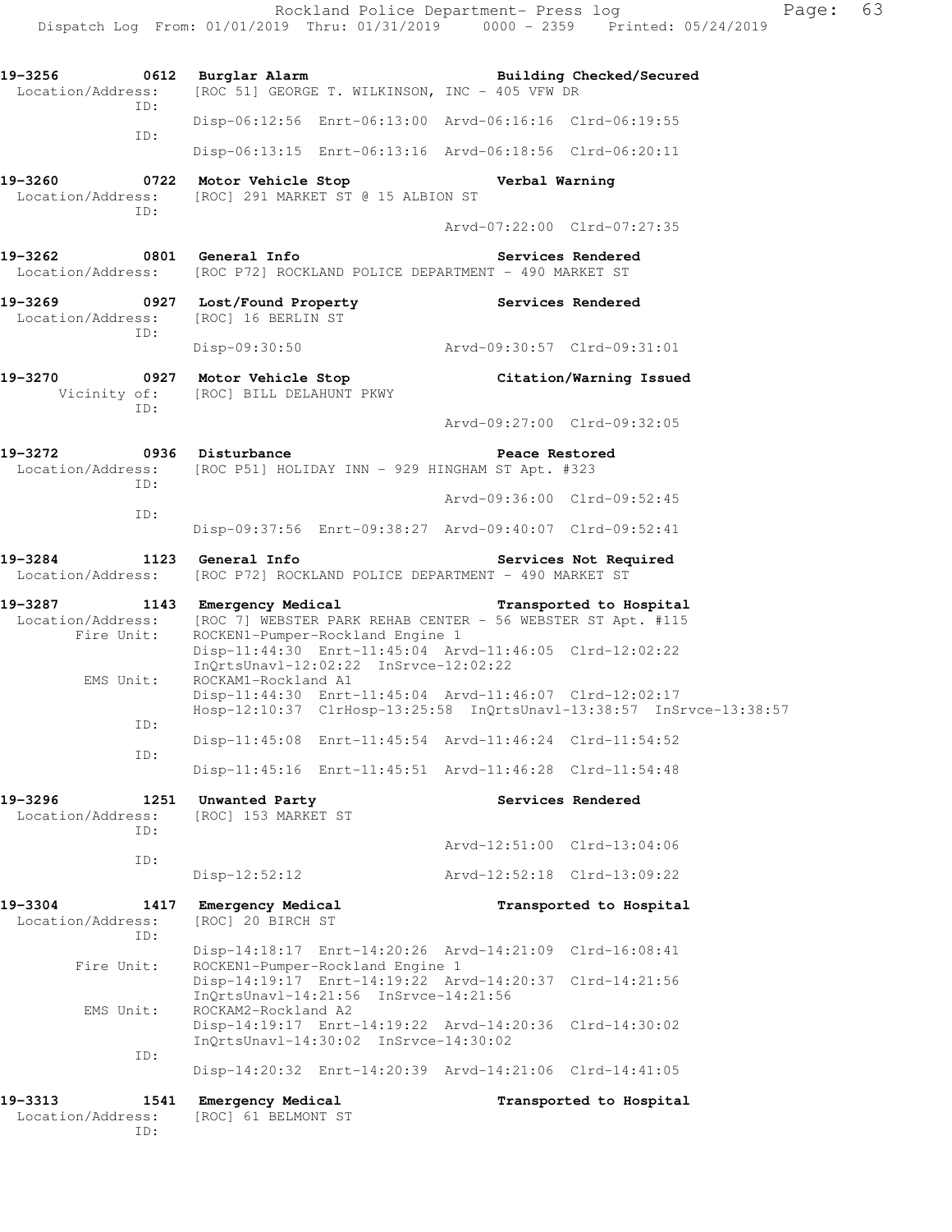**19-3256 0612 Burglar Alarm** **Building Checked/Secured**
Location/Address: [ROC 51] GEORGE T. WILKINSON, INC - 405 VFW DR
ID:
Disp-06:12:56 Enrt-06:13:00 Arvd-06:16:16 Clrd-06:19:55
ID:
Disp-06:13:15 Enrt-06:13:16 Arvd-06:18:56 Clrd-06:20:11

**19-3260 0722 Motor Vehicle Stop** **Verbal Warning**
Location/Address: [ROC] 291 MARKET ST @ 15 ALBION ST
ID:
Arvd-07:22:00 Clrd-07:27:35

**19-3262 0801 General Info** **Services Rendered**
Location/Address: [ROC P72] ROCKLAND POLICE DEPARTMENT - 490 MARKET ST

**19-3269 0927 Lost/Found Property** **Services Rendered**
Location/Address: [ROC] 16 BERLIN ST
ID:
Disp-09:30:50 Arvd-09:30:57 Clrd-09:31:01

**19-3270 0927 Motor Vehicle Stop** **Citation/Warning Issued**
Vicinity of: [ROC] BILL DELAHUNT PKWY
ID:
Arvd-09:27:00 Clrd-09:32:05

**19-3272 0936 Disturbance** **Peace Restored**
Location/Address: [ROC P51] HOLIDAY INN - 929 HINGHAM ST Apt. #323
ID:
Arvd-09:36:00 Clrd-09:52:45
ID:
Disp-09:37:56 Enrt-09:38:27 Arvd-09:40:07 Clrd-09:52:41

**19-3284 1123 General Info** **Services Not Required**
Location/Address: [ROC P72] ROCKLAND POLICE DEPARTMENT - 490 MARKET ST

**19-3287 1143 Emergency Medical** **Transported to Hospital**
Location/Address: [ROC 7] WEBSTER PARK REHAB CENTER - 56 WEBSTER ST Apt. #115
Fire Unit: ROCKEN1-Pumper-Rockland Engine 1
Disp-11:44:30 Enrt-11:45:04 Arvd-11:46:05 Clrd-12:02:22
InQrtsUnavl-12:02:22 InSrvce-12:02:22
EMS Unit: ROCKAM1-Rockland A1
Disp-11:44:30 Enrt-11:45:04 Arvd-11:46:07 Clrd-12:02:17
Hosp-12:10:37 ClrHosp-13:25:58 InQrtsUnavl-13:38:57 InSrvce-13:38:57
ID:
Disp-11:45:08 Enrt-11:45:54 Arvd-11:46:24 Clrd-11:54:52
ID:
Disp-11:45:16 Enrt-11:45:51 Arvd-11:46:28 Clrd-11:54:48

**19-3296 1251 Unwanted Party** **Services Rendered**
Location/Address: [ROC] 153 MARKET ST
ID:
Arvd-12:51:00 Clrd-13:04:06
ID:
Disp-12:52:12 Arvd-12:52:18 Clrd-13:09:22

**19-3304 1417 Emergency Medical** **Transported to Hospital**
Location/Address: [ROC] 20 BIRCH ST
ID:
Disp-14:18:17 Enrt-14:20:26 Arvd-14:21:09 Clrd-16:08:41
Fire Unit: ROCKEN1-Pumper-Rockland Engine 1
Disp-14:19:17 Enrt-14:19:22 Arvd-14:20:37 Clrd-14:21:56
InQrtsUnavl-14:21:56 InSrvce-14:21:56
EMS Unit: ROCKAM2-Rockland A2
Disp-14:19:17 Enrt-14:19:22 Arvd-14:20:36 Clrd-14:30:02
InQrtsUnavl-14:30:02 InSrvce-14:30:02
ID:
Disp-14:20:32 Enrt-14:20:39 Arvd-14:21:06 Clrd-14:41:05

**19-3313 1541 Emergency Medical** **Transported to Hospital**
Location/Address: [ROC] 61 BELMONT ST
ID: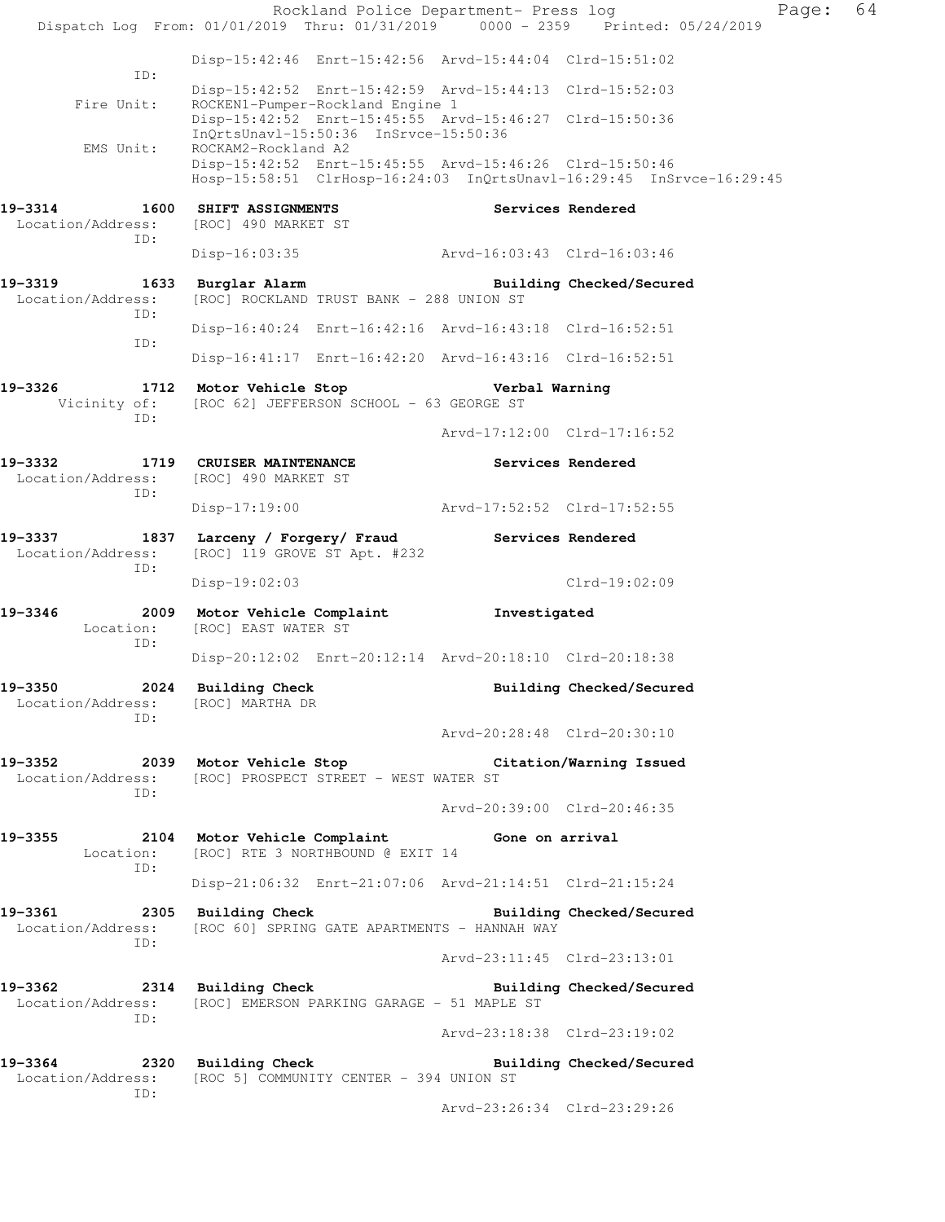Disp-15:42:46 Enrt-15:42:56 Arvd-15:44:04 Clrd-15:51:02

ID:
Disp-15:42:52 Enrt-15:42:59 Arvd-15:44:13 Clrd-15:52:03

Fire Unit: ROCKEN1-Pumper-Rockland Engine 1
Disp-15:42:52 Enrt-15:45:55 Arvd-15:46:27 Clrd-15:50:36
InQrtsUnavl-15:50:36 InSrvce-15:50:36

EMS Unit: ROCKAM2-Rockland A2
Disp-15:42:52 Enrt-15:45:55 Arvd-15:46:26 Clrd-15:50:46
Hosp-15:58:51 ClrHosp-16:24:03 InQrtsUnavl-16:29:45 InSrvce-16:29:45

**19-3314 1600 SHIFT ASSIGNMENTS** — **Services Rendered**
Location/Address: [ROC] 490 MARKET ST
ID:
Disp-16:03:35 Arvd-16:03:43 Clrd-16:03:46

**19-3319 1633 Burglar Alarm** — **Building Checked/Secured**
Location/Address: [ROC] ROCKLAND TRUST BANK - 288 UNION ST
ID:
Disp-16:40:24 Enrt-16:42:16 Arvd-16:43:18 Clrd-16:52:51
ID:
Disp-16:41:17 Enrt-16:42:20 Arvd-16:43:16 Clrd-16:52:51

**19-3326 1712 Motor Vehicle Stop** — **Verbal Warning**
Vicinity of: [ROC 62] JEFFERSON SCHOOL - 63 GEORGE ST
ID:
Arvd-17:12:00 Clrd-17:16:52

**19-3332 1719 CRUISER MAINTENANCE** — **Services Rendered**
Location/Address: [ROC] 490 MARKET ST
ID:
Disp-17:19:00 Arvd-17:52:52 Clrd-17:52:55

**19-3337 1837 Larceny / Forgery/ Fraud** — **Services Rendered**
Location/Address: [ROC] 119 GROVE ST Apt. #232
ID:
Disp-19:02:03 Clrd-19:02:09

**19-3346 2009 Motor Vehicle Complaint** — **Investigated**
Location: [ROC] EAST WATER ST
ID:
Disp-20:12:02 Enrt-20:12:14 Arvd-20:18:10 Clrd-20:18:38

**19-3350 2024 Building Check** — **Building Checked/Secured**
Location/Address: [ROC] MARTHA DR
ID:
Arvd-20:28:48 Clrd-20:30:10

**19-3352 2039 Motor Vehicle Stop** — **Citation/Warning Issued**
Location/Address: [ROC] PROSPECT STREET - WEST WATER ST
ID:
Arvd-20:39:00 Clrd-20:46:35

**19-3355 2104 Motor Vehicle Complaint** — **Gone on arrival**
Location: [ROC] RTE 3 NORTHBOUND @ EXIT 14
ID:
Disp-21:06:32 Enrt-21:07:06 Arvd-21:14:51 Clrd-21:15:24

**19-3361 2305 Building Check** — **Building Checked/Secured**
Location/Address: [ROC 60] SPRING GATE APARTMENTS - HANNAH WAY
ID:
Arvd-23:11:45 Clrd-23:13:01

**19-3362 2314 Building Check** — **Building Checked/Secured**
Location/Address: [ROC] EMERSON PARKING GARAGE - 51 MAPLE ST
ID:
Arvd-23:18:38 Clrd-23:19:02

**19-3364 2320 Building Check** — **Building Checked/Secured**
Location/Address: [ROC 5] COMMUNITY CENTER - 394 UNION ST
ID:
Arvd-23:26:34 Clrd-23:29:26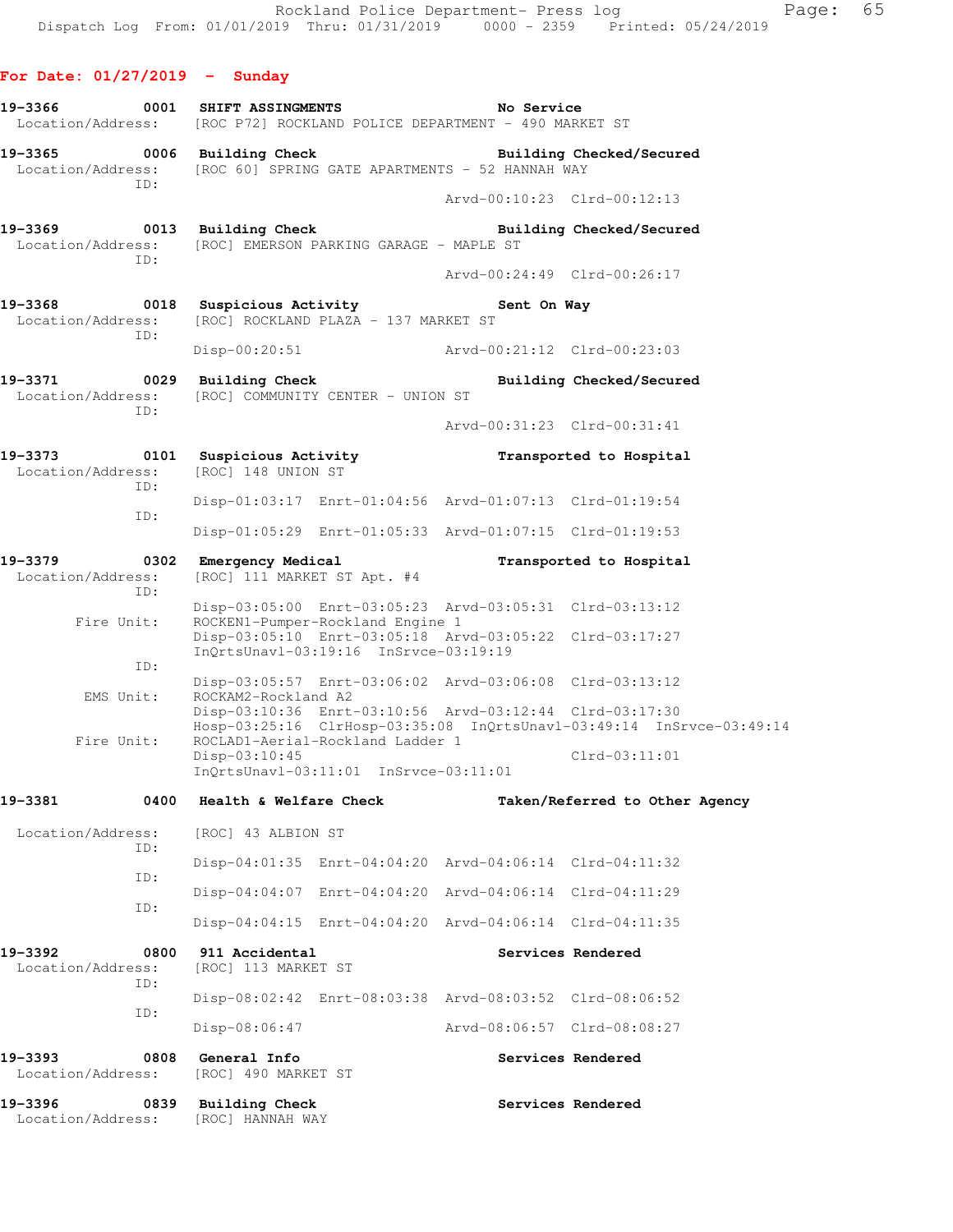**For Date: 01/27/2019 - Sunday**

**19-3366 0001 SHIFT ASSINGMENTS** — No Service
Location/Address: [ROC P72] ROCKLAND POLICE DEPARTMENT - 490 MARKET ST

**19-3365 0006 Building Check** — Building Checked/Secured
Location/Address: [ROC 60] SPRING GATE APARTMENTS - 52 HANNAH WAY
ID:
Arvd-00:10:23 Clrd-00:12:13

**19-3369 0013 Building Check** — Building Checked/Secured
Location/Address: [ROC] EMERSON PARKING GARAGE - MAPLE ST
ID:
Arvd-00:24:49 Clrd-00:26:17

**19-3368 0018 Suspicious Activity** — Sent On Way
Location/Address: [ROC] ROCKLAND PLAZA - 137 MARKET ST
ID:
Disp-00:20:51 Arvd-00:21:12 Clrd-00:23:03

**19-3371 0029 Building Check** — Building Checked/Secured
Location/Address: [ROC] COMMUNITY CENTER - UNION ST
ID:
Arvd-00:31:23 Clrd-00:31:41

**19-3373 0101 Suspicious Activity** — Transported to Hospital
Location/Address: [ROC] 148 UNION ST
ID:
Disp-01:03:17 Enrt-01:04:56 Arvd-01:07:13 Clrd-01:19:54
ID:
Disp-01:05:29 Enrt-01:05:33 Arvd-01:07:15 Clrd-01:19:53

**19-3379 0302 Emergency Medical** — Transported to Hospital
Location/Address: [ROC] 111 MARKET ST Apt. #4
ID:
Disp-03:05:00 Enrt-03:05:23 Arvd-03:05:31 Clrd-03:13:12
Fire Unit: ROCKEN1-Pumper-Rockland Engine 1
Disp-03:05:10 Enrt-03:05:18 Arvd-03:05:22 Clrd-03:17:27
InQrtsUnavl-03:19:16 InSrvce-03:19:19
ID:
Disp-03:05:57 Enrt-03:06:02 Arvd-03:06:08 Clrd-03:13:12
EMS Unit: ROCKAM2-Rockland A2
Disp-03:10:36 Enrt-03:10:56 Arvd-03:12:44 Clrd-03:17:30
Hosp-03:25:16 ClrHosp-03:35:08 InQrtsUnavl-03:49:14 InSrvce-03:49:14
Fire Unit: ROCLAD1-Aerial-Rockland Ladder 1
Disp-03:10:45 Clrd-03:11:01
InQrtsUnavl-03:11:01 InSrvce-03:11:01

**19-3381 0400 Health & Welfare Check** — Taken/Referred to Other Agency
Location/Address: [ROC] 43 ALBION ST
ID:
Disp-04:01:35 Enrt-04:04:20 Arvd-04:06:14 Clrd-04:11:32
ID:
Disp-04:04:07 Enrt-04:04:20 Arvd-04:06:14 Clrd-04:11:29
ID:
Disp-04:04:15 Enrt-04:04:20 Arvd-04:06:14 Clrd-04:11:35

**19-3392 0800 911 Accidental** — Services Rendered
Location/Address: [ROC] 113 MARKET ST
ID:
Disp-08:02:42 Enrt-08:03:38 Arvd-08:03:52 Clrd-08:06:52
ID:
Disp-08:06:47 Arvd-08:06:57 Clrd-08:08:27

**19-3393 0808 General Info** — Services Rendered
Location/Address: [ROC] 490 MARKET ST

**19-3396 0839 Building Check** — Services Rendered
Location/Address: [ROC] HANNAH WAY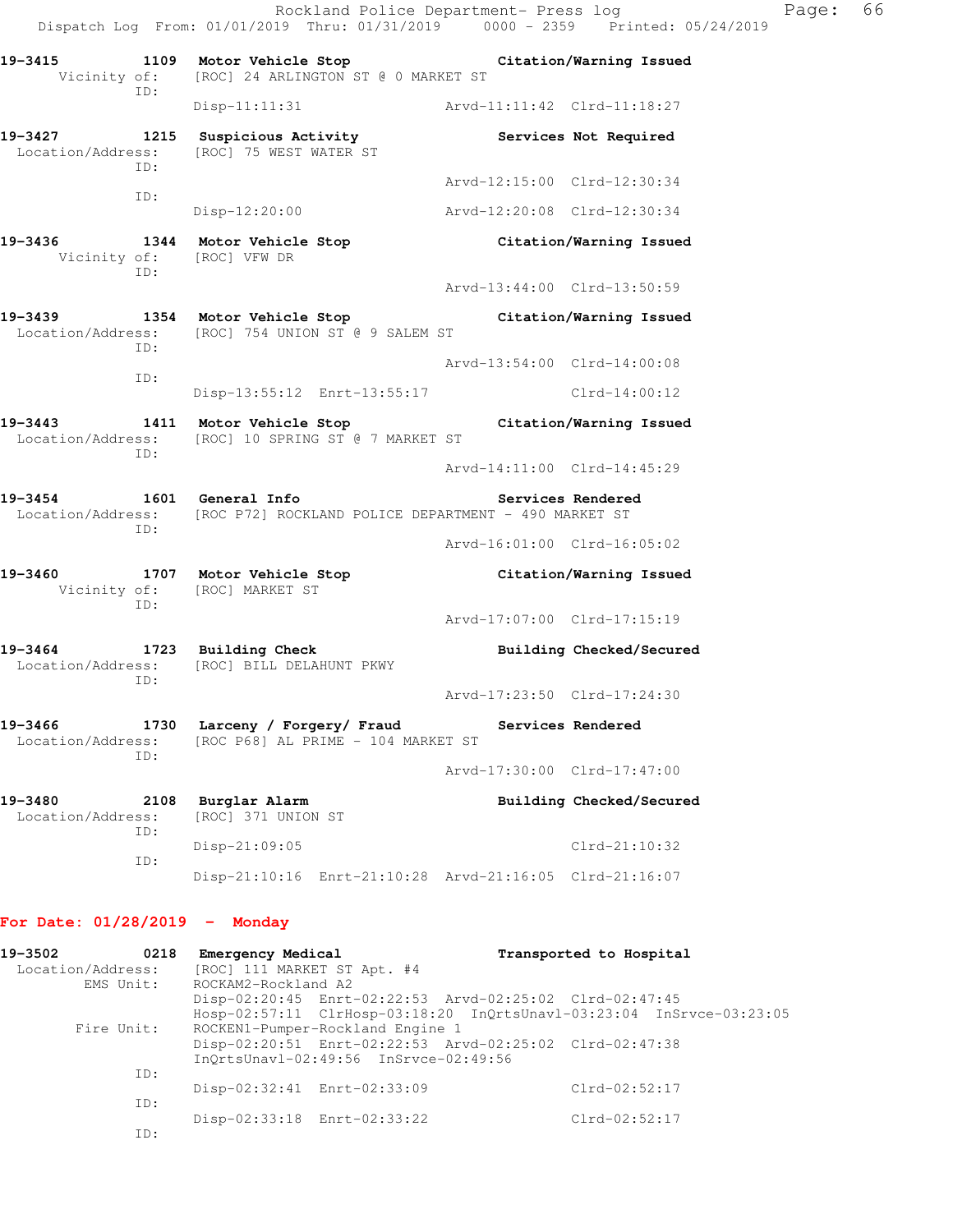19-3415 1109 Motor Vehicle Stop Citation/Warning Issued
Vicinity of: [ROC] 24 ARLINGTON ST @ 0 MARKET ST
ID:
Disp-11:11:31 Arvd-11:11:42 Clrd-11:18:27

19-3427 1215 Suspicious Activity Services Not Required
Location/Address: [ROC] 75 WEST WATER ST
ID:
Arvd-12:15:00 Clrd-12:30:34
ID:
Disp-12:20:00 Arvd-12:20:08 Clrd-12:30:34

19-3436 1344 Motor Vehicle Stop Citation/Warning Issued
Vicinity of: [ROC] VFW DR
ID:
Arvd-13:44:00 Clrd-13:50:59

19-3439 1354 Motor Vehicle Stop Citation/Warning Issued
Location/Address: [ROC] 754 UNION ST @ 9 SALEM ST
ID:
Arvd-13:54:00 Clrd-14:00:08
ID:
Disp-13:55:12 Enrt-13:55:17 Clrd-14:00:12

19-3443 1411 Motor Vehicle Stop Citation/Warning Issued
Location/Address: [ROC] 10 SPRING ST @ 7 MARKET ST
ID:
Arvd-14:11:00 Clrd-14:45:29

19-3454 1601 General Info Services Rendered
Location/Address: [ROC P72] ROCKLAND POLICE DEPARTMENT - 490 MARKET ST
ID:
Arvd-16:01:00 Clrd-16:05:02

19-3460 1707 Motor Vehicle Stop Citation/Warning Issued
Vicinity of: [ROC] MARKET ST
ID:
Arvd-17:07:00 Clrd-17:15:19

19-3464 1723 Building Check Building Checked/Secured
Location/Address: [ROC] BILL DELAHUNT PKWY
ID:
Arvd-17:23:50 Clrd-17:24:30

19-3466 1730 Larceny / Forgery/ Fraud Services Rendered
Location/Address: [ROC P68] AL PRIME - 104 MARKET ST
ID:
Arvd-17:30:00 Clrd-17:47:00

19-3480 2108 Burglar Alarm Building Checked/Secured
Location/Address: [ROC] 371 UNION ST
ID:
Disp-21:09:05 Clrd-21:10:32
ID:
Disp-21:10:16 Enrt-21:10:28 Arvd-21:16:05 Clrd-21:16:07

**For Date: 01/28/2019 - Monday**

19-3502 0218 Emergency Medical Transported to Hospital
Location/Address: [ROC] 111 MARKET ST Apt. #4
EMS Unit: ROCKAM2-Rockland A2
Disp-02:20:45 Enrt-02:22:53 Arvd-02:25:02 Clrd-02:47:45
Hosp-02:57:11 ClrHosp-03:18:20 InQrtsUnavl-03:23:04 InSrvce-03:23:05
Fire Unit: ROCKEN1-Pumper-Rockland Engine 1
Disp-02:20:51 Enrt-02:22:53 Arvd-02:25:02 Clrd-02:47:38
InQrtsUnavl-02:49:56 InSrvce-02:49:56
ID:
Disp-02:32:41 Enrt-02:33:09 Clrd-02:52:17
ID:
Disp-02:33:18 Enrt-02:33:22 Clrd-02:52:17
ID: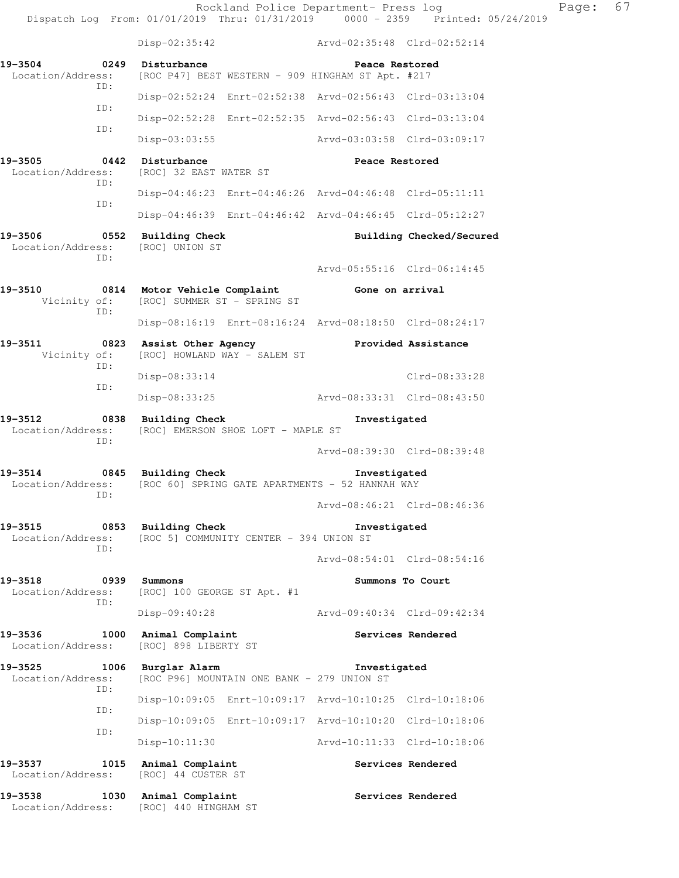Disp-02:35:42 Arvd-02:35:48 Clrd-02:52:14

**19-3504 0249 Disturbance Peace Restored**
Location/Address: [ROC P47] BEST WESTERN - 909 HINGHAM ST Apt. #217
ID: Disp-02:52:24 Enrt-02:52:38 Arvd-02:56:43 Clrd-03:13:04
ID: Disp-02:52:28 Enrt-02:52:35 Arvd-02:56:43 Clrd-03:13:04
ID: Disp-03:03:55 Arvd-03:03:58 Clrd-03:09:17

**19-3505 0442 Disturbance Peace Restored**
Location/Address: [ROC] 32 EAST WATER ST
ID: Disp-04:46:23 Enrt-04:46:26 Arvd-04:46:48 Clrd-05:11:11
ID: Disp-04:46:39 Enrt-04:46:42 Arvd-04:46:45 Clrd-05:12:27

**19-3506 0552 Building Check Building Checked/Secured**
Location/Address: [ROC] UNION ST
ID: Arvd-05:55:16 Clrd-06:14:45

**19-3510 0814 Motor Vehicle Complaint Gone on arrival**
Vicinity of: [ROC] SUMMER ST - SPRING ST
ID: Disp-08:16:19 Enrt-08:16:24 Arvd-08:18:50 Clrd-08:24:17

**19-3511 0823 Assist Other Agency Provided Assistance**
Vicinity of: [ROC] HOWLAND WAY - SALEM ST
ID: Disp-08:33:14 Clrd-08:33:28
ID: Disp-08:33:25 Arvd-08:33:31 Clrd-08:43:50

**19-3512 0838 Building Check Investigated**
Location/Address: [ROC] EMERSON SHOE LOFT - MAPLE ST
ID: Arvd-08:39:30 Clrd-08:39:48

**19-3514 0845 Building Check Investigated**
Location/Address: [ROC 60] SPRING GATE APARTMENTS - 52 HANNAH WAY
ID: Arvd-08:46:21 Clrd-08:46:36

**19-3515 0853 Building Check Investigated**
Location/Address: [ROC 5] COMMUNITY CENTER - 394 UNION ST
ID: Arvd-08:54:01 Clrd-08:54:16

**19-3518 0939 Summons Summons To Court**
Location/Address: [ROC] 100 GEORGE ST Apt. #1
ID: Disp-09:40:28 Arvd-09:40:34 Clrd-09:42:34

**19-3536 1000 Animal Complaint Services Rendered**
Location/Address: [ROC] 898 LIBERTY ST

**19-3525 1006 Burglar Alarm Investigated**
Location/Address: [ROC P96] MOUNTAIN ONE BANK - 279 UNION ST
ID: Disp-10:09:05 Enrt-10:09:17 Arvd-10:10:25 Clrd-10:18:06
ID: Disp-10:09:05 Enrt-10:09:17 Arvd-10:10:20 Clrd-10:18:06
ID: Disp-10:11:30 Arvd-10:11:33 Clrd-10:18:06

**19-3537 1015 Animal Complaint Services Rendered**
Location/Address: [ROC] 44 CUSTER ST

**19-3538 1030 Animal Complaint Services Rendered**
Location/Address: [ROC] 440 HINGHAM ST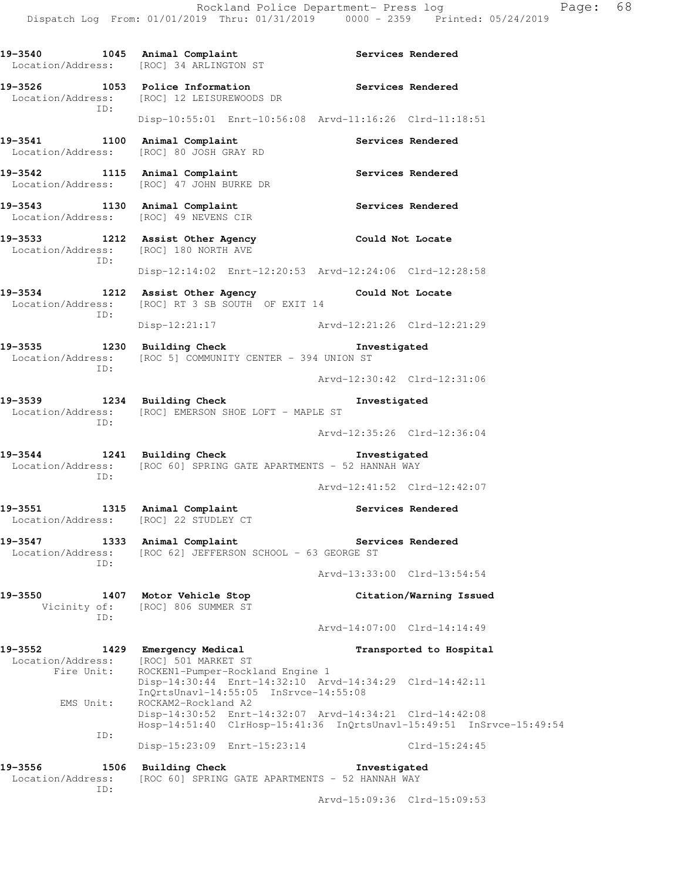```
19-3540        1045  Animal Complaint                      Services Rendered
 Location/Address:   [ROC] 34 ARLINGTON ST

19-3526        1053  Police Information                    Services Rendered
 Location/Address:   [ROC] 12 LEISUREWOODS DR
              ID:
                     Disp-10:55:01  Enrt-10:56:08  Arvd-11:16:26  Clrd-11:18:51

19-3541        1100  Animal Complaint                      Services Rendered
 Location/Address:   [ROC] 80 JOSH GRAY RD

19-3542        1115  Animal Complaint                      Services Rendered
 Location/Address:   [ROC] 47 JOHN BURKE DR

19-3543        1130  Animal Complaint                      Services Rendered
 Location/Address:   [ROC] 49 NEVENS CIR

19-3533        1212  Assist Other Agency                   Could Not Locate
 Location/Address:   [ROC] 180 NORTH AVE
              ID:
                     Disp-12:14:02  Enrt-12:20:53  Arvd-12:24:06  Clrd-12:28:58

19-3534        1212  Assist Other Agency                   Could Not Locate
 Location/Address:   [ROC] RT 3 SB SOUTH  OF EXIT 14
              ID:
                     Disp-12:21:17                 Arvd-12:21:26  Clrd-12:21:29

19-3535        1230  Building Check                        Investigated
 Location/Address:   [ROC 5] COMMUNITY CENTER - 394 UNION ST
              ID:
                                                   Arvd-12:30:42  Clrd-12:31:06

19-3539        1234  Building Check                        Investigated
 Location/Address:   [ROC] EMERSON SHOE LOFT - MAPLE ST
              ID:
                                                   Arvd-12:35:26  Clrd-12:36:04

19-3544        1241  Building Check                        Investigated
 Location/Address:   [ROC 60] SPRING GATE APARTMENTS - 52 HANNAH WAY
              ID:
                                                   Arvd-12:41:52  Clrd-12:42:07

19-3551        1315  Animal Complaint                      Services Rendered
 Location/Address:   [ROC] 22 STUDLEY CT

19-3547        1333  Animal Complaint                      Services Rendered
 Location/Address:   [ROC 62] JEFFERSON SCHOOL - 63 GEORGE ST
              ID:
                                                   Arvd-13:33:00  Clrd-13:54:54

19-3550        1407  Motor Vehicle Stop                    Citation/Warning Issued
      Vicinity of:   [ROC] 806 SUMMER ST
              ID:
                                                   Arvd-14:07:00  Clrd-14:14:49

19-3552        1429  Emergency Medical                     Transported to Hospital
 Location/Address:   [ROC] 501 MARKET ST
       Fire Unit:    ROCKEN1-Pumper-Rockland Engine 1
                     Disp-14:30:44  Enrt-14:32:10  Arvd-14:34:29  Clrd-14:42:11
                     InQrtsUnavl-14:55:05  InSrvce-14:55:08
        EMS Unit:    ROCKAM2-Rockland A2
                     Disp-14:30:52  Enrt-14:32:07  Arvd-14:34:21  Clrd-14:42:08
                     Hosp-14:51:40  ClrHosp-15:41:36  InQrtsUnavl-15:49:51  InSrvce-15:49:54
              ID:
                     Disp-15:23:09  Enrt-15:23:14                 Clrd-15:24:45

19-3556        1506  Building Check                        Investigated
 Location/Address:   [ROC 60] SPRING GATE APARTMENTS - 52 HANNAH WAY
              ID:
                                                   Arvd-15:09:36  Clrd-15:09:53
```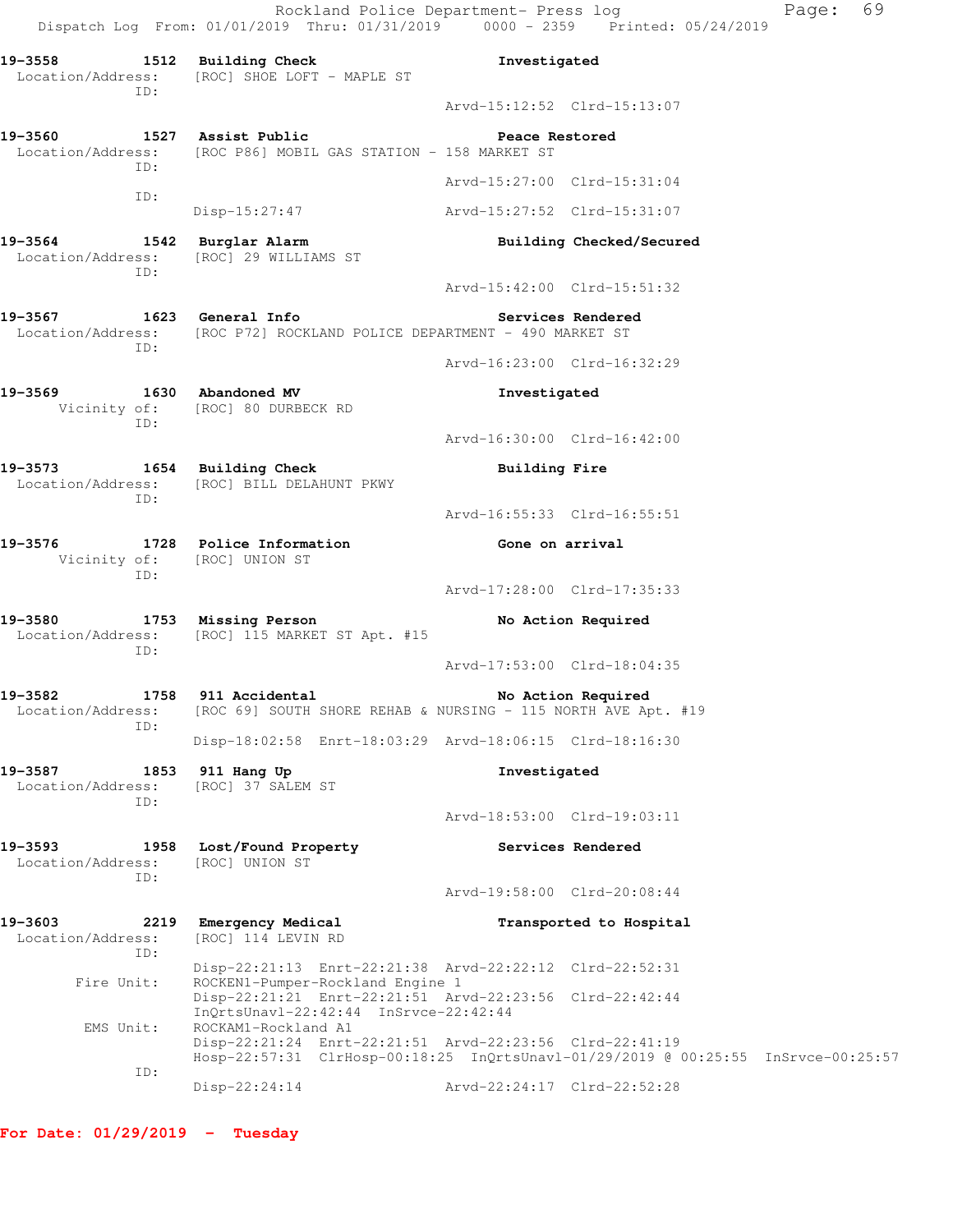19-3558 1512 Building Check Investigated
Location/Address: [ROC] SHOE LOFT - MAPLE ST
ID:
Arvd-15:12:52 Clrd-15:13:07

19-3560 1527 Assist Public Peace Restored
Location/Address: [ROC P86] MOBIL GAS STATION - 158 MARKET ST
ID:
Arvd-15:27:00 Clrd-15:31:04
ID:
Disp-15:27:47 Arvd-15:27:52 Clrd-15:31:07

19-3564 1542 Burglar Alarm Building Checked/Secured
Location/Address: [ROC] 29 WILLIAMS ST
ID:
Arvd-15:42:00 Clrd-15:51:32

19-3567 1623 General Info Services Rendered
Location/Address: [ROC P72] ROCKLAND POLICE DEPARTMENT - 490 MARKET ST
ID:
Arvd-16:23:00 Clrd-16:32:29

19-3569 1630 Abandoned MV Investigated
Vicinity of: [ROC] 80 DURBECK RD
ID:
Arvd-16:30:00 Clrd-16:42:00

19-3573 1654 Building Check Building Fire
Location/Address: [ROC] BILL DELAHUNT PKWY
ID:
Arvd-16:55:33 Clrd-16:55:51

19-3576 1728 Police Information Gone on arrival
Vicinity of: [ROC] UNION ST
ID:
Arvd-17:28:00 Clrd-17:35:33

19-3580 1753 Missing Person No Action Required
Location/Address: [ROC] 115 MARKET ST Apt. #15
ID:
Arvd-17:53:00 Clrd-18:04:35

19-3582 1758 911 Accidental No Action Required
Location/Address: [ROC 69] SOUTH SHORE REHAB & NURSING - 115 NORTH AVE Apt. #19
ID:
Disp-18:02:58 Enrt-18:03:29 Arvd-18:06:15 Clrd-18:16:30

19-3587 1853 911 Hang Up Investigated
Location/Address: [ROC] 37 SALEM ST
ID:
Arvd-18:53:00 Clrd-19:03:11

19-3593 1958 Lost/Found Property Services Rendered
Location/Address: [ROC] UNION ST
ID:
Arvd-19:58:00 Clrd-20:08:44

19-3603 2219 Emergency Medical Transported to Hospital
Location/Address: [ROC] 114 LEVIN RD
ID:
Disp-22:21:13 Enrt-22:21:38 Arvd-22:22:12 Clrd-22:52:31
Fire Unit: ROCKEN1-Pumper-Rockland Engine 1
Disp-22:21:21 Enrt-22:21:51 Arvd-22:23:56 Clrd-22:42:44
InQrtsUnavl-22:42:44 InSrvce-22:42:44
EMS Unit: ROCKAM1-Rockland A1
Disp-22:21:24 Enrt-22:21:51 Arvd-22:23:56 Clrd-22:41:19
Hosp-22:57:31 ClrHosp-00:18:25 InQrtsUnavl-01/29/2019 @ 00:25:55 InSrvce-00:25:57
ID:
Disp-22:24:14 Arvd-22:24:17 Clrd-22:52:28

**For Date: 01/29/2019 - Tuesday**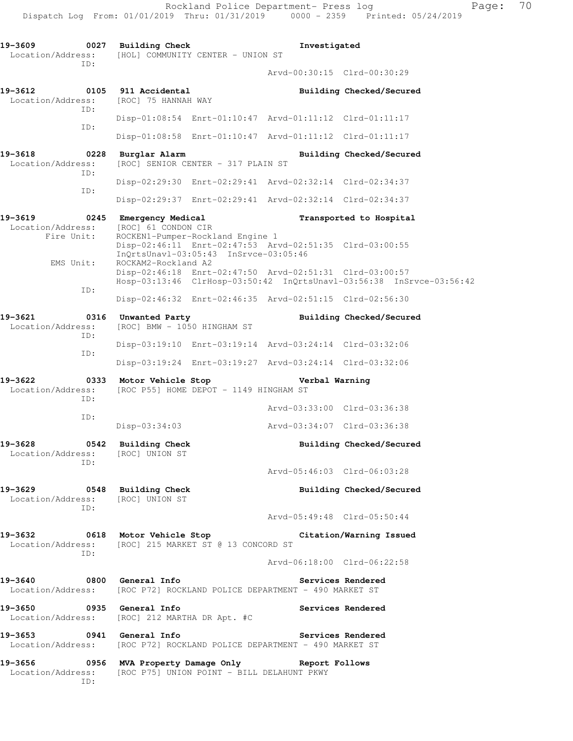Rockland Police Department- Press log
Dispatch Log From: 01/01/2019 Thru: 01/31/2019 0000 - 2359 Printed: 05/24/2019

```
19-3609        0027  Building Check                         Investigated
 Location/Address:   [HOL] COMMUNITY CENTER - UNION ST
               ID:
                                                    Arvd-00:30:15  Clrd-00:30:29

19-3612        0105  911 Accidental                         Building Checked/Secured
 Location/Address:   [ROC] 75 HANNAH WAY
               ID:
                     Disp-01:08:54  Enrt-01:10:47  Arvd-01:11:12  Clrd-01:11:17
               ID:
                     Disp-01:08:58  Enrt-01:10:47  Arvd-01:11:12  Clrd-01:11:17

19-3618        0228  Burglar Alarm                          Building Checked/Secured
 Location/Address:   [ROC] SENIOR CENTER - 317 PLAIN ST
               ID:
                     Disp-02:29:30  Enrt-02:29:41  Arvd-02:32:14  Clrd-02:34:37
               ID:
                     Disp-02:29:37  Enrt-02:29:41  Arvd-02:32:14  Clrd-02:34:37

19-3619        0245  Emergency Medical                      Transported to Hospital
 Location/Address:   [ROC] 61 CONDON CIR
        Fire Unit:   ROCKEN1-Pumper-Rockland Engine 1
                     Disp-02:46:11  Enrt-02:47:53  Arvd-02:51:35  Clrd-03:00:55
                     InQrtsUnavl-03:05:43  InSrvce-03:05:46
         EMS Unit:   ROCKAM2-Rockland A2
                     Disp-02:46:18  Enrt-02:47:50  Arvd-02:51:31  Clrd-03:00:57
                     Hosp-03:13:46  ClrHosp-03:50:42  InQrtsUnavl-03:56:38  InSrvce-03:56:42
               ID:
                     Disp-02:46:32  Enrt-02:46:35  Arvd-02:51:15  Clrd-02:56:30

19-3621        0316  Unwanted Party                         Building Checked/Secured
 Location/Address:   [ROC] BMW - 1050 HINGHAM ST
               ID:
                     Disp-03:19:10  Enrt-03:19:14  Arvd-03:24:14  Clrd-03:32:06
               ID:
                     Disp-03:19:24  Enrt-03:19:27  Arvd-03:24:14  Clrd-03:32:06

19-3622        0333  Motor Vehicle Stop                     Verbal Warning
 Location/Address:   [ROC P55] HOME DEPOT - 1149 HINGHAM ST
               ID:
                                                    Arvd-03:33:00  Clrd-03:36:38
               ID:
                     Disp-03:34:03                  Arvd-03:34:07  Clrd-03:36:38

19-3628        0542  Building Check                         Building Checked/Secured
 Location/Address:   [ROC] UNION ST
               ID:
                                                    Arvd-05:46:03  Clrd-06:03:28

19-3629        0548  Building Check                         Building Checked/Secured
 Location/Address:   [ROC] UNION ST
               ID:
                                                    Arvd-05:49:48  Clrd-05:50:44

19-3632        0618  Motor Vehicle Stop                     Citation/Warning Issued
 Location/Address:   [ROC] 215 MARKET ST @ 13 CONCORD ST
               ID:
                                                    Arvd-06:18:00  Clrd-06:22:58

19-3640        0800  General Info                           Services Rendered
 Location/Address:   [ROC P72] ROCKLAND POLICE DEPARTMENT - 490 MARKET ST

19-3650        0935  General Info                           Services Rendered
 Location/Address:   [ROC] 212 MARTHA DR Apt. #C

19-3653        0941  General Info                           Services Rendered
 Location/Address:   [ROC P72] ROCKLAND POLICE DEPARTMENT - 490 MARKET ST

19-3656        0956  MVA Property Damage Only               Report Follows
 Location/Address:   [ROC P75] UNION POINT - BILL DELAHUNT PKWY
               ID:
```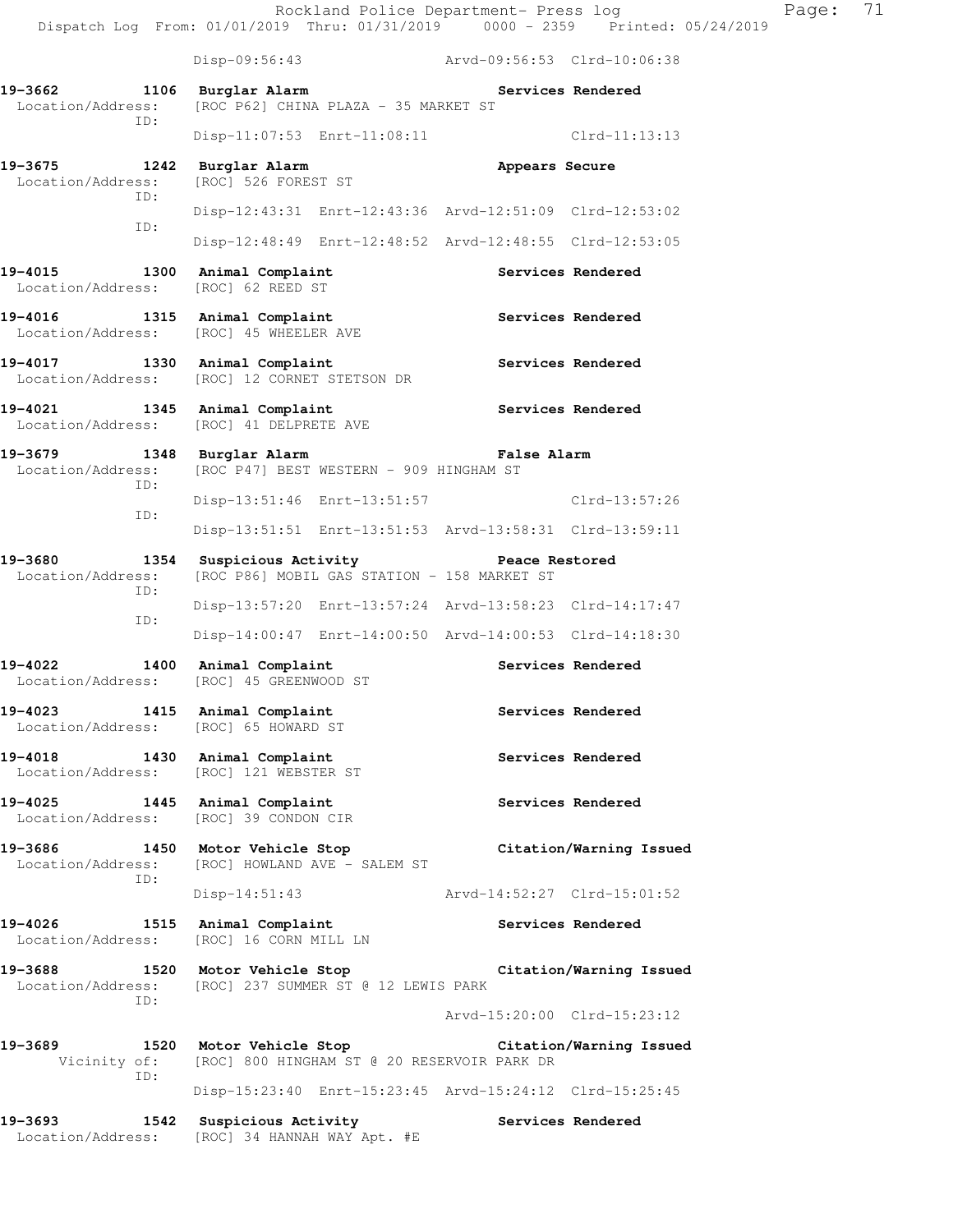Disp-09:56:43 Arvd-09:56:53 Clrd-10:06:38

**19-3662 1106 Burglar Alarm — Services Rendered**
Location/Address: [ROC P62] CHINA PLAZA - 35 MARKET ST
ID:
Disp-11:07:53 Enrt-11:08:11 Clrd-11:13:13

**19-3675 1242 Burglar Alarm — Appears Secure**
Location/Address: [ROC] 526 FOREST ST
ID:
Disp-12:43:31 Enrt-12:43:36 Arvd-12:51:09 Clrd-12:53:02
ID:
Disp-12:48:49 Enrt-12:48:52 Arvd-12:48:55 Clrd-12:53:05

**19-4015 1300 Animal Complaint — Services Rendered**
Location/Address: [ROC] 62 REED ST

**19-4016 1315 Animal Complaint — Services Rendered**
Location/Address: [ROC] 45 WHEELER AVE

**19-4017 1330 Animal Complaint — Services Rendered**
Location/Address: [ROC] 12 CORNET STETSON DR

**19-4021 1345 Animal Complaint — Services Rendered**
Location/Address: [ROC] 41 DELPRETE AVE

**19-3679 1348 Burglar Alarm — False Alarm**
Location/Address: [ROC P47] BEST WESTERN - 909 HINGHAM ST
ID:
Disp-13:51:46 Enrt-13:51:57 Clrd-13:57:26
ID:
Disp-13:51:51 Enrt-13:51:53 Arvd-13:58:31 Clrd-13:59:11

**19-3680 1354 Suspicious Activity — Peace Restored**
Location/Address: [ROC P86] MOBIL GAS STATION - 158 MARKET ST
ID:
Disp-13:57:20 Enrt-13:57:24 Arvd-13:58:23 Clrd-14:17:47
ID:
Disp-14:00:47 Enrt-14:00:50 Arvd-14:00:53 Clrd-14:18:30

**19-4022 1400 Animal Complaint — Services Rendered**
Location/Address: [ROC] 45 GREENWOOD ST

**19-4023 1415 Animal Complaint — Services Rendered**
Location/Address: [ROC] 65 HOWARD ST

**19-4018 1430 Animal Complaint — Services Rendered**
Location/Address: [ROC] 121 WEBSTER ST

**19-4025 1445 Animal Complaint — Services Rendered**
Location/Address: [ROC] 39 CONDON CIR

**19-3686 1450 Motor Vehicle Stop — Citation/Warning Issued**
Location/Address: [ROC] HOWLAND AVE - SALEM ST
ID:
Disp-14:51:43 Arvd-14:52:27 Clrd-15:01:52

**19-4026 1515 Animal Complaint — Services Rendered**
Location/Address: [ROC] 16 CORN MILL LN

**19-3688 1520 Motor Vehicle Stop — Citation/Warning Issued**
Location/Address: [ROC] 237 SUMMER ST @ 12 LEWIS PARK
ID:
Arvd-15:20:00 Clrd-15:23:12

**19-3689 1520 Motor Vehicle Stop — Citation/Warning Issued**
Vicinity of: [ROC] 800 HINGHAM ST @ 20 RESERVOIR PARK DR
ID:
Disp-15:23:40 Enrt-15:23:45 Arvd-15:24:12 Clrd-15:25:45

**19-3693 1542 Suspicious Activity — Services Rendered**
Location/Address: [ROC] 34 HANNAH WAY Apt. #E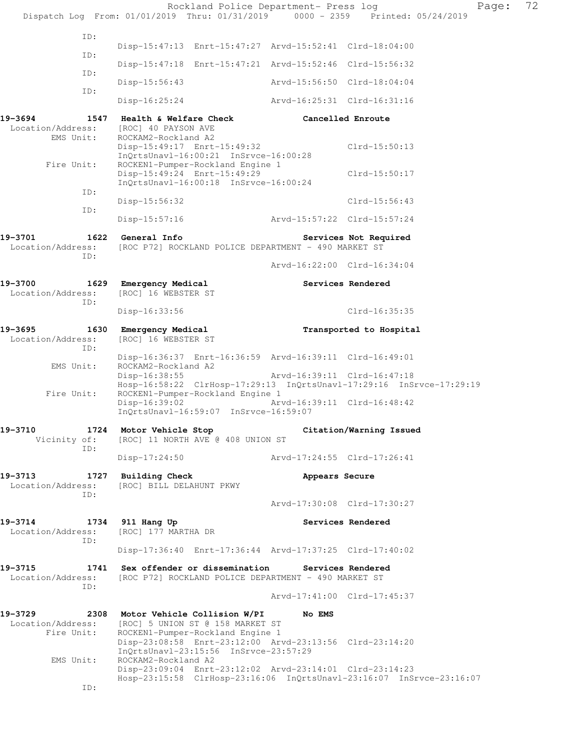```
            ID:
                    Disp-15:47:13  Enrt-15:47:27  Arvd-15:52:41  Clrd-18:04:00
            ID:
                    Disp-15:47:18  Enrt-15:47:21  Arvd-15:52:46  Clrd-15:56:32
            ID:
                    Disp-15:56:43                 Arvd-15:56:50  Clrd-18:04:04
            ID:
                    Disp-16:25:24                 Arvd-16:25:31  Clrd-16:31:16

19-3694        1547  Health & Welfare Check           Cancelled Enroute
 Location/Address:   [ROC] 40 PAYSON AVE
        EMS Unit:    ROCKAM2-Rockland A2
                     Disp-15:49:17  Enrt-15:49:32                Clrd-15:50:13
                     InQrtsUnavl-16:00:21  InSrvce-16:00:28
       Fire Unit:    ROCKEN1-Pumper-Rockland Engine 1
                     Disp-15:49:24  Enrt-15:49:29                Clrd-15:50:17
                     InQrtsUnavl-16:00:18  InSrvce-16:00:24
            ID:
                     Disp-15:56:32                               Clrd-15:56:43
            ID:
                     Disp-15:57:16                 Arvd-15:57:22  Clrd-15:57:24

19-3701        1622  General Info                     Services Not Required
 Location/Address:   [ROC P72] ROCKLAND POLICE DEPARTMENT - 490 MARKET ST
            ID:
                                                   Arvd-16:22:00  Clrd-16:34:04

19-3700        1629  Emergency Medical                Services Rendered
 Location/Address:   [ROC] 16 WEBSTER ST
            ID:
                     Disp-16:33:56                               Clrd-16:35:35

19-3695        1630  Emergency Medical                Transported to Hospital
 Location/Address:   [ROC] 16 WEBSTER ST
            ID:
                     Disp-16:36:37  Enrt-16:36:59  Arvd-16:39:11  Clrd-16:49:01
        EMS Unit:    ROCKAM2-Rockland A2
                     Disp-16:38:55                 Arvd-16:39:11  Clrd-16:47:18
                     Hosp-16:58:22  ClrHosp-17:29:13  InQrtsUnavl-17:29:16  InSrvce-17:29:19
       Fire Unit:    ROCKEN1-Pumper-Rockland Engine 1
                     Disp-16:39:02                 Arvd-16:39:11  Clrd-16:48:42
                     InQrtsUnavl-16:59:07  InSrvce-16:59:07

19-3710        1724  Motor Vehicle Stop               Citation/Warning Issued
     Vicinity of:    [ROC] 11 NORTH AVE @ 408 UNION ST
            ID:
                     Disp-17:24:50                 Arvd-17:24:55  Clrd-17:26:41

19-3713        1727  Building Check                   Appears Secure
 Location/Address:   [ROC] BILL DELAHUNT PKWY
            ID:
                                                   Arvd-17:30:08  Clrd-17:30:27

19-3714        1734  911 Hang Up                      Services Rendered
 Location/Address:   [ROC] 177 MARTHA DR
            ID:
                     Disp-17:36:40  Enrt-17:36:44  Arvd-17:37:25  Clrd-17:40:02

19-3715        1741  Sex offender or dissemination    Services Rendered
 Location/Address:   [ROC P72] ROCKLAND POLICE DEPARTMENT - 490 MARKET ST
            ID:
                                                   Arvd-17:41:00  Clrd-17:45:37

19-3729        2308  Motor Vehicle Collision W/PI     No EMS
 Location/Address:   [ROC] 5 UNION ST @ 158 MARKET ST
       Fire Unit:    ROCKEN1-Pumper-Rockland Engine 1
                     Disp-23:08:58  Enrt-23:12:00  Arvd-23:13:56  Clrd-23:14:20
                     InQrtsUnavl-23:15:56  InSrvce-23:57:29
        EMS Unit:    ROCKAM2-Rockland A2
                     Disp-23:09:04  Enrt-23:12:02  Arvd-23:14:01  Clrd-23:14:23
                     Hosp-23:15:58  ClrHosp-23:16:06  InQrtsUnavl-23:16:07  InSrvce-23:16:07
            ID:
```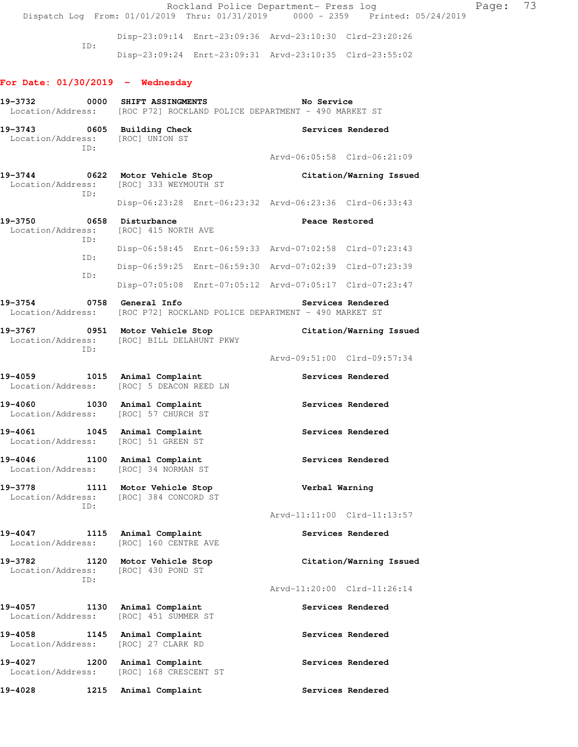Disp-23:09:14 Enrt-23:09:36 Arvd-23:10:30 Clrd-23:20:26

ID:

Disp-23:09:24 Enrt-23:09:31 Arvd-23:10:35 Clrd-23:55:02

## For Date: 01/30/2019 - Wednesday

**19-3732 0000 SHIFT ASSIGNMENTS** No Service
Location/Address: [ROC P72] ROCKLAND POLICE DEPARTMENT - 490 MARKET ST

**19-3743 0605 Building Check** Services Rendered
Location/Address: [ROC] UNION ST
ID:
Arvd-06:05:58 Clrd-06:21:09

**19-3744 0622 Motor Vehicle Stop** Citation/Warning Issued
Location/Address: [ROC] 333 WEYMOUTH ST
ID:
Disp-06:23:28 Enrt-06:23:32 Arvd-06:23:36 Clrd-06:33:43

**19-3750 0658 Disturbance** Peace Restored
Location/Address: [ROC] 415 NORTH AVE
ID:
Disp-06:58:45 Enrt-06:59:33 Arvd-07:02:58 Clrd-07:23:43
ID:
Disp-06:59:25 Enrt-06:59:30 Arvd-07:02:39 Clrd-07:23:39
ID:
Disp-07:05:08 Enrt-07:05:12 Arvd-07:05:17 Clrd-07:23:47

**19-3754 0758 General Info** Services Rendered
Location/Address: [ROC P72] ROCKLAND POLICE DEPARTMENT - 490 MARKET ST

**19-3767 0951 Motor Vehicle Stop** Citation/Warning Issued
Location/Address: [ROC] BILL DELAHUNT PKWY
ID:
Arvd-09:51:00 Clrd-09:57:34

**19-4059 1015 Animal Complaint** Services Rendered
Location/Address: [ROC] 5 DEACON REED LN

**19-4060 1030 Animal Complaint** Services Rendered
Location/Address: [ROC] 57 CHURCH ST

**19-4061 1045 Animal Complaint** Services Rendered
Location/Address: [ROC] 51 GREEN ST

**19-4046 1100 Animal Complaint** Services Rendered
Location/Address: [ROC] 34 NORMAN ST

**19-3778 1111 Motor Vehicle Stop** Verbal Warning
Location/Address: [ROC] 384 CONCORD ST
ID:
Arvd-11:11:00 Clrd-11:13:57

**19-4047 1115 Animal Complaint** Services Rendered
Location/Address: [ROC] 160 CENTRE AVE

**19-3782 1120 Motor Vehicle Stop** Citation/Warning Issued
Location/Address: [ROC] 430 POND ST
ID:
Arvd-11:20:00 Clrd-11:26:14

**19-4057 1130 Animal Complaint** Services Rendered
Location/Address: [ROC] 451 SUMMER ST

**19-4058 1145 Animal Complaint** Services Rendered
Location/Address: [ROC] 27 CLARK RD

**19-4027 1200 Animal Complaint** Services Rendered
Location/Address: [ROC] 168 CRESCENT ST

**19-4028 1215 Animal Complaint** Services Rendered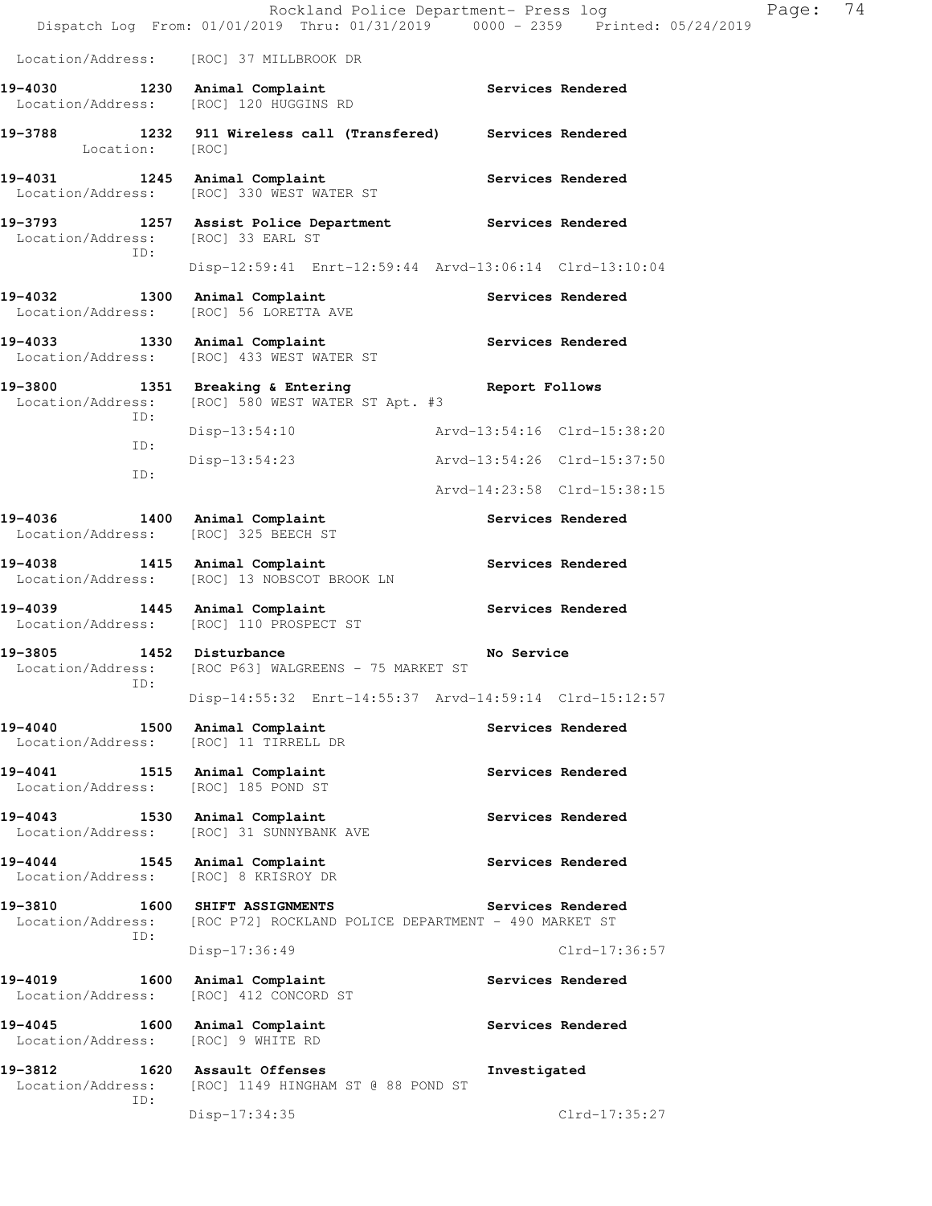Location/Address: [ROC] 37 MILLBROOK DR

**19-4030 1230 Animal Complaint** Services Rendered
Location/Address: [ROC] 120 HUGGINS RD

**19-3788 1232 911 Wireless call (Transfered)** Services Rendered
Location: [ROC]

**19-4031 1245 Animal Complaint** Services Rendered
Location/Address: [ROC] 330 WEST WATER ST

**19-3793 1257 Assist Police Department** Services Rendered
Location/Address: [ROC] 33 EARL ST
ID:
Disp-12:59:41 Enrt-12:59:44 Arvd-13:06:14 Clrd-13:10:04

**19-4032 1300 Animal Complaint** Services Rendered
Location/Address: [ROC] 56 LORETTA AVE

**19-4033 1330 Animal Complaint** Services Rendered
Location/Address: [ROC] 433 WEST WATER ST

**19-3800 1351 Breaking & Entering** Report Follows
Location/Address: [ROC] 580 WEST WATER ST Apt. #3
ID:
Disp-13:54:10 Arvd-13:54:16 Clrd-15:38:20
ID:
Disp-13:54:23 Arvd-13:54:26 Clrd-15:37:50
ID:
Arvd-14:23:58 Clrd-15:38:15

**19-4036 1400 Animal Complaint** Services Rendered
Location/Address: [ROC] 325 BEECH ST

**19-4038 1415 Animal Complaint** Services Rendered
Location/Address: [ROC] 13 NOBSCOT BROOK LN

**19-4039 1445 Animal Complaint** Services Rendered
Location/Address: [ROC] 110 PROSPECT ST

**19-3805 1452 Disturbance** No Service
Location/Address: [ROC P63] WALGREENS - 75 MARKET ST
ID:
Disp-14:55:32 Enrt-14:55:37 Arvd-14:59:14 Clrd-15:12:57

**19-4040 1500 Animal Complaint** Services Rendered
Location/Address: [ROC] 11 TIRRELL DR

**19-4041 1515 Animal Complaint** Services Rendered
Location/Address: [ROC] 185 POND ST

**19-4043 1530 Animal Complaint** Services Rendered
Location/Address: [ROC] 31 SUNNYBANK AVE

**19-4044 1545 Animal Complaint** Services Rendered
Location/Address: [ROC] 8 KRISROY DR

**19-3810 1600 SHIFT ASSIGNMENTS** Services Rendered
Location/Address: [ROC P72] ROCKLAND POLICE DEPARTMENT - 490 MARKET ST
ID:
Disp-17:36:49 Clrd-17:36:57

**19-4019 1600 Animal Complaint** Services Rendered
Location/Address: [ROC] 412 CONCORD ST

**19-4045 1600 Animal Complaint** Services Rendered
Location/Address: [ROC] 9 WHITE RD

**19-3812 1620 Assault Offenses** Investigated
Location/Address: [ROC] 1149 HINGHAM ST @ 88 POND ST
ID:
Disp-17:34:35 Clrd-17:35:27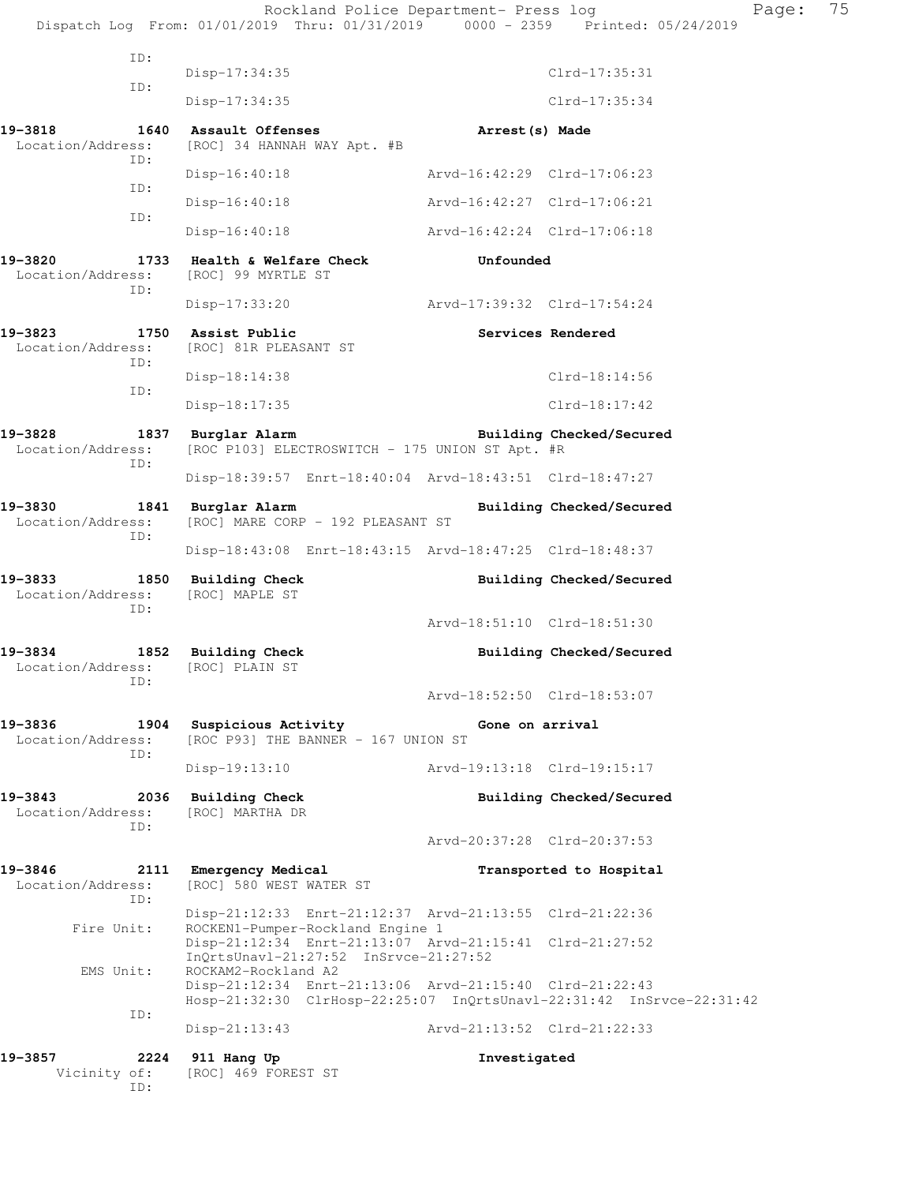```
          ID:
                Disp-17:34:35                                Clrd-17:35:31
          ID:
                Disp-17:34:35                                Clrd-17:35:34

19-3818        1640  Assault Offenses                    Arrest(s) Made
 Location/Address:   [ROC] 34 HANNAH WAY Apt. #B
          ID:
                Disp-16:40:18                 Arvd-16:42:29  Clrd-17:06:23
          ID:
                Disp-16:40:18                 Arvd-16:42:27  Clrd-17:06:21
          ID:
                Disp-16:40:18                 Arvd-16:42:24  Clrd-17:06:18

19-3820        1733  Health & Welfare Check              Unfounded
 Location/Address:   [ROC] 99 MYRTLE ST
          ID:
                Disp-17:33:20                 Arvd-17:39:32  Clrd-17:54:24

19-3823        1750  Assist Public                       Services Rendered
 Location/Address:   [ROC] 81R PLEASANT ST
          ID:
                Disp-18:14:38                                Clrd-18:14:56
          ID:
                Disp-18:17:35                                Clrd-18:17:42

19-3828        1837  Burglar Alarm                       Building Checked/Secured
 Location/Address:   [ROC P103] ELECTROSWITCH - 175 UNION ST Apt. #R
          ID:
                Disp-18:39:57  Enrt-18:40:04  Arvd-18:43:51  Clrd-18:47:27

19-3830        1841  Burglar Alarm                       Building Checked/Secured
 Location/Address:   [ROC] MARE CORP - 192 PLEASANT ST
          ID:
                Disp-18:43:08  Enrt-18:43:15  Arvd-18:47:25  Clrd-18:48:37

19-3833        1850  Building Check                      Building Checked/Secured
 Location/Address:   [ROC] MAPLE ST
          ID:
                                              Arvd-18:51:10  Clrd-18:51:30

19-3834        1852  Building Check                      Building Checked/Secured
 Location/Address:   [ROC] PLAIN ST
          ID:
                                              Arvd-18:52:50  Clrd-18:53:07

19-3836        1904  Suspicious Activity                 Gone on arrival
 Location/Address:   [ROC P93] THE BANNER - 167 UNION ST
          ID:
                Disp-19:13:10                 Arvd-19:13:18  Clrd-19:15:17

19-3843        2036  Building Check                      Building Checked/Secured
 Location/Address:   [ROC] MARTHA DR
          ID:
                                              Arvd-20:37:28  Clrd-20:37:53

19-3846        2111  Emergency Medical                   Transported to Hospital
 Location/Address:   [ROC] 580 WEST WATER ST
          ID:
                Disp-21:12:33  Enrt-21:12:37  Arvd-21:13:55  Clrd-21:22:36
       Fire Unit:    ROCKEN1-Pumper-Rockland Engine 1
                Disp-21:12:34  Enrt-21:13:07  Arvd-21:15:41  Clrd-21:27:52
                InQrtsUnavl-21:27:52  InSrvce-21:27:52
        EMS Unit:    ROCKAM2-Rockland A2
                Disp-21:12:34  Enrt-21:13:06  Arvd-21:15:40  Clrd-21:22:43
                Hosp-21:32:30  ClrHosp-22:25:07  InQrtsUnavl-22:31:42  InSrvce-22:31:42
          ID:
                Disp-21:13:43                 Arvd-21:13:52  Clrd-21:22:33

19-3857        2224  911 Hang Up                         Investigated
     Vicinity of:    [ROC] 469 FOREST ST
          ID:
```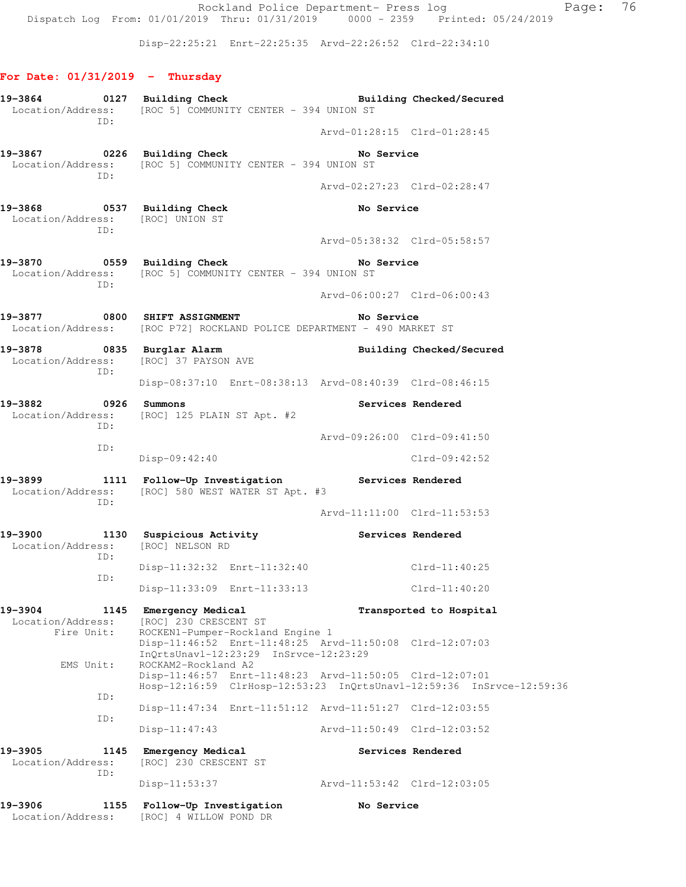Disp-22:25:21 Enrt-22:25:35 Arvd-22:26:52 Clrd-22:34:10

## For Date: 01/31/2019 - Thursday

**19-3864 0127 Building Check** — Building Checked/Secured
Location/Address: [ROC 5] COMMUNITY CENTER - 394 UNION ST
ID:
Arvd-01:28:15 Clrd-01:28:45

**19-3867 0226 Building Check** — No Service
Location/Address: [ROC 5] COMMUNITY CENTER - 394 UNION ST
ID:
Arvd-02:27:23 Clrd-02:28:47

**19-3868 0537 Building Check** — No Service
Location/Address: [ROC] UNION ST
ID:
Arvd-05:38:32 Clrd-05:58:57

**19-3870 0559 Building Check** — No Service
Location/Address: [ROC 5] COMMUNITY CENTER - 394 UNION ST
ID:
Arvd-06:00:27 Clrd-06:00:43

**19-3877 0800 SHIFT ASSIGNMENT** — No Service
Location/Address: [ROC P72] ROCKLAND POLICE DEPARTMENT - 490 MARKET ST

**19-3878 0835 Burglar Alarm** — Building Checked/Secured
Location/Address: [ROC] 37 PAYSON AVE
ID:
Disp-08:37:10 Enrt-08:38:13 Arvd-08:40:39 Clrd-08:46:15

**19-3882 0926 Summons** — Services Rendered
Location/Address: [ROC] 125 PLAIN ST Apt. #2
ID:
Arvd-09:26:00 Clrd-09:41:50
ID:
Disp-09:42:40 Clrd-09:42:52

**19-3899 1111 Follow-Up Investigation** — Services Rendered
Location/Address: [ROC] 580 WEST WATER ST Apt. #3
ID:
Arvd-11:11:00 Clrd-11:53:53

**19-3900 1130 Suspicious Activity** — Services Rendered
Location/Address: [ROC] NELSON RD
ID:
Disp-11:32:32 Enrt-11:32:40 Clrd-11:40:25
ID:
Disp-11:33:09 Enrt-11:33:13 Clrd-11:40:20

**19-3904 1145 Emergency Medical** — Transported to Hospital
Location/Address: [ROC] 230 CRESCENT ST
Fire Unit: ROCKEN1-Pumper-Rockland Engine 1
Disp-11:46:52 Enrt-11:48:25 Arvd-11:50:08 Clrd-12:07:03
InQrtsUnavl-12:23:29 InSrvce-12:23:29
EMS Unit: ROCKAM2-Rockland A2
Disp-11:46:57 Enrt-11:48:23 Arvd-11:50:05 Clrd-12:07:01
Hosp-12:16:59 ClrHosp-12:53:23 InQrtsUnavl-12:59:36 InSrvce-12:59:36
ID:
Disp-11:47:34 Enrt-11:51:12 Arvd-11:51:27 Clrd-12:03:55
ID:
Disp-11:47:43 Arvd-11:50:49 Clrd-12:03:52

**19-3905 1145 Emergency Medical** — Services Rendered
Location/Address: [ROC] 230 CRESCENT ST
ID:
Disp-11:53:37 Arvd-11:53:42 Clrd-12:03:05

**19-3906 1155 Follow-Up Investigation** — No Service
Location/Address: [ROC] 4 WILLOW POND DR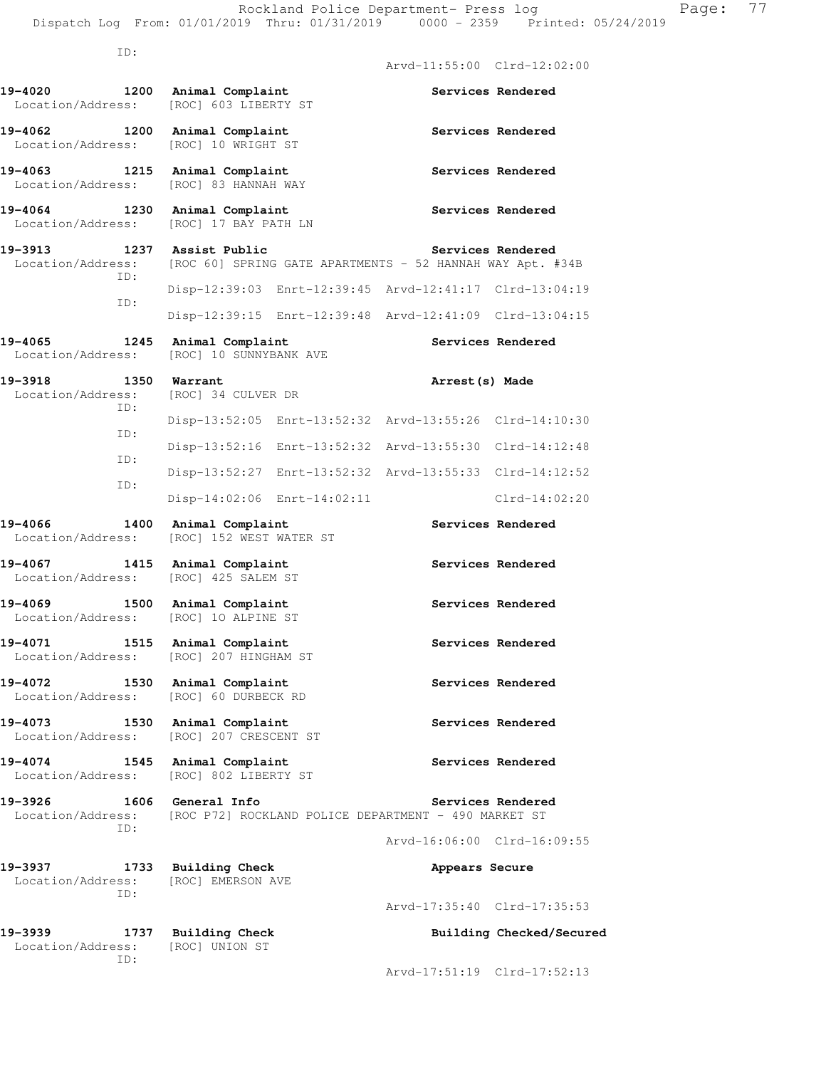ID:
Arvd-11:55:00 Clrd-12:02:00

**19-4020 1200 Animal Complaint** **Services Rendered**
Location/Address: [ROC] 603 LIBERTY ST

**19-4062 1200 Animal Complaint** **Services Rendered**
Location/Address: [ROC] 10 WRIGHT ST

**19-4063 1215 Animal Complaint** **Services Rendered**
Location/Address: [ROC] 83 HANNAH WAY

**19-4064 1230 Animal Complaint** **Services Rendered**
Location/Address: [ROC] 17 BAY PATH LN

**19-3913 1237 Assist Public** **Services Rendered**
Location/Address: [ROC 60] SPRING GATE APARTMENTS - 52 HANNAH WAY Apt. #34B
ID:
Disp-12:39:03 Enrt-12:39:45 Arvd-12:41:17 Clrd-13:04:19
ID:
Disp-12:39:15 Enrt-12:39:48 Arvd-12:41:09 Clrd-13:04:15

**19-4065 1245 Animal Complaint** **Services Rendered**
Location/Address: [ROC] 10 SUNNYBANK AVE

**19-3918 1350 Warrant** **Arrest(s) Made**
Location/Address: [ROC] 34 CULVER DR
ID:
Disp-13:52:05 Enrt-13:52:32 Arvd-13:55:26 Clrd-14:10:30
ID:
Disp-13:52:16 Enrt-13:52:32 Arvd-13:55:30 Clrd-14:12:48
ID:
Disp-13:52:27 Enrt-13:52:32 Arvd-13:55:33 Clrd-14:12:52
ID:
Disp-14:02:06 Enrt-14:02:11 Clrd-14:02:20

**19-4066 1400 Animal Complaint** **Services Rendered**
Location/Address: [ROC] 152 WEST WATER ST

**19-4067 1415 Animal Complaint** **Services Rendered**
Location/Address: [ROC] 425 SALEM ST

**19-4069 1500 Animal Complaint** **Services Rendered**
Location/Address: [ROC] 10 ALPINE ST

**19-4071 1515 Animal Complaint** **Services Rendered**
Location/Address: [ROC] 207 HINGHAM ST

**19-4072 1530 Animal Complaint** **Services Rendered**
Location/Address: [ROC] 60 DURBECK RD

**19-4073 1530 Animal Complaint** **Services Rendered**
Location/Address: [ROC] 207 CRESCENT ST

**19-4074 1545 Animal Complaint** **Services Rendered**
Location/Address: [ROC] 802 LIBERTY ST

**19-3926 1606 General Info** **Services Rendered**
Location/Address: [ROC P72] ROCKLAND POLICE DEPARTMENT - 490 MARKET ST
ID:
Arvd-16:06:00 Clrd-16:09:55

**19-3937 1733 Building Check** **Appears Secure**
Location/Address: [ROC] EMERSON AVE
ID:
Arvd-17:35:40 Clrd-17:35:53

**19-3939 1737 Building Check** **Building Checked/Secured**
Location/Address: [ROC] UNION ST
ID:
Arvd-17:51:19 Clrd-17:52:13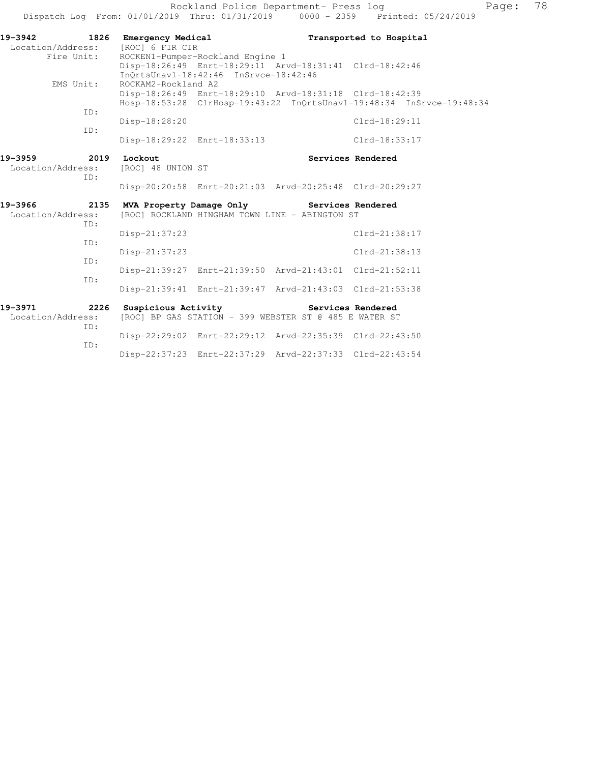**19-3942 1826 Emergency Medical — Transported to Hospital**

Location/Address: [ROC] 6 FIR CIR

Fire Unit: ROCKEN1-Pumper-Rockland Engine 1
Disp-18:26:49 Enrt-18:29:11 Arvd-18:31:41 Clrd-18:42:46
InQrtsUnavl-18:42:46 InSrvce-18:42:46

EMS Unit: ROCKAM2-Rockland A2
Disp-18:26:49 Enrt-18:29:10 Arvd-18:31:18 Clrd-18:42:39
Hosp-18:53:28 ClrHosp-19:43:22 InQrtsUnavl-19:48:34 InSrvce-19:48:34

ID:
Disp-18:28:20 Clrd-18:29:11

ID:
Disp-18:29:22 Enrt-18:33:13 Clrd-18:33:17

**19-3959 2019 Lockout — Services Rendered**

Location/Address: [ROC] 48 UNION ST

ID:
Disp-20:20:58 Enrt-20:21:03 Arvd-20:25:48 Clrd-20:29:27

**19-3966 2135 MVA Property Damage Only — Services Rendered**

Location/Address: [ROC] ROCKLAND HINGHAM TOWN LINE - ABINGTON ST

ID:
Disp-21:37:23 Clrd-21:38:17

ID:
Disp-21:37:23 Clrd-21:38:13

ID:
Disp-21:39:27 Enrt-21:39:50 Arvd-21:43:01 Clrd-21:52:11

ID:
Disp-21:39:41 Enrt-21:39:47 Arvd-21:43:03 Clrd-21:53:38

**19-3971 2226 Suspicious Activity — Services Rendered**

Location/Address: [ROC] BP GAS STATION - 399 WEBSTER ST @ 485 E WATER ST

ID:
Disp-22:29:02 Enrt-22:29:12 Arvd-22:35:39 Clrd-22:43:50

ID:
Disp-22:37:23 Enrt-22:37:29 Arvd-22:37:33 Clrd-22:43:54